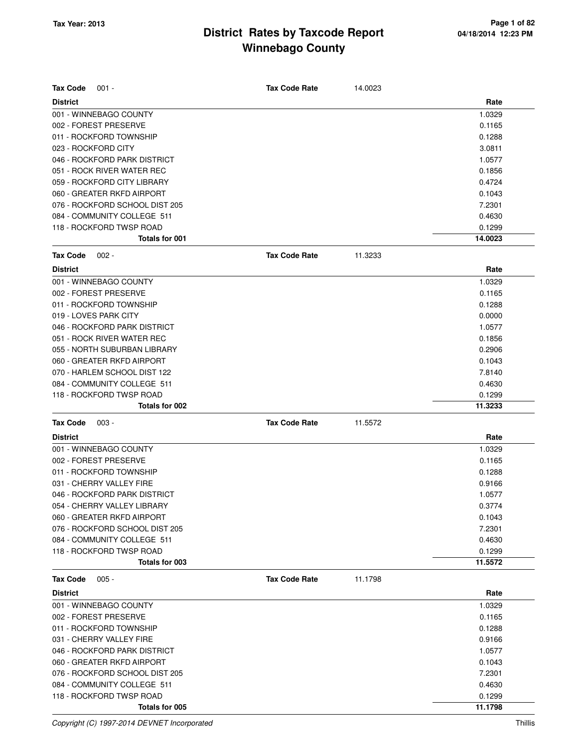# District Rates by Taxcode Report
## Winnebago County

Tax Year: 2013

**Tax Code** 001 - **Tax Code Rate** 14.0023

| District | Rate |
|---|---|
| 001 - WINNEBAGO COUNTY | 1.0329 |
| 002 - FOREST PRESERVE | 0.1165 |
| 011 - ROCKFORD TOWNSHIP | 0.1288 |
| 023 - ROCKFORD CITY | 3.0811 |
| 046 - ROCKFORD PARK DISTRICT | 1.0577 |
| 051 - ROCK RIVER WATER REC | 0.1856 |
| 059 - ROCKFORD CITY LIBRARY | 0.4724 |
| 060 - GREATER RKFD AIRPORT | 0.1043 |
| 076 - ROCKFORD SCHOOL DIST 205 | 7.2301 |
| 084 - COMMUNITY COLLEGE 511 | 0.4630 |
| 118 - ROCKFORD TWSP ROAD | 0.1299 |
| **Totals for 001** | **14.0023** |

**Tax Code** 002 - **Tax Code Rate** 11.3233

| District | Rate |
|---|---|
| 001 - WINNEBAGO COUNTY | 1.0329 |
| 002 - FOREST PRESERVE | 0.1165 |
| 011 - ROCKFORD TOWNSHIP | 0.1288 |
| 019 - LOVES PARK CITY | 0.0000 |
| 046 - ROCKFORD PARK DISTRICT | 1.0577 |
| 051 - ROCK RIVER WATER REC | 0.1856 |
| 055 - NORTH SUBURBAN LIBRARY | 0.2906 |
| 060 - GREATER RKFD AIRPORT | 0.1043 |
| 070 - HARLEM SCHOOL DIST 122 | 7.8140 |
| 084 - COMMUNITY COLLEGE 511 | 0.4630 |
| 118 - ROCKFORD TWSP ROAD | 0.1299 |
| **Totals for 002** | **11.3233** |

**Tax Code** 003 - **Tax Code Rate** 11.5572

| District | Rate |
|---|---|
| 001 - WINNEBAGO COUNTY | 1.0329 |
| 002 - FOREST PRESERVE | 0.1165 |
| 011 - ROCKFORD TOWNSHIP | 0.1288 |
| 031 - CHERRY VALLEY FIRE | 0.9166 |
| 046 - ROCKFORD PARK DISTRICT | 1.0577 |
| 054 - CHERRY VALLEY LIBRARY | 0.3774 |
| 060 - GREATER RKFD AIRPORT | 0.1043 |
| 076 - ROCKFORD SCHOOL DIST 205 | 7.2301 |
| 084 - COMMUNITY COLLEGE 511 | 0.4630 |
| 118 - ROCKFORD TWSP ROAD | 0.1299 |
| **Totals for 003** | **11.5572** |

**Tax Code** 005 - **Tax Code Rate** 11.1798

| District | Rate |
|---|---|
| 001 - WINNEBAGO COUNTY | 1.0329 |
| 002 - FOREST PRESERVE | 0.1165 |
| 011 - ROCKFORD TOWNSHIP | 0.1288 |
| 031 - CHERRY VALLEY FIRE | 0.9166 |
| 046 - ROCKFORD PARK DISTRICT | 1.0577 |
| 060 - GREATER RKFD AIRPORT | 0.1043 |
| 076 - ROCKFORD SCHOOL DIST 205 | 7.2301 |
| 084 - COMMUNITY COLLEGE 511 | 0.4630 |
| 118 - ROCKFORD TWSP ROAD | 0.1299 |
| **Totals for 005** | **11.1798** |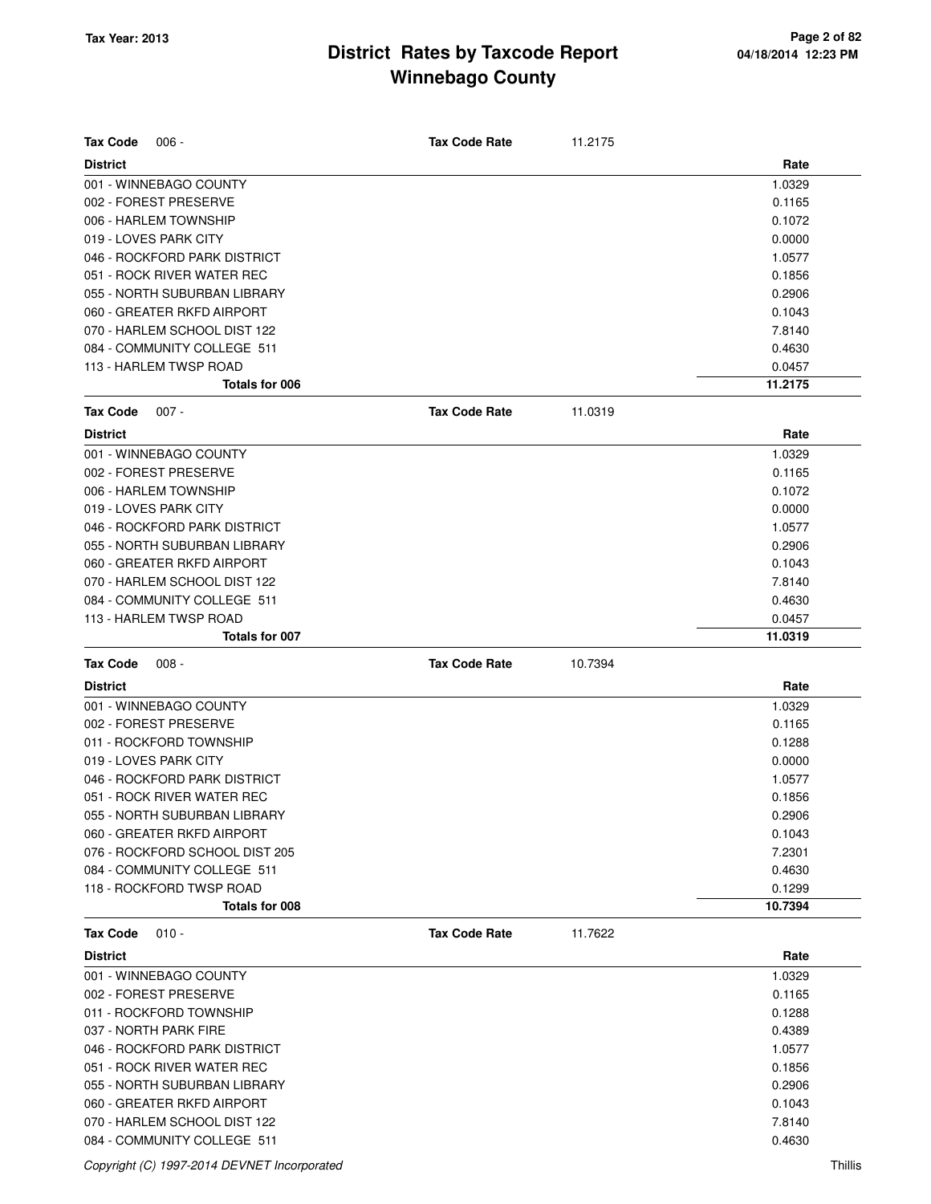| Tax Code 006 - | Tax Code Rate 11.2175 |
|---|---|
| **District** | **Rate** |
| 001 - WINNEBAGO COUNTY | 1.0329 |
| 002 - FOREST PRESERVE | 0.1165 |
| 006 - HARLEM TOWNSHIP | 0.1072 |
| 019 - LOVES PARK CITY | 0.0000 |
| 046 - ROCKFORD PARK DISTRICT | 1.0577 |
| 051 - ROCK RIVER WATER REC | 0.1856 |
| 055 - NORTH SUBURBAN LIBRARY | 0.2906 |
| 060 - GREATER RKFD AIRPORT | 0.1043 |
| 070 - HARLEM SCHOOL DIST 122 | 7.8140 |
| 084 - COMMUNITY COLLEGE 511 | 0.4630 |
| 113 - HARLEM TWSP ROAD | 0.0457 |
| **Totals for 006** | **11.2175** |

| Tax Code 007 - | Tax Code Rate 11.0319 |
|---|---|
| **District** | **Rate** |
| 001 - WINNEBAGO COUNTY | 1.0329 |
| 002 - FOREST PRESERVE | 0.1165 |
| 006 - HARLEM TOWNSHIP | 0.1072 |
| 019 - LOVES PARK CITY | 0.0000 |
| 046 - ROCKFORD PARK DISTRICT | 1.0577 |
| 055 - NORTH SUBURBAN LIBRARY | 0.2906 |
| 060 - GREATER RKFD AIRPORT | 0.1043 |
| 070 - HARLEM SCHOOL DIST 122 | 7.8140 |
| 084 - COMMUNITY COLLEGE 511 | 0.4630 |
| 113 - HARLEM TWSP ROAD | 0.0457 |
| **Totals for 007** | **11.0319** |

| Tax Code 008 - | Tax Code Rate 10.7394 |
|---|---|
| **District** | **Rate** |
| 001 - WINNEBAGO COUNTY | 1.0329 |
| 002 - FOREST PRESERVE | 0.1165 |
| 011 - ROCKFORD TOWNSHIP | 0.1288 |
| 019 - LOVES PARK CITY | 0.0000 |
| 046 - ROCKFORD PARK DISTRICT | 1.0577 |
| 051 - ROCK RIVER WATER REC | 0.1856 |
| 055 - NORTH SUBURBAN LIBRARY | 0.2906 |
| 060 - GREATER RKFD AIRPORT | 0.1043 |
| 076 - ROCKFORD SCHOOL DIST 205 | 7.2301 |
| 084 - COMMUNITY COLLEGE 511 | 0.4630 |
| 118 - ROCKFORD TWSP ROAD | 0.1299 |
| **Totals for 008** | **10.7394** |

| Tax Code 010 - | Tax Code Rate 11.7622 |
|---|---|
| **District** | **Rate** |
| 001 - WINNEBAGO COUNTY | 1.0329 |
| 002 - FOREST PRESERVE | 0.1165 |
| 011 - ROCKFORD TOWNSHIP | 0.1288 |
| 037 - NORTH PARK FIRE | 0.4389 |
| 046 - ROCKFORD PARK DISTRICT | 1.0577 |
| 051 - ROCK RIVER WATER REC | 0.1856 |
| 055 - NORTH SUBURBAN LIBRARY | 0.2906 |
| 060 - GREATER RKFD AIRPORT | 0.1043 |
| 070 - HARLEM SCHOOL DIST 122 | 7.8140 |
| 084 - COMMUNITY COLLEGE 511 | 0.4630 |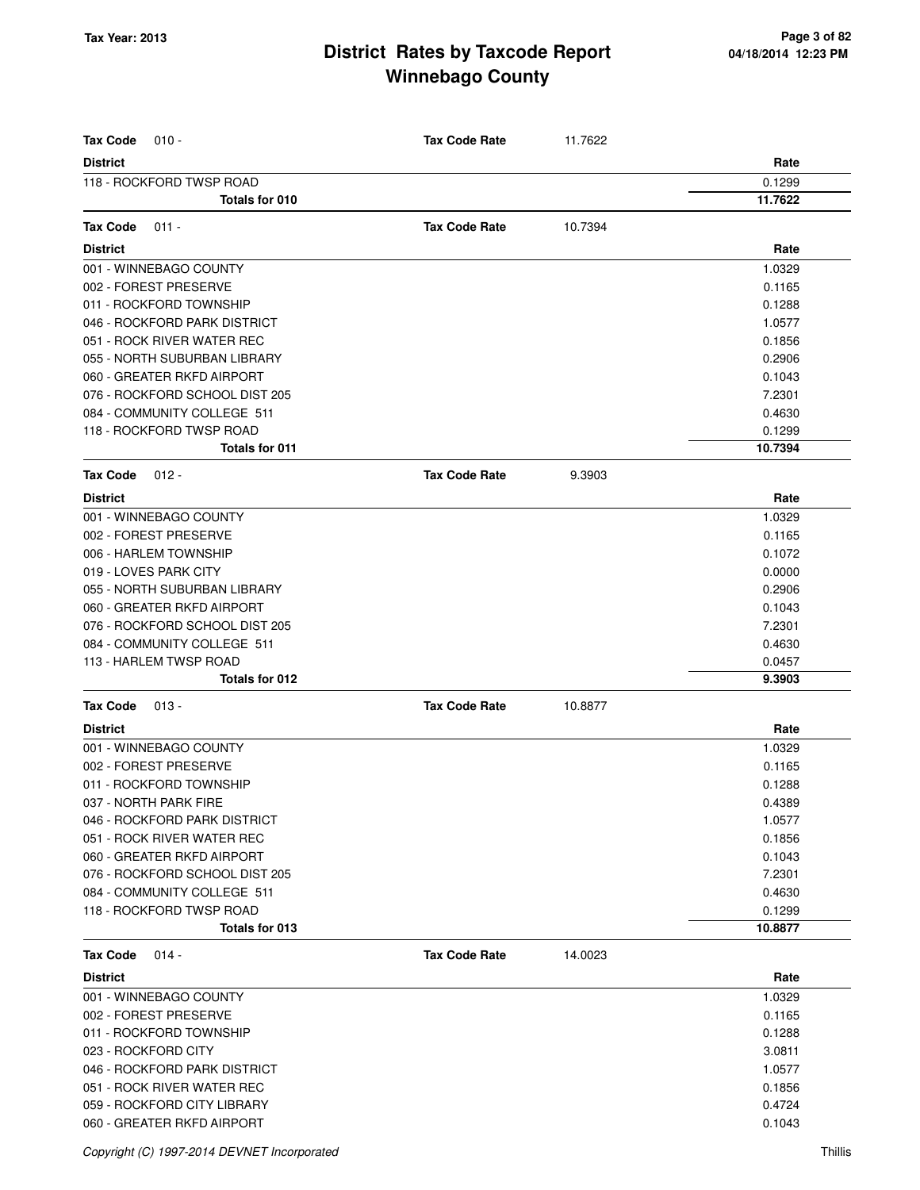# District Rates by Taxcode Report

## Winnebago County

Tax Year: 2013

**Tax Code** 010 - **Tax Code Rate** 11.7622

| District | Rate |
| --- | --- |
| 118 - ROCKFORD TWSP ROAD | 0.1299 |
| **Totals for 010** | **11.7622** |

**Tax Code** 011 - **Tax Code Rate** 10.7394

| District | Rate |
| --- | --- |
| 001 - WINNEBAGO COUNTY | 1.0329 |
| 002 - FOREST PRESERVE | 0.1165 |
| 011 - ROCKFORD TOWNSHIP | 0.1288 |
| 046 - ROCKFORD PARK DISTRICT | 1.0577 |
| 051 - ROCK RIVER WATER REC | 0.1856 |
| 055 - NORTH SUBURBAN LIBRARY | 0.2906 |
| 060 - GREATER RKFD AIRPORT | 0.1043 |
| 076 - ROCKFORD SCHOOL DIST 205 | 7.2301 |
| 084 - COMMUNITY COLLEGE 511 | 0.4630 |
| 118 - ROCKFORD TWSP ROAD | 0.1299 |
| **Totals for 011** | **10.7394** |

**Tax Code** 012 - **Tax Code Rate** 9.3903

| District | Rate |
| --- | --- |
| 001 - WINNEBAGO COUNTY | 1.0329 |
| 002 - FOREST PRESERVE | 0.1165 |
| 006 - HARLEM TOWNSHIP | 0.1072 |
| 019 - LOVES PARK CITY | 0.0000 |
| 055 - NORTH SUBURBAN LIBRARY | 0.2906 |
| 060 - GREATER RKFD AIRPORT | 0.1043 |
| 076 - ROCKFORD SCHOOL DIST 205 | 7.2301 |
| 084 - COMMUNITY COLLEGE 511 | 0.4630 |
| 113 - HARLEM TWSP ROAD | 0.0457 |
| **Totals for 012** | **9.3903** |

**Tax Code** 013 - **Tax Code Rate** 10.8877

| District | Rate |
| --- | --- |
| 001 - WINNEBAGO COUNTY | 1.0329 |
| 002 - FOREST PRESERVE | 0.1165 |
| 011 - ROCKFORD TOWNSHIP | 0.1288 |
| 037 - NORTH PARK FIRE | 0.4389 |
| 046 - ROCKFORD PARK DISTRICT | 1.0577 |
| 051 - ROCK RIVER WATER REC | 0.1856 |
| 060 - GREATER RKFD AIRPORT | 0.1043 |
| 076 - ROCKFORD SCHOOL DIST 205 | 7.2301 |
| 084 - COMMUNITY COLLEGE 511 | 0.4630 |
| 118 - ROCKFORD TWSP ROAD | 0.1299 |
| **Totals for 013** | **10.8877** |

**Tax Code** 014 - **Tax Code Rate** 14.0023

| District | Rate |
| --- | --- |
| 001 - WINNEBAGO COUNTY | 1.0329 |
| 002 - FOREST PRESERVE | 0.1165 |
| 011 - ROCKFORD TOWNSHIP | 0.1288 |
| 023 - ROCKFORD CITY | 3.0811 |
| 046 - ROCKFORD PARK DISTRICT | 1.0577 |
| 051 - ROCK RIVER WATER REC | 0.1856 |
| 059 - ROCKFORD CITY LIBRARY | 0.4724 |
| 060 - GREATER RKFD AIRPORT | 0.1043 |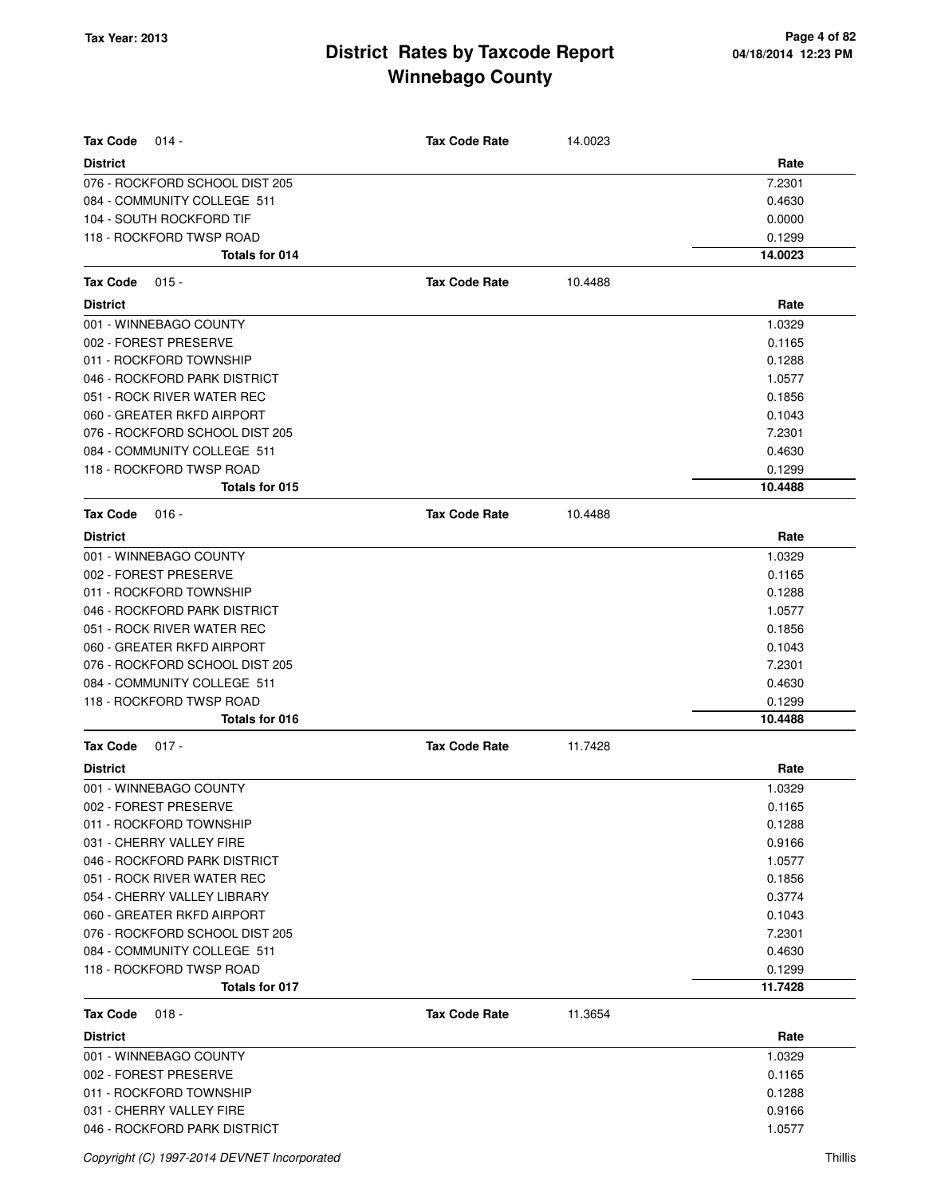# District Rates by Taxcode Report
# Winnebago County

Tax Year: 2013

**Tax Code** 014 - **Tax Code Rate** 14.0023

| District | Rate |
|---|---|
| 076 - ROCKFORD SCHOOL DIST 205 | 7.2301 |
| 084 - COMMUNITY COLLEGE 511 | 0.4630 |
| 104 - SOUTH ROCKFORD TIF | 0.0000 |
| 118 - ROCKFORD TWSP ROAD | 0.1299 |
| **Totals for 014** | **14.0023** |

**Tax Code** 015 - **Tax Code Rate** 10.4488

| District | Rate |
|---|---|
| 001 - WINNEBAGO COUNTY | 1.0329 |
| 002 - FOREST PRESERVE | 0.1165 |
| 011 - ROCKFORD TOWNSHIP | 0.1288 |
| 046 - ROCKFORD PARK DISTRICT | 1.0577 |
| 051 - ROCK RIVER WATER REC | 0.1856 |
| 060 - GREATER RKFD AIRPORT | 0.1043 |
| 076 - ROCKFORD SCHOOL DIST 205 | 7.2301 |
| 084 - COMMUNITY COLLEGE 511 | 0.4630 |
| 118 - ROCKFORD TWSP ROAD | 0.1299 |
| **Totals for 015** | **10.4488** |

**Tax Code** 016 - **Tax Code Rate** 10.4488

| District | Rate |
|---|---|
| 001 - WINNEBAGO COUNTY | 1.0329 |
| 002 - FOREST PRESERVE | 0.1165 |
| 011 - ROCKFORD TOWNSHIP | 0.1288 |
| 046 - ROCKFORD PARK DISTRICT | 1.0577 |
| 051 - ROCK RIVER WATER REC | 0.1856 |
| 060 - GREATER RKFD AIRPORT | 0.1043 |
| 076 - ROCKFORD SCHOOL DIST 205 | 7.2301 |
| 084 - COMMUNITY COLLEGE 511 | 0.4630 |
| 118 - ROCKFORD TWSP ROAD | 0.1299 |
| **Totals for 016** | **10.4488** |

**Tax Code** 017 - **Tax Code Rate** 11.7428

| District | Rate |
|---|---|
| 001 - WINNEBAGO COUNTY | 1.0329 |
| 002 - FOREST PRESERVE | 0.1165 |
| 011 - ROCKFORD TOWNSHIP | 0.1288 |
| 031 - CHERRY VALLEY FIRE | 0.9166 |
| 046 - ROCKFORD PARK DISTRICT | 1.0577 |
| 051 - ROCK RIVER WATER REC | 0.1856 |
| 054 - CHERRY VALLEY LIBRARY | 0.3774 |
| 060 - GREATER RKFD AIRPORT | 0.1043 |
| 076 - ROCKFORD SCHOOL DIST 205 | 7.2301 |
| 084 - COMMUNITY COLLEGE 511 | 0.4630 |
| 118 - ROCKFORD TWSP ROAD | 0.1299 |
| **Totals for 017** | **11.7428** |

**Tax Code** 018 - **Tax Code Rate** 11.3654

| District | Rate |
|---|---|
| 001 - WINNEBAGO COUNTY | 1.0329 |
| 002 - FOREST PRESERVE | 0.1165 |
| 011 - ROCKFORD TOWNSHIP | 0.1288 |
| 031 - CHERRY VALLEY FIRE | 0.9166 |
| 046 - ROCKFORD PARK DISTRICT | 1.0577 |

*Copyright (C) 1997-2014 DEVNET Incorporated*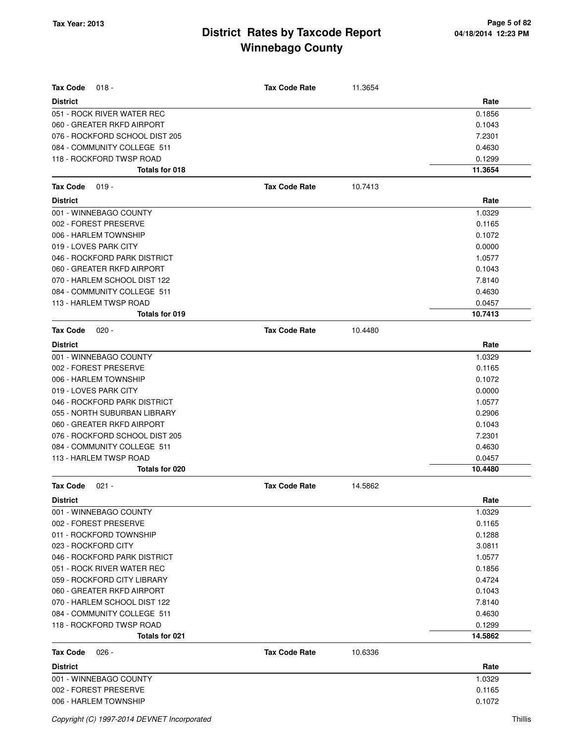# District Rates by Taxcode Report
# Winnebago County

Tax Year: 2013

| Tax Code 018 - | Tax Code Rate | 11.3654 |
|---|---|---|
| **District** | | **Rate** |
| 051 - ROCK RIVER WATER REC | | 0.1856 |
| 060 - GREATER RKFD AIRPORT | | 0.1043 |
| 076 - ROCKFORD SCHOOL DIST 205 | | 7.2301 |
| 084 - COMMUNITY COLLEGE 511 | | 0.4630 |
| 118 - ROCKFORD TWSP ROAD | | 0.1299 |
| **Totals for 018** | | **11.3654** |

| Tax Code 019 - | Tax Code Rate | 10.7413 |
|---|---|---|
| **District** | | **Rate** |
| 001 - WINNEBAGO COUNTY | | 1.0329 |
| 002 - FOREST PRESERVE | | 0.1165 |
| 006 - HARLEM TOWNSHIP | | 0.1072 |
| 019 - LOVES PARK CITY | | 0.0000 |
| 046 - ROCKFORD PARK DISTRICT | | 1.0577 |
| 060 - GREATER RKFD AIRPORT | | 0.1043 |
| 070 - HARLEM SCHOOL DIST 122 | | 7.8140 |
| 084 - COMMUNITY COLLEGE 511 | | 0.4630 |
| 113 - HARLEM TWSP ROAD | | 0.0457 |
| **Totals for 019** | | **10.7413** |

| Tax Code 020 - | Tax Code Rate | 10.4480 |
|---|---|---|
| **District** | | **Rate** |
| 001 - WINNEBAGO COUNTY | | 1.0329 |
| 002 - FOREST PRESERVE | | 0.1165 |
| 006 - HARLEM TOWNSHIP | | 0.1072 |
| 019 - LOVES PARK CITY | | 0.0000 |
| 046 - ROCKFORD PARK DISTRICT | | 1.0577 |
| 055 - NORTH SUBURBAN LIBRARY | | 0.2906 |
| 060 - GREATER RKFD AIRPORT | | 0.1043 |
| 076 - ROCKFORD SCHOOL DIST 205 | | 7.2301 |
| 084 - COMMUNITY COLLEGE 511 | | 0.4630 |
| 113 - HARLEM TWSP ROAD | | 0.0457 |
| **Totals for 020** | | **10.4480** |

| Tax Code 021 - | Tax Code Rate | 14.5862 |
|---|---|---|
| **District** | | **Rate** |
| 001 - WINNEBAGO COUNTY | | 1.0329 |
| 002 - FOREST PRESERVE | | 0.1165 |
| 011 - ROCKFORD TOWNSHIP | | 0.1288 |
| 023 - ROCKFORD CITY | | 3.0811 |
| 046 - ROCKFORD PARK DISTRICT | | 1.0577 |
| 051 - ROCK RIVER WATER REC | | 0.1856 |
| 059 - ROCKFORD CITY LIBRARY | | 0.4724 |
| 060 - GREATER RKFD AIRPORT | | 0.1043 |
| 070 - HARLEM SCHOOL DIST 122 | | 7.8140 |
| 084 - COMMUNITY COLLEGE 511 | | 0.4630 |
| 118 - ROCKFORD TWSP ROAD | | 0.1299 |
| **Totals for 021** | | **14.5862** |

| Tax Code 026 - | Tax Code Rate | 10.6336 |
|---|---|---|
| **District** | | **Rate** |
| 001 - WINNEBAGO COUNTY | | 1.0329 |
| 002 - FOREST PRESERVE | | 0.1165 |
| 006 - HARLEM TOWNSHIP | | 0.1072 |

Copyright (C) 1997-2014 DEVNET Incorporated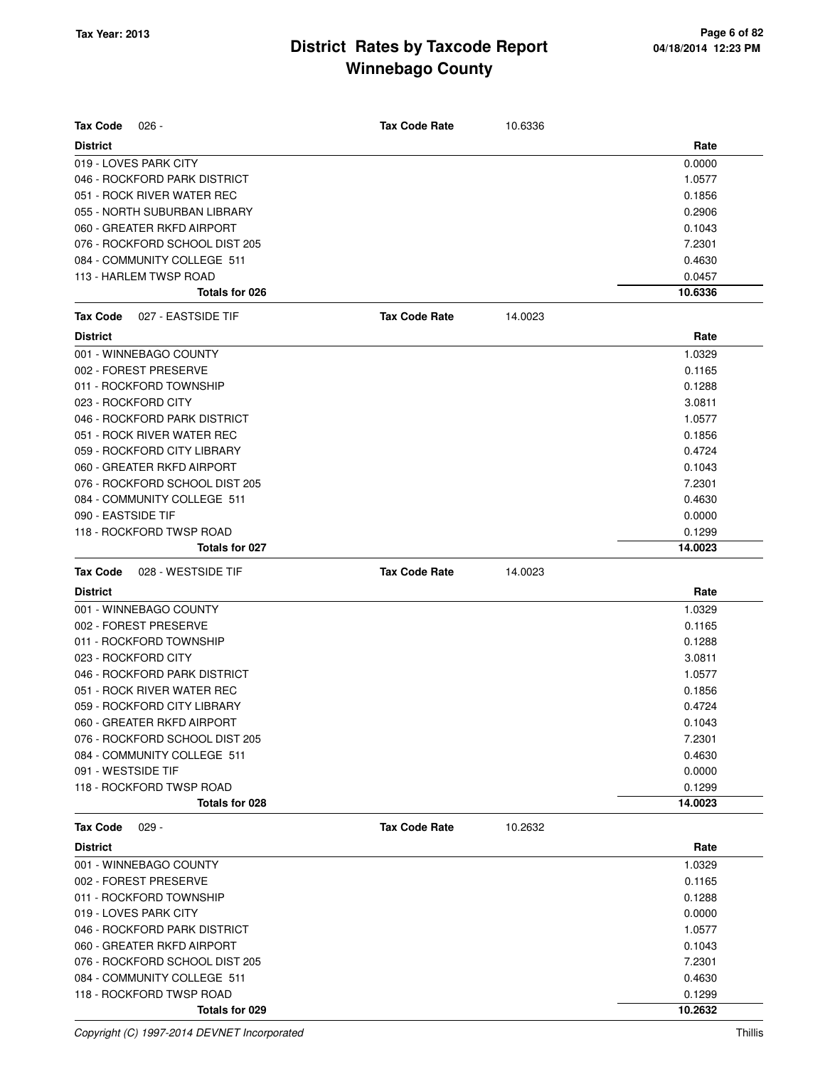**Tax Code** 026 - **Tax Code Rate** 10.6336

| District | Rate |
|---|---|
| 019 - LOVES PARK CITY | 0.0000 |
| 046 - ROCKFORD PARK DISTRICT | 1.0577 |
| 051 - ROCK RIVER WATER REC | 0.1856 |
| 055 - NORTH SUBURBAN LIBRARY | 0.2906 |
| 060 - GREATER RKFD AIRPORT | 0.1043 |
| 076 - ROCKFORD SCHOOL DIST 205 | 7.2301 |
| 084 - COMMUNITY COLLEGE 511 | 0.4630 |
| 113 - HARLEM TWSP ROAD | 0.0457 |
| **Totals for 026** | **10.6336** |

**Tax Code** 027 - EASTSIDE TIF **Tax Code Rate** 14.0023

| District | Rate |
|---|---|
| 001 - WINNEBAGO COUNTY | 1.0329 |
| 002 - FOREST PRESERVE | 0.1165 |
| 011 - ROCKFORD TOWNSHIP | 0.1288 |
| 023 - ROCKFORD CITY | 3.0811 |
| 046 - ROCKFORD PARK DISTRICT | 1.0577 |
| 051 - ROCK RIVER WATER REC | 0.1856 |
| 059 - ROCKFORD CITY LIBRARY | 0.4724 |
| 060 - GREATER RKFD AIRPORT | 0.1043 |
| 076 - ROCKFORD SCHOOL DIST 205 | 7.2301 |
| 084 - COMMUNITY COLLEGE 511 | 0.4630 |
| 090 - EASTSIDE TIF | 0.0000 |
| 118 - ROCKFORD TWSP ROAD | 0.1299 |
| **Totals for 027** | **14.0023** |

**Tax Code** 028 - WESTSIDE TIF **Tax Code Rate** 14.0023

| District | Rate |
|---|---|
| 001 - WINNEBAGO COUNTY | 1.0329 |
| 002 - FOREST PRESERVE | 0.1165 |
| 011 - ROCKFORD TOWNSHIP | 0.1288 |
| 023 - ROCKFORD CITY | 3.0811 |
| 046 - ROCKFORD PARK DISTRICT | 1.0577 |
| 051 - ROCK RIVER WATER REC | 0.1856 |
| 059 - ROCKFORD CITY LIBRARY | 0.4724 |
| 060 - GREATER RKFD AIRPORT | 0.1043 |
| 076 - ROCKFORD SCHOOL DIST 205 | 7.2301 |
| 084 - COMMUNITY COLLEGE 511 | 0.4630 |
| 091 - WESTSIDE TIF | 0.0000 |
| 118 - ROCKFORD TWSP ROAD | 0.1299 |
| **Totals for 028** | **14.0023** |

**Tax Code** 029 - **Tax Code Rate** 10.2632

| District | Rate |
|---|---|
| 001 - WINNEBAGO COUNTY | 1.0329 |
| 002 - FOREST PRESERVE | 0.1165 |
| 011 - ROCKFORD TOWNSHIP | 0.1288 |
| 019 - LOVES PARK CITY | 0.0000 |
| 046 - ROCKFORD PARK DISTRICT | 1.0577 |
| 060 - GREATER RKFD AIRPORT | 0.1043 |
| 076 - ROCKFORD SCHOOL DIST 205 | 7.2301 |
| 084 - COMMUNITY COLLEGE 511 | 0.4630 |
| 118 - ROCKFORD TWSP ROAD | 0.1299 |
| **Totals for 029** | **10.2632** |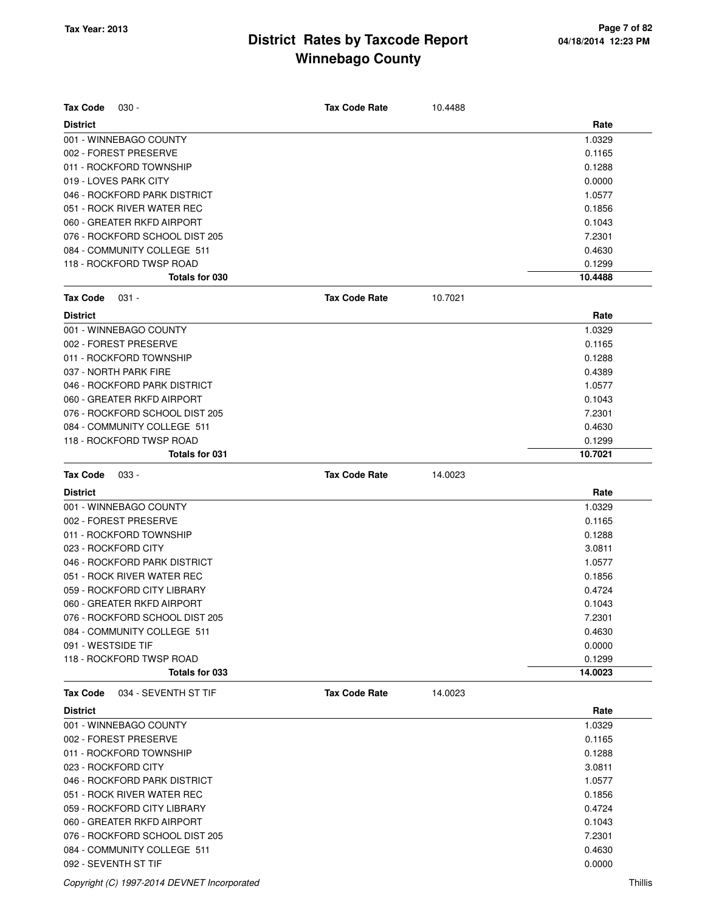| Tax Code 030 - | Tax Code Rate 10.4488 |
|---|---|
| **District** | **Rate** |
| 001 - WINNEBAGO COUNTY | 1.0329 |
| 002 - FOREST PRESERVE | 0.1165 |
| 011 - ROCKFORD TOWNSHIP | 0.1288 |
| 019 - LOVES PARK CITY | 0.0000 |
| 046 - ROCKFORD PARK DISTRICT | 1.0577 |
| 051 - ROCK RIVER WATER REC | 0.1856 |
| 060 - GREATER RKFD AIRPORT | 0.1043 |
| 076 - ROCKFORD SCHOOL DIST 205 | 7.2301 |
| 084 - COMMUNITY COLLEGE 511 | 0.4630 |
| 118 - ROCKFORD TWSP ROAD | 0.1299 |
| **Totals for 030** | **10.4488** |

| Tax Code 031 - | Tax Code Rate 10.7021 |
|---|---|
| **District** | **Rate** |
| 001 - WINNEBAGO COUNTY | 1.0329 |
| 002 - FOREST PRESERVE | 0.1165 |
| 011 - ROCKFORD TOWNSHIP | 0.1288 |
| 037 - NORTH PARK FIRE | 0.4389 |
| 046 - ROCKFORD PARK DISTRICT | 1.0577 |
| 060 - GREATER RKFD AIRPORT | 0.1043 |
| 076 - ROCKFORD SCHOOL DIST 205 | 7.2301 |
| 084 - COMMUNITY COLLEGE 511 | 0.4630 |
| 118 - ROCKFORD TWSP ROAD | 0.1299 |
| **Totals for 031** | **10.7021** |

| Tax Code 033 - | Tax Code Rate 14.0023 |
|---|---|
| **District** | **Rate** |
| 001 - WINNEBAGO COUNTY | 1.0329 |
| 002 - FOREST PRESERVE | 0.1165 |
| 011 - ROCKFORD TOWNSHIP | 0.1288 |
| 023 - ROCKFORD CITY | 3.0811 |
| 046 - ROCKFORD PARK DISTRICT | 1.0577 |
| 051 - ROCK RIVER WATER REC | 0.1856 |
| 059 - ROCKFORD CITY LIBRARY | 0.4724 |
| 060 - GREATER RKFD AIRPORT | 0.1043 |
| 076 - ROCKFORD SCHOOL DIST 205 | 7.2301 |
| 084 - COMMUNITY COLLEGE 511 | 0.4630 |
| 091 - WESTSIDE TIF | 0.0000 |
| 118 - ROCKFORD TWSP ROAD | 0.1299 |
| **Totals for 033** | **14.0023** |

| Tax Code 034 - SEVENTH ST TIF | Tax Code Rate 14.0023 |
|---|---|
| **District** | **Rate** |
| 001 - WINNEBAGO COUNTY | 1.0329 |
| 002 - FOREST PRESERVE | 0.1165 |
| 011 - ROCKFORD TOWNSHIP | 0.1288 |
| 023 - ROCKFORD CITY | 3.0811 |
| 046 - ROCKFORD PARK DISTRICT | 1.0577 |
| 051 - ROCK RIVER WATER REC | 0.1856 |
| 059 - ROCKFORD CITY LIBRARY | 0.4724 |
| 060 - GREATER RKFD AIRPORT | 0.1043 |
| 076 - ROCKFORD SCHOOL DIST 205 | 7.2301 |
| 084 - COMMUNITY COLLEGE 511 | 0.4630 |
| 092 - SEVENTH ST TIF | 0.0000 |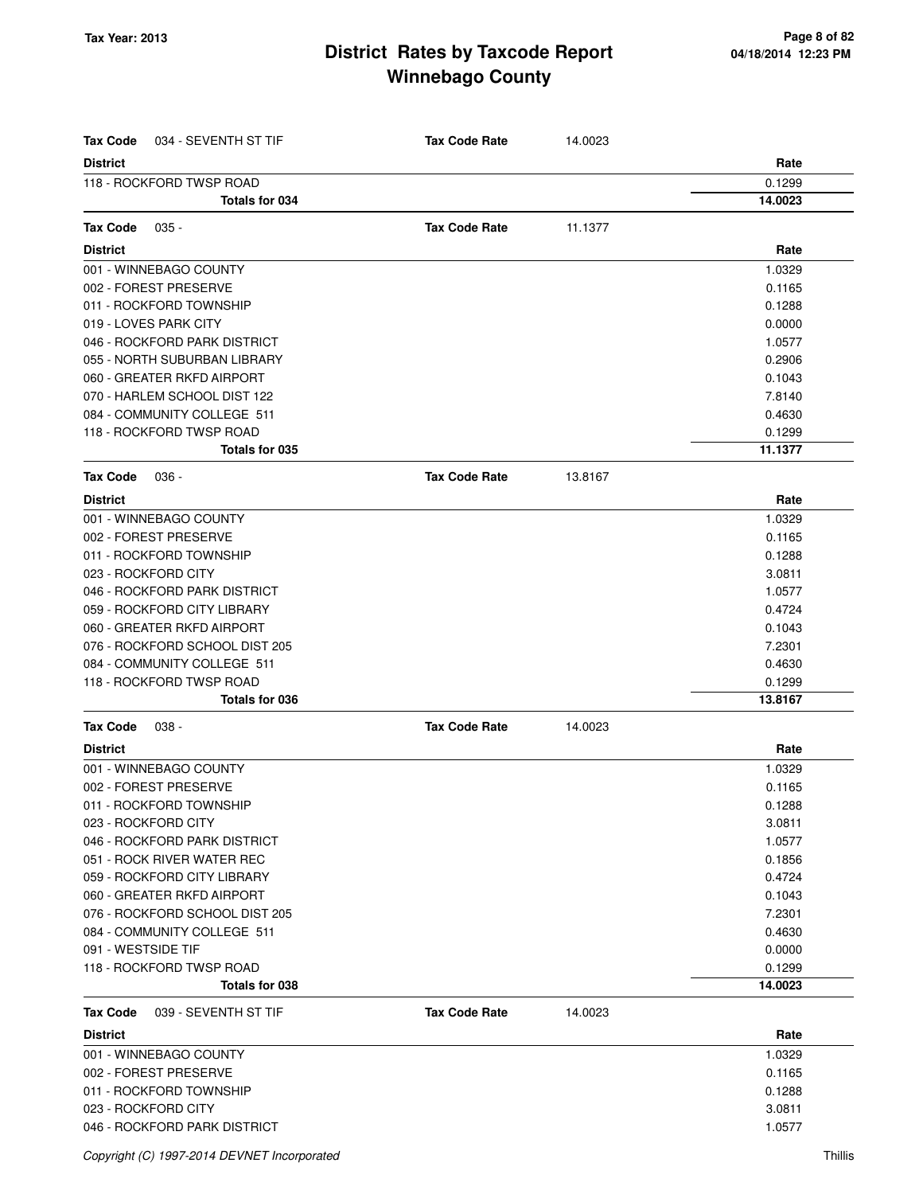| **Tax Code** 034 - SEVENTH ST TIF | **Tax Code Rate** 14.0023 |
|---|---|
| **District** | **Rate** |
| 118 - ROCKFORD TWSP ROAD | 0.1299 |
| **Totals for 034** | **14.0023** |

| **Tax Code** 035 - | **Tax Code Rate** 11.1377 |
|---|---|
| **District** | **Rate** |
| 001 - WINNEBAGO COUNTY | 1.0329 |
| 002 - FOREST PRESERVE | 0.1165 |
| 011 - ROCKFORD TOWNSHIP | 0.1288 |
| 019 - LOVES PARK CITY | 0.0000 |
| 046 - ROCKFORD PARK DISTRICT | 1.0577 |
| 055 - NORTH SUBURBAN LIBRARY | 0.2906 |
| 060 - GREATER RKFD AIRPORT | 0.1043 |
| 070 - HARLEM SCHOOL DIST 122 | 7.8140 |
| 084 - COMMUNITY COLLEGE 511 | 0.4630 |
| 118 - ROCKFORD TWSP ROAD | 0.1299 |
| **Totals for 035** | **11.1377** |

| **Tax Code** 036 - | **Tax Code Rate** 13.8167 |
|---|---|
| **District** | **Rate** |
| 001 - WINNEBAGO COUNTY | 1.0329 |
| 002 - FOREST PRESERVE | 0.1165 |
| 011 - ROCKFORD TOWNSHIP | 0.1288 |
| 023 - ROCKFORD CITY | 3.0811 |
| 046 - ROCKFORD PARK DISTRICT | 1.0577 |
| 059 - ROCKFORD CITY LIBRARY | 0.4724 |
| 060 - GREATER RKFD AIRPORT | 0.1043 |
| 076 - ROCKFORD SCHOOL DIST 205 | 7.2301 |
| 084 - COMMUNITY COLLEGE 511 | 0.4630 |
| 118 - ROCKFORD TWSP ROAD | 0.1299 |
| **Totals for 036** | **13.8167** |

| **Tax Code** 038 - | **Tax Code Rate** 14.0023 |
|---|---|
| **District** | **Rate** |
| 001 - WINNEBAGO COUNTY | 1.0329 |
| 002 - FOREST PRESERVE | 0.1165 |
| 011 - ROCKFORD TOWNSHIP | 0.1288 |
| 023 - ROCKFORD CITY | 3.0811 |
| 046 - ROCKFORD PARK DISTRICT | 1.0577 |
| 051 - ROCK RIVER WATER REC | 0.1856 |
| 059 - ROCKFORD CITY LIBRARY | 0.4724 |
| 060 - GREATER RKFD AIRPORT | 0.1043 |
| 076 - ROCKFORD SCHOOL DIST 205 | 7.2301 |
| 084 - COMMUNITY COLLEGE 511 | 0.4630 |
| 091 - WESTSIDE TIF | 0.0000 |
| 118 - ROCKFORD TWSP ROAD | 0.1299 |
| **Totals for 038** | **14.0023** |

| **Tax Code** 039 - SEVENTH ST TIF | **Tax Code Rate** 14.0023 |
|---|---|
| **District** | **Rate** |
| 001 - WINNEBAGO COUNTY | 1.0329 |
| 002 - FOREST PRESERVE | 0.1165 |
| 011 - ROCKFORD TOWNSHIP | 0.1288 |
| 023 - ROCKFORD CITY | 3.0811 |
| 046 - ROCKFORD PARK DISTRICT | 1.0577 |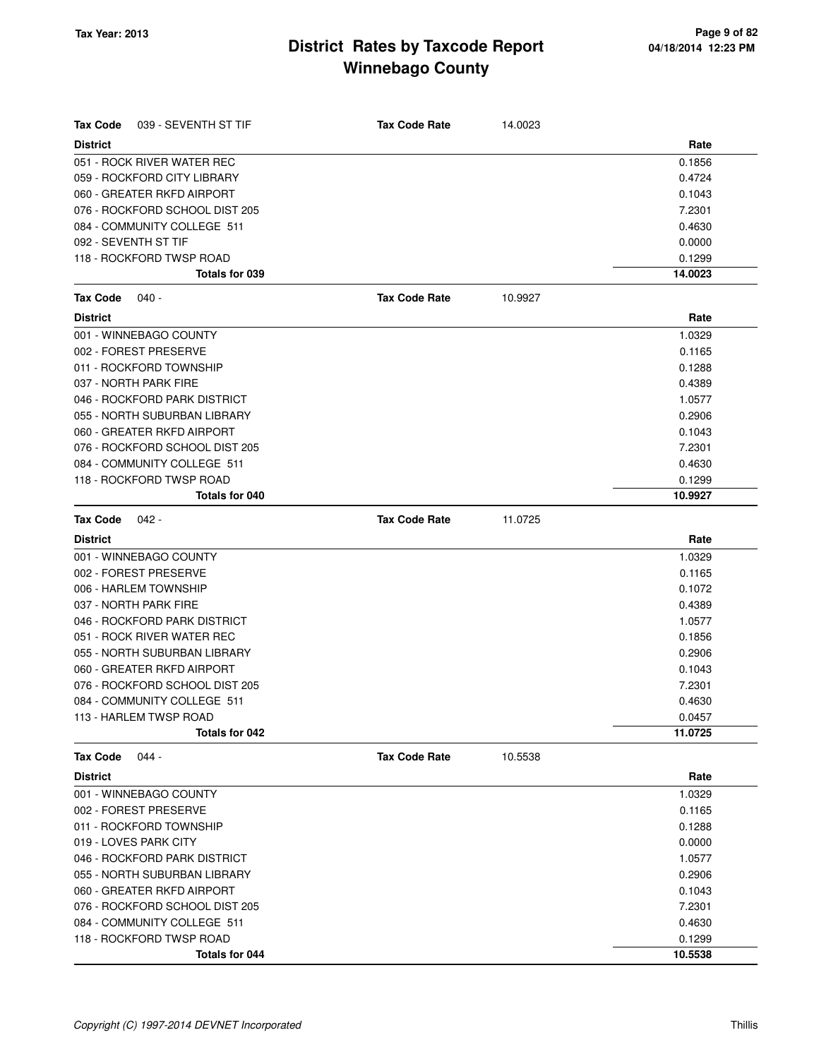# District Rates by Taxcode Report
# Winnebago County

Tax Year: 2013

| Tax Code 039 - SEVENTH ST TIF | Tax Code Rate 14.0023 |
| --- | --- |
| **District** | **Rate** |
| 051 - ROCK RIVER WATER REC | 0.1856 |
| 059 - ROCKFORD CITY LIBRARY | 0.4724 |
| 060 - GREATER RKFD AIRPORT | 0.1043 |
| 076 - ROCKFORD SCHOOL DIST 205 | 7.2301 |
| 084 - COMMUNITY COLLEGE 511 | 0.4630 |
| 092 - SEVENTH ST TIF | 0.0000 |
| 118 - ROCKFORD TWSP ROAD | 0.1299 |
| **Totals for 039** | **14.0023** |

| Tax Code 040 - | Tax Code Rate 10.9927 |
| --- | --- |
| **District** | **Rate** |
| 001 - WINNEBAGO COUNTY | 1.0329 |
| 002 - FOREST PRESERVE | 0.1165 |
| 011 - ROCKFORD TOWNSHIP | 0.1288 |
| 037 - NORTH PARK FIRE | 0.4389 |
| 046 - ROCKFORD PARK DISTRICT | 1.0577 |
| 055 - NORTH SUBURBAN LIBRARY | 0.2906 |
| 060 - GREATER RKFD AIRPORT | 0.1043 |
| 076 - ROCKFORD SCHOOL DIST 205 | 7.2301 |
| 084 - COMMUNITY COLLEGE 511 | 0.4630 |
| 118 - ROCKFORD TWSP ROAD | 0.1299 |
| **Totals for 040** | **10.9927** |

| Tax Code 042 - | Tax Code Rate 11.0725 |
| --- | --- |
| **District** | **Rate** |
| 001 - WINNEBAGO COUNTY | 1.0329 |
| 002 - FOREST PRESERVE | 0.1165 |
| 006 - HARLEM TOWNSHIP | 0.1072 |
| 037 - NORTH PARK FIRE | 0.4389 |
| 046 - ROCKFORD PARK DISTRICT | 1.0577 |
| 051 - ROCK RIVER WATER REC | 0.1856 |
| 055 - NORTH SUBURBAN LIBRARY | 0.2906 |
| 060 - GREATER RKFD AIRPORT | 0.1043 |
| 076 - ROCKFORD SCHOOL DIST 205 | 7.2301 |
| 084 - COMMUNITY COLLEGE 511 | 0.4630 |
| 113 - HARLEM TWSP ROAD | 0.0457 |
| **Totals for 042** | **11.0725** |

| Tax Code 044 - | Tax Code Rate 10.5538 |
| --- | --- |
| **District** | **Rate** |
| 001 - WINNEBAGO COUNTY | 1.0329 |
| 002 - FOREST PRESERVE | 0.1165 |
| 011 - ROCKFORD TOWNSHIP | 0.1288 |
| 019 - LOVES PARK CITY | 0.0000 |
| 046 - ROCKFORD PARK DISTRICT | 1.0577 |
| 055 - NORTH SUBURBAN LIBRARY | 0.2906 |
| 060 - GREATER RKFD AIRPORT | 0.1043 |
| 076 - ROCKFORD SCHOOL DIST 205 | 7.2301 |
| 084 - COMMUNITY COLLEGE 511 | 0.4630 |
| 118 - ROCKFORD TWSP ROAD | 0.1299 |
| **Totals for 044** | **10.5538** |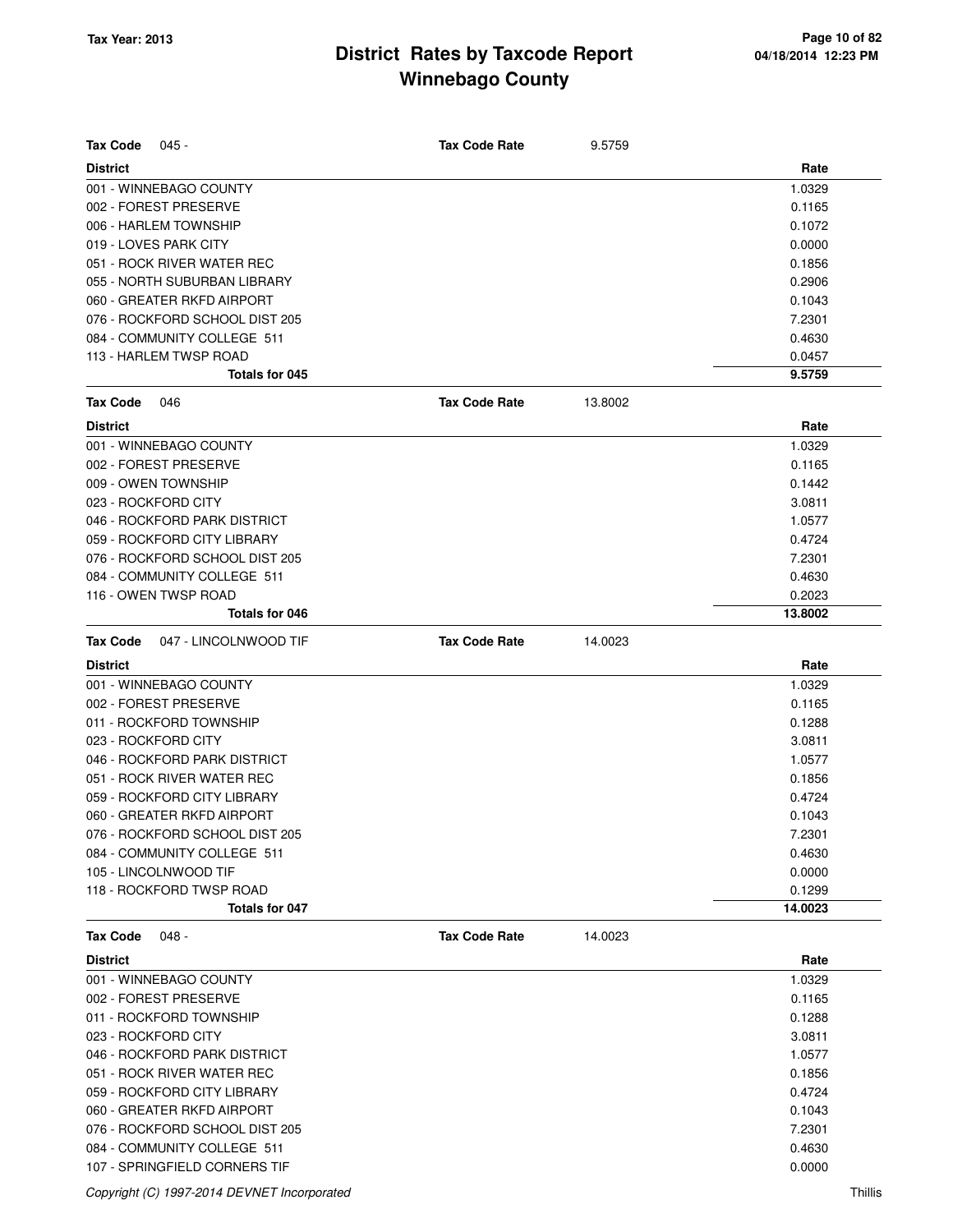# District Rates by Taxcode Report
# Winnebago County

Tax Year: 2013

**Tax Code** 045 - **Tax Code Rate** 9.5759

| District | Rate |
|---|---|
| 001 - WINNEBAGO COUNTY | 1.0329 |
| 002 - FOREST PRESERVE | 0.1165 |
| 006 - HARLEM TOWNSHIP | 0.1072 |
| 019 - LOVES PARK CITY | 0.0000 |
| 051 - ROCK RIVER WATER REC | 0.1856 |
| 055 - NORTH SUBURBAN LIBRARY | 0.2906 |
| 060 - GREATER RKFD AIRPORT | 0.1043 |
| 076 - ROCKFORD SCHOOL DIST 205 | 7.2301 |
| 084 - COMMUNITY COLLEGE 511 | 0.4630 |
| 113 - HARLEM TWSP ROAD | 0.0457 |
| **Totals for 045** | **9.5759** |

**Tax Code** 046 **Tax Code Rate** 13.8002

| District | Rate |
|---|---|
| 001 - WINNEBAGO COUNTY | 1.0329 |
| 002 - FOREST PRESERVE | 0.1165 |
| 009 - OWEN TOWNSHIP | 0.1442 |
| 023 - ROCKFORD CITY | 3.0811 |
| 046 - ROCKFORD PARK DISTRICT | 1.0577 |
| 059 - ROCKFORD CITY LIBRARY | 0.4724 |
| 076 - ROCKFORD SCHOOL DIST 205 | 7.2301 |
| 084 - COMMUNITY COLLEGE 511 | 0.4630 |
| 116 - OWEN TWSP ROAD | 0.2023 |
| **Totals for 046** | **13.8002** |

**Tax Code** 047 - LINCOLNWOOD TIF **Tax Code Rate** 14.0023

| District | Rate |
|---|---|
| 001 - WINNEBAGO COUNTY | 1.0329 |
| 002 - FOREST PRESERVE | 0.1165 |
| 011 - ROCKFORD TOWNSHIP | 0.1288 |
| 023 - ROCKFORD CITY | 3.0811 |
| 046 - ROCKFORD PARK DISTRICT | 1.0577 |
| 051 - ROCK RIVER WATER REC | 0.1856 |
| 059 - ROCKFORD CITY LIBRARY | 0.4724 |
| 060 - GREATER RKFD AIRPORT | 0.1043 |
| 076 - ROCKFORD SCHOOL DIST 205 | 7.2301 |
| 084 - COMMUNITY COLLEGE 511 | 0.4630 |
| 105 - LINCOLNWOOD TIF | 0.0000 |
| 118 - ROCKFORD TWSP ROAD | 0.1299 |
| **Totals for 047** | **14.0023** |

**Tax Code** 048 - **Tax Code Rate** 14.0023

| District | Rate |
|---|---|
| 001 - WINNEBAGO COUNTY | 1.0329 |
| 002 - FOREST PRESERVE | 0.1165 |
| 011 - ROCKFORD TOWNSHIP | 0.1288 |
| 023 - ROCKFORD CITY | 3.0811 |
| 046 - ROCKFORD PARK DISTRICT | 1.0577 |
| 051 - ROCK RIVER WATER REC | 0.1856 |
| 059 - ROCKFORD CITY LIBRARY | 0.4724 |
| 060 - GREATER RKFD AIRPORT | 0.1043 |
| 076 - ROCKFORD SCHOOL DIST 205 | 7.2301 |
| 084 - COMMUNITY COLLEGE 511 | 0.4630 |
| 107 - SPRINGFIELD CORNERS TIF | 0.0000 |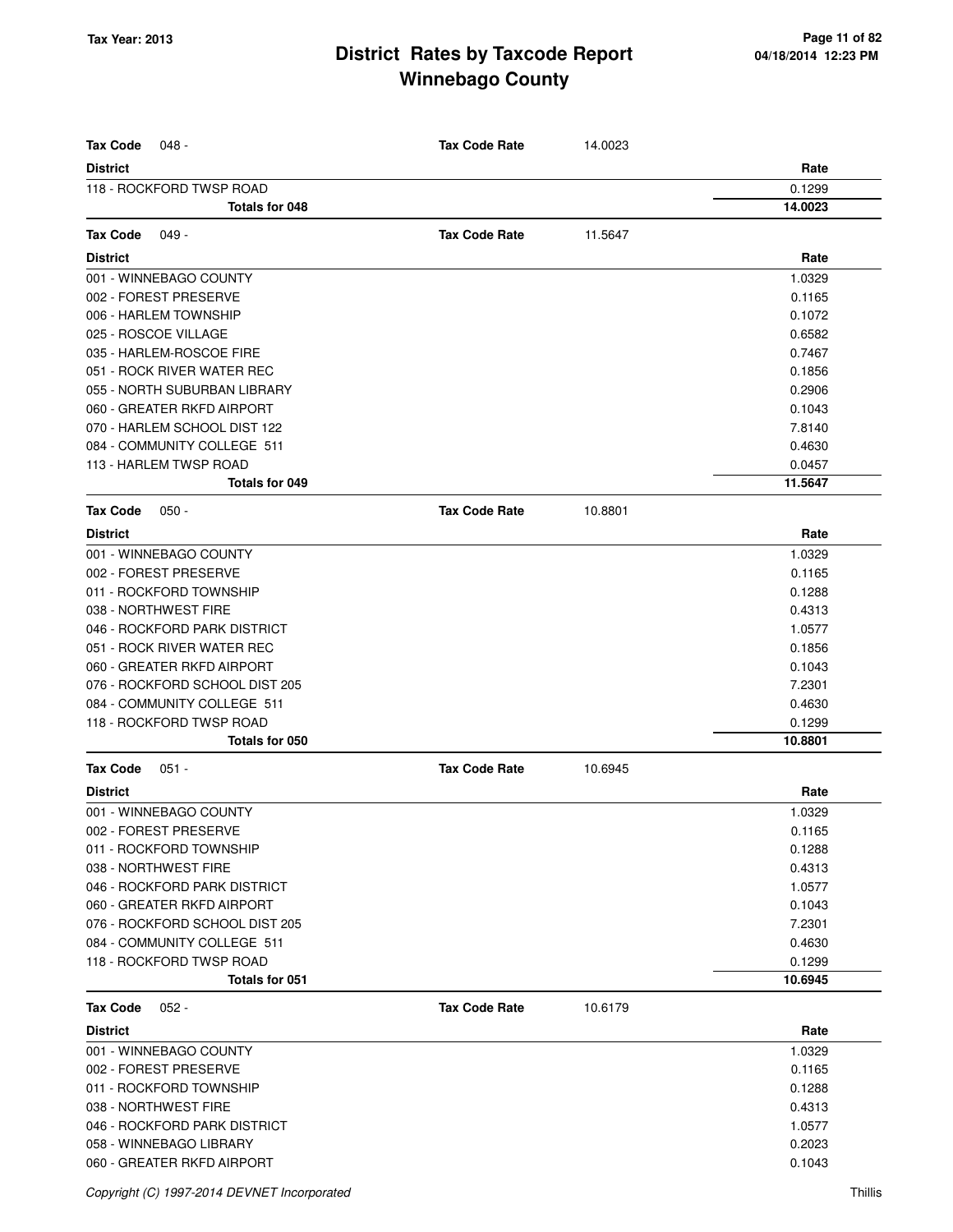# District Rates by Taxcode Report
# Winnebago County

Tax Year: 2013

**Tax Code** 048 - **Tax Code Rate** 14.0023

| District | Rate |
|---|---|
| 118 - ROCKFORD TWSP ROAD | 0.1299 |
| **Totals for 048** | **14.0023** |

**Tax Code** 049 - **Tax Code Rate** 11.5647

| District | Rate |
|---|---|
| 001 - WINNEBAGO COUNTY | 1.0329 |
| 002 - FOREST PRESERVE | 0.1165 |
| 006 - HARLEM TOWNSHIP | 0.1072 |
| 025 - ROSCOE VILLAGE | 0.6582 |
| 035 - HARLEM-ROSCOE FIRE | 0.7467 |
| 051 - ROCK RIVER WATER REC | 0.1856 |
| 055 - NORTH SUBURBAN LIBRARY | 0.2906 |
| 060 - GREATER RKFD AIRPORT | 0.1043 |
| 070 - HARLEM SCHOOL DIST 122 | 7.8140 |
| 084 - COMMUNITY COLLEGE 511 | 0.4630 |
| 113 - HARLEM TWSP ROAD | 0.0457 |
| **Totals for 049** | **11.5647** |

**Tax Code** 050 - **Tax Code Rate** 10.8801

| District | Rate |
|---|---|
| 001 - WINNEBAGO COUNTY | 1.0329 |
| 002 - FOREST PRESERVE | 0.1165 |
| 011 - ROCKFORD TOWNSHIP | 0.1288 |
| 038 - NORTHWEST FIRE | 0.4313 |
| 046 - ROCKFORD PARK DISTRICT | 1.0577 |
| 051 - ROCK RIVER WATER REC | 0.1856 |
| 060 - GREATER RKFD AIRPORT | 0.1043 |
| 076 - ROCKFORD SCHOOL DIST 205 | 7.2301 |
| 084 - COMMUNITY COLLEGE 511 | 0.4630 |
| 118 - ROCKFORD TWSP ROAD | 0.1299 |
| **Totals for 050** | **10.8801** |

**Tax Code** 051 - **Tax Code Rate** 10.6945

| District | Rate |
|---|---|
| 001 - WINNEBAGO COUNTY | 1.0329 |
| 002 - FOREST PRESERVE | 0.1165 |
| 011 - ROCKFORD TOWNSHIP | 0.1288 |
| 038 - NORTHWEST FIRE | 0.4313 |
| 046 - ROCKFORD PARK DISTRICT | 1.0577 |
| 060 - GREATER RKFD AIRPORT | 0.1043 |
| 076 - ROCKFORD SCHOOL DIST 205 | 7.2301 |
| 084 - COMMUNITY COLLEGE 511 | 0.4630 |
| 118 - ROCKFORD TWSP ROAD | 0.1299 |
| **Totals for 051** | **10.6945** |

**Tax Code** 052 - **Tax Code Rate** 10.6179

| District | Rate |
|---|---|
| 001 - WINNEBAGO COUNTY | 1.0329 |
| 002 - FOREST PRESERVE | 0.1165 |
| 011 - ROCKFORD TOWNSHIP | 0.1288 |
| 038 - NORTHWEST FIRE | 0.4313 |
| 046 - ROCKFORD PARK DISTRICT | 1.0577 |
| 058 - WINNEBAGO LIBRARY | 0.2023 |
| 060 - GREATER RKFD AIRPORT | 0.1043 |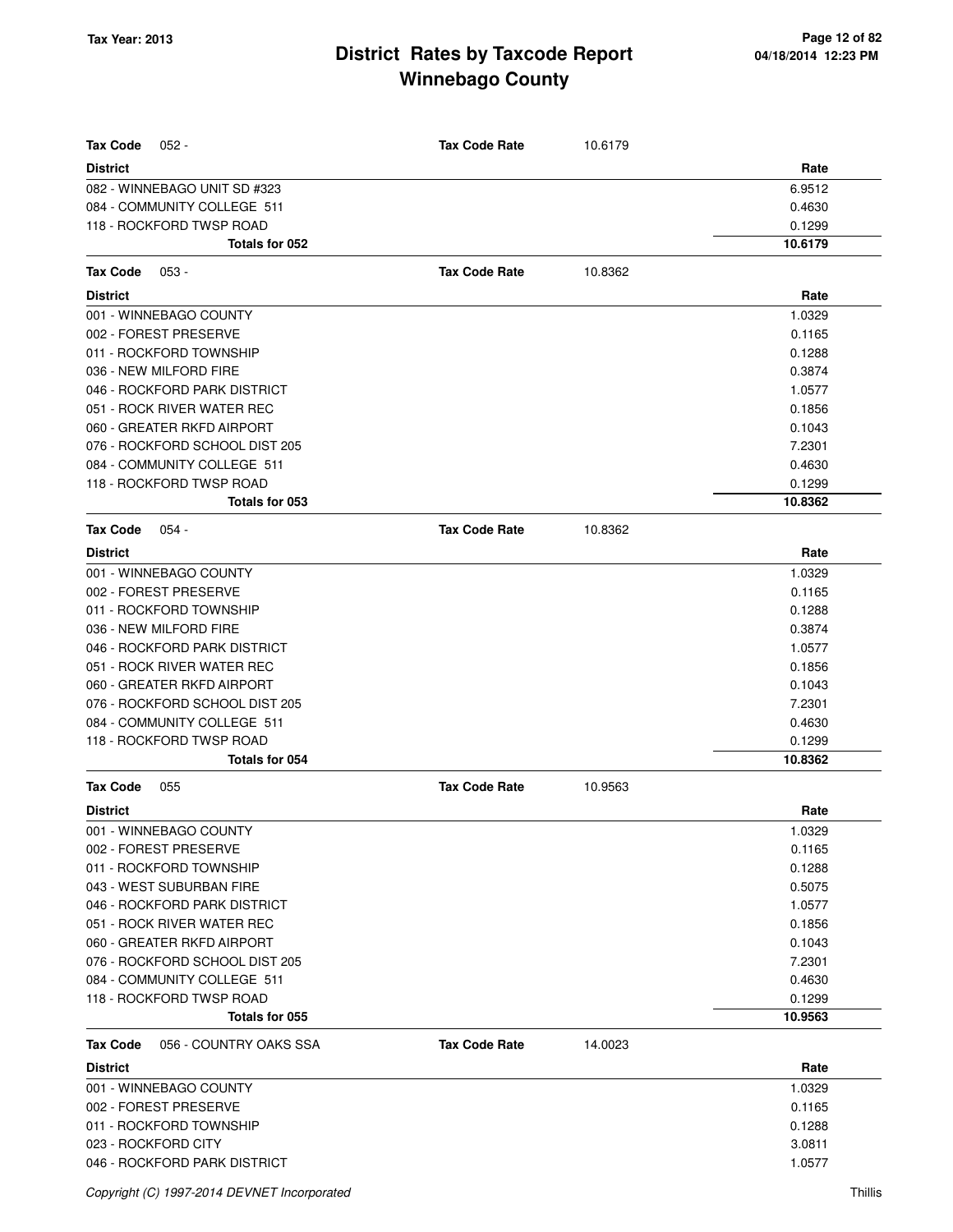# District Rates by Taxcode Report
## Winnebago County

**Tax Year: 2013**

04/18/2014 12:23 PM

**Tax Code** 052 - **Tax Code Rate** 10.6179

| District | Rate |
|---|---|
| 082 - WINNEBAGO UNIT SD #323 | 6.9512 |
| 084 - COMMUNITY COLLEGE 511 | 0.4630 |
| 118 - ROCKFORD TWSP ROAD | 0.1299 |
| **Totals for 052** | **10.6179** |

**Tax Code** 053 - **Tax Code Rate** 10.8362

| District | Rate |
|---|---|
| 001 - WINNEBAGO COUNTY | 1.0329 |
| 002 - FOREST PRESERVE | 0.1165 |
| 011 - ROCKFORD TOWNSHIP | 0.1288 |
| 036 - NEW MILFORD FIRE | 0.3874 |
| 046 - ROCKFORD PARK DISTRICT | 1.0577 |
| 051 - ROCK RIVER WATER REC | 0.1856 |
| 060 - GREATER RKFD AIRPORT | 0.1043 |
| 076 - ROCKFORD SCHOOL DIST 205 | 7.2301 |
| 084 - COMMUNITY COLLEGE 511 | 0.4630 |
| 118 - ROCKFORD TWSP ROAD | 0.1299 |
| **Totals for 053** | **10.8362** |

**Tax Code** 054 - **Tax Code Rate** 10.8362

| District | Rate |
|---|---|
| 001 - WINNEBAGO COUNTY | 1.0329 |
| 002 - FOREST PRESERVE | 0.1165 |
| 011 - ROCKFORD TOWNSHIP | 0.1288 |
| 036 - NEW MILFORD FIRE | 0.3874 |
| 046 - ROCKFORD PARK DISTRICT | 1.0577 |
| 051 - ROCK RIVER WATER REC | 0.1856 |
| 060 - GREATER RKFD AIRPORT | 0.1043 |
| 076 - ROCKFORD SCHOOL DIST 205 | 7.2301 |
| 084 - COMMUNITY COLLEGE 511 | 0.4630 |
| 118 - ROCKFORD TWSP ROAD | 0.1299 |
| **Totals for 054** | **10.8362** |

**Tax Code** 055 **Tax Code Rate** 10.9563

| District | Rate |
|---|---|
| 001 - WINNEBAGO COUNTY | 1.0329 |
| 002 - FOREST PRESERVE | 0.1165 |
| 011 - ROCKFORD TOWNSHIP | 0.1288 |
| 043 - WEST SUBURBAN FIRE | 0.5075 |
| 046 - ROCKFORD PARK DISTRICT | 1.0577 |
| 051 - ROCK RIVER WATER REC | 0.1856 |
| 060 - GREATER RKFD AIRPORT | 0.1043 |
| 076 - ROCKFORD SCHOOL DIST 205 | 7.2301 |
| 084 - COMMUNITY COLLEGE 511 | 0.4630 |
| 118 - ROCKFORD TWSP ROAD | 0.1299 |
| **Totals for 055** | **10.9563** |

**Tax Code** 056 - COUNTRY OAKS SSA **Tax Code Rate** 14.0023

| District | Rate |
|---|---|
| 001 - WINNEBAGO COUNTY | 1.0329 |
| 002 - FOREST PRESERVE | 0.1165 |
| 011 - ROCKFORD TOWNSHIP | 0.1288 |
| 023 - ROCKFORD CITY | 3.0811 |
| 046 - ROCKFORD PARK DISTRICT | 1.0577 |

*Copyright (C) 1997-2014 DEVNET Incorporated*

Thillis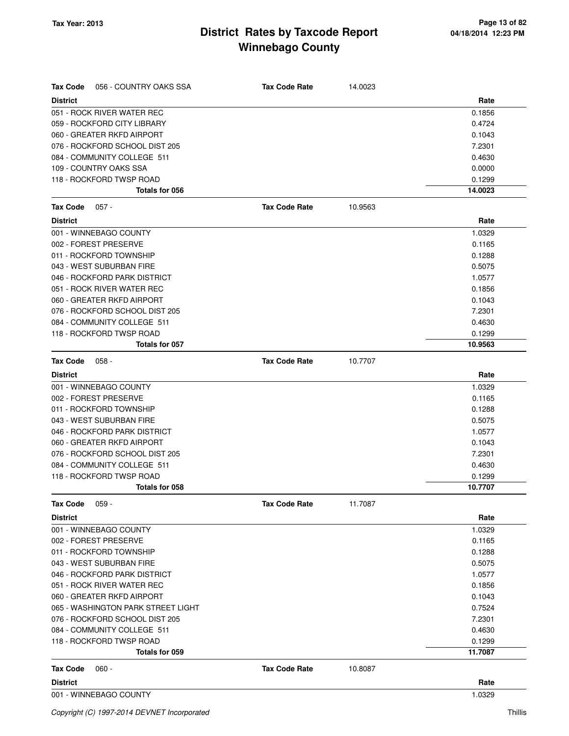# District Rates by Taxcode Report
# Winnebago County

Tax Year: 2013

**Tax Code** 056 - COUNTRY OAKS SSA — **Tax Code Rate** 14.0023

| District | Rate |
|---|---|
| 051 - ROCK RIVER WATER REC | 0.1856 |
| 059 - ROCKFORD CITY LIBRARY | 0.4724 |
| 060 - GREATER RKFD AIRPORT | 0.1043 |
| 076 - ROCKFORD SCHOOL DIST 205 | 7.2301 |
| 084 - COMMUNITY COLLEGE 511 | 0.4630 |
| 109 - COUNTRY OAKS SSA | 0.0000 |
| 118 - ROCKFORD TWSP ROAD | 0.1299 |
| **Totals for 056** | **14.0023** |

**Tax Code** 057 - — **Tax Code Rate** 10.9563

| District | Rate |
|---|---|
| 001 - WINNEBAGO COUNTY | 1.0329 |
| 002 - FOREST PRESERVE | 0.1165 |
| 011 - ROCKFORD TOWNSHIP | 0.1288 |
| 043 - WEST SUBURBAN FIRE | 0.5075 |
| 046 - ROCKFORD PARK DISTRICT | 1.0577 |
| 051 - ROCK RIVER WATER REC | 0.1856 |
| 060 - GREATER RKFD AIRPORT | 0.1043 |
| 076 - ROCKFORD SCHOOL DIST 205 | 7.2301 |
| 084 - COMMUNITY COLLEGE 511 | 0.4630 |
| 118 - ROCKFORD TWSP ROAD | 0.1299 |
| **Totals for 057** | **10.9563** |

**Tax Code** 058 - — **Tax Code Rate** 10.7707

| District | Rate |
|---|---|
| 001 - WINNEBAGO COUNTY | 1.0329 |
| 002 - FOREST PRESERVE | 0.1165 |
| 011 - ROCKFORD TOWNSHIP | 0.1288 |
| 043 - WEST SUBURBAN FIRE | 0.5075 |
| 046 - ROCKFORD PARK DISTRICT | 1.0577 |
| 060 - GREATER RKFD AIRPORT | 0.1043 |
| 076 - ROCKFORD SCHOOL DIST 205 | 7.2301 |
| 084 - COMMUNITY COLLEGE 511 | 0.4630 |
| 118 - ROCKFORD TWSP ROAD | 0.1299 |
| **Totals for 058** | **10.7707** |

**Tax Code** 059 - — **Tax Code Rate** 11.7087

| District | Rate |
|---|---|
| 001 - WINNEBAGO COUNTY | 1.0329 |
| 002 - FOREST PRESERVE | 0.1165 |
| 011 - ROCKFORD TOWNSHIP | 0.1288 |
| 043 - WEST SUBURBAN FIRE | 0.5075 |
| 046 - ROCKFORD PARK DISTRICT | 1.0577 |
| 051 - ROCK RIVER WATER REC | 0.1856 |
| 060 - GREATER RKFD AIRPORT | 0.1043 |
| 065 - WASHINGTON PARK STREET LIGHT | 0.7524 |
| 076 - ROCKFORD SCHOOL DIST 205 | 7.2301 |
| 084 - COMMUNITY COLLEGE 511 | 0.4630 |
| 118 - ROCKFORD TWSP ROAD | 0.1299 |
| **Totals for 059** | **11.7087** |

**Tax Code** 060 - — **Tax Code Rate** 10.8087

| District | Rate |
|---|---|
| 001 - WINNEBAGO COUNTY | 1.0329 |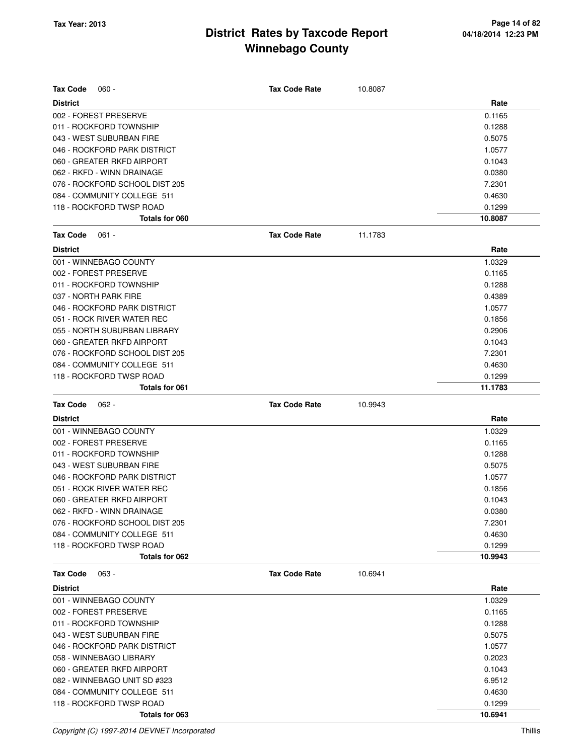# District Rates by Taxcode Report
# Winnebago County

Tax Year: 2013

**Tax Code** 060 - **Tax Code Rate** 10.8087

| District | Rate |
|---|---|
| 002 - FOREST PRESERVE | 0.1165 |
| 011 - ROCKFORD TOWNSHIP | 0.1288 |
| 043 - WEST SUBURBAN FIRE | 0.5075 |
| 046 - ROCKFORD PARK DISTRICT | 1.0577 |
| 060 - GREATER RKFD AIRPORT | 0.1043 |
| 062 - RKFD - WINN DRAINAGE | 0.0380 |
| 076 - ROCKFORD SCHOOL DIST 205 | 7.2301 |
| 084 - COMMUNITY COLLEGE 511 | 0.4630 |
| 118 - ROCKFORD TWSP ROAD | 0.1299 |
| **Totals for 060** | **10.8087** |

**Tax Code** 061 - **Tax Code Rate** 11.1783

| District | Rate |
|---|---|
| 001 - WINNEBAGO COUNTY | 1.0329 |
| 002 - FOREST PRESERVE | 0.1165 |
| 011 - ROCKFORD TOWNSHIP | 0.1288 |
| 037 - NORTH PARK FIRE | 0.4389 |
| 046 - ROCKFORD PARK DISTRICT | 1.0577 |
| 051 - ROCK RIVER WATER REC | 0.1856 |
| 055 - NORTH SUBURBAN LIBRARY | 0.2906 |
| 060 - GREATER RKFD AIRPORT | 0.1043 |
| 076 - ROCKFORD SCHOOL DIST 205 | 7.2301 |
| 084 - COMMUNITY COLLEGE 511 | 0.4630 |
| 118 - ROCKFORD TWSP ROAD | 0.1299 |
| **Totals for 061** | **11.1783** |

**Tax Code** 062 - **Tax Code Rate** 10.9943

| District | Rate |
|---|---|
| 001 - WINNEBAGO COUNTY | 1.0329 |
| 002 - FOREST PRESERVE | 0.1165 |
| 011 - ROCKFORD TOWNSHIP | 0.1288 |
| 043 - WEST SUBURBAN FIRE | 0.5075 |
| 046 - ROCKFORD PARK DISTRICT | 1.0577 |
| 051 - ROCK RIVER WATER REC | 0.1856 |
| 060 - GREATER RKFD AIRPORT | 0.1043 |
| 062 - RKFD - WINN DRAINAGE | 0.0380 |
| 076 - ROCKFORD SCHOOL DIST 205 | 7.2301 |
| 084 - COMMUNITY COLLEGE 511 | 0.4630 |
| 118 - ROCKFORD TWSP ROAD | 0.1299 |
| **Totals for 062** | **10.9943** |

**Tax Code** 063 - **Tax Code Rate** 10.6941

| District | Rate |
|---|---|
| 001 - WINNEBAGO COUNTY | 1.0329 |
| 002 - FOREST PRESERVE | 0.1165 |
| 011 - ROCKFORD TOWNSHIP | 0.1288 |
| 043 - WEST SUBURBAN FIRE | 0.5075 |
| 046 - ROCKFORD PARK DISTRICT | 1.0577 |
| 058 - WINNEBAGO LIBRARY | 0.2023 |
| 060 - GREATER RKFD AIRPORT | 0.1043 |
| 082 - WINNEBAGO UNIT SD #323 | 6.9512 |
| 084 - COMMUNITY COLLEGE 511 | 0.4630 |
| 118 - ROCKFORD TWSP ROAD | 0.1299 |
| **Totals for 063** | **10.6941** |

*Copyright (C) 1997-2014 DEVNET Incorporated*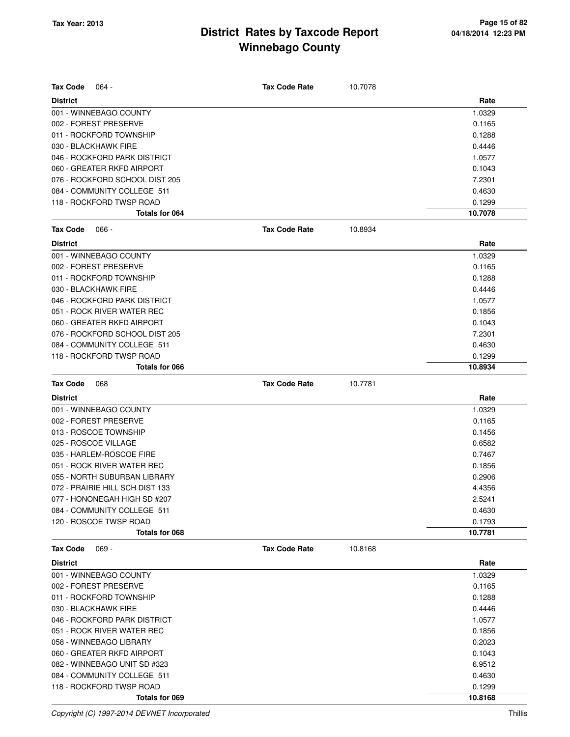# District Rates by Taxcode Report
# Winnebago County

Tax Year: 2013

| Tax Code 064 - | Tax Code Rate | 10.7078 |
|---|---|---|
| **District** | | **Rate** |
| 001 - WINNEBAGO COUNTY | | 1.0329 |
| 002 - FOREST PRESERVE | | 0.1165 |
| 011 - ROCKFORD TOWNSHIP | | 0.1288 |
| 030 - BLACKHAWK FIRE | | 0.4446 |
| 046 - ROCKFORD PARK DISTRICT | | 1.0577 |
| 060 - GREATER RKFD AIRPORT | | 0.1043 |
| 076 - ROCKFORD SCHOOL DIST 205 | | 7.2301 |
| 084 - COMMUNITY COLLEGE 511 | | 0.4630 |
| 118 - ROCKFORD TWSP ROAD | | 0.1299 |
| **Totals for 064** | | **10.7078** |

| Tax Code 066 - | Tax Code Rate | 10.8934 |
|---|---|---|
| **District** | | **Rate** |
| 001 - WINNEBAGO COUNTY | | 1.0329 |
| 002 - FOREST PRESERVE | | 0.1165 |
| 011 - ROCKFORD TOWNSHIP | | 0.1288 |
| 030 - BLACKHAWK FIRE | | 0.4446 |
| 046 - ROCKFORD PARK DISTRICT | | 1.0577 |
| 051 - ROCK RIVER WATER REC | | 0.1856 |
| 060 - GREATER RKFD AIRPORT | | 0.1043 |
| 076 - ROCKFORD SCHOOL DIST 205 | | 7.2301 |
| 084 - COMMUNITY COLLEGE 511 | | 0.4630 |
| 118 - ROCKFORD TWSP ROAD | | 0.1299 |
| **Totals for 066** | | **10.8934** |

| Tax Code 068 | Tax Code Rate | 10.7781 |
|---|---|---|
| **District** | | **Rate** |
| 001 - WINNEBAGO COUNTY | | 1.0329 |
| 002 - FOREST PRESERVE | | 0.1165 |
| 013 - ROSCOE TOWNSHIP | | 0.1456 |
| 025 - ROSCOE VILLAGE | | 0.6582 |
| 035 - HARLEM-ROSCOE FIRE | | 0.7467 |
| 051 - ROCK RIVER WATER REC | | 0.1856 |
| 055 - NORTH SUBURBAN LIBRARY | | 0.2906 |
| 072 - PRAIRIE HILL SCH DIST 133 | | 4.4356 |
| 077 - HONONEGAH HIGH SD #207 | | 2.5241 |
| 084 - COMMUNITY COLLEGE 511 | | 0.4630 |
| 120 - ROSCOE TWSP ROAD | | 0.1793 |
| **Totals for 068** | | **10.7781** |

| Tax Code 069 - | Tax Code Rate | 10.8168 |
|---|---|---|
| **District** | | **Rate** |
| 001 - WINNEBAGO COUNTY | | 1.0329 |
| 002 - FOREST PRESERVE | | 0.1165 |
| 011 - ROCKFORD TOWNSHIP | | 0.1288 |
| 030 - BLACKHAWK FIRE | | 0.4446 |
| 046 - ROCKFORD PARK DISTRICT | | 1.0577 |
| 051 - ROCK RIVER WATER REC | | 0.1856 |
| 058 - WINNEBAGO LIBRARY | | 0.2023 |
| 060 - GREATER RKFD AIRPORT | | 0.1043 |
| 082 - WINNEBAGO UNIT SD #323 | | 6.9512 |
| 084 - COMMUNITY COLLEGE 511 | | 0.4630 |
| 118 - ROCKFORD TWSP ROAD | | 0.1299 |
| **Totals for 069** | | **10.8168** |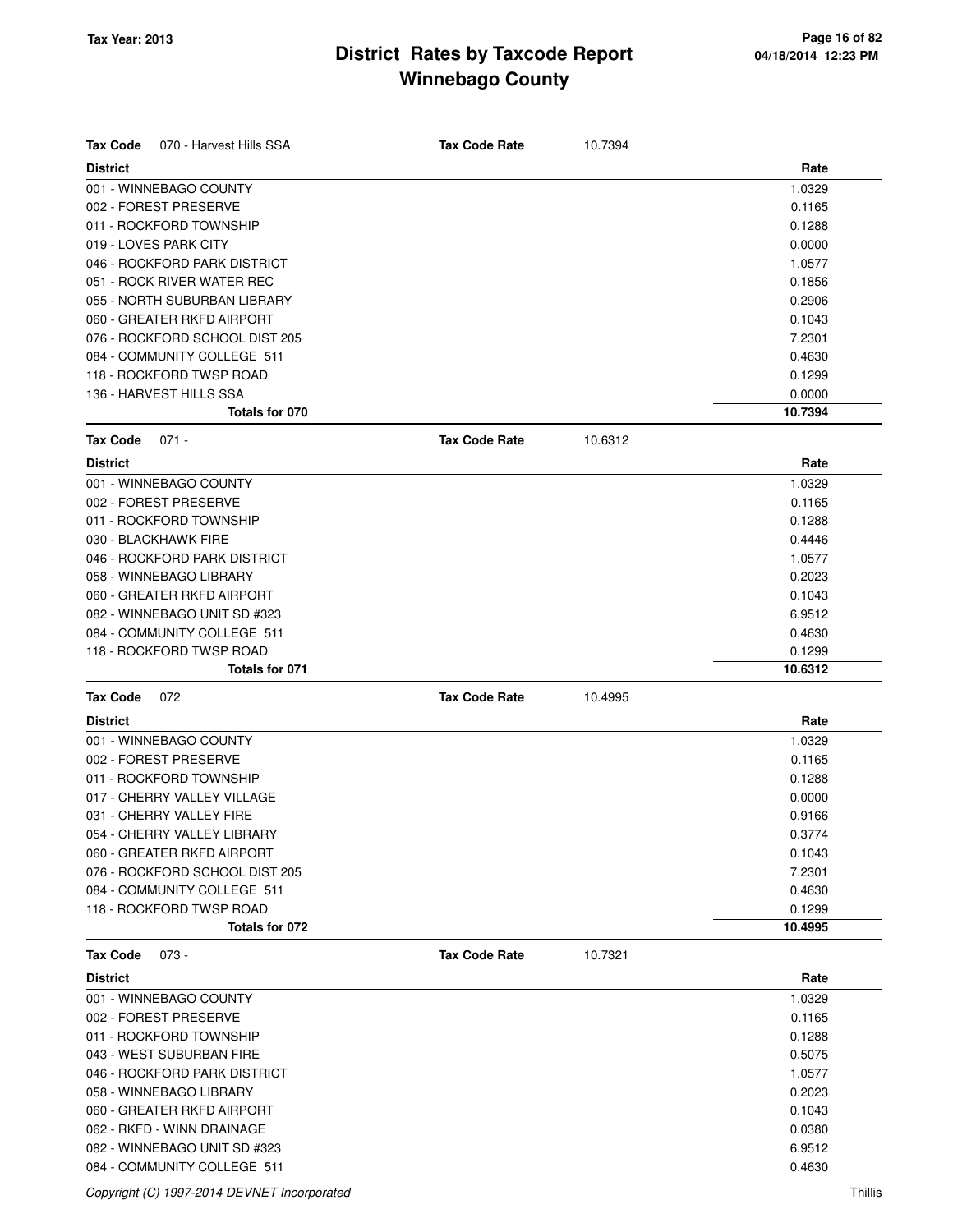# District Rates by Taxcode Report
## Winnebago County

Tax Year: 2013

**Tax Code** 070 - Harvest Hills SSA — **Tax Code Rate** 10.7394

| District | Rate |
|---|---|
| 001 - WINNEBAGO COUNTY | 1.0329 |
| 002 - FOREST PRESERVE | 0.1165 |
| 011 - ROCKFORD TOWNSHIP | 0.1288 |
| 019 - LOVES PARK CITY | 0.0000 |
| 046 - ROCKFORD PARK DISTRICT | 1.0577 |
| 051 - ROCK RIVER WATER REC | 0.1856 |
| 055 - NORTH SUBURBAN LIBRARY | 0.2906 |
| 060 - GREATER RKFD AIRPORT | 0.1043 |
| 076 - ROCKFORD SCHOOL DIST 205 | 7.2301 |
| 084 - COMMUNITY COLLEGE 511 | 0.4630 |
| 118 - ROCKFORD TWSP ROAD | 0.1299 |
| 136 - HARVEST HILLS SSA | 0.0000 |
| **Totals for 070** | **10.7394** |

**Tax Code** 071 - — **Tax Code Rate** 10.6312

| District | Rate |
|---|---|
| 001 - WINNEBAGO COUNTY | 1.0329 |
| 002 - FOREST PRESERVE | 0.1165 |
| 011 - ROCKFORD TOWNSHIP | 0.1288 |
| 030 - BLACKHAWK FIRE | 0.4446 |
| 046 - ROCKFORD PARK DISTRICT | 1.0577 |
| 058 - WINNEBAGO LIBRARY | 0.2023 |
| 060 - GREATER RKFD AIRPORT | 0.1043 |
| 082 - WINNEBAGO UNIT SD #323 | 6.9512 |
| 084 - COMMUNITY COLLEGE 511 | 0.4630 |
| 118 - ROCKFORD TWSP ROAD | 0.1299 |
| **Totals for 071** | **10.6312** |

**Tax Code** 072 — **Tax Code Rate** 10.4995

| District | Rate |
|---|---|
| 001 - WINNEBAGO COUNTY | 1.0329 |
| 002 - FOREST PRESERVE | 0.1165 |
| 011 - ROCKFORD TOWNSHIP | 0.1288 |
| 017 - CHERRY VALLEY VILLAGE | 0.0000 |
| 031 - CHERRY VALLEY FIRE | 0.9166 |
| 054 - CHERRY VALLEY LIBRARY | 0.3774 |
| 060 - GREATER RKFD AIRPORT | 0.1043 |
| 076 - ROCKFORD SCHOOL DIST 205 | 7.2301 |
| 084 - COMMUNITY COLLEGE 511 | 0.4630 |
| 118 - ROCKFORD TWSP ROAD | 0.1299 |
| **Totals for 072** | **10.4995** |

**Tax Code** 073 - — **Tax Code Rate** 10.7321

| District | Rate |
|---|---|
| 001 - WINNEBAGO COUNTY | 1.0329 |
| 002 - FOREST PRESERVE | 0.1165 |
| 011 - ROCKFORD TOWNSHIP | 0.1288 |
| 043 - WEST SUBURBAN FIRE | 0.5075 |
| 046 - ROCKFORD PARK DISTRICT | 1.0577 |
| 058 - WINNEBAGO LIBRARY | 0.2023 |
| 060 - GREATER RKFD AIRPORT | 0.1043 |
| 062 - RKFD - WINN DRAINAGE | 0.0380 |
| 082 - WINNEBAGO UNIT SD #323 | 6.9512 |
| 084 - COMMUNITY COLLEGE 511 | 0.4630 |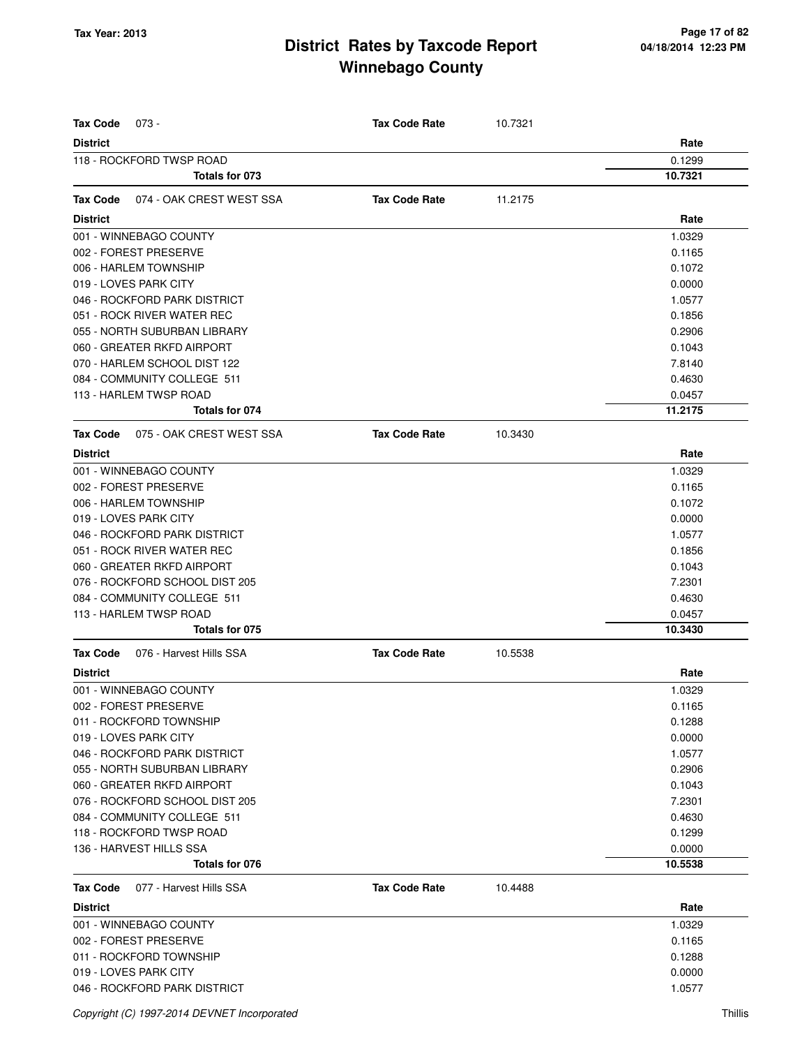# District Rates by Taxcode Report
# Winnebago County

Tax Year: 2013

**Tax Code** 073 - **Tax Code Rate** 10.7321

| District | Rate |
| --- | --- |
| 118 - ROCKFORD TWSP ROAD | 0.1299 |
| **Totals for 073** | **10.7321** |

**Tax Code** 074 - OAK CREST WEST SSA **Tax Code Rate** 11.2175

| District | Rate |
| --- | --- |
| 001 - WINNEBAGO COUNTY | 1.0329 |
| 002 - FOREST PRESERVE | 0.1165 |
| 006 - HARLEM TOWNSHIP | 0.1072 |
| 019 - LOVES PARK CITY | 0.0000 |
| 046 - ROCKFORD PARK DISTRICT | 1.0577 |
| 051 - ROCK RIVER WATER REC | 0.1856 |
| 055 - NORTH SUBURBAN LIBRARY | 0.2906 |
| 060 - GREATER RKFD AIRPORT | 0.1043 |
| 070 - HARLEM SCHOOL DIST 122 | 7.8140 |
| 084 - COMMUNITY COLLEGE 511 | 0.4630 |
| 113 - HARLEM TWSP ROAD | 0.0457 |
| **Totals for 074** | **11.2175** |

**Tax Code** 075 - OAK CREST WEST SSA **Tax Code Rate** 10.3430

| District | Rate |
| --- | --- |
| 001 - WINNEBAGO COUNTY | 1.0329 |
| 002 - FOREST PRESERVE | 0.1165 |
| 006 - HARLEM TOWNSHIP | 0.1072 |
| 019 - LOVES PARK CITY | 0.0000 |
| 046 - ROCKFORD PARK DISTRICT | 1.0577 |
| 051 - ROCK RIVER WATER REC | 0.1856 |
| 060 - GREATER RKFD AIRPORT | 0.1043 |
| 076 - ROCKFORD SCHOOL DIST 205 | 7.2301 |
| 084 - COMMUNITY COLLEGE 511 | 0.4630 |
| 113 - HARLEM TWSP ROAD | 0.0457 |
| **Totals for 075** | **10.3430** |

**Tax Code** 076 - Harvest Hills SSA **Tax Code Rate** 10.5538

| District | Rate |
| --- | --- |
| 001 - WINNEBAGO COUNTY | 1.0329 |
| 002 - FOREST PRESERVE | 0.1165 |
| 011 - ROCKFORD TOWNSHIP | 0.1288 |
| 019 - LOVES PARK CITY | 0.0000 |
| 046 - ROCKFORD PARK DISTRICT | 1.0577 |
| 055 - NORTH SUBURBAN LIBRARY | 0.2906 |
| 060 - GREATER RKFD AIRPORT | 0.1043 |
| 076 - ROCKFORD SCHOOL DIST 205 | 7.2301 |
| 084 - COMMUNITY COLLEGE 511 | 0.4630 |
| 118 - ROCKFORD TWSP ROAD | 0.1299 |
| 136 - HARVEST HILLS SSA | 0.0000 |
| **Totals for 076** | **10.5538** |

**Tax Code** 077 - Harvest Hills SSA **Tax Code Rate** 10.4488

| District | Rate |
| --- | --- |
| 001 - WINNEBAGO COUNTY | 1.0329 |
| 002 - FOREST PRESERVE | 0.1165 |
| 011 - ROCKFORD TOWNSHIP | 0.1288 |
| 019 - LOVES PARK CITY | 0.0000 |
| 046 - ROCKFORD PARK DISTRICT | 1.0577 |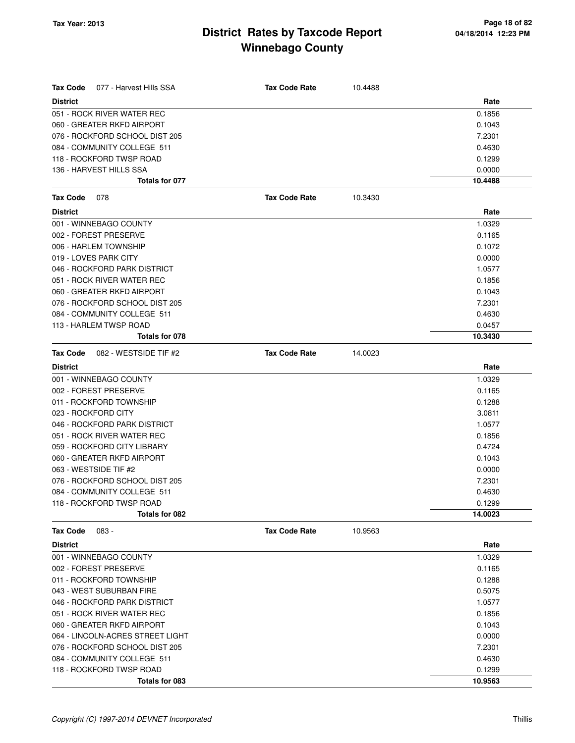**Tax Year: 2013**

# District Rates by Taxcode Report
## Winnebago County

04/18/2014 12:23 PM

| **Tax Code** 077 - Harvest Hills SSA | **Tax Code Rate** | 10.4488 |
|---|---|---|
| **District** | | **Rate** |
| 051 - ROCK RIVER WATER REC | | 0.1856 |
| 060 - GREATER RKFD AIRPORT | | 0.1043 |
| 076 - ROCKFORD SCHOOL DIST 205 | | 7.2301 |
| 084 - COMMUNITY COLLEGE 511 | | 0.4630 |
| 118 - ROCKFORD TWSP ROAD | | 0.1299 |
| 136 - HARVEST HILLS SSA | | 0.0000 |
| **Totals for 077** | | **10.4488** |

| **Tax Code** 078 | **Tax Code Rate** | 10.3430 |
|---|---|---|
| **District** | | **Rate** |
| 001 - WINNEBAGO COUNTY | | 1.0329 |
| 002 - FOREST PRESERVE | | 0.1165 |
| 006 - HARLEM TOWNSHIP | | 0.1072 |
| 019 - LOVES PARK CITY | | 0.0000 |
| 046 - ROCKFORD PARK DISTRICT | | 1.0577 |
| 051 - ROCK RIVER WATER REC | | 0.1856 |
| 060 - GREATER RKFD AIRPORT | | 0.1043 |
| 076 - ROCKFORD SCHOOL DIST 205 | | 7.2301 |
| 084 - COMMUNITY COLLEGE 511 | | 0.4630 |
| 113 - HARLEM TWSP ROAD | | 0.0457 |
| **Totals for 078** | | **10.3430** |

| **Tax Code** 082 - WESTSIDE TIF #2 | **Tax Code Rate** | 14.0023 |
|---|---|---|
| **District** | | **Rate** |
| 001 - WINNEBAGO COUNTY | | 1.0329 |
| 002 - FOREST PRESERVE | | 0.1165 |
| 011 - ROCKFORD TOWNSHIP | | 0.1288 |
| 023 - ROCKFORD CITY | | 3.0811 |
| 046 - ROCKFORD PARK DISTRICT | | 1.0577 |
| 051 - ROCK RIVER WATER REC | | 0.1856 |
| 059 - ROCKFORD CITY LIBRARY | | 0.4724 |
| 060 - GREATER RKFD AIRPORT | | 0.1043 |
| 063 - WESTSIDE TIF #2 | | 0.0000 |
| 076 - ROCKFORD SCHOOL DIST 205 | | 7.2301 |
| 084 - COMMUNITY COLLEGE 511 | | 0.4630 |
| 118 - ROCKFORD TWSP ROAD | | 0.1299 |
| **Totals for 082** | | **14.0023** |

| **Tax Code** 083 - | **Tax Code Rate** | 10.9563 |
|---|---|---|
| **District** | | **Rate** |
| 001 - WINNEBAGO COUNTY | | 1.0329 |
| 002 - FOREST PRESERVE | | 0.1165 |
| 011 - ROCKFORD TOWNSHIP | | 0.1288 |
| 043 - WEST SUBURBAN FIRE | | 0.5075 |
| 046 - ROCKFORD PARK DISTRICT | | 1.0577 |
| 051 - ROCK RIVER WATER REC | | 0.1856 |
| 060 - GREATER RKFD AIRPORT | | 0.1043 |
| 064 - LINCOLN-ACRES STREET LIGHT | | 0.0000 |
| 076 - ROCKFORD SCHOOL DIST 205 | | 7.2301 |
| 084 - COMMUNITY COLLEGE 511 | | 0.4630 |
| 118 - ROCKFORD TWSP ROAD | | 0.1299 |
| **Totals for 083** | | **10.9563** |

*Copyright (C) 1997-2014 DEVNET Incorporated* Thillis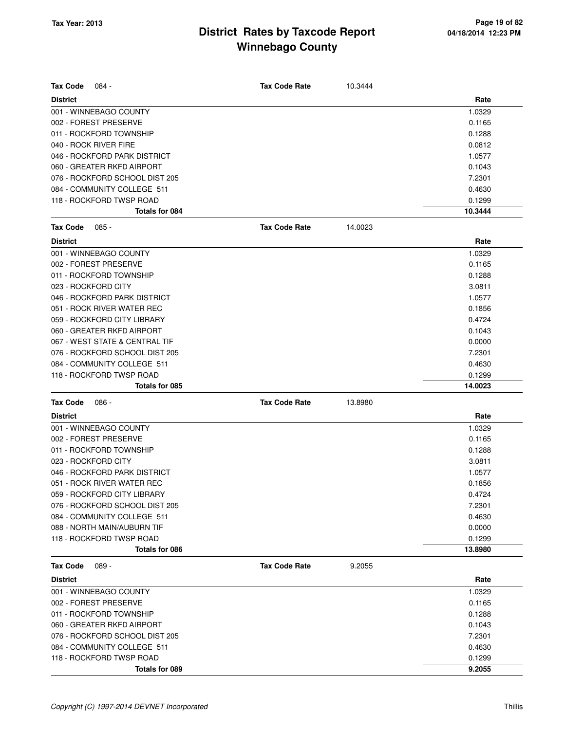# District Rates by Taxcode Report
# Winnebago County

Tax Year: 2013

**Tax Code** 084 - **Tax Code Rate** 10.3444

| District | Rate |
|---|---|
| 001 - WINNEBAGO COUNTY | 1.0329 |
| 002 - FOREST PRESERVE | 0.1165 |
| 011 - ROCKFORD TOWNSHIP | 0.1288 |
| 040 - ROCK RIVER FIRE | 0.0812 |
| 046 - ROCKFORD PARK DISTRICT | 1.0577 |
| 060 - GREATER RKFD AIRPORT | 0.1043 |
| 076 - ROCKFORD SCHOOL DIST 205 | 7.2301 |
| 084 - COMMUNITY COLLEGE 511 | 0.4630 |
| 118 - ROCKFORD TWSP ROAD | 0.1299 |
| **Totals for 084** | **10.3444** |

**Tax Code** 085 - **Tax Code Rate** 14.0023

| District | Rate |
|---|---|
| 001 - WINNEBAGO COUNTY | 1.0329 |
| 002 - FOREST PRESERVE | 0.1165 |
| 011 - ROCKFORD TOWNSHIP | 0.1288 |
| 023 - ROCKFORD CITY | 3.0811 |
| 046 - ROCKFORD PARK DISTRICT | 1.0577 |
| 051 - ROCK RIVER WATER REC | 0.1856 |
| 059 - ROCKFORD CITY LIBRARY | 0.4724 |
| 060 - GREATER RKFD AIRPORT | 0.1043 |
| 067 - WEST STATE & CENTRAL TIF | 0.0000 |
| 076 - ROCKFORD SCHOOL DIST 205 | 7.2301 |
| 084 - COMMUNITY COLLEGE 511 | 0.4630 |
| 118 - ROCKFORD TWSP ROAD | 0.1299 |
| **Totals for 085** | **14.0023** |

**Tax Code** 086 - **Tax Code Rate** 13.8980

| District | Rate |
|---|---|
| 001 - WINNEBAGO COUNTY | 1.0329 |
| 002 - FOREST PRESERVE | 0.1165 |
| 011 - ROCKFORD TOWNSHIP | 0.1288 |
| 023 - ROCKFORD CITY | 3.0811 |
| 046 - ROCKFORD PARK DISTRICT | 1.0577 |
| 051 - ROCK RIVER WATER REC | 0.1856 |
| 059 - ROCKFORD CITY LIBRARY | 0.4724 |
| 076 - ROCKFORD SCHOOL DIST 205 | 7.2301 |
| 084 - COMMUNITY COLLEGE 511 | 0.4630 |
| 088 - NORTH MAIN/AUBURN TIF | 0.0000 |
| 118 - ROCKFORD TWSP ROAD | 0.1299 |
| **Totals for 086** | **13.8980** |

**Tax Code** 089 - **Tax Code Rate** 9.2055

| District | Rate |
|---|---|
| 001 - WINNEBAGO COUNTY | 1.0329 |
| 002 - FOREST PRESERVE | 0.1165 |
| 011 - ROCKFORD TOWNSHIP | 0.1288 |
| 060 - GREATER RKFD AIRPORT | 0.1043 |
| 076 - ROCKFORD SCHOOL DIST 205 | 7.2301 |
| 084 - COMMUNITY COLLEGE 511 | 0.4630 |
| 118 - ROCKFORD TWSP ROAD | 0.1299 |
| **Totals for 089** | **9.2055** |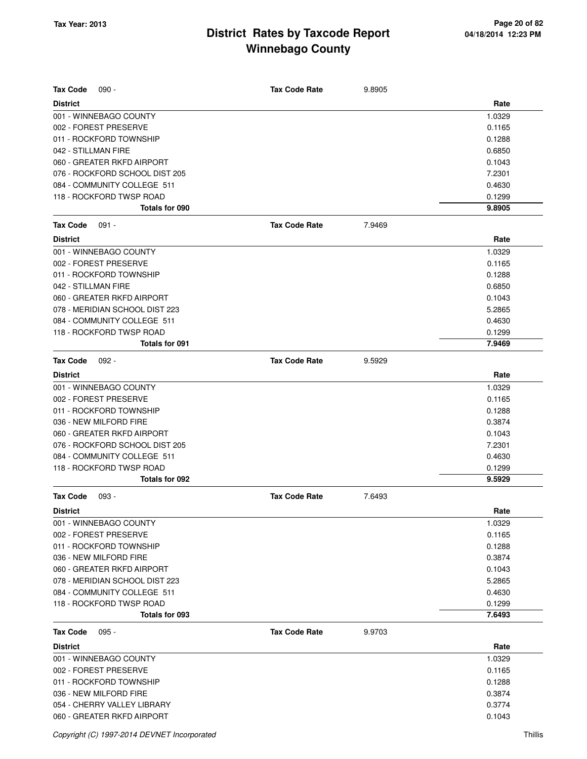# District Rates by Taxcode Report
# Winnebago County

Tax Year: 2013

**Tax Code** 090 - **Tax Code Rate** 9.8905

| District | Rate |
| --- | --- |
| 001 - WINNEBAGO COUNTY | 1.0329 |
| 002 - FOREST PRESERVE | 0.1165 |
| 011 - ROCKFORD TOWNSHIP | 0.1288 |
| 042 - STILLMAN FIRE | 0.6850 |
| 060 - GREATER RKFD AIRPORT | 0.1043 |
| 076 - ROCKFORD SCHOOL DIST 205 | 7.2301 |
| 084 - COMMUNITY COLLEGE 511 | 0.4630 |
| 118 - ROCKFORD TWSP ROAD | 0.1299 |
| **Totals for 090** | **9.8905** |

**Tax Code** 091 - **Tax Code Rate** 7.9469

| District | Rate |
| --- | --- |
| 001 - WINNEBAGO COUNTY | 1.0329 |
| 002 - FOREST PRESERVE | 0.1165 |
| 011 - ROCKFORD TOWNSHIP | 0.1288 |
| 042 - STILLMAN FIRE | 0.6850 |
| 060 - GREATER RKFD AIRPORT | 0.1043 |
| 078 - MERIDIAN SCHOOL DIST 223 | 5.2865 |
| 084 - COMMUNITY COLLEGE 511 | 0.4630 |
| 118 - ROCKFORD TWSP ROAD | 0.1299 |
| **Totals for 091** | **7.9469** |

**Tax Code** 092 - **Tax Code Rate** 9.5929

| District | Rate |
| --- | --- |
| 001 - WINNEBAGO COUNTY | 1.0329 |
| 002 - FOREST PRESERVE | 0.1165 |
| 011 - ROCKFORD TOWNSHIP | 0.1288 |
| 036 - NEW MILFORD FIRE | 0.3874 |
| 060 - GREATER RKFD AIRPORT | 0.1043 |
| 076 - ROCKFORD SCHOOL DIST 205 | 7.2301 |
| 084 - COMMUNITY COLLEGE 511 | 0.4630 |
| 118 - ROCKFORD TWSP ROAD | 0.1299 |
| **Totals for 092** | **9.5929** |

**Tax Code** 093 - **Tax Code Rate** 7.6493

| District | Rate |
| --- | --- |
| 001 - WINNEBAGO COUNTY | 1.0329 |
| 002 - FOREST PRESERVE | 0.1165 |
| 011 - ROCKFORD TOWNSHIP | 0.1288 |
| 036 - NEW MILFORD FIRE | 0.3874 |
| 060 - GREATER RKFD AIRPORT | 0.1043 |
| 078 - MERIDIAN SCHOOL DIST 223 | 5.2865 |
| 084 - COMMUNITY COLLEGE 511 | 0.4630 |
| 118 - ROCKFORD TWSP ROAD | 0.1299 |
| **Totals for 093** | **7.6493** |

**Tax Code** 095 - **Tax Code Rate** 9.9703

| District | Rate |
| --- | --- |
| 001 - WINNEBAGO COUNTY | 1.0329 |
| 002 - FOREST PRESERVE | 0.1165 |
| 011 - ROCKFORD TOWNSHIP | 0.1288 |
| 036 - NEW MILFORD FIRE | 0.3874 |
| 054 - CHERRY VALLEY LIBRARY | 0.3774 |
| 060 - GREATER RKFD AIRPORT | 0.1043 |

*Copyright (C) 1997-2014 DEVNET Incorporated*

Thillis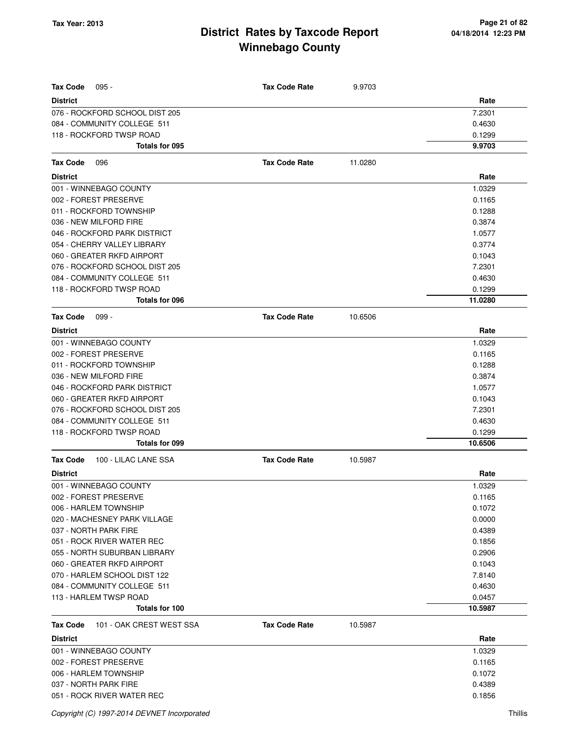# District Rates by Taxcode Report
# Winnebago County

Tax Year: 2013

| **Tax Code** 095 - | **Tax Code Rate** 9.9703 |
|---|---|
| **District** | **Rate** |
| 076 - ROCKFORD SCHOOL DIST 205 | 7.2301 |
| 084 - COMMUNITY COLLEGE 511 | 0.4630 |
| 118 - ROCKFORD TWSP ROAD | 0.1299 |
| **Totals for 095** | **9.9703** |

| **Tax Code** 096 | **Tax Code Rate** 11.0280 |
|---|---|
| **District** | **Rate** |
| 001 - WINNEBAGO COUNTY | 1.0329 |
| 002 - FOREST PRESERVE | 0.1165 |
| 011 - ROCKFORD TOWNSHIP | 0.1288 |
| 036 - NEW MILFORD FIRE | 0.3874 |
| 046 - ROCKFORD PARK DISTRICT | 1.0577 |
| 054 - CHERRY VALLEY LIBRARY | 0.3774 |
| 060 - GREATER RKFD AIRPORT | 0.1043 |
| 076 - ROCKFORD SCHOOL DIST 205 | 7.2301 |
| 084 - COMMUNITY COLLEGE 511 | 0.4630 |
| 118 - ROCKFORD TWSP ROAD | 0.1299 |
| **Totals for 096** | **11.0280** |

| **Tax Code** 099 - | **Tax Code Rate** 10.6506 |
|---|---|
| **District** | **Rate** |
| 001 - WINNEBAGO COUNTY | 1.0329 |
| 002 - FOREST PRESERVE | 0.1165 |
| 011 - ROCKFORD TOWNSHIP | 0.1288 |
| 036 - NEW MILFORD FIRE | 0.3874 |
| 046 - ROCKFORD PARK DISTRICT | 1.0577 |
| 060 - GREATER RKFD AIRPORT | 0.1043 |
| 076 - ROCKFORD SCHOOL DIST 205 | 7.2301 |
| 084 - COMMUNITY COLLEGE 511 | 0.4630 |
| 118 - ROCKFORD TWSP ROAD | 0.1299 |
| **Totals for 099** | **10.6506** |

| **Tax Code** 100 - LILAC LANE SSA | **Tax Code Rate** 10.5987 |
|---|---|
| **District** | **Rate** |
| 001 - WINNEBAGO COUNTY | 1.0329 |
| 002 - FOREST PRESERVE | 0.1165 |
| 006 - HARLEM TOWNSHIP | 0.1072 |
| 020 - MACHESNEY PARK VILLAGE | 0.0000 |
| 037 - NORTH PARK FIRE | 0.4389 |
| 051 - ROCK RIVER WATER REC | 0.1856 |
| 055 - NORTH SUBURBAN LIBRARY | 0.2906 |
| 060 - GREATER RKFD AIRPORT | 0.1043 |
| 070 - HARLEM SCHOOL DIST 122 | 7.8140 |
| 084 - COMMUNITY COLLEGE 511 | 0.4630 |
| 113 - HARLEM TWSP ROAD | 0.0457 |
| **Totals for 100** | **10.5987** |

| **Tax Code** 101 - OAK CREST WEST SSA | **Tax Code Rate** 10.5987 |
|---|---|
| **District** | **Rate** |
| 001 - WINNEBAGO COUNTY | 1.0329 |
| 002 - FOREST PRESERVE | 0.1165 |
| 006 - HARLEM TOWNSHIP | 0.1072 |
| 037 - NORTH PARK FIRE | 0.4389 |
| 051 - ROCK RIVER WATER REC | 0.1856 |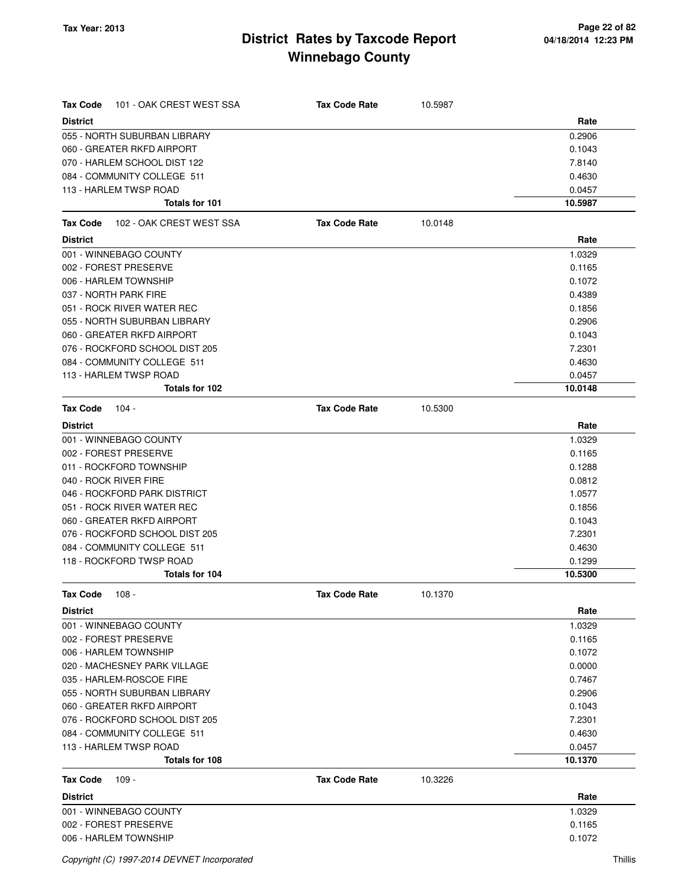# District Rates by Taxcode Report
## Winnebago County

Tax Year: 2013

**Tax Code** 101 - OAK CREST WEST SSA — **Tax Code Rate** 10.5987

| District | Rate |
|---|---|
| 055 - NORTH SUBURBAN LIBRARY | 0.2906 |
| 060 - GREATER RKFD AIRPORT | 0.1043 |
| 070 - HARLEM SCHOOL DIST 122 | 7.8140 |
| 084 - COMMUNITY COLLEGE 511 | 0.4630 |
| 113 - HARLEM TWSP ROAD | 0.0457 |
| **Totals for 101** | **10.5987** |

**Tax Code** 102 - OAK CREST WEST SSA — **Tax Code Rate** 10.0148

| District | Rate |
|---|---|
| 001 - WINNEBAGO COUNTY | 1.0329 |
| 002 - FOREST PRESERVE | 0.1165 |
| 006 - HARLEM TOWNSHIP | 0.1072 |
| 037 - NORTH PARK FIRE | 0.4389 |
| 051 - ROCK RIVER WATER REC | 0.1856 |
| 055 - NORTH SUBURBAN LIBRARY | 0.2906 |
| 060 - GREATER RKFD AIRPORT | 0.1043 |
| 076 - ROCKFORD SCHOOL DIST 205 | 7.2301 |
| 084 - COMMUNITY COLLEGE 511 | 0.4630 |
| 113 - HARLEM TWSP ROAD | 0.0457 |
| **Totals for 102** | **10.0148** |

**Tax Code** 104 - — **Tax Code Rate** 10.5300

| District | Rate |
|---|---|
| 001 - WINNEBAGO COUNTY | 1.0329 |
| 002 - FOREST PRESERVE | 0.1165 |
| 011 - ROCKFORD TOWNSHIP | 0.1288 |
| 040 - ROCK RIVER FIRE | 0.0812 |
| 046 - ROCKFORD PARK DISTRICT | 1.0577 |
| 051 - ROCK RIVER WATER REC | 0.1856 |
| 060 - GREATER RKFD AIRPORT | 0.1043 |
| 076 - ROCKFORD SCHOOL DIST 205 | 7.2301 |
| 084 - COMMUNITY COLLEGE 511 | 0.4630 |
| 118 - ROCKFORD TWSP ROAD | 0.1299 |
| **Totals for 104** | **10.5300** |

**Tax Code** 108 - — **Tax Code Rate** 10.1370

| District | Rate |
|---|---|
| 001 - WINNEBAGO COUNTY | 1.0329 |
| 002 - FOREST PRESERVE | 0.1165 |
| 006 - HARLEM TOWNSHIP | 0.1072 |
| 020 - MACHESNEY PARK VILLAGE | 0.0000 |
| 035 - HARLEM-ROSCOE FIRE | 0.7467 |
| 055 - NORTH SUBURBAN LIBRARY | 0.2906 |
| 060 - GREATER RKFD AIRPORT | 0.1043 |
| 076 - ROCKFORD SCHOOL DIST 205 | 7.2301 |
| 084 - COMMUNITY COLLEGE 511 | 0.4630 |
| 113 - HARLEM TWSP ROAD | 0.0457 |
| **Totals for 108** | **10.1370** |

**Tax Code** 109 - — **Tax Code Rate** 10.3226

| District | Rate |
|---|---|
| 001 - WINNEBAGO COUNTY | 1.0329 |
| 002 - FOREST PRESERVE | 0.1165 |
| 006 - HARLEM TOWNSHIP | 0.1072 |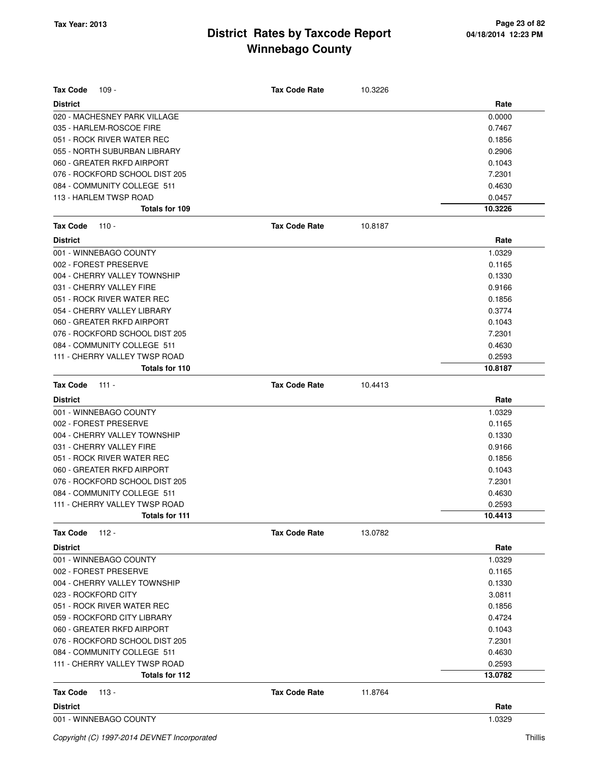**Tax Year: 2013**

# District Rates by Taxcode Report
## Winnebago County

04/18/2014 12:23 PM

**Tax Code** 109 - **Tax Code Rate** 10.3226

| District | Rate |
|---|---|
| 020 - MACHESNEY PARK VILLAGE | 0.0000 |
| 035 - HARLEM-ROSCOE FIRE | 0.7467 |
| 051 - ROCK RIVER WATER REC | 0.1856 |
| 055 - NORTH SUBURBAN LIBRARY | 0.2906 |
| 060 - GREATER RKFD AIRPORT | 0.1043 |
| 076 - ROCKFORD SCHOOL DIST 205 | 7.2301 |
| 084 - COMMUNITY COLLEGE 511 | 0.4630 |
| 113 - HARLEM TWSP ROAD | 0.0457 |
| **Totals for 109** | **10.3226** |

**Tax Code** 110 - **Tax Code Rate** 10.8187

| District | Rate |
|---|---|
| 001 - WINNEBAGO COUNTY | 1.0329 |
| 002 - FOREST PRESERVE | 0.1165 |
| 004 - CHERRY VALLEY TOWNSHIP | 0.1330 |
| 031 - CHERRY VALLEY FIRE | 0.9166 |
| 051 - ROCK RIVER WATER REC | 0.1856 |
| 054 - CHERRY VALLEY LIBRARY | 0.3774 |
| 060 - GREATER RKFD AIRPORT | 0.1043 |
| 076 - ROCKFORD SCHOOL DIST 205 | 7.2301 |
| 084 - COMMUNITY COLLEGE 511 | 0.4630 |
| 111 - CHERRY VALLEY TWSP ROAD | 0.2593 |
| **Totals for 110** | **10.8187** |

**Tax Code** 111 - **Tax Code Rate** 10.4413

| District | Rate |
|---|---|
| 001 - WINNEBAGO COUNTY | 1.0329 |
| 002 - FOREST PRESERVE | 0.1165 |
| 004 - CHERRY VALLEY TOWNSHIP | 0.1330 |
| 031 - CHERRY VALLEY FIRE | 0.9166 |
| 051 - ROCK RIVER WATER REC | 0.1856 |
| 060 - GREATER RKFD AIRPORT | 0.1043 |
| 076 - ROCKFORD SCHOOL DIST 205 | 7.2301 |
| 084 - COMMUNITY COLLEGE 511 | 0.4630 |
| 111 - CHERRY VALLEY TWSP ROAD | 0.2593 |
| **Totals for 111** | **10.4413** |

**Tax Code** 112 - **Tax Code Rate** 13.0782

| District | Rate |
|---|---|
| 001 - WINNEBAGO COUNTY | 1.0329 |
| 002 - FOREST PRESERVE | 0.1165 |
| 004 - CHERRY VALLEY TOWNSHIP | 0.1330 |
| 023 - ROCKFORD CITY | 3.0811 |
| 051 - ROCK RIVER WATER REC | 0.1856 |
| 059 - ROCKFORD CITY LIBRARY | 0.4724 |
| 060 - GREATER RKFD AIRPORT | 0.1043 |
| 076 - ROCKFORD SCHOOL DIST 205 | 7.2301 |
| 084 - COMMUNITY COLLEGE 511 | 0.4630 |
| 111 - CHERRY VALLEY TWSP ROAD | 0.2593 |
| **Totals for 112** | **13.0782** |

**Tax Code** 113 - **Tax Code Rate** 11.8764

| District | Rate |
|---|---|
| 001 - WINNEBAGO COUNTY | 1.0329 |

*Copyright (C) 1997-2014 DEVNET Incorporated* Thillis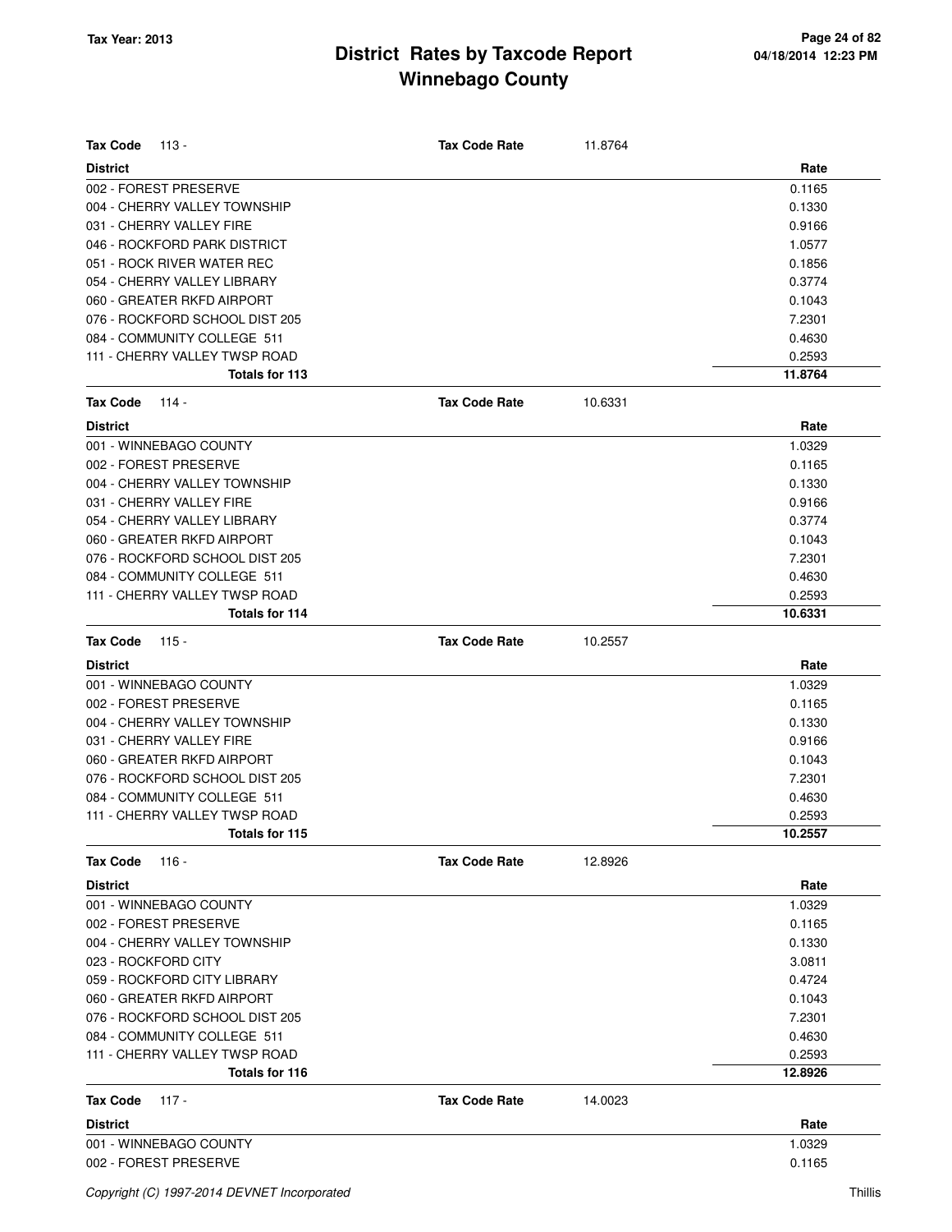**Tax Code** 113 - **Tax Code Rate** 11.8764

| District | Rate |
|---|---|
| 002 - FOREST PRESERVE | 0.1165 |
| 004 - CHERRY VALLEY TOWNSHIP | 0.1330 |
| 031 - CHERRY VALLEY FIRE | 0.9166 |
| 046 - ROCKFORD PARK DISTRICT | 1.0577 |
| 051 - ROCK RIVER WATER REC | 0.1856 |
| 054 - CHERRY VALLEY LIBRARY | 0.3774 |
| 060 - GREATER RKFD AIRPORT | 0.1043 |
| 076 - ROCKFORD SCHOOL DIST 205 | 7.2301 |
| 084 - COMMUNITY COLLEGE 511 | 0.4630 |
| 111 - CHERRY VALLEY TWSP ROAD | 0.2593 |
| **Totals for 113** | **11.8764** |

**Tax Code** 114 - **Tax Code Rate** 10.6331

| District | Rate |
|---|---|
| 001 - WINNEBAGO COUNTY | 1.0329 |
| 002 - FOREST PRESERVE | 0.1165 |
| 004 - CHERRY VALLEY TOWNSHIP | 0.1330 |
| 031 - CHERRY VALLEY FIRE | 0.9166 |
| 054 - CHERRY VALLEY LIBRARY | 0.3774 |
| 060 - GREATER RKFD AIRPORT | 0.1043 |
| 076 - ROCKFORD SCHOOL DIST 205 | 7.2301 |
| 084 - COMMUNITY COLLEGE 511 | 0.4630 |
| 111 - CHERRY VALLEY TWSP ROAD | 0.2593 |
| **Totals for 114** | **10.6331** |

**Tax Code** 115 - **Tax Code Rate** 10.2557

| District | Rate |
|---|---|
| 001 - WINNEBAGO COUNTY | 1.0329 |
| 002 - FOREST PRESERVE | 0.1165 |
| 004 - CHERRY VALLEY TOWNSHIP | 0.1330 |
| 031 - CHERRY VALLEY FIRE | 0.9166 |
| 060 - GREATER RKFD AIRPORT | 0.1043 |
| 076 - ROCKFORD SCHOOL DIST 205 | 7.2301 |
| 084 - COMMUNITY COLLEGE 511 | 0.4630 |
| 111 - CHERRY VALLEY TWSP ROAD | 0.2593 |
| **Totals for 115** | **10.2557** |

**Tax Code** 116 - **Tax Code Rate** 12.8926

| District | Rate |
|---|---|
| 001 - WINNEBAGO COUNTY | 1.0329 |
| 002 - FOREST PRESERVE | 0.1165 |
| 004 - CHERRY VALLEY TOWNSHIP | 0.1330 |
| 023 - ROCKFORD CITY | 3.0811 |
| 059 - ROCKFORD CITY LIBRARY | 0.4724 |
| 060 - GREATER RKFD AIRPORT | 0.1043 |
| 076 - ROCKFORD SCHOOL DIST 205 | 7.2301 |
| 084 - COMMUNITY COLLEGE 511 | 0.4630 |
| 111 - CHERRY VALLEY TWSP ROAD | 0.2593 |
| **Totals for 116** | **12.8926** |

**Tax Code** 117 - **Tax Code Rate** 14.0023

| District | Rate |
|---|---|
| 001 - WINNEBAGO COUNTY | 1.0329 |
| 002 - FOREST PRESERVE | 0.1165 |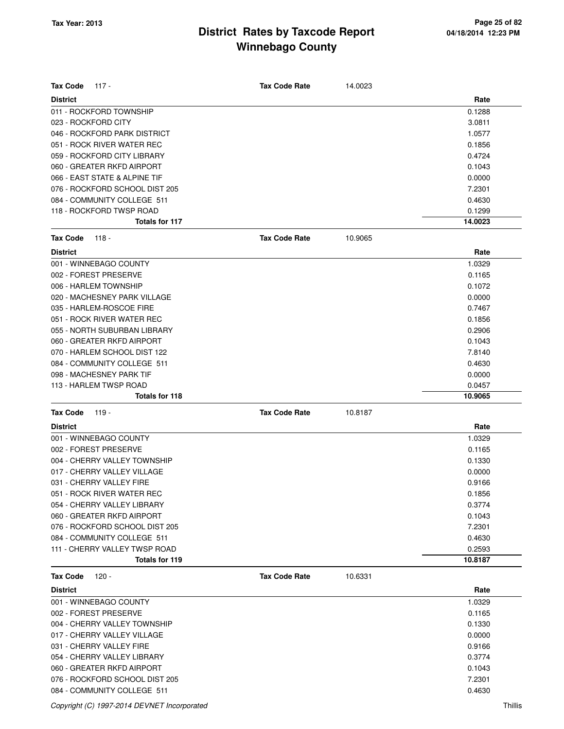# District Rates by Taxcode Report
# Winnebago County

Tax Year: 2013

**Tax Code** 117 - **Tax Code Rate** 14.0023

| District | Rate |
|---|---|
| 011 - ROCKFORD TOWNSHIP | 0.1288 |
| 023 - ROCKFORD CITY | 3.0811 |
| 046 - ROCKFORD PARK DISTRICT | 1.0577 |
| 051 - ROCK RIVER WATER REC | 0.1856 |
| 059 - ROCKFORD CITY LIBRARY | 0.4724 |
| 060 - GREATER RKFD AIRPORT | 0.1043 |
| 066 - EAST STATE & ALPINE TIF | 0.0000 |
| 076 - ROCKFORD SCHOOL DIST 205 | 7.2301 |
| 084 - COMMUNITY COLLEGE 511 | 0.4630 |
| 118 - ROCKFORD TWSP ROAD | 0.1299 |
| **Totals for 117** | **14.0023** |

**Tax Code** 118 - **Tax Code Rate** 10.9065

| District | Rate |
|---|---|
| 001 - WINNEBAGO COUNTY | 1.0329 |
| 002 - FOREST PRESERVE | 0.1165 |
| 006 - HARLEM TOWNSHIP | 0.1072 |
| 020 - MACHESNEY PARK VILLAGE | 0.0000 |
| 035 - HARLEM-ROSCOE FIRE | 0.7467 |
| 051 - ROCK RIVER WATER REC | 0.1856 |
| 055 - NORTH SUBURBAN LIBRARY | 0.2906 |
| 060 - GREATER RKFD AIRPORT | 0.1043 |
| 070 - HARLEM SCHOOL DIST 122 | 7.8140 |
| 084 - COMMUNITY COLLEGE 511 | 0.4630 |
| 098 - MACHESNEY PARK TIF | 0.0000 |
| 113 - HARLEM TWSP ROAD | 0.0457 |
| **Totals for 118** | **10.9065** |

**Tax Code** 119 - **Tax Code Rate** 10.8187

| District | Rate |
|---|---|
| 001 - WINNEBAGO COUNTY | 1.0329 |
| 002 - FOREST PRESERVE | 0.1165 |
| 004 - CHERRY VALLEY TOWNSHIP | 0.1330 |
| 017 - CHERRY VALLEY VILLAGE | 0.0000 |
| 031 - CHERRY VALLEY FIRE | 0.9166 |
| 051 - ROCK RIVER WATER REC | 0.1856 |
| 054 - CHERRY VALLEY LIBRARY | 0.3774 |
| 060 - GREATER RKFD AIRPORT | 0.1043 |
| 076 - ROCKFORD SCHOOL DIST 205 | 7.2301 |
| 084 - COMMUNITY COLLEGE 511 | 0.4630 |
| 111 - CHERRY VALLEY TWSP ROAD | 0.2593 |
| **Totals for 119** | **10.8187** |

**Tax Code** 120 - **Tax Code Rate** 10.6331

| District | Rate |
|---|---|
| 001 - WINNEBAGO COUNTY | 1.0329 |
| 002 - FOREST PRESERVE | 0.1165 |
| 004 - CHERRY VALLEY TOWNSHIP | 0.1330 |
| 017 - CHERRY VALLEY VILLAGE | 0.0000 |
| 031 - CHERRY VALLEY FIRE | 0.9166 |
| 054 - CHERRY VALLEY LIBRARY | 0.3774 |
| 060 - GREATER RKFD AIRPORT | 0.1043 |
| 076 - ROCKFORD SCHOOL DIST 205 | 7.2301 |
| 084 - COMMUNITY COLLEGE 511 | 0.4630 |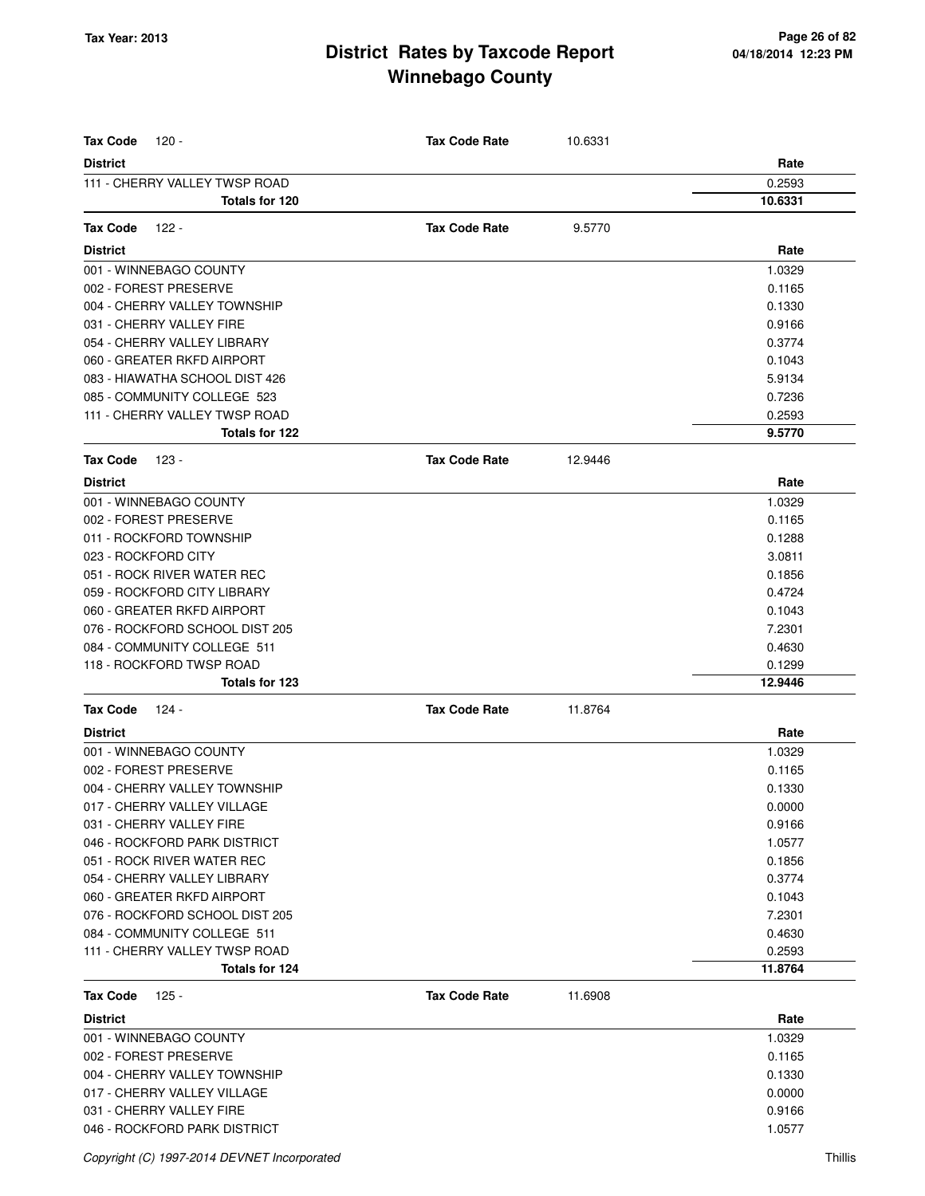# District Rates by Taxcode Report
## Winnebago County

Tax Year: 2013

**Tax Code** 120 - **Tax Code Rate** 10.6331

| District | Rate |
|---|---|
| 111 - CHERRY VALLEY TWSP ROAD | 0.2593 |
| **Totals for 120** | **10.6331** |

**Tax Code** 122 - **Tax Code Rate** 9.5770

| District | Rate |
|---|---|
| 001 - WINNEBAGO COUNTY | 1.0329 |
| 002 - FOREST PRESERVE | 0.1165 |
| 004 - CHERRY VALLEY TOWNSHIP | 0.1330 |
| 031 - CHERRY VALLEY FIRE | 0.9166 |
| 054 - CHERRY VALLEY LIBRARY | 0.3774 |
| 060 - GREATER RKFD AIRPORT | 0.1043 |
| 083 - HIAWATHA SCHOOL DIST 426 | 5.9134 |
| 085 - COMMUNITY COLLEGE 523 | 0.7236 |
| 111 - CHERRY VALLEY TWSP ROAD | 0.2593 |
| **Totals for 122** | **9.5770** |

**Tax Code** 123 - **Tax Code Rate** 12.9446

| District | Rate |
|---|---|
| 001 - WINNEBAGO COUNTY | 1.0329 |
| 002 - FOREST PRESERVE | 0.1165 |
| 011 - ROCKFORD TOWNSHIP | 0.1288 |
| 023 - ROCKFORD CITY | 3.0811 |
| 051 - ROCK RIVER WATER REC | 0.1856 |
| 059 - ROCKFORD CITY LIBRARY | 0.4724 |
| 060 - GREATER RKFD AIRPORT | 0.1043 |
| 076 - ROCKFORD SCHOOL DIST 205 | 7.2301 |
| 084 - COMMUNITY COLLEGE 511 | 0.4630 |
| 118 - ROCKFORD TWSP ROAD | 0.1299 |
| **Totals for 123** | **12.9446** |

**Tax Code** 124 - **Tax Code Rate** 11.8764

| District | Rate |
|---|---|
| 001 - WINNEBAGO COUNTY | 1.0329 |
| 002 - FOREST PRESERVE | 0.1165 |
| 004 - CHERRY VALLEY TOWNSHIP | 0.1330 |
| 017 - CHERRY VALLEY VILLAGE | 0.0000 |
| 031 - CHERRY VALLEY FIRE | 0.9166 |
| 046 - ROCKFORD PARK DISTRICT | 1.0577 |
| 051 - ROCK RIVER WATER REC | 0.1856 |
| 054 - CHERRY VALLEY LIBRARY | 0.3774 |
| 060 - GREATER RKFD AIRPORT | 0.1043 |
| 076 - ROCKFORD SCHOOL DIST 205 | 7.2301 |
| 084 - COMMUNITY COLLEGE 511 | 0.4630 |
| 111 - CHERRY VALLEY TWSP ROAD | 0.2593 |
| **Totals for 124** | **11.8764** |

**Tax Code** 125 - **Tax Code Rate** 11.6908

| District | Rate |
|---|---|
| 001 - WINNEBAGO COUNTY | 1.0329 |
| 002 - FOREST PRESERVE | 0.1165 |
| 004 - CHERRY VALLEY TOWNSHIP | 0.1330 |
| 017 - CHERRY VALLEY VILLAGE | 0.0000 |
| 031 - CHERRY VALLEY FIRE | 0.9166 |
| 046 - ROCKFORD PARK DISTRICT | 1.0577 |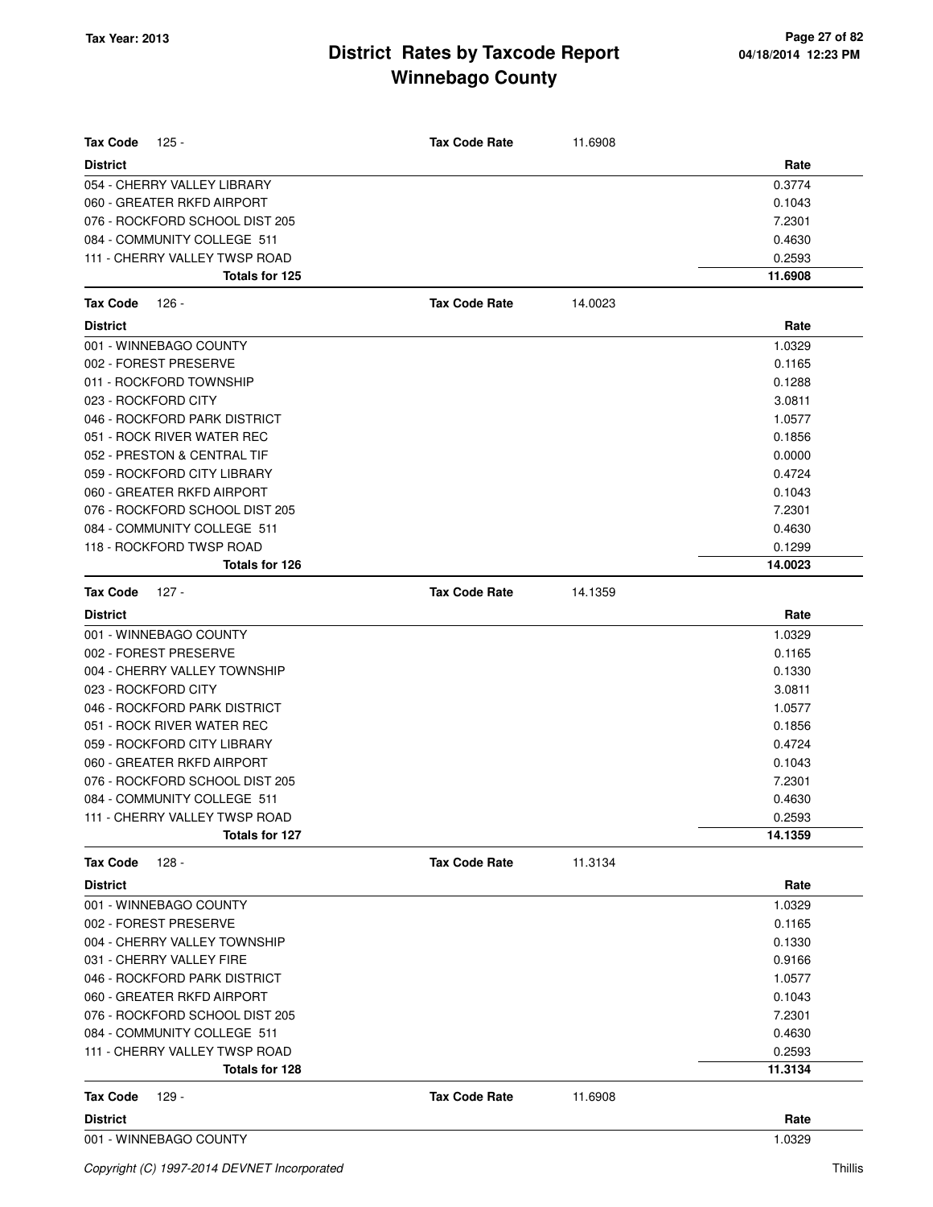# District Rates by Taxcode Report
# Winnebago County

Tax Year: 2013

| Tax Code 125 - | Tax Code Rate | 11.6908 |
|---|---|---|
| **District** | | **Rate** |
| 054 - CHERRY VALLEY LIBRARY | | 0.3774 |
| 060 - GREATER RKFD AIRPORT | | 0.1043 |
| 076 - ROCKFORD SCHOOL DIST 205 | | 7.2301 |
| 084 - COMMUNITY COLLEGE 511 | | 0.4630 |
| 111 - CHERRY VALLEY TWSP ROAD | | 0.2593 |
| **Totals for 125** | | **11.6908** |

| Tax Code 126 - | Tax Code Rate | 14.0023 |
|---|---|---|
| **District** | | **Rate** |
| 001 - WINNEBAGO COUNTY | | 1.0329 |
| 002 - FOREST PRESERVE | | 0.1165 |
| 011 - ROCKFORD TOWNSHIP | | 0.1288 |
| 023 - ROCKFORD CITY | | 3.0811 |
| 046 - ROCKFORD PARK DISTRICT | | 1.0577 |
| 051 - ROCK RIVER WATER REC | | 0.1856 |
| 052 - PRESTON & CENTRAL TIF | | 0.0000 |
| 059 - ROCKFORD CITY LIBRARY | | 0.4724 |
| 060 - GREATER RKFD AIRPORT | | 0.1043 |
| 076 - ROCKFORD SCHOOL DIST 205 | | 7.2301 |
| 084 - COMMUNITY COLLEGE 511 | | 0.4630 |
| 118 - ROCKFORD TWSP ROAD | | 0.1299 |
| **Totals for 126** | | **14.0023** |

| Tax Code 127 - | Tax Code Rate | 14.1359 |
|---|---|---|
| **District** | | **Rate** |
| 001 - WINNEBAGO COUNTY | | 1.0329 |
| 002 - FOREST PRESERVE | | 0.1165 |
| 004 - CHERRY VALLEY TOWNSHIP | | 0.1330 |
| 023 - ROCKFORD CITY | | 3.0811 |
| 046 - ROCKFORD PARK DISTRICT | | 1.0577 |
| 051 - ROCK RIVER WATER REC | | 0.1856 |
| 059 - ROCKFORD CITY LIBRARY | | 0.4724 |
| 060 - GREATER RKFD AIRPORT | | 0.1043 |
| 076 - ROCKFORD SCHOOL DIST 205 | | 7.2301 |
| 084 - COMMUNITY COLLEGE 511 | | 0.4630 |
| 111 - CHERRY VALLEY TWSP ROAD | | 0.2593 |
| **Totals for 127** | | **14.1359** |

| Tax Code 128 - | Tax Code Rate | 11.3134 |
|---|---|---|
| **District** | | **Rate** |
| 001 - WINNEBAGO COUNTY | | 1.0329 |
| 002 - FOREST PRESERVE | | 0.1165 |
| 004 - CHERRY VALLEY TOWNSHIP | | 0.1330 |
| 031 - CHERRY VALLEY FIRE | | 0.9166 |
| 046 - ROCKFORD PARK DISTRICT | | 1.0577 |
| 060 - GREATER RKFD AIRPORT | | 0.1043 |
| 076 - ROCKFORD SCHOOL DIST 205 | | 7.2301 |
| 084 - COMMUNITY COLLEGE 511 | | 0.4630 |
| 111 - CHERRY VALLEY TWSP ROAD | | 0.2593 |
| **Totals for 128** | | **11.3134** |

| Tax Code 129 - | Tax Code Rate | 11.6908 |
|---|---|---|
| **District** | | **Rate** |
| 001 - WINNEBAGO COUNTY | | 1.0329 |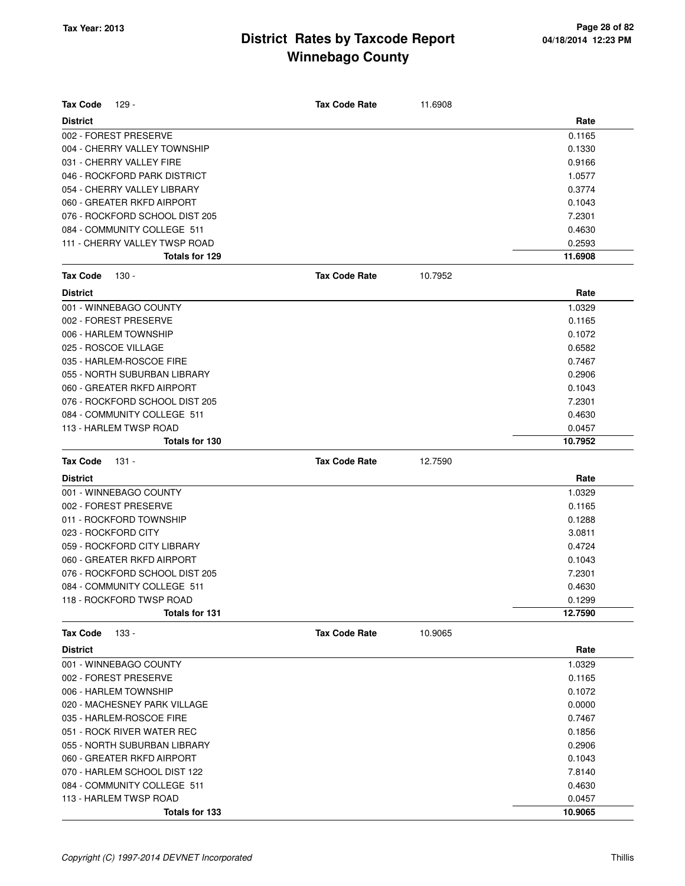# District Rates by Taxcode Report
# Winnebago County

Tax Year: 2013

**Tax Code** 129 - **Tax Code Rate** 11.6908

| District | Rate |
|---|---|
| 002 - FOREST PRESERVE | 0.1165 |
| 004 - CHERRY VALLEY TOWNSHIP | 0.1330 |
| 031 - CHERRY VALLEY FIRE | 0.9166 |
| 046 - ROCKFORD PARK DISTRICT | 1.0577 |
| 054 - CHERRY VALLEY LIBRARY | 0.3774 |
| 060 - GREATER RKFD AIRPORT | 0.1043 |
| 076 - ROCKFORD SCHOOL DIST 205 | 7.2301 |
| 084 - COMMUNITY COLLEGE 511 | 0.4630 |
| 111 - CHERRY VALLEY TWSP ROAD | 0.2593 |
| **Totals for 129** | **11.6908** |

**Tax Code** 130 - **Tax Code Rate** 10.7952

| District | Rate |
|---|---|
| 001 - WINNEBAGO COUNTY | 1.0329 |
| 002 - FOREST PRESERVE | 0.1165 |
| 006 - HARLEM TOWNSHIP | 0.1072 |
| 025 - ROSCOE VILLAGE | 0.6582 |
| 035 - HARLEM-ROSCOE FIRE | 0.7467 |
| 055 - NORTH SUBURBAN LIBRARY | 0.2906 |
| 060 - GREATER RKFD AIRPORT | 0.1043 |
| 076 - ROCKFORD SCHOOL DIST 205 | 7.2301 |
| 084 - COMMUNITY COLLEGE 511 | 0.4630 |
| 113 - HARLEM TWSP ROAD | 0.0457 |
| **Totals for 130** | **10.7952** |

**Tax Code** 131 - **Tax Code Rate** 12.7590

| District | Rate |
|---|---|
| 001 - WINNEBAGO COUNTY | 1.0329 |
| 002 - FOREST PRESERVE | 0.1165 |
| 011 - ROCKFORD TOWNSHIP | 0.1288 |
| 023 - ROCKFORD CITY | 3.0811 |
| 059 - ROCKFORD CITY LIBRARY | 0.4724 |
| 060 - GREATER RKFD AIRPORT | 0.1043 |
| 076 - ROCKFORD SCHOOL DIST 205 | 7.2301 |
| 084 - COMMUNITY COLLEGE 511 | 0.4630 |
| 118 - ROCKFORD TWSP ROAD | 0.1299 |
| **Totals for 131** | **12.7590** |

**Tax Code** 133 - **Tax Code Rate** 10.9065

| District | Rate |
|---|---|
| 001 - WINNEBAGO COUNTY | 1.0329 |
| 002 - FOREST PRESERVE | 0.1165 |
| 006 - HARLEM TOWNSHIP | 0.1072 |
| 020 - MACHESNEY PARK VILLAGE | 0.0000 |
| 035 - HARLEM-ROSCOE FIRE | 0.7467 |
| 051 - ROCK RIVER WATER REC | 0.1856 |
| 055 - NORTH SUBURBAN LIBRARY | 0.2906 |
| 060 - GREATER RKFD AIRPORT | 0.1043 |
| 070 - HARLEM SCHOOL DIST 122 | 7.8140 |
| 084 - COMMUNITY COLLEGE 511 | 0.4630 |
| 113 - HARLEM TWSP ROAD | 0.0457 |
| **Totals for 133** | **10.9065** |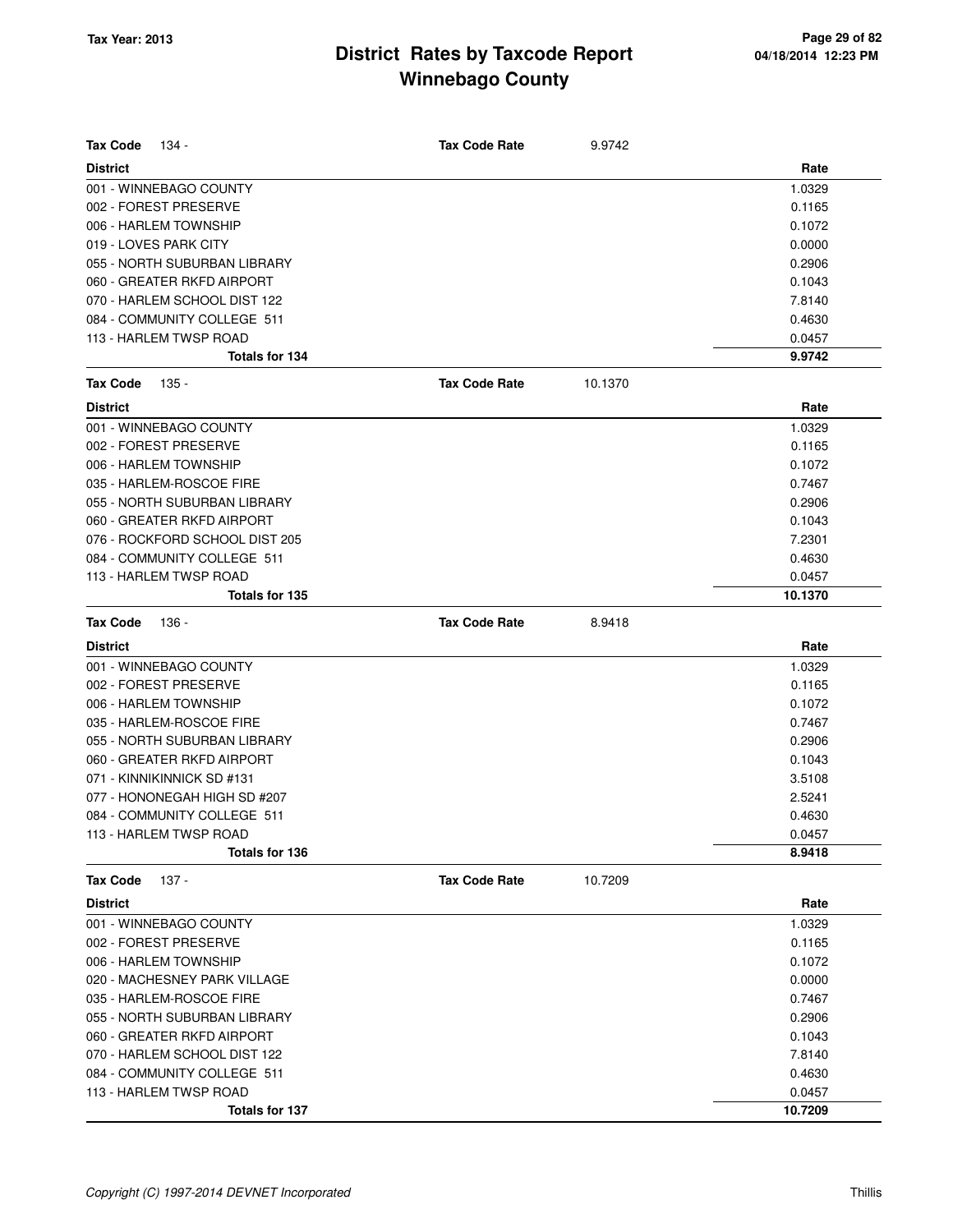# District Rates by Taxcode Report
## Winnebago County

**Tax Year: 2013**

**Tax Code** 134 - **Tax Code Rate** 9.9742

| District | Rate |
|---|---|
| 001 - WINNEBAGO COUNTY | 1.0329 |
| 002 - FOREST PRESERVE | 0.1165 |
| 006 - HARLEM TOWNSHIP | 0.1072 |
| 019 - LOVES PARK CITY | 0.0000 |
| 055 - NORTH SUBURBAN LIBRARY | 0.2906 |
| 060 - GREATER RKFD AIRPORT | 0.1043 |
| 070 - HARLEM SCHOOL DIST 122 | 7.8140 |
| 084 - COMMUNITY COLLEGE 511 | 0.4630 |
| 113 - HARLEM TWSP ROAD | 0.0457 |
| **Totals for 134** | **9.9742** |

**Tax Code** 135 - **Tax Code Rate** 10.1370

| District | Rate |
|---|---|
| 001 - WINNEBAGO COUNTY | 1.0329 |
| 002 - FOREST PRESERVE | 0.1165 |
| 006 - HARLEM TOWNSHIP | 0.1072 |
| 035 - HARLEM-ROSCOE FIRE | 0.7467 |
| 055 - NORTH SUBURBAN LIBRARY | 0.2906 |
| 060 - GREATER RKFD AIRPORT | 0.1043 |
| 076 - ROCKFORD SCHOOL DIST 205 | 7.2301 |
| 084 - COMMUNITY COLLEGE 511 | 0.4630 |
| 113 - HARLEM TWSP ROAD | 0.0457 |
| **Totals for 135** | **10.1370** |

**Tax Code** 136 - **Tax Code Rate** 8.9418

| District | Rate |
|---|---|
| 001 - WINNEBAGO COUNTY | 1.0329 |
| 002 - FOREST PRESERVE | 0.1165 |
| 006 - HARLEM TOWNSHIP | 0.1072 |
| 035 - HARLEM-ROSCOE FIRE | 0.7467 |
| 055 - NORTH SUBURBAN LIBRARY | 0.2906 |
| 060 - GREATER RKFD AIRPORT | 0.1043 |
| 071 - KINNIKINNICK SD #131 | 3.5108 |
| 077 - HONONEGAH HIGH SD #207 | 2.5241 |
| 084 - COMMUNITY COLLEGE 511 | 0.4630 |
| 113 - HARLEM TWSP ROAD | 0.0457 |
| **Totals for 136** | **8.9418** |

**Tax Code** 137 - **Tax Code Rate** 10.7209

| District | Rate |
|---|---|
| 001 - WINNEBAGO COUNTY | 1.0329 |
| 002 - FOREST PRESERVE | 0.1165 |
| 006 - HARLEM TOWNSHIP | 0.1072 |
| 020 - MACHESNEY PARK VILLAGE | 0.0000 |
| 035 - HARLEM-ROSCOE FIRE | 0.7467 |
| 055 - NORTH SUBURBAN LIBRARY | 0.2906 |
| 060 - GREATER RKFD AIRPORT | 0.1043 |
| 070 - HARLEM SCHOOL DIST 122 | 7.8140 |
| 084 - COMMUNITY COLLEGE 511 | 0.4630 |
| 113 - HARLEM TWSP ROAD | 0.0457 |
| **Totals for 137** | **10.7209** |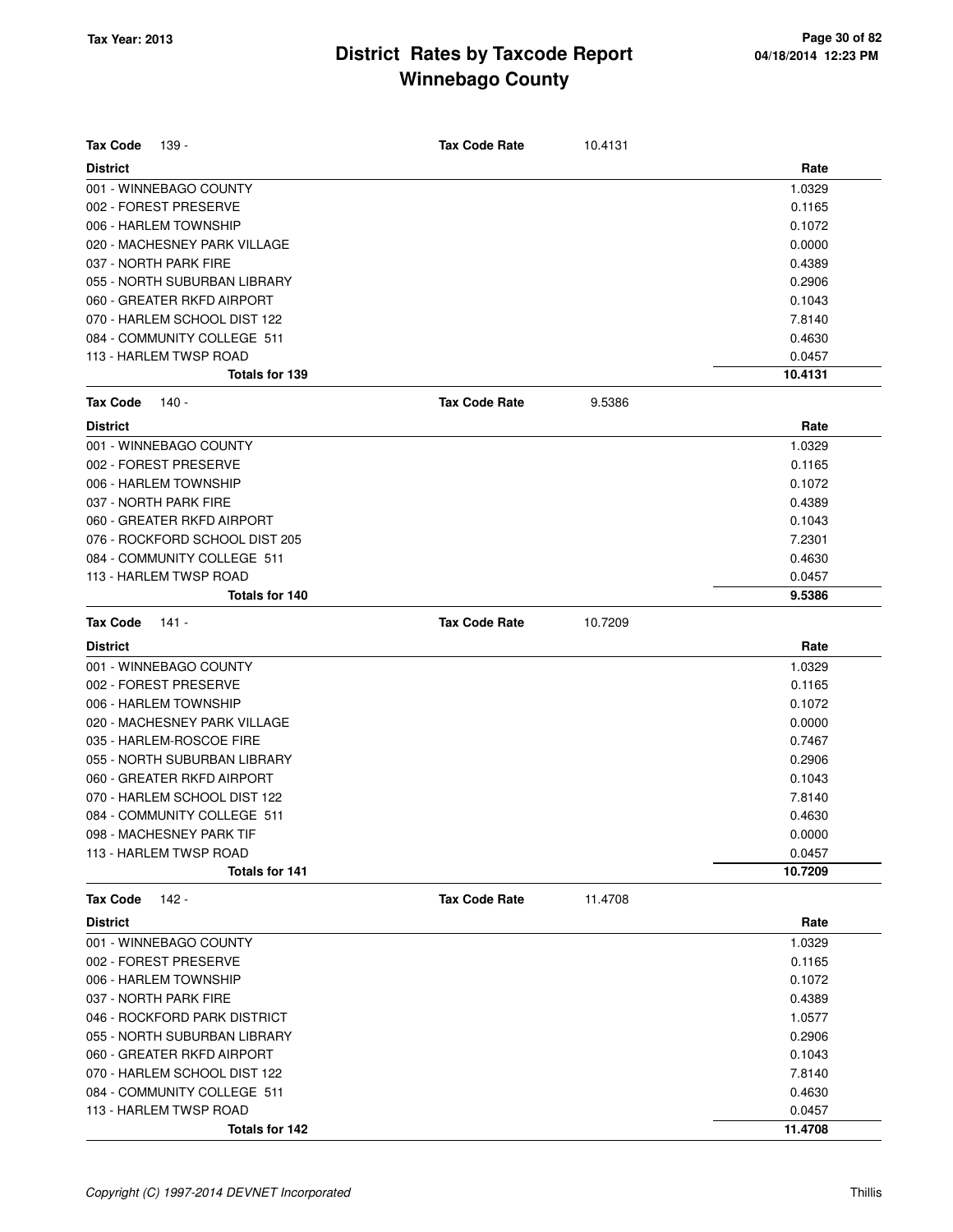# District Rates by Taxcode Report
## Winnebago County

Tax Year: 2013

**Tax Code** 139 - **Tax Code Rate** 10.4131

| District | Rate |
|---|---|
| 001 - WINNEBAGO COUNTY | 1.0329 |
| 002 - FOREST PRESERVE | 0.1165 |
| 006 - HARLEM TOWNSHIP | 0.1072 |
| 020 - MACHESNEY PARK VILLAGE | 0.0000 |
| 037 - NORTH PARK FIRE | 0.4389 |
| 055 - NORTH SUBURBAN LIBRARY | 0.2906 |
| 060 - GREATER RKFD AIRPORT | 0.1043 |
| 070 - HARLEM SCHOOL DIST 122 | 7.8140 |
| 084 - COMMUNITY COLLEGE 511 | 0.4630 |
| 113 - HARLEM TWSP ROAD | 0.0457 |
| **Totals for 139** | **10.4131** |

**Tax Code** 140 - **Tax Code Rate** 9.5386

| District | Rate |
|---|---|
| 001 - WINNEBAGO COUNTY | 1.0329 |
| 002 - FOREST PRESERVE | 0.1165 |
| 006 - HARLEM TOWNSHIP | 0.1072 |
| 037 - NORTH PARK FIRE | 0.4389 |
| 060 - GREATER RKFD AIRPORT | 0.1043 |
| 076 - ROCKFORD SCHOOL DIST 205 | 7.2301 |
| 084 - COMMUNITY COLLEGE 511 | 0.4630 |
| 113 - HARLEM TWSP ROAD | 0.0457 |
| **Totals for 140** | **9.5386** |

**Tax Code** 141 - **Tax Code Rate** 10.7209

| District | Rate |
|---|---|
| 001 - WINNEBAGO COUNTY | 1.0329 |
| 002 - FOREST PRESERVE | 0.1165 |
| 006 - HARLEM TOWNSHIP | 0.1072 |
| 020 - MACHESNEY PARK VILLAGE | 0.0000 |
| 035 - HARLEM-ROSCOE FIRE | 0.7467 |
| 055 - NORTH SUBURBAN LIBRARY | 0.2906 |
| 060 - GREATER RKFD AIRPORT | 0.1043 |
| 070 - HARLEM SCHOOL DIST 122 | 7.8140 |
| 084 - COMMUNITY COLLEGE 511 | 0.4630 |
| 098 - MACHESNEY PARK TIF | 0.0000 |
| 113 - HARLEM TWSP ROAD | 0.0457 |
| **Totals for 141** | **10.7209** |

**Tax Code** 142 - **Tax Code Rate** 11.4708

| District | Rate |
|---|---|
| 001 - WINNEBAGO COUNTY | 1.0329 |
| 002 - FOREST PRESERVE | 0.1165 |
| 006 - HARLEM TOWNSHIP | 0.1072 |
| 037 - NORTH PARK FIRE | 0.4389 |
| 046 - ROCKFORD PARK DISTRICT | 1.0577 |
| 055 - NORTH SUBURBAN LIBRARY | 0.2906 |
| 060 - GREATER RKFD AIRPORT | 0.1043 |
| 070 - HARLEM SCHOOL DIST 122 | 7.8140 |
| 084 - COMMUNITY COLLEGE 511 | 0.4630 |
| 113 - HARLEM TWSP ROAD | 0.0457 |
| **Totals for 142** | **11.4708** |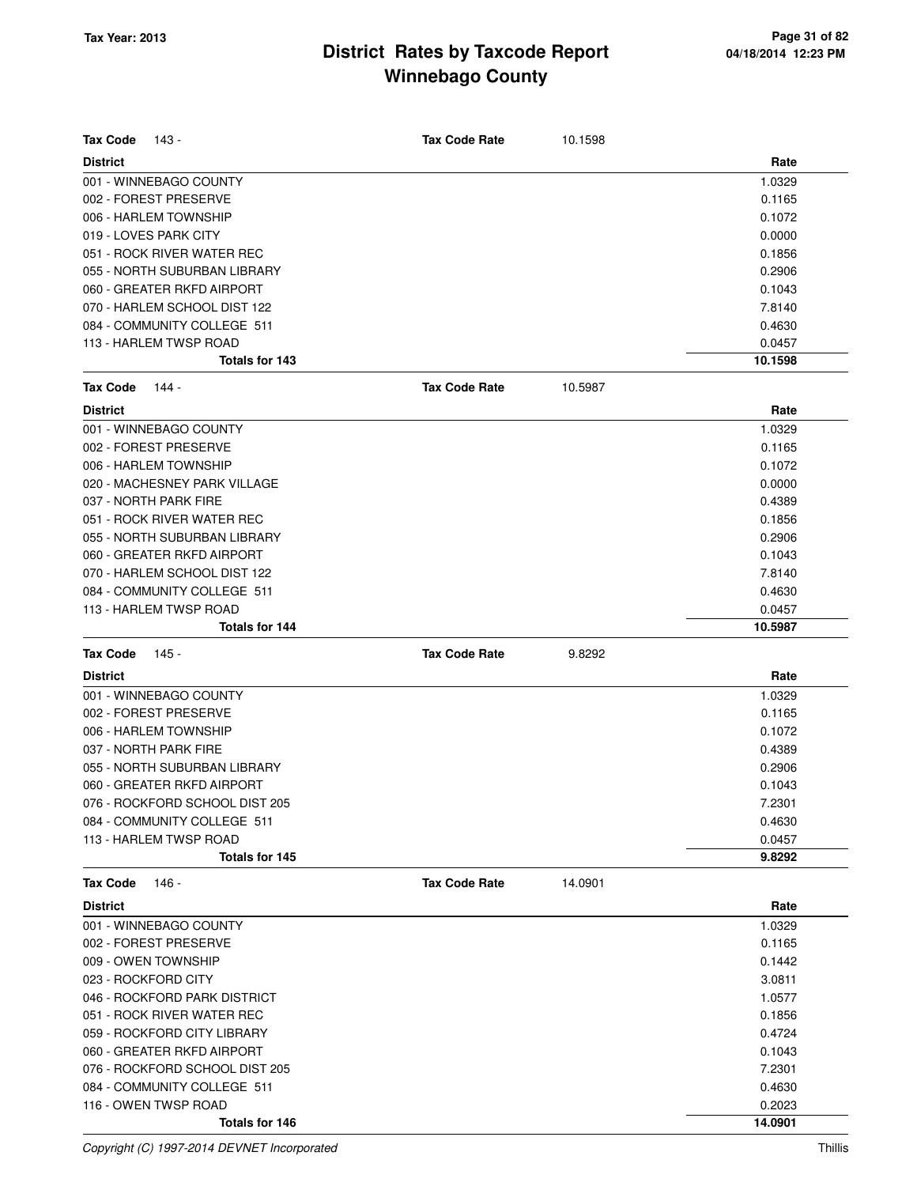# District Rates by Taxcode Report
## Winnebago County

Tax Year: 2013

**Tax Code** 143 - **Tax Code Rate** 10.1598

| District | Rate |
|---|---|
| 001 - WINNEBAGO COUNTY | 1.0329 |
| 002 - FOREST PRESERVE | 0.1165 |
| 006 - HARLEM TOWNSHIP | 0.1072 |
| 019 - LOVES PARK CITY | 0.0000 |
| 051 - ROCK RIVER WATER REC | 0.1856 |
| 055 - NORTH SUBURBAN LIBRARY | 0.2906 |
| 060 - GREATER RKFD AIRPORT | 0.1043 |
| 070 - HARLEM SCHOOL DIST 122 | 7.8140 |
| 084 - COMMUNITY COLLEGE 511 | 0.4630 |
| 113 - HARLEM TWSP ROAD | 0.0457 |
| **Totals for 143** | **10.1598** |

**Tax Code** 144 - **Tax Code Rate** 10.5987

| District | Rate |
|---|---|
| 001 - WINNEBAGO COUNTY | 1.0329 |
| 002 - FOREST PRESERVE | 0.1165 |
| 006 - HARLEM TOWNSHIP | 0.1072 |
| 020 - MACHESNEY PARK VILLAGE | 0.0000 |
| 037 - NORTH PARK FIRE | 0.4389 |
| 051 - ROCK RIVER WATER REC | 0.1856 |
| 055 - NORTH SUBURBAN LIBRARY | 0.2906 |
| 060 - GREATER RKFD AIRPORT | 0.1043 |
| 070 - HARLEM SCHOOL DIST 122 | 7.8140 |
| 084 - COMMUNITY COLLEGE 511 | 0.4630 |
| 113 - HARLEM TWSP ROAD | 0.0457 |
| **Totals for 144** | **10.5987** |

**Tax Code** 145 - **Tax Code Rate** 9.8292

| District | Rate |
|---|---|
| 001 - WINNEBAGO COUNTY | 1.0329 |
| 002 - FOREST PRESERVE | 0.1165 |
| 006 - HARLEM TOWNSHIP | 0.1072 |
| 037 - NORTH PARK FIRE | 0.4389 |
| 055 - NORTH SUBURBAN LIBRARY | 0.2906 |
| 060 - GREATER RKFD AIRPORT | 0.1043 |
| 076 - ROCKFORD SCHOOL DIST 205 | 7.2301 |
| 084 - COMMUNITY COLLEGE 511 | 0.4630 |
| 113 - HARLEM TWSP ROAD | 0.0457 |
| **Totals for 145** | **9.8292** |

**Tax Code** 146 - **Tax Code Rate** 14.0901

| District | Rate |
|---|---|
| 001 - WINNEBAGO COUNTY | 1.0329 |
| 002 - FOREST PRESERVE | 0.1165 |
| 009 - OWEN TOWNSHIP | 0.1442 |
| 023 - ROCKFORD CITY | 3.0811 |
| 046 - ROCKFORD PARK DISTRICT | 1.0577 |
| 051 - ROCK RIVER WATER REC | 0.1856 |
| 059 - ROCKFORD CITY LIBRARY | 0.4724 |
| 060 - GREATER RKFD AIRPORT | 0.1043 |
| 076 - ROCKFORD SCHOOL DIST 205 | 7.2301 |
| 084 - COMMUNITY COLLEGE 511 | 0.4630 |
| 116 - OWEN TWSP ROAD | 0.2023 |
| **Totals for 146** | **14.0901** |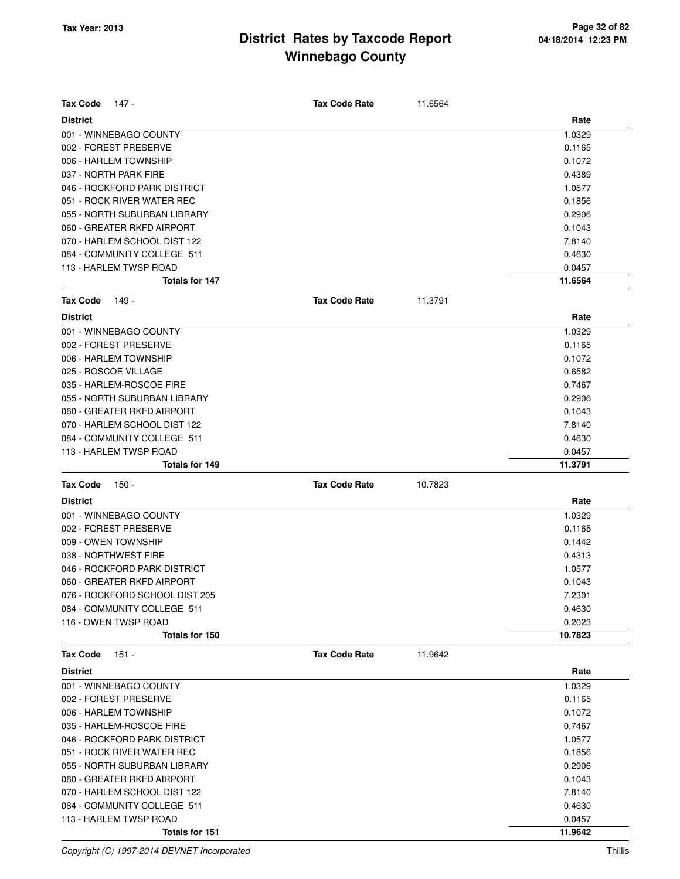# District Rates by Taxcode Report
# Winnebago County

Tax Year: 2013

**Tax Code** 147 - **Tax Code Rate** 11.6564

| District | Rate |
|---|---|
| 001 - WINNEBAGO COUNTY | 1.0329 |
| 002 - FOREST PRESERVE | 0.1165 |
| 006 - HARLEM TOWNSHIP | 0.1072 |
| 037 - NORTH PARK FIRE | 0.4389 |
| 046 - ROCKFORD PARK DISTRICT | 1.0577 |
| 051 - ROCK RIVER WATER REC | 0.1856 |
| 055 - NORTH SUBURBAN LIBRARY | 0.2906 |
| 060 - GREATER RKFD AIRPORT | 0.1043 |
| 070 - HARLEM SCHOOL DIST 122 | 7.8140 |
| 084 - COMMUNITY COLLEGE 511 | 0.4630 |
| 113 - HARLEM TWSP ROAD | 0.0457 |
| **Totals for 147** | **11.6564** |

**Tax Code** 149 - **Tax Code Rate** 11.3791

| District | Rate |
|---|---|
| 001 - WINNEBAGO COUNTY | 1.0329 |
| 002 - FOREST PRESERVE | 0.1165 |
| 006 - HARLEM TOWNSHIP | 0.1072 |
| 025 - ROSCOE VILLAGE | 0.6582 |
| 035 - HARLEM-ROSCOE FIRE | 0.7467 |
| 055 - NORTH SUBURBAN LIBRARY | 0.2906 |
| 060 - GREATER RKFD AIRPORT | 0.1043 |
| 070 - HARLEM SCHOOL DIST 122 | 7.8140 |
| 084 - COMMUNITY COLLEGE 511 | 0.4630 |
| 113 - HARLEM TWSP ROAD | 0.0457 |
| **Totals for 149** | **11.3791** |

**Tax Code** 150 - **Tax Code Rate** 10.7823

| District | Rate |
|---|---|
| 001 - WINNEBAGO COUNTY | 1.0329 |
| 002 - FOREST PRESERVE | 0.1165 |
| 009 - OWEN TOWNSHIP | 0.1442 |
| 038 - NORTHWEST FIRE | 0.4313 |
| 046 - ROCKFORD PARK DISTRICT | 1.0577 |
| 060 - GREATER RKFD AIRPORT | 0.1043 |
| 076 - ROCKFORD SCHOOL DIST 205 | 7.2301 |
| 084 - COMMUNITY COLLEGE 511 | 0.4630 |
| 116 - OWEN TWSP ROAD | 0.2023 |
| **Totals for 150** | **10.7823** |

**Tax Code** 151 - **Tax Code Rate** 11.9642

| District | Rate |
|---|---|
| 001 - WINNEBAGO COUNTY | 1.0329 |
| 002 - FOREST PRESERVE | 0.1165 |
| 006 - HARLEM TOWNSHIP | 0.1072 |
| 035 - HARLEM-ROSCOE FIRE | 0.7467 |
| 046 - ROCKFORD PARK DISTRICT | 1.0577 |
| 051 - ROCK RIVER WATER REC | 0.1856 |
| 055 - NORTH SUBURBAN LIBRARY | 0.2906 |
| 060 - GREATER RKFD AIRPORT | 0.1043 |
| 070 - HARLEM SCHOOL DIST 122 | 7.8140 |
| 084 - COMMUNITY COLLEGE 511 | 0.4630 |
| 113 - HARLEM TWSP ROAD | 0.0457 |
| **Totals for 151** | **11.9642** |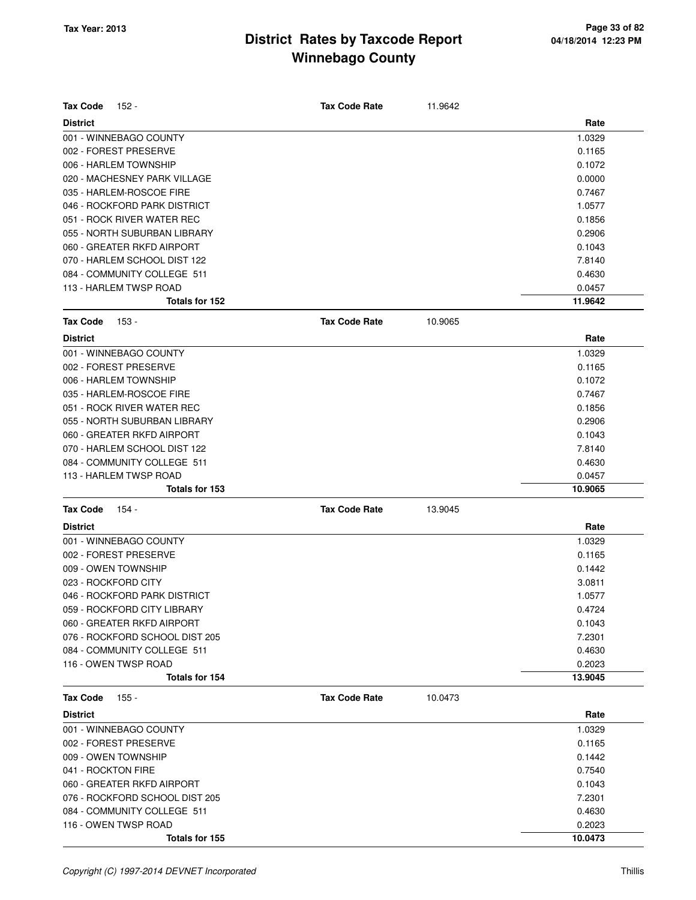# District Rates by Taxcode Report
## Winnebago County

Tax Year: 2013

**Tax Code** 152 - **Tax Code Rate** 11.9642

| District | Rate |
|---|---|
| 001 - WINNEBAGO COUNTY | 1.0329 |
| 002 - FOREST PRESERVE | 0.1165 |
| 006 - HARLEM TOWNSHIP | 0.1072 |
| 020 - MACHESNEY PARK VILLAGE | 0.0000 |
| 035 - HARLEM-ROSCOE FIRE | 0.7467 |
| 046 - ROCKFORD PARK DISTRICT | 1.0577 |
| 051 - ROCK RIVER WATER REC | 0.1856 |
| 055 - NORTH SUBURBAN LIBRARY | 0.2906 |
| 060 - GREATER RKFD AIRPORT | 0.1043 |
| 070 - HARLEM SCHOOL DIST 122 | 7.8140 |
| 084 - COMMUNITY COLLEGE 511 | 0.4630 |
| 113 - HARLEM TWSP ROAD | 0.0457 |
| **Totals for 152** | **11.9642** |

**Tax Code** 153 - **Tax Code Rate** 10.9065

| District | Rate |
|---|---|
| 001 - WINNEBAGO COUNTY | 1.0329 |
| 002 - FOREST PRESERVE | 0.1165 |
| 006 - HARLEM TOWNSHIP | 0.1072 |
| 035 - HARLEM-ROSCOE FIRE | 0.7467 |
| 051 - ROCK RIVER WATER REC | 0.1856 |
| 055 - NORTH SUBURBAN LIBRARY | 0.2906 |
| 060 - GREATER RKFD AIRPORT | 0.1043 |
| 070 - HARLEM SCHOOL DIST 122 | 7.8140 |
| 084 - COMMUNITY COLLEGE 511 | 0.4630 |
| 113 - HARLEM TWSP ROAD | 0.0457 |
| **Totals for 153** | **10.9065** |

**Tax Code** 154 - **Tax Code Rate** 13.9045

| District | Rate |
|---|---|
| 001 - WINNEBAGO COUNTY | 1.0329 |
| 002 - FOREST PRESERVE | 0.1165 |
| 009 - OWEN TOWNSHIP | 0.1442 |
| 023 - ROCKFORD CITY | 3.0811 |
| 046 - ROCKFORD PARK DISTRICT | 1.0577 |
| 059 - ROCKFORD CITY LIBRARY | 0.4724 |
| 060 - GREATER RKFD AIRPORT | 0.1043 |
| 076 - ROCKFORD SCHOOL DIST 205 | 7.2301 |
| 084 - COMMUNITY COLLEGE 511 | 0.4630 |
| 116 - OWEN TWSP ROAD | 0.2023 |
| **Totals for 154** | **13.9045** |

**Tax Code** 155 - **Tax Code Rate** 10.0473

| District | Rate |
|---|---|
| 001 - WINNEBAGO COUNTY | 1.0329 |
| 002 - FOREST PRESERVE | 0.1165 |
| 009 - OWEN TOWNSHIP | 0.1442 |
| 041 - ROCKTON FIRE | 0.7540 |
| 060 - GREATER RKFD AIRPORT | 0.1043 |
| 076 - ROCKFORD SCHOOL DIST 205 | 7.2301 |
| 084 - COMMUNITY COLLEGE 511 | 0.4630 |
| 116 - OWEN TWSP ROAD | 0.2023 |
| **Totals for 155** | **10.0473** |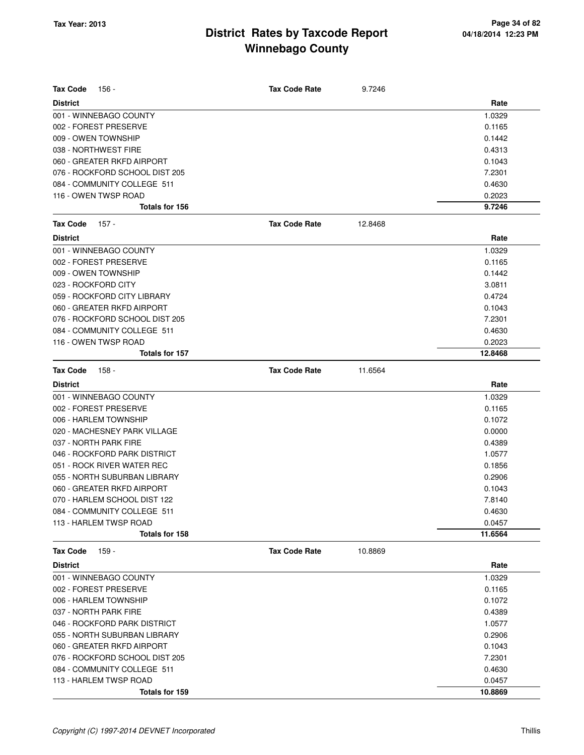# District Rates by Taxcode Report
## Winnebago County

Tax Year: 2013

**Tax Code** 156 - **Tax Code Rate** 9.7246

| District | Rate |
|---|---|
| 001 - WINNEBAGO COUNTY | 1.0329 |
| 002 - FOREST PRESERVE | 0.1165 |
| 009 - OWEN TOWNSHIP | 0.1442 |
| 038 - NORTHWEST FIRE | 0.4313 |
| 060 - GREATER RKFD AIRPORT | 0.1043 |
| 076 - ROCKFORD SCHOOL DIST 205 | 7.2301 |
| 084 - COMMUNITY COLLEGE 511 | 0.4630 |
| 116 - OWEN TWSP ROAD | 0.2023 |
| **Totals for 156** | **9.7246** |

**Tax Code** 157 - **Tax Code Rate** 12.8468

| District | Rate |
|---|---|
| 001 - WINNEBAGO COUNTY | 1.0329 |
| 002 - FOREST PRESERVE | 0.1165 |
| 009 - OWEN TOWNSHIP | 0.1442 |
| 023 - ROCKFORD CITY | 3.0811 |
| 059 - ROCKFORD CITY LIBRARY | 0.4724 |
| 060 - GREATER RKFD AIRPORT | 0.1043 |
| 076 - ROCKFORD SCHOOL DIST 205 | 7.2301 |
| 084 - COMMUNITY COLLEGE 511 | 0.4630 |
| 116 - OWEN TWSP ROAD | 0.2023 |
| **Totals for 157** | **12.8468** |

**Tax Code** 158 - **Tax Code Rate** 11.6564

| District | Rate |
|---|---|
| 001 - WINNEBAGO COUNTY | 1.0329 |
| 002 - FOREST PRESERVE | 0.1165 |
| 006 - HARLEM TOWNSHIP | 0.1072 |
| 020 - MACHESNEY PARK VILLAGE | 0.0000 |
| 037 - NORTH PARK FIRE | 0.4389 |
| 046 - ROCKFORD PARK DISTRICT | 1.0577 |
| 051 - ROCK RIVER WATER REC | 0.1856 |
| 055 - NORTH SUBURBAN LIBRARY | 0.2906 |
| 060 - GREATER RKFD AIRPORT | 0.1043 |
| 070 - HARLEM SCHOOL DIST 122 | 7.8140 |
| 084 - COMMUNITY COLLEGE 511 | 0.4630 |
| 113 - HARLEM TWSP ROAD | 0.0457 |
| **Totals for 158** | **11.6564** |

**Tax Code** 159 - **Tax Code Rate** 10.8869

| District | Rate |
|---|---|
| 001 - WINNEBAGO COUNTY | 1.0329 |
| 002 - FOREST PRESERVE | 0.1165 |
| 006 - HARLEM TOWNSHIP | 0.1072 |
| 037 - NORTH PARK FIRE | 0.4389 |
| 046 - ROCKFORD PARK DISTRICT | 1.0577 |
| 055 - NORTH SUBURBAN LIBRARY | 0.2906 |
| 060 - GREATER RKFD AIRPORT | 0.1043 |
| 076 - ROCKFORD SCHOOL DIST 205 | 7.2301 |
| 084 - COMMUNITY COLLEGE 511 | 0.4630 |
| 113 - HARLEM TWSP ROAD | 0.0457 |
| **Totals for 159** | **10.8869** |

*Copyright (C) 1997-2014 DEVNET Incorporated* Thillis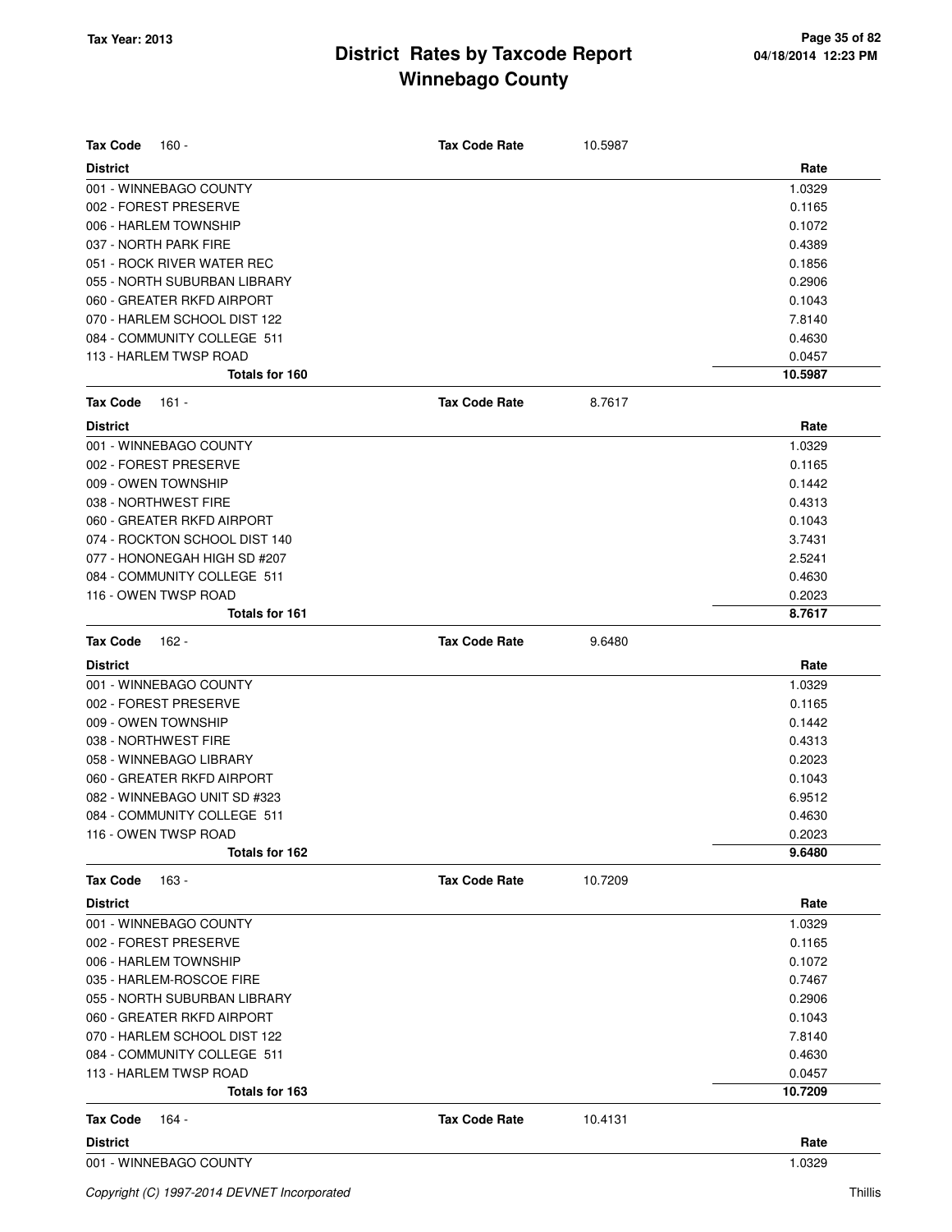# District Rates by Taxcode Report
# Winnebago County

**Tax Year: 2013**

04/18/2014 12:23 PM

**Tax Code** 160 - **Tax Code Rate** 10.5987

| District | Rate |
|---|---|
| 001 - WINNEBAGO COUNTY | 1.0329 |
| 002 - FOREST PRESERVE | 0.1165 |
| 006 - HARLEM TOWNSHIP | 0.1072 |
| 037 - NORTH PARK FIRE | 0.4389 |
| 051 - ROCK RIVER WATER REC | 0.1856 |
| 055 - NORTH SUBURBAN LIBRARY | 0.2906 |
| 060 - GREATER RKFD AIRPORT | 0.1043 |
| 070 - HARLEM SCHOOL DIST 122 | 7.8140 |
| 084 - COMMUNITY COLLEGE 511 | 0.4630 |
| 113 - HARLEM TWSP ROAD | 0.0457 |
| **Totals for 160** | **10.5987** |

**Tax Code** 161 - **Tax Code Rate** 8.7617

| District | Rate |
|---|---|
| 001 - WINNEBAGO COUNTY | 1.0329 |
| 002 - FOREST PRESERVE | 0.1165 |
| 009 - OWEN TOWNSHIP | 0.1442 |
| 038 - NORTHWEST FIRE | 0.4313 |
| 060 - GREATER RKFD AIRPORT | 0.1043 |
| 074 - ROCKTON SCHOOL DIST 140 | 3.7431 |
| 077 - HONONEGAH HIGH SD #207 | 2.5241 |
| 084 - COMMUNITY COLLEGE 511 | 0.4630 |
| 116 - OWEN TWSP ROAD | 0.2023 |
| **Totals for 161** | **8.7617** |

**Tax Code** 162 - **Tax Code Rate** 9.6480

| District | Rate |
|---|---|
| 001 - WINNEBAGO COUNTY | 1.0329 |
| 002 - FOREST PRESERVE | 0.1165 |
| 009 - OWEN TOWNSHIP | 0.1442 |
| 038 - NORTHWEST FIRE | 0.4313 |
| 058 - WINNEBAGO LIBRARY | 0.2023 |
| 060 - GREATER RKFD AIRPORT | 0.1043 |
| 082 - WINNEBAGO UNIT SD #323 | 6.9512 |
| 084 - COMMUNITY COLLEGE 511 | 0.4630 |
| 116 - OWEN TWSP ROAD | 0.2023 |
| **Totals for 162** | **9.6480** |

**Tax Code** 163 - **Tax Code Rate** 10.7209

| District | Rate |
|---|---|
| 001 - WINNEBAGO COUNTY | 1.0329 |
| 002 - FOREST PRESERVE | 0.1165 |
| 006 - HARLEM TOWNSHIP | 0.1072 |
| 035 - HARLEM-ROSCOE FIRE | 0.7467 |
| 055 - NORTH SUBURBAN LIBRARY | 0.2906 |
| 060 - GREATER RKFD AIRPORT | 0.1043 |
| 070 - HARLEM SCHOOL DIST 122 | 7.8140 |
| 084 - COMMUNITY COLLEGE 511 | 0.4630 |
| 113 - HARLEM TWSP ROAD | 0.0457 |
| **Totals for 163** | **10.7209** |

**Tax Code** 164 - **Tax Code Rate** 10.4131

| District | Rate |
|---|---|
| 001 - WINNEBAGO COUNTY | 1.0329 |

Copyright (C) 1997-2014 DEVNET Incorporated — Thillis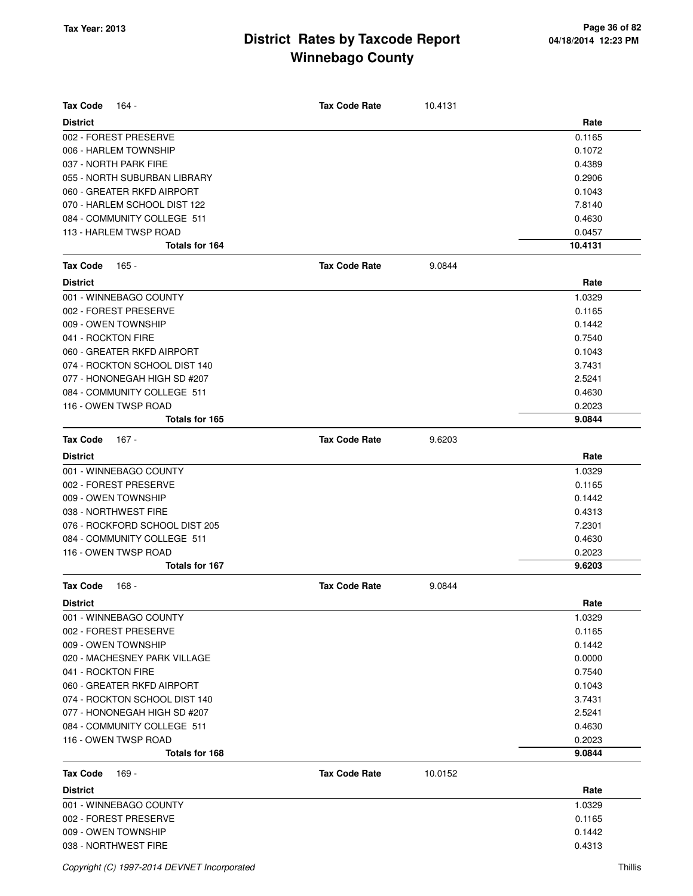# District Rates by Taxcode Report
## Winnebago County

Tax Year: 2013

**Tax Code** 164 - **Tax Code Rate** 10.4131

| District | Rate |
|---|---|
| 002 - FOREST PRESERVE | 0.1165 |
| 006 - HARLEM TOWNSHIP | 0.1072 |
| 037 - NORTH PARK FIRE | 0.4389 |
| 055 - NORTH SUBURBAN LIBRARY | 0.2906 |
| 060 - GREATER RKFD AIRPORT | 0.1043 |
| 070 - HARLEM SCHOOL DIST 122 | 7.8140 |
| 084 - COMMUNITY COLLEGE 511 | 0.4630 |
| 113 - HARLEM TWSP ROAD | 0.0457 |
| **Totals for 164** | **10.4131** |

**Tax Code** 165 - **Tax Code Rate** 9.0844

| District | Rate |
|---|---|
| 001 - WINNEBAGO COUNTY | 1.0329 |
| 002 - FOREST PRESERVE | 0.1165 |
| 009 - OWEN TOWNSHIP | 0.1442 |
| 041 - ROCKTON FIRE | 0.7540 |
| 060 - GREATER RKFD AIRPORT | 0.1043 |
| 074 - ROCKTON SCHOOL DIST 140 | 3.7431 |
| 077 - HONONEGAH HIGH SD #207 | 2.5241 |
| 084 - COMMUNITY COLLEGE 511 | 0.4630 |
| 116 - OWEN TWSP ROAD | 0.2023 |
| **Totals for 165** | **9.0844** |

**Tax Code** 167 - **Tax Code Rate** 9.6203

| District | Rate |
|---|---|
| 001 - WINNEBAGO COUNTY | 1.0329 |
| 002 - FOREST PRESERVE | 0.1165 |
| 009 - OWEN TOWNSHIP | 0.1442 |
| 038 - NORTHWEST FIRE | 0.4313 |
| 076 - ROCKFORD SCHOOL DIST 205 | 7.2301 |
| 084 - COMMUNITY COLLEGE 511 | 0.4630 |
| 116 - OWEN TWSP ROAD | 0.2023 |
| **Totals for 167** | **9.6203** |

**Tax Code** 168 - **Tax Code Rate** 9.0844

| District | Rate |
|---|---|
| 001 - WINNEBAGO COUNTY | 1.0329 |
| 002 - FOREST PRESERVE | 0.1165 |
| 009 - OWEN TOWNSHIP | 0.1442 |
| 020 - MACHESNEY PARK VILLAGE | 0.0000 |
| 041 - ROCKTON FIRE | 0.7540 |
| 060 - GREATER RKFD AIRPORT | 0.1043 |
| 074 - ROCKTON SCHOOL DIST 140 | 3.7431 |
| 077 - HONONEGAH HIGH SD #207 | 2.5241 |
| 084 - COMMUNITY COLLEGE 511 | 0.4630 |
| 116 - OWEN TWSP ROAD | 0.2023 |
| **Totals for 168** | **9.0844** |

**Tax Code** 169 - **Tax Code Rate** 10.0152

| District | Rate |
|---|---|
| 001 - WINNEBAGO COUNTY | 1.0329 |
| 002 - FOREST PRESERVE | 0.1165 |
| 009 - OWEN TOWNSHIP | 0.1442 |
| 038 - NORTHWEST FIRE | 0.4313 |

*Copyright (C) 1997-2014 DEVNET Incorporated* Thillis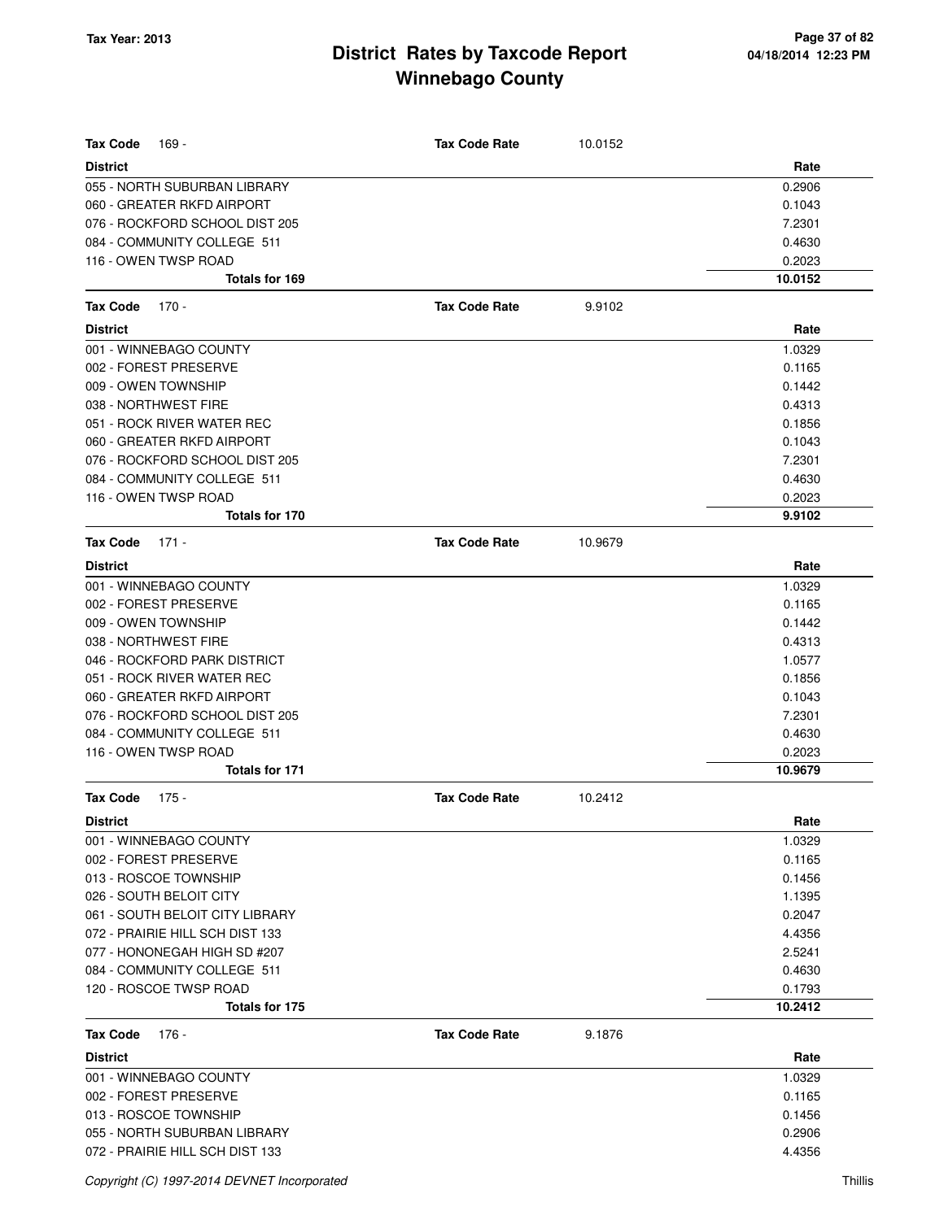# District Rates by Taxcode Report
# Winnebago County

Tax Year: 2013

**Tax Code** 169 - **Tax Code Rate** 10.0152

| District | Rate |
|---|---|
| 055 - NORTH SUBURBAN LIBRARY | 0.2906 |
| 060 - GREATER RKFD AIRPORT | 0.1043 |
| 076 - ROCKFORD SCHOOL DIST 205 | 7.2301 |
| 084 - COMMUNITY COLLEGE 511 | 0.4630 |
| 116 - OWEN TWSP ROAD | 0.2023 |
| **Totals for 169** | **10.0152** |

**Tax Code** 170 - **Tax Code Rate** 9.9102

| District | Rate |
|---|---|
| 001 - WINNEBAGO COUNTY | 1.0329 |
| 002 - FOREST PRESERVE | 0.1165 |
| 009 - OWEN TOWNSHIP | 0.1442 |
| 038 - NORTHWEST FIRE | 0.4313 |
| 051 - ROCK RIVER WATER REC | 0.1856 |
| 060 - GREATER RKFD AIRPORT | 0.1043 |
| 076 - ROCKFORD SCHOOL DIST 205 | 7.2301 |
| 084 - COMMUNITY COLLEGE 511 | 0.4630 |
| 116 - OWEN TWSP ROAD | 0.2023 |
| **Totals for 170** | **9.9102** |

**Tax Code** 171 - **Tax Code Rate** 10.9679

| District | Rate |
|---|---|
| 001 - WINNEBAGO COUNTY | 1.0329 |
| 002 - FOREST PRESERVE | 0.1165 |
| 009 - OWEN TOWNSHIP | 0.1442 |
| 038 - NORTHWEST FIRE | 0.4313 |
| 046 - ROCKFORD PARK DISTRICT | 1.0577 |
| 051 - ROCK RIVER WATER REC | 0.1856 |
| 060 - GREATER RKFD AIRPORT | 0.1043 |
| 076 - ROCKFORD SCHOOL DIST 205 | 7.2301 |
| 084 - COMMUNITY COLLEGE 511 | 0.4630 |
| 116 - OWEN TWSP ROAD | 0.2023 |
| **Totals for 171** | **10.9679** |

**Tax Code** 175 - **Tax Code Rate** 10.2412

| District | Rate |
|---|---|
| 001 - WINNEBAGO COUNTY | 1.0329 |
| 002 - FOREST PRESERVE | 0.1165 |
| 013 - ROSCOE TOWNSHIP | 0.1456 |
| 026 - SOUTH BELOIT CITY | 1.1395 |
| 061 - SOUTH BELOIT CITY LIBRARY | 0.2047 |
| 072 - PRAIRIE HILL SCH DIST 133 | 4.4356 |
| 077 - HONONEGAH HIGH SD #207 | 2.5241 |
| 084 - COMMUNITY COLLEGE 511 | 0.4630 |
| 120 - ROSCOE TWSP ROAD | 0.1793 |
| **Totals for 175** | **10.2412** |

**Tax Code** 176 - **Tax Code Rate** 9.1876

| District | Rate |
|---|---|
| 001 - WINNEBAGO COUNTY | 1.0329 |
| 002 - FOREST PRESERVE | 0.1165 |
| 013 - ROSCOE TOWNSHIP | 0.1456 |
| 055 - NORTH SUBURBAN LIBRARY | 0.2906 |
| 072 - PRAIRIE HILL SCH DIST 133 | 4.4356 |

*Copyright (C) 1997-2014 DEVNET Incorporated*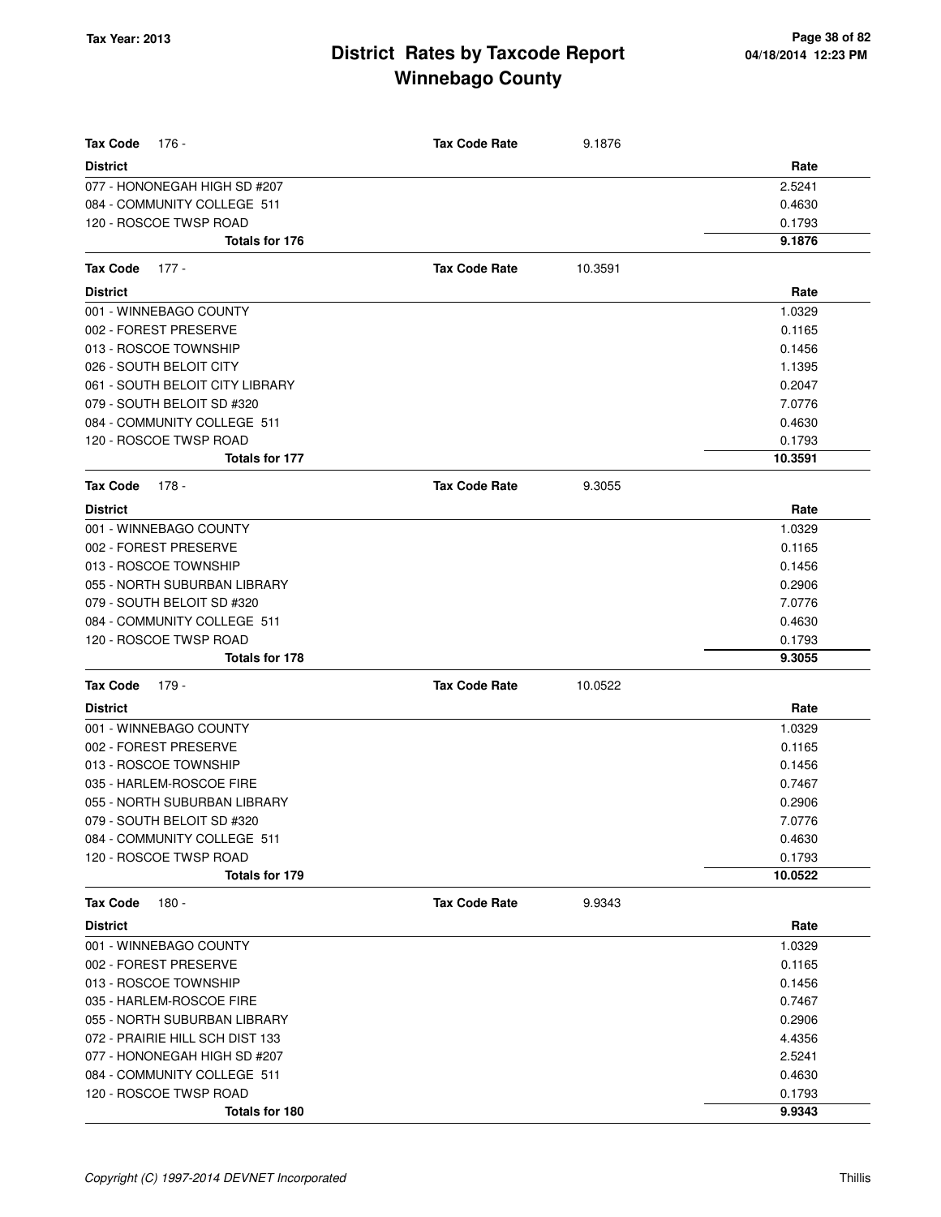# District Rates by Taxcode Report
# Winnebago County

Tax Year: 2013

| Tax Code 176 - | Tax Code Rate | 9.1876 |
|---|---|---|
| **District** | | **Rate** |
| 077 - HONONEGAH HIGH SD #207 | | 2.5241 |
| 084 - COMMUNITY COLLEGE 511 | | 0.4630 |
| 120 - ROSCOE TWSP ROAD | | 0.1793 |
| **Totals for 176** | | **9.1876** |

| Tax Code 177 - | Tax Code Rate | 10.3591 |
|---|---|---|
| **District** | | **Rate** |
| 001 - WINNEBAGO COUNTY | | 1.0329 |
| 002 - FOREST PRESERVE | | 0.1165 |
| 013 - ROSCOE TOWNSHIP | | 0.1456 |
| 026 - SOUTH BELOIT CITY | | 1.1395 |
| 061 - SOUTH BELOIT CITY LIBRARY | | 0.2047 |
| 079 - SOUTH BELOIT SD #320 | | 7.0776 |
| 084 - COMMUNITY COLLEGE 511 | | 0.4630 |
| 120 - ROSCOE TWSP ROAD | | 0.1793 |
| **Totals for 177** | | **10.3591** |

| Tax Code 178 - | Tax Code Rate | 9.3055 |
|---|---|---|
| **District** | | **Rate** |
| 001 - WINNEBAGO COUNTY | | 1.0329 |
| 002 - FOREST PRESERVE | | 0.1165 |
| 013 - ROSCOE TOWNSHIP | | 0.1456 |
| 055 - NORTH SUBURBAN LIBRARY | | 0.2906 |
| 079 - SOUTH BELOIT SD #320 | | 7.0776 |
| 084 - COMMUNITY COLLEGE 511 | | 0.4630 |
| 120 - ROSCOE TWSP ROAD | | 0.1793 |
| **Totals for 178** | | **9.3055** |

| Tax Code 179 - | Tax Code Rate | 10.0522 |
|---|---|---|
| **District** | | **Rate** |
| 001 - WINNEBAGO COUNTY | | 1.0329 |
| 002 - FOREST PRESERVE | | 0.1165 |
| 013 - ROSCOE TOWNSHIP | | 0.1456 |
| 035 - HARLEM-ROSCOE FIRE | | 0.7467 |
| 055 - NORTH SUBURBAN LIBRARY | | 0.2906 |
| 079 - SOUTH BELOIT SD #320 | | 7.0776 |
| 084 - COMMUNITY COLLEGE 511 | | 0.4630 |
| 120 - ROSCOE TWSP ROAD | | 0.1793 |
| **Totals for 179** | | **10.0522** |

| Tax Code 180 - | Tax Code Rate | 9.9343 |
|---|---|---|
| **District** | | **Rate** |
| 001 - WINNEBAGO COUNTY | | 1.0329 |
| 002 - FOREST PRESERVE | | 0.1165 |
| 013 - ROSCOE TOWNSHIP | | 0.1456 |
| 035 - HARLEM-ROSCOE FIRE | | 0.7467 |
| 055 - NORTH SUBURBAN LIBRARY | | 0.2906 |
| 072 - PRAIRIE HILL SCH DIST 133 | | 4.4356 |
| 077 - HONONEGAH HIGH SD #207 | | 2.5241 |
| 084 - COMMUNITY COLLEGE 511 | | 0.4630 |
| 120 - ROSCOE TWSP ROAD | | 0.1793 |
| **Totals for 180** | | **9.9343** |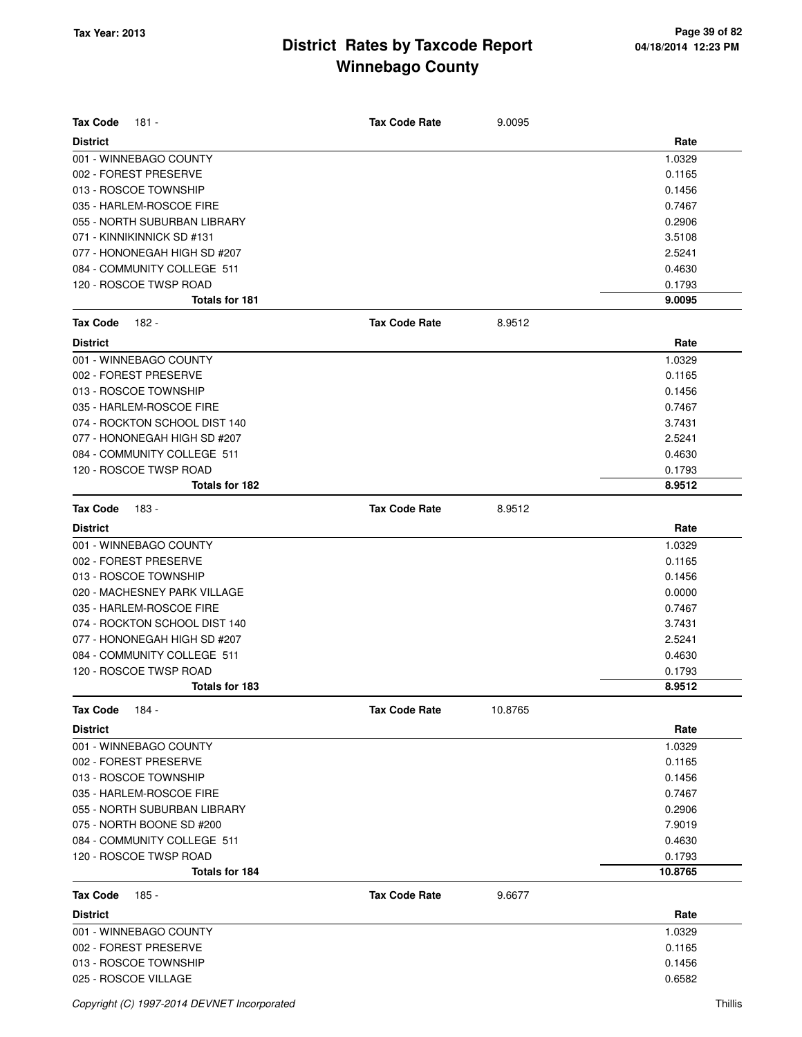# District Rates by Taxcode Report
# Winnebago County

**Tax Year: 2013**

**Tax Code** 181 - **Tax Code Rate** 9.0095

| District | Rate |
|---|---|
| 001 - WINNEBAGO COUNTY | 1.0329 |
| 002 - FOREST PRESERVE | 0.1165 |
| 013 - ROSCOE TOWNSHIP | 0.1456 |
| 035 - HARLEM-ROSCOE FIRE | 0.7467 |
| 055 - NORTH SUBURBAN LIBRARY | 0.2906 |
| 071 - KINNIKINNICK SD #131 | 3.5108 |
| 077 - HONONEGAH HIGH SD #207 | 2.5241 |
| 084 - COMMUNITY COLLEGE 511 | 0.4630 |
| 120 - ROSCOE TWSP ROAD | 0.1793 |
| **Totals for 181** | **9.0095** |

**Tax Code** 182 - **Tax Code Rate** 8.9512

| District | Rate |
|---|---|
| 001 - WINNEBAGO COUNTY | 1.0329 |
| 002 - FOREST PRESERVE | 0.1165 |
| 013 - ROSCOE TOWNSHIP | 0.1456 |
| 035 - HARLEM-ROSCOE FIRE | 0.7467 |
| 074 - ROCKTON SCHOOL DIST 140 | 3.7431 |
| 077 - HONONEGAH HIGH SD #207 | 2.5241 |
| 084 - COMMUNITY COLLEGE 511 | 0.4630 |
| 120 - ROSCOE TWSP ROAD | 0.1793 |
| **Totals for 182** | **8.9512** |

**Tax Code** 183 - **Tax Code Rate** 8.9512

| District | Rate |
|---|---|
| 001 - WINNEBAGO COUNTY | 1.0329 |
| 002 - FOREST PRESERVE | 0.1165 |
| 013 - ROSCOE TOWNSHIP | 0.1456 |
| 020 - MACHESNEY PARK VILLAGE | 0.0000 |
| 035 - HARLEM-ROSCOE FIRE | 0.7467 |
| 074 - ROCKTON SCHOOL DIST 140 | 3.7431 |
| 077 - HONONEGAH HIGH SD #207 | 2.5241 |
| 084 - COMMUNITY COLLEGE 511 | 0.4630 |
| 120 - ROSCOE TWSP ROAD | 0.1793 |
| **Totals for 183** | **8.9512** |

**Tax Code** 184 - **Tax Code Rate** 10.8765

| District | Rate |
|---|---|
| 001 - WINNEBAGO COUNTY | 1.0329 |
| 002 - FOREST PRESERVE | 0.1165 |
| 013 - ROSCOE TOWNSHIP | 0.1456 |
| 035 - HARLEM-ROSCOE FIRE | 0.7467 |
| 055 - NORTH SUBURBAN LIBRARY | 0.2906 |
| 075 - NORTH BOONE SD #200 | 7.9019 |
| 084 - COMMUNITY COLLEGE 511 | 0.4630 |
| 120 - ROSCOE TWSP ROAD | 0.1793 |
| **Totals for 184** | **10.8765** |

**Tax Code** 185 - **Tax Code Rate** 9.6677

| District | Rate |
|---|---|
| 001 - WINNEBAGO COUNTY | 1.0329 |
| 002 - FOREST PRESERVE | 0.1165 |
| 013 - ROSCOE TOWNSHIP | 0.1456 |
| 025 - ROSCOE VILLAGE | 0.6582 |

*Copyright (C) 1997-2014 DEVNET Incorporated* Thillis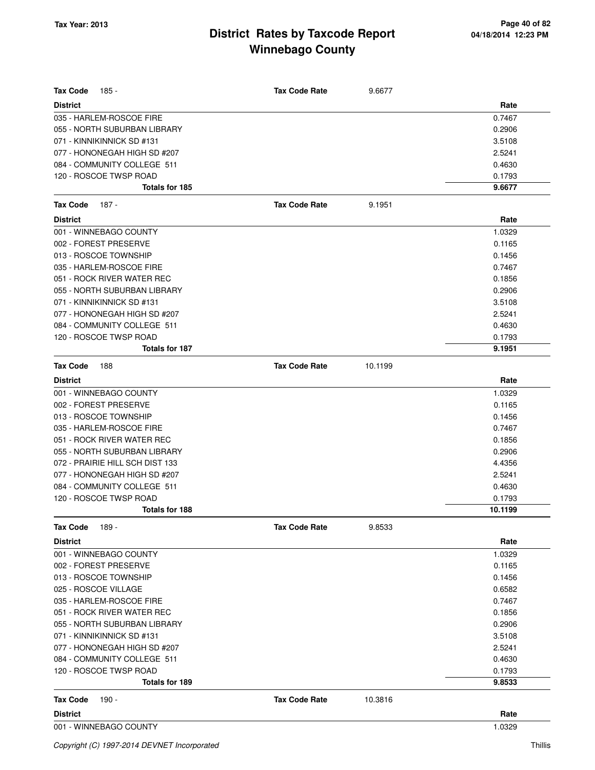| Tax Code 185 - | Tax Code Rate | 9.6677 |
|---|---|---|
| **District** | | **Rate** |
| 035 - HARLEM-ROSCOE FIRE | | 0.7467 |
| 055 - NORTH SUBURBAN LIBRARY | | 0.2906 |
| 071 - KINNIKINNICK SD #131 | | 3.5108 |
| 077 - HONONEGAH HIGH SD #207 | | 2.5241 |
| 084 - COMMUNITY COLLEGE 511 | | 0.4630 |
| 120 - ROSCOE TWSP ROAD | | 0.1793 |
| **Totals for 185** | | **9.6677** |

| Tax Code 187 - | Tax Code Rate | 9.1951 |
|---|---|---|
| **District** | | **Rate** |
| 001 - WINNEBAGO COUNTY | | 1.0329 |
| 002 - FOREST PRESERVE | | 0.1165 |
| 013 - ROSCOE TOWNSHIP | | 0.1456 |
| 035 - HARLEM-ROSCOE FIRE | | 0.7467 |
| 051 - ROCK RIVER WATER REC | | 0.1856 |
| 055 - NORTH SUBURBAN LIBRARY | | 0.2906 |
| 071 - KINNIKINNICK SD #131 | | 3.5108 |
| 077 - HONONEGAH HIGH SD #207 | | 2.5241 |
| 084 - COMMUNITY COLLEGE 511 | | 0.4630 |
| 120 - ROSCOE TWSP ROAD | | 0.1793 |
| **Totals for 187** | | **9.1951** |

| Tax Code 188 | Tax Code Rate | 10.1199 |
|---|---|---|
| **District** | | **Rate** |
| 001 - WINNEBAGO COUNTY | | 1.0329 |
| 002 - FOREST PRESERVE | | 0.1165 |
| 013 - ROSCOE TOWNSHIP | | 0.1456 |
| 035 - HARLEM-ROSCOE FIRE | | 0.7467 |
| 051 - ROCK RIVER WATER REC | | 0.1856 |
| 055 - NORTH SUBURBAN LIBRARY | | 0.2906 |
| 072 - PRAIRIE HILL SCH DIST 133 | | 4.4356 |
| 077 - HONONEGAH HIGH SD #207 | | 2.5241 |
| 084 - COMMUNITY COLLEGE 511 | | 0.4630 |
| 120 - ROSCOE TWSP ROAD | | 0.1793 |
| **Totals for 188** | | **10.1199** |

| Tax Code 189 - | Tax Code Rate | 9.8533 |
|---|---|---|
| **District** | | **Rate** |
| 001 - WINNEBAGO COUNTY | | 1.0329 |
| 002 - FOREST PRESERVE | | 0.1165 |
| 013 - ROSCOE TOWNSHIP | | 0.1456 |
| 025 - ROSCOE VILLAGE | | 0.6582 |
| 035 - HARLEM-ROSCOE FIRE | | 0.7467 |
| 051 - ROCK RIVER WATER REC | | 0.1856 |
| 055 - NORTH SUBURBAN LIBRARY | | 0.2906 |
| 071 - KINNIKINNICK SD #131 | | 3.5108 |
| 077 - HONONEGAH HIGH SD #207 | | 2.5241 |
| 084 - COMMUNITY COLLEGE 511 | | 0.4630 |
| 120 - ROSCOE TWSP ROAD | | 0.1793 |
| **Totals for 189** | | **9.8533** |

| Tax Code 190 - | Tax Code Rate | 10.3816 |
|---|---|---|
| **District** | | **Rate** |
| 001 - WINNEBAGO COUNTY | | 1.0329 |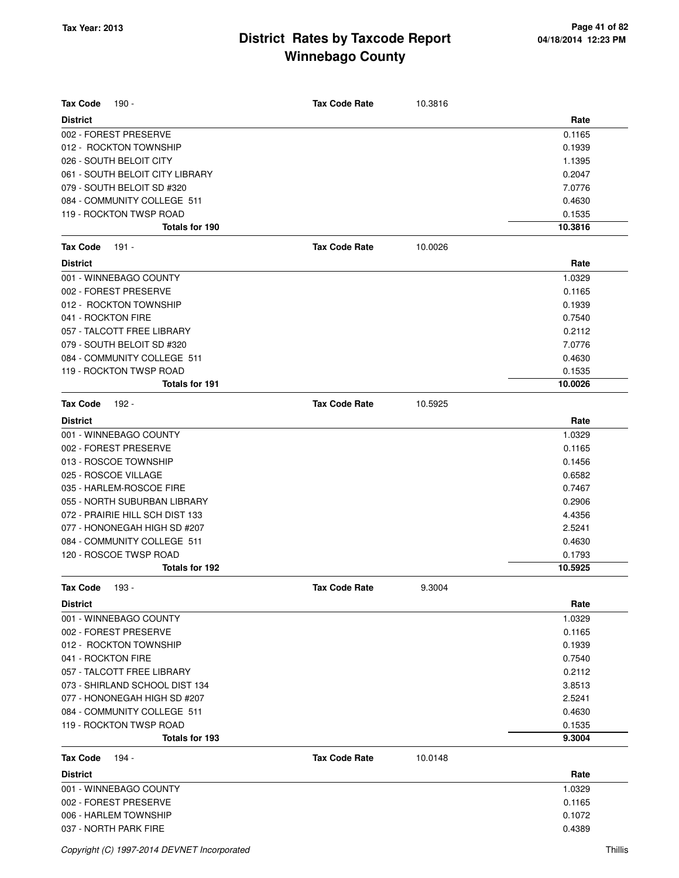# District Rates by Taxcode Report
## Winnebago County

Tax Year: 2013

**Tax Code** 190 - **Tax Code Rate** 10.3816

| District | Rate |
|---|---|
| 002 - FOREST PRESERVE | 0.1165 |
| 012 - ROCKTON TOWNSHIP | 0.1939 |
| 026 - SOUTH BELOIT CITY | 1.1395 |
| 061 - SOUTH BELOIT CITY LIBRARY | 0.2047 |
| 079 - SOUTH BELOIT SD #320 | 7.0776 |
| 084 - COMMUNITY COLLEGE 511 | 0.4630 |
| 119 - ROCKTON TWSP ROAD | 0.1535 |
| **Totals for 190** | **10.3816** |

**Tax Code** 191 - **Tax Code Rate** 10.0026

| District | Rate |
|---|---|
| 001 - WINNEBAGO COUNTY | 1.0329 |
| 002 - FOREST PRESERVE | 0.1165 |
| 012 - ROCKTON TOWNSHIP | 0.1939 |
| 041 - ROCKTON FIRE | 0.7540 |
| 057 - TALCOTT FREE LIBRARY | 0.2112 |
| 079 - SOUTH BELOIT SD #320 | 7.0776 |
| 084 - COMMUNITY COLLEGE 511 | 0.4630 |
| 119 - ROCKTON TWSP ROAD | 0.1535 |
| **Totals for 191** | **10.0026** |

**Tax Code** 192 - **Tax Code Rate** 10.5925

| District | Rate |
|---|---|
| 001 - WINNEBAGO COUNTY | 1.0329 |
| 002 - FOREST PRESERVE | 0.1165 |
| 013 - ROSCOE TOWNSHIP | 0.1456 |
| 025 - ROSCOE VILLAGE | 0.6582 |
| 035 - HARLEM-ROSCOE FIRE | 0.7467 |
| 055 - NORTH SUBURBAN LIBRARY | 0.2906 |
| 072 - PRAIRIE HILL SCH DIST 133 | 4.4356 |
| 077 - HONONEGAH HIGH SD #207 | 2.5241 |
| 084 - COMMUNITY COLLEGE 511 | 0.4630 |
| 120 - ROSCOE TWSP ROAD | 0.1793 |
| **Totals for 192** | **10.5925** |

**Tax Code** 193 - **Tax Code Rate** 9.3004

| District | Rate |
|---|---|
| 001 - WINNEBAGO COUNTY | 1.0329 |
| 002 - FOREST PRESERVE | 0.1165 |
| 012 - ROCKTON TOWNSHIP | 0.1939 |
| 041 - ROCKTON FIRE | 0.7540 |
| 057 - TALCOTT FREE LIBRARY | 0.2112 |
| 073 - SHIRLAND SCHOOL DIST 134 | 3.8513 |
| 077 - HONONEGAH HIGH SD #207 | 2.5241 |
| 084 - COMMUNITY COLLEGE 511 | 0.4630 |
| 119 - ROCKTON TWSP ROAD | 0.1535 |
| **Totals for 193** | **9.3004** |

**Tax Code** 194 - **Tax Code Rate** 10.0148

| District | Rate |
|---|---|
| 001 - WINNEBAGO COUNTY | 1.0329 |
| 002 - FOREST PRESERVE | 0.1165 |
| 006 - HARLEM TOWNSHIP | 0.1072 |
| 037 - NORTH PARK FIRE | 0.4389 |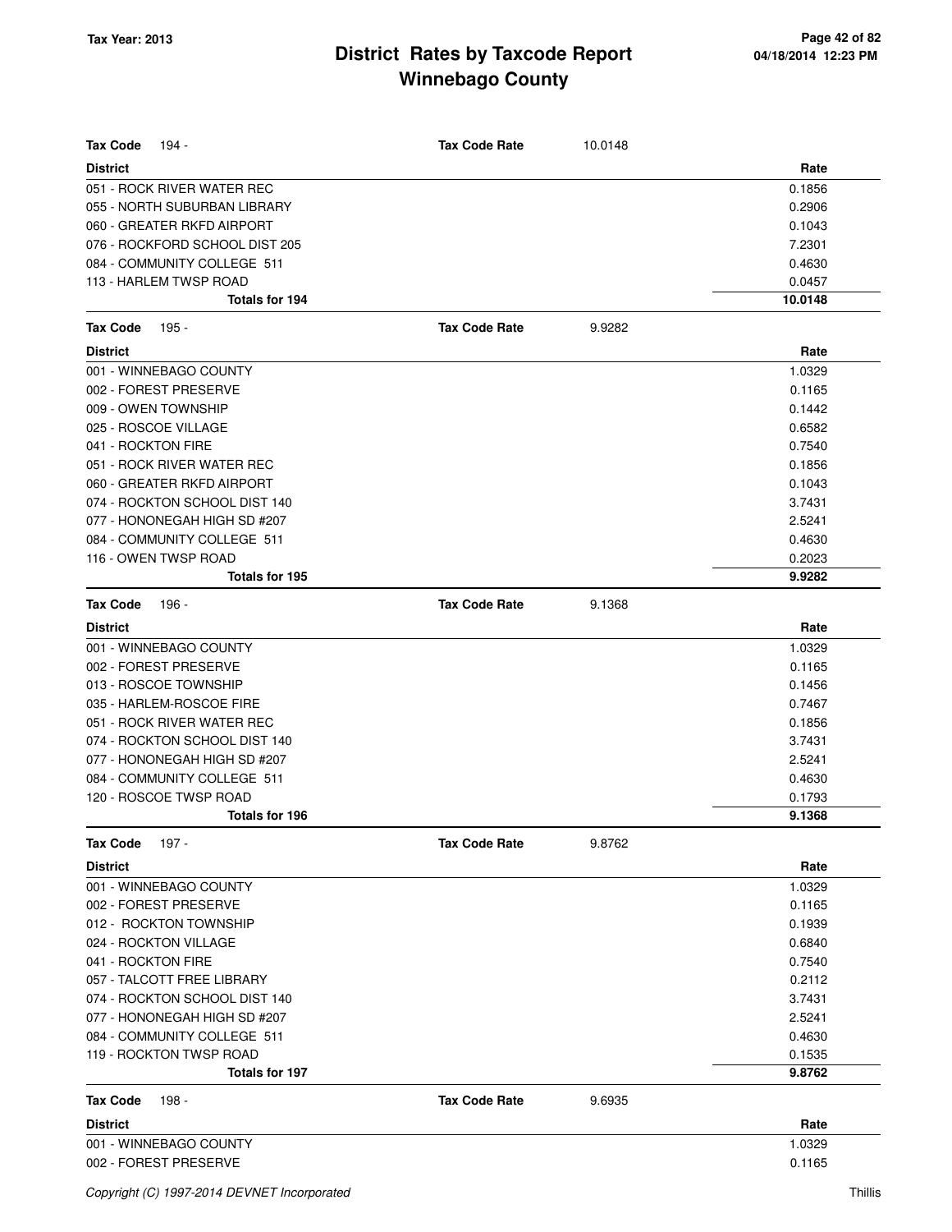# District Rates by Taxcode Report
# Winnebago County

Tax Year: 2013

**Tax Code** 194 - **Tax Code Rate** 10.0148

| District | Rate |
|---|---|
| 051 - ROCK RIVER WATER REC | 0.1856 |
| 055 - NORTH SUBURBAN LIBRARY | 0.2906 |
| 060 - GREATER RKFD AIRPORT | 0.1043 |
| 076 - ROCKFORD SCHOOL DIST 205 | 7.2301 |
| 084 - COMMUNITY COLLEGE 511 | 0.4630 |
| 113 - HARLEM TWSP ROAD | 0.0457 |
| **Totals for 194** | **10.0148** |

**Tax Code** 195 - **Tax Code Rate** 9.9282

| District | Rate |
|---|---|
| 001 - WINNEBAGO COUNTY | 1.0329 |
| 002 - FOREST PRESERVE | 0.1165 |
| 009 - OWEN TOWNSHIP | 0.1442 |
| 025 - ROSCOE VILLAGE | 0.6582 |
| 041 - ROCKTON FIRE | 0.7540 |
| 051 - ROCK RIVER WATER REC | 0.1856 |
| 060 - GREATER RKFD AIRPORT | 0.1043 |
| 074 - ROCKTON SCHOOL DIST 140 | 3.7431 |
| 077 - HONONEGAH HIGH SD #207 | 2.5241 |
| 084 - COMMUNITY COLLEGE 511 | 0.4630 |
| 116 - OWEN TWSP ROAD | 0.2023 |
| **Totals for 195** | **9.9282** |

**Tax Code** 196 - **Tax Code Rate** 9.1368

| District | Rate |
|---|---|
| 001 - WINNEBAGO COUNTY | 1.0329 |
| 002 - FOREST PRESERVE | 0.1165 |
| 013 - ROSCOE TOWNSHIP | 0.1456 |
| 035 - HARLEM-ROSCOE FIRE | 0.7467 |
| 051 - ROCK RIVER WATER REC | 0.1856 |
| 074 - ROCKTON SCHOOL DIST 140 | 3.7431 |
| 077 - HONONEGAH HIGH SD #207 | 2.5241 |
| 084 - COMMUNITY COLLEGE 511 | 0.4630 |
| 120 - ROSCOE TWSP ROAD | 0.1793 |
| **Totals for 196** | **9.1368** |

**Tax Code** 197 - **Tax Code Rate** 9.8762

| District | Rate |
|---|---|
| 001 - WINNEBAGO COUNTY | 1.0329 |
| 002 - FOREST PRESERVE | 0.1165 |
| 012 - ROCKTON TOWNSHIP | 0.1939 |
| 024 - ROCKTON VILLAGE | 0.6840 |
| 041 - ROCKTON FIRE | 0.7540 |
| 057 - TALCOTT FREE LIBRARY | 0.2112 |
| 074 - ROCKTON SCHOOL DIST 140 | 3.7431 |
| 077 - HONONEGAH HIGH SD #207 | 2.5241 |
| 084 - COMMUNITY COLLEGE 511 | 0.4630 |
| 119 - ROCKTON TWSP ROAD | 0.1535 |
| **Totals for 197** | **9.8762** |

**Tax Code** 198 - **Tax Code Rate** 9.6935

| District | Rate |
|---|---|
| 001 - WINNEBAGO COUNTY | 1.0329 |
| 002 - FOREST PRESERVE | 0.1165 |

Copyright (C) 1997-2014 DEVNET Incorporated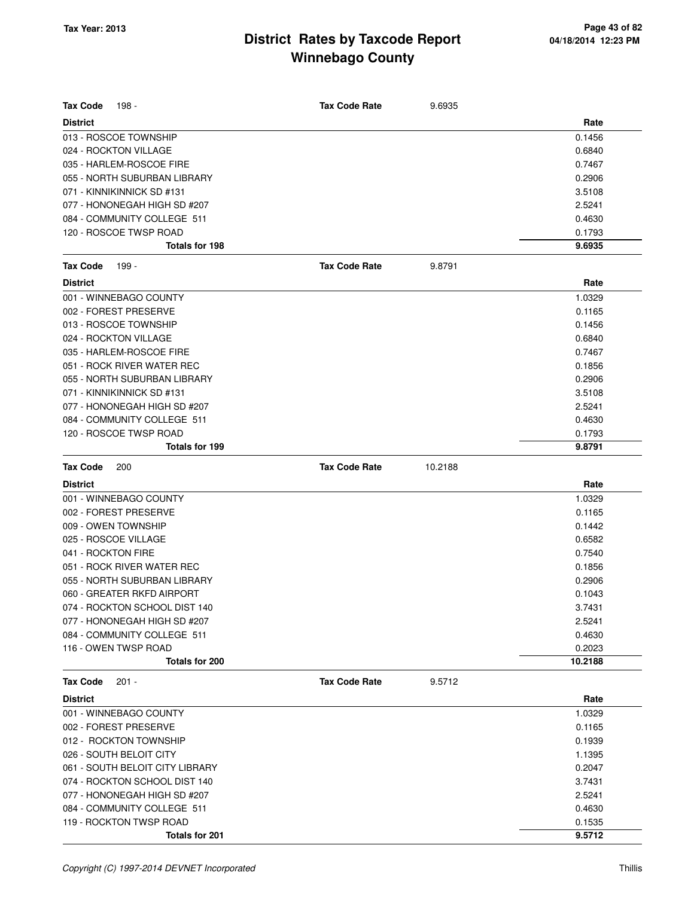# District Rates by Taxcode Report
## Winnebago County

Tax Year: 2013

| Tax Code 198 - | Tax Code Rate | 9.6935 |
|---|---|---|
| **District** | | **Rate** |
| 013 - ROSCOE TOWNSHIP | | 0.1456 |
| 024 - ROCKTON VILLAGE | | 0.6840 |
| 035 - HARLEM-ROSCOE FIRE | | 0.7467 |
| 055 - NORTH SUBURBAN LIBRARY | | 0.2906 |
| 071 - KINNIKINNICK SD #131 | | 3.5108 |
| 077 - HONONEGAH HIGH SD #207 | | 2.5241 |
| 084 - COMMUNITY COLLEGE 511 | | 0.4630 |
| 120 - ROSCOE TWSP ROAD | | 0.1793 |
| **Totals for 198** | | **9.6935** |

| Tax Code 199 - | Tax Code Rate | 9.8791 |
|---|---|---|
| **District** | | **Rate** |
| 001 - WINNEBAGO COUNTY | | 1.0329 |
| 002 - FOREST PRESERVE | | 0.1165 |
| 013 - ROSCOE TOWNSHIP | | 0.1456 |
| 024 - ROCKTON VILLAGE | | 0.6840 |
| 035 - HARLEM-ROSCOE FIRE | | 0.7467 |
| 051 - ROCK RIVER WATER REC | | 0.1856 |
| 055 - NORTH SUBURBAN LIBRARY | | 0.2906 |
| 071 - KINNIKINNICK SD #131 | | 3.5108 |
| 077 - HONONEGAH HIGH SD #207 | | 2.5241 |
| 084 - COMMUNITY COLLEGE 511 | | 0.4630 |
| 120 - ROSCOE TWSP ROAD | | 0.1793 |
| **Totals for 199** | | **9.8791** |

| Tax Code 200 | Tax Code Rate | 10.2188 |
|---|---|---|
| **District** | | **Rate** |
| 001 - WINNEBAGO COUNTY | | 1.0329 |
| 002 - FOREST PRESERVE | | 0.1165 |
| 009 - OWEN TOWNSHIP | | 0.1442 |
| 025 - ROSCOE VILLAGE | | 0.6582 |
| 041 - ROCKTON FIRE | | 0.7540 |
| 051 - ROCK RIVER WATER REC | | 0.1856 |
| 055 - NORTH SUBURBAN LIBRARY | | 0.2906 |
| 060 - GREATER RKFD AIRPORT | | 0.1043 |
| 074 - ROCKTON SCHOOL DIST 140 | | 3.7431 |
| 077 - HONONEGAH HIGH SD #207 | | 2.5241 |
| 084 - COMMUNITY COLLEGE 511 | | 0.4630 |
| 116 - OWEN TWSP ROAD | | 0.2023 |
| **Totals for 200** | | **10.2188** |

| Tax Code 201 - | Tax Code Rate | 9.5712 |
|---|---|---|
| **District** | | **Rate** |
| 001 - WINNEBAGO COUNTY | | 1.0329 |
| 002 - FOREST PRESERVE | | 0.1165 |
| 012 - ROCKTON TOWNSHIP | | 0.1939 |
| 026 - SOUTH BELOIT CITY | | 1.1395 |
| 061 - SOUTH BELOIT CITY LIBRARY | | 0.2047 |
| 074 - ROCKTON SCHOOL DIST 140 | | 3.7431 |
| 077 - HONONEGAH HIGH SD #207 | | 2.5241 |
| 084 - COMMUNITY COLLEGE 511 | | 0.4630 |
| 119 - ROCKTON TWSP ROAD | | 0.1535 |
| **Totals for 201** | | **9.5712** |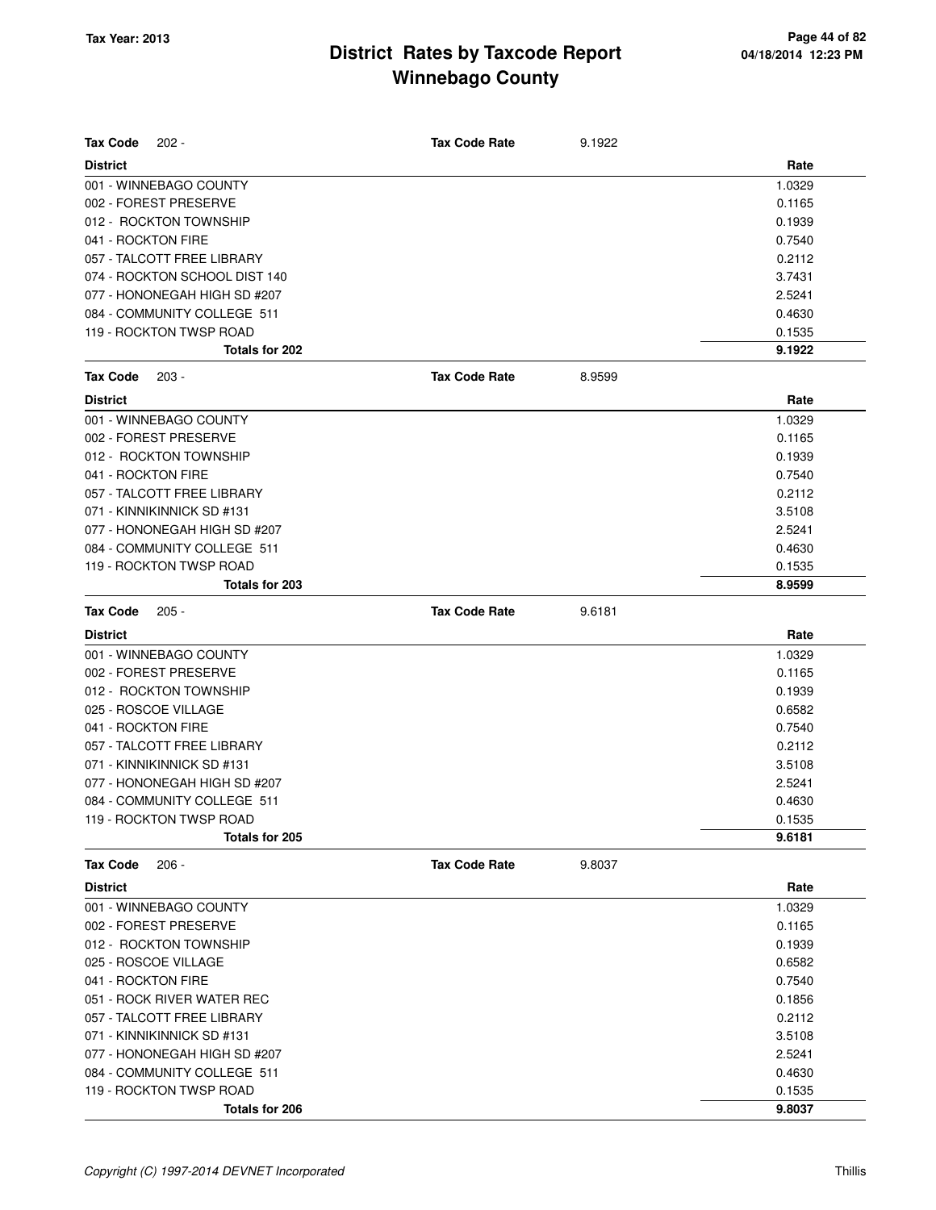# District Rates by Taxcode Report
# Winnebago County

Tax Year: 2013

04/18/2014 12:23 PM

**Tax Code** 202 - **Tax Code Rate** 9.1922

| District | Rate |
|---|---|
| 001 - WINNEBAGO COUNTY | 1.0329 |
| 002 - FOREST PRESERVE | 0.1165 |
| 012 - ROCKTON TOWNSHIP | 0.1939 |
| 041 - ROCKTON FIRE | 0.7540 |
| 057 - TALCOTT FREE LIBRARY | 0.2112 |
| 074 - ROCKTON SCHOOL DIST 140 | 3.7431 |
| 077 - HONONEGAH HIGH SD #207 | 2.5241 |
| 084 - COMMUNITY COLLEGE 511 | 0.4630 |
| 119 - ROCKTON TWSP ROAD | 0.1535 |
| **Totals for 202** | **9.1922** |

**Tax Code** 203 - **Tax Code Rate** 8.9599

| District | Rate |
|---|---|
| 001 - WINNEBAGO COUNTY | 1.0329 |
| 002 - FOREST PRESERVE | 0.1165 |
| 012 - ROCKTON TOWNSHIP | 0.1939 |
| 041 - ROCKTON FIRE | 0.7540 |
| 057 - TALCOTT FREE LIBRARY | 0.2112 |
| 071 - KINNIKINNICK SD #131 | 3.5108 |
| 077 - HONONEGAH HIGH SD #207 | 2.5241 |
| 084 - COMMUNITY COLLEGE 511 | 0.4630 |
| 119 - ROCKTON TWSP ROAD | 0.1535 |
| **Totals for 203** | **8.9599** |

**Tax Code** 205 - **Tax Code Rate** 9.6181

| District | Rate |
|---|---|
| 001 - WINNEBAGO COUNTY | 1.0329 |
| 002 - FOREST PRESERVE | 0.1165 |
| 012 - ROCKTON TOWNSHIP | 0.1939 |
| 025 - ROSCOE VILLAGE | 0.6582 |
| 041 - ROCKTON FIRE | 0.7540 |
| 057 - TALCOTT FREE LIBRARY | 0.2112 |
| 071 - KINNIKINNICK SD #131 | 3.5108 |
| 077 - HONONEGAH HIGH SD #207 | 2.5241 |
| 084 - COMMUNITY COLLEGE 511 | 0.4630 |
| 119 - ROCKTON TWSP ROAD | 0.1535 |
| **Totals for 205** | **9.6181** |

**Tax Code** 206 - **Tax Code Rate** 9.8037

| District | Rate |
|---|---|
| 001 - WINNEBAGO COUNTY | 1.0329 |
| 002 - FOREST PRESERVE | 0.1165 |
| 012 - ROCKTON TOWNSHIP | 0.1939 |
| 025 - ROSCOE VILLAGE | 0.6582 |
| 041 - ROCKTON FIRE | 0.7540 |
| 051 - ROCK RIVER WATER REC | 0.1856 |
| 057 - TALCOTT FREE LIBRARY | 0.2112 |
| 071 - KINNIKINNICK SD #131 | 3.5108 |
| 077 - HONONEGAH HIGH SD #207 | 2.5241 |
| 084 - COMMUNITY COLLEGE 511 | 0.4630 |
| 119 - ROCKTON TWSP ROAD | 0.1535 |
| **Totals for 206** | **9.8037** |

Copyright (C) 1997-2014 DEVNET Incorporated — Thillis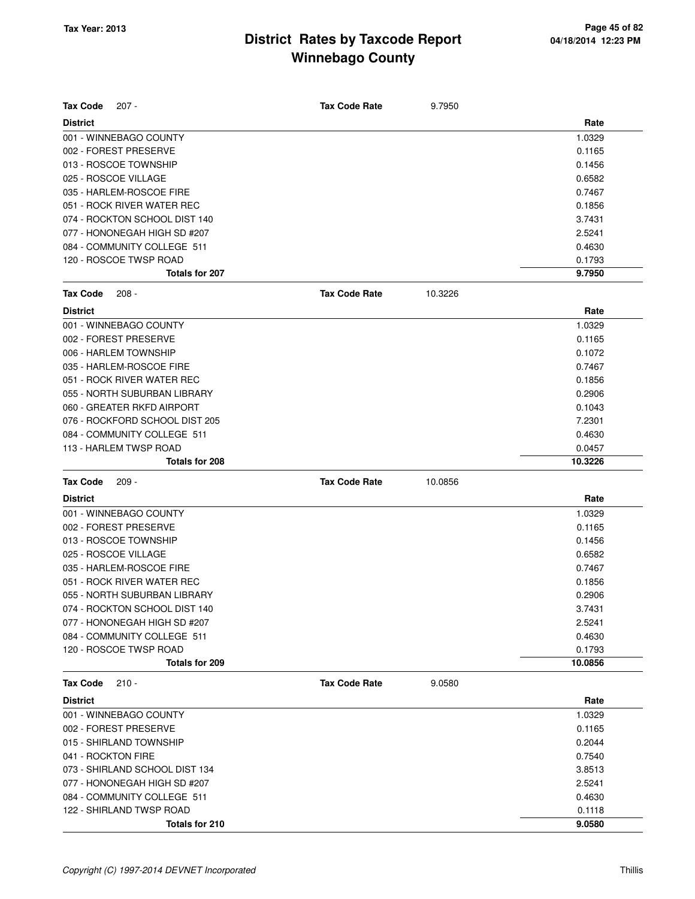# District Rates by Taxcode Report
## Winnebago County

Tax Year: 2013

**Tax Code** 207 - **Tax Code Rate** 9.7950

| District | Rate |
|---|---|
| 001 - WINNEBAGO COUNTY | 1.0329 |
| 002 - FOREST PRESERVE | 0.1165 |
| 013 - ROSCOE TOWNSHIP | 0.1456 |
| 025 - ROSCOE VILLAGE | 0.6582 |
| 035 - HARLEM-ROSCOE FIRE | 0.7467 |
| 051 - ROCK RIVER WATER REC | 0.1856 |
| 074 - ROCKTON SCHOOL DIST 140 | 3.7431 |
| 077 - HONONEGAH HIGH SD #207 | 2.5241 |
| 084 - COMMUNITY COLLEGE 511 | 0.4630 |
| 120 - ROSCOE TWSP ROAD | 0.1793 |
| **Totals for 207** | **9.7950** |

**Tax Code** 208 - **Tax Code Rate** 10.3226

| District | Rate |
|---|---|
| 001 - WINNEBAGO COUNTY | 1.0329 |
| 002 - FOREST PRESERVE | 0.1165 |
| 006 - HARLEM TOWNSHIP | 0.1072 |
| 035 - HARLEM-ROSCOE FIRE | 0.7467 |
| 051 - ROCK RIVER WATER REC | 0.1856 |
| 055 - NORTH SUBURBAN LIBRARY | 0.2906 |
| 060 - GREATER RKFD AIRPORT | 0.1043 |
| 076 - ROCKFORD SCHOOL DIST 205 | 7.2301 |
| 084 - COMMUNITY COLLEGE 511 | 0.4630 |
| 113 - HARLEM TWSP ROAD | 0.0457 |
| **Totals for 208** | **10.3226** |

**Tax Code** 209 - **Tax Code Rate** 10.0856

| District | Rate |
|---|---|
| 001 - WINNEBAGO COUNTY | 1.0329 |
| 002 - FOREST PRESERVE | 0.1165 |
| 013 - ROSCOE TOWNSHIP | 0.1456 |
| 025 - ROSCOE VILLAGE | 0.6582 |
| 035 - HARLEM-ROSCOE FIRE | 0.7467 |
| 051 - ROCK RIVER WATER REC | 0.1856 |
| 055 - NORTH SUBURBAN LIBRARY | 0.2906 |
| 074 - ROCKTON SCHOOL DIST 140 | 3.7431 |
| 077 - HONONEGAH HIGH SD #207 | 2.5241 |
| 084 - COMMUNITY COLLEGE 511 | 0.4630 |
| 120 - ROSCOE TWSP ROAD | 0.1793 |
| **Totals for 209** | **10.0856** |

**Tax Code** 210 - **Tax Code Rate** 9.0580

| District | Rate |
|---|---|
| 001 - WINNEBAGO COUNTY | 1.0329 |
| 002 - FOREST PRESERVE | 0.1165 |
| 015 - SHIRLAND TOWNSHIP | 0.2044 |
| 041 - ROCKTON FIRE | 0.7540 |
| 073 - SHIRLAND SCHOOL DIST 134 | 3.8513 |
| 077 - HONONEGAH HIGH SD #207 | 2.5241 |
| 084 - COMMUNITY COLLEGE 511 | 0.4630 |
| 122 - SHIRLAND TWSP ROAD | 0.1118 |
| **Totals for 210** | **9.0580** |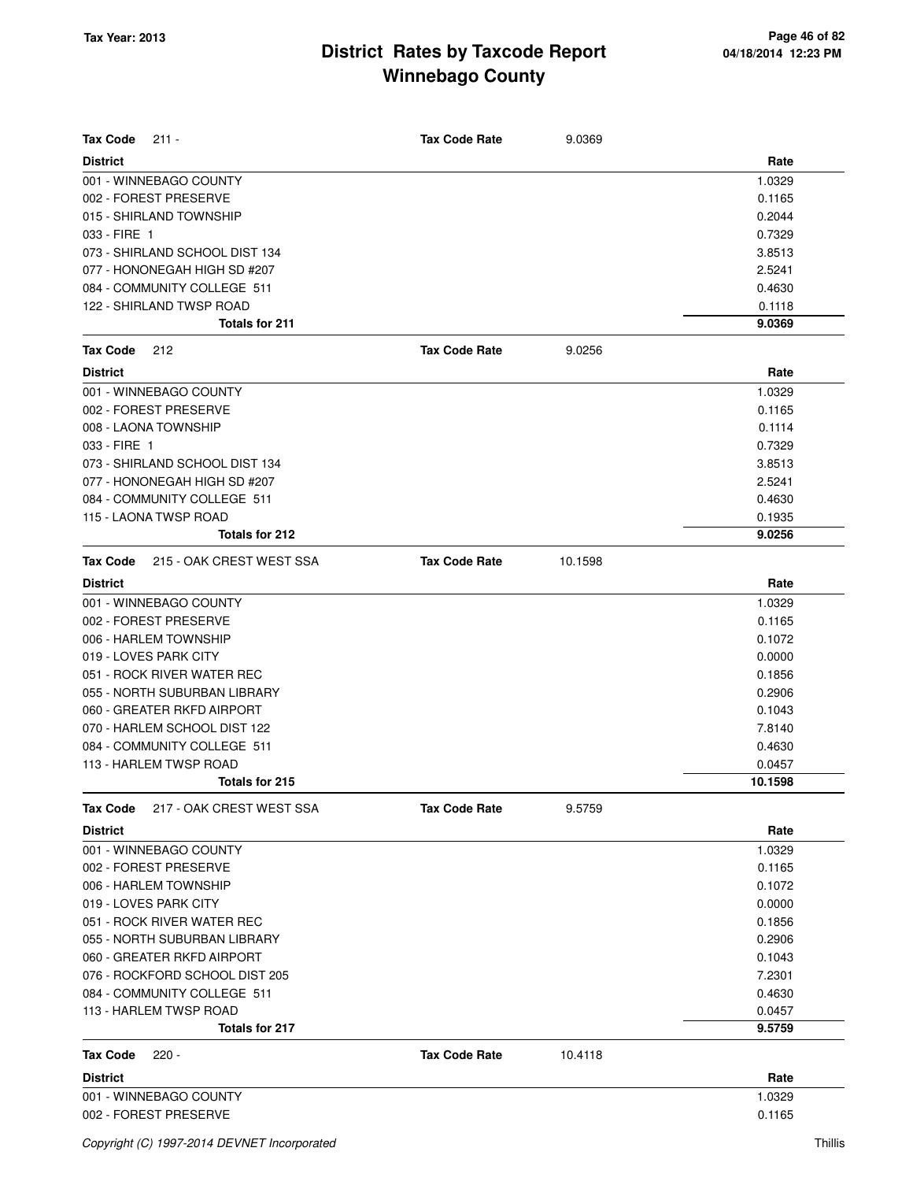# District Rates by Taxcode Report
# Winnebago County

Tax Year: 2013

**Tax Code** 211 - **Tax Code Rate** 9.0369

| District | Rate |
|---|---|
| 001 - WINNEBAGO COUNTY | 1.0329 |
| 002 - FOREST PRESERVE | 0.1165 |
| 015 - SHIRLAND TOWNSHIP | 0.2044 |
| 033 - FIRE 1 | 0.7329 |
| 073 - SHIRLAND SCHOOL DIST 134 | 3.8513 |
| 077 - HONONEGAH HIGH SD #207 | 2.5241 |
| 084 - COMMUNITY COLLEGE 511 | 0.4630 |
| 122 - SHIRLAND TWSP ROAD | 0.1118 |
| **Totals for 211** | **9.0369** |

**Tax Code** 212 **Tax Code Rate** 9.0256

| District | Rate |
|---|---|
| 001 - WINNEBAGO COUNTY | 1.0329 |
| 002 - FOREST PRESERVE | 0.1165 |
| 008 - LAONA TOWNSHIP | 0.1114 |
| 033 - FIRE 1 | 0.7329 |
| 073 - SHIRLAND SCHOOL DIST 134 | 3.8513 |
| 077 - HONONEGAH HIGH SD #207 | 2.5241 |
| 084 - COMMUNITY COLLEGE 511 | 0.4630 |
| 115 - LAONA TWSP ROAD | 0.1935 |
| **Totals for 212** | **9.0256** |

**Tax Code** 215 - OAK CREST WEST SSA **Tax Code Rate** 10.1598

| District | Rate |
|---|---|
| 001 - WINNEBAGO COUNTY | 1.0329 |
| 002 - FOREST PRESERVE | 0.1165 |
| 006 - HARLEM TOWNSHIP | 0.1072 |
| 019 - LOVES PARK CITY | 0.0000 |
| 051 - ROCK RIVER WATER REC | 0.1856 |
| 055 - NORTH SUBURBAN LIBRARY | 0.2906 |
| 060 - GREATER RKFD AIRPORT | 0.1043 |
| 070 - HARLEM SCHOOL DIST 122 | 7.8140 |
| 084 - COMMUNITY COLLEGE 511 | 0.4630 |
| 113 - HARLEM TWSP ROAD | 0.0457 |
| **Totals for 215** | **10.1598** |

**Tax Code** 217 - OAK CREST WEST SSA **Tax Code Rate** 9.5759

| District | Rate |
|---|---|
| 001 - WINNEBAGO COUNTY | 1.0329 |
| 002 - FOREST PRESERVE | 0.1165 |
| 006 - HARLEM TOWNSHIP | 0.1072 |
| 019 - LOVES PARK CITY | 0.0000 |
| 051 - ROCK RIVER WATER REC | 0.1856 |
| 055 - NORTH SUBURBAN LIBRARY | 0.2906 |
| 060 - GREATER RKFD AIRPORT | 0.1043 |
| 076 - ROCKFORD SCHOOL DIST 205 | 7.2301 |
| 084 - COMMUNITY COLLEGE 511 | 0.4630 |
| 113 - HARLEM TWSP ROAD | 0.0457 |
| **Totals for 217** | **9.5759** |

**Tax Code** 220 - **Tax Code Rate** 10.4118

| District | Rate |
|---|---|
| 001 - WINNEBAGO COUNTY | 1.0329 |
| 002 - FOREST PRESERVE | 0.1165 |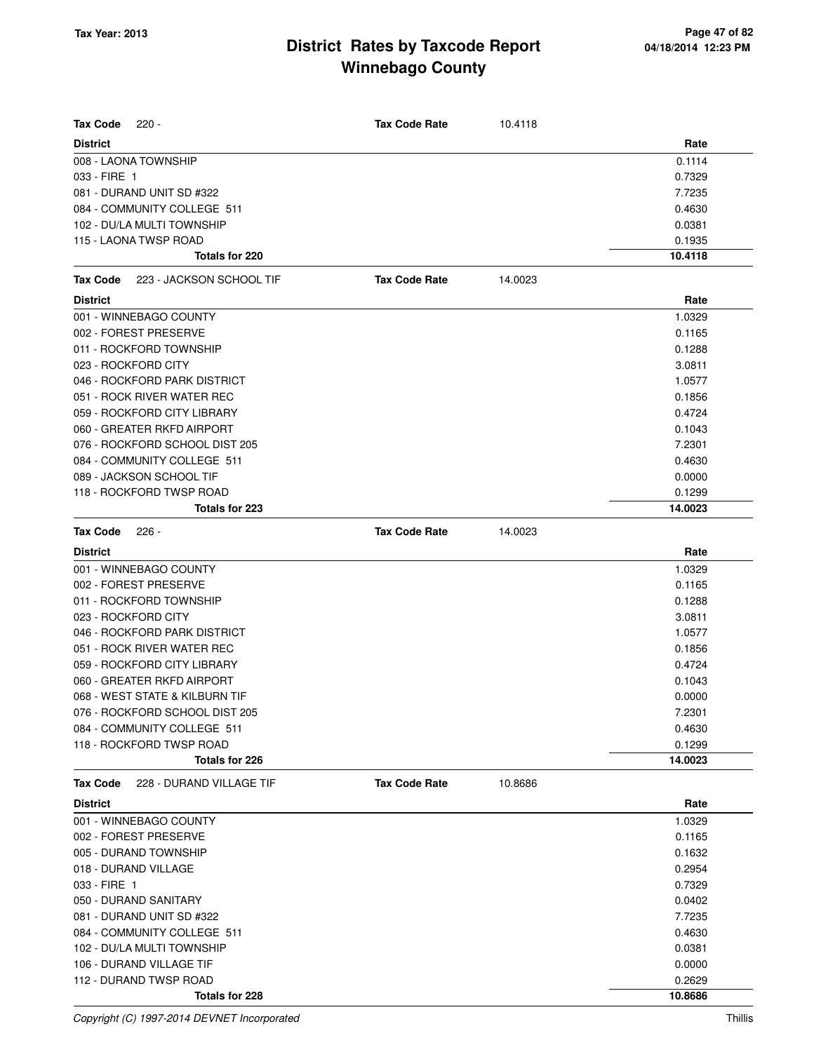# District Rates by Taxcode Report
# Winnebago County

Tax Year: 2013

**Tax Code** 220 - **Tax Code Rate** 10.4118

| District | Rate |
|---|---|
| 008 - LAONA TOWNSHIP | 0.1114 |
| 033 - FIRE 1 | 0.7329 |
| 081 - DURAND UNIT SD #322 | 7.7235 |
| 084 - COMMUNITY COLLEGE 511 | 0.4630 |
| 102 - DU/LA MULTI TOWNSHIP | 0.0381 |
| 115 - LAONA TWSP ROAD | 0.1935 |
| **Totals for 220** | **10.4118** |

**Tax Code** 223 - JACKSON SCHOOL TIF **Tax Code Rate** 14.0023

| District | Rate |
|---|---|
| 001 - WINNEBAGO COUNTY | 1.0329 |
| 002 - FOREST PRESERVE | 0.1165 |
| 011 - ROCKFORD TOWNSHIP | 0.1288 |
| 023 - ROCKFORD CITY | 3.0811 |
| 046 - ROCKFORD PARK DISTRICT | 1.0577 |
| 051 - ROCK RIVER WATER REC | 0.1856 |
| 059 - ROCKFORD CITY LIBRARY | 0.4724 |
| 060 - GREATER RKFD AIRPORT | 0.1043 |
| 076 - ROCKFORD SCHOOL DIST 205 | 7.2301 |
| 084 - COMMUNITY COLLEGE 511 | 0.4630 |
| 089 - JACKSON SCHOOL TIF | 0.0000 |
| 118 - ROCKFORD TWSP ROAD | 0.1299 |
| **Totals for 223** | **14.0023** |

**Tax Code** 226 - **Tax Code Rate** 14.0023

| District | Rate |
|---|---|
| 001 - WINNEBAGO COUNTY | 1.0329 |
| 002 - FOREST PRESERVE | 0.1165 |
| 011 - ROCKFORD TOWNSHIP | 0.1288 |
| 023 - ROCKFORD CITY | 3.0811 |
| 046 - ROCKFORD PARK DISTRICT | 1.0577 |
| 051 - ROCK RIVER WATER REC | 0.1856 |
| 059 - ROCKFORD CITY LIBRARY | 0.4724 |
| 060 - GREATER RKFD AIRPORT | 0.1043 |
| 068 - WEST STATE & KILBURN TIF | 0.0000 |
| 076 - ROCKFORD SCHOOL DIST 205 | 7.2301 |
| 084 - COMMUNITY COLLEGE 511 | 0.4630 |
| 118 - ROCKFORD TWSP ROAD | 0.1299 |
| **Totals for 226** | **14.0023** |

**Tax Code** 228 - DURAND VILLAGE TIF **Tax Code Rate** 10.8686

| District | Rate |
|---|---|
| 001 - WINNEBAGO COUNTY | 1.0329 |
| 002 - FOREST PRESERVE | 0.1165 |
| 005 - DURAND TOWNSHIP | 0.1632 |
| 018 - DURAND VILLAGE | 0.2954 |
| 033 - FIRE 1 | 0.7329 |
| 050 - DURAND SANITARY | 0.0402 |
| 081 - DURAND UNIT SD #322 | 7.7235 |
| 084 - COMMUNITY COLLEGE 511 | 0.4630 |
| 102 - DU/LA MULTI TOWNSHIP | 0.0381 |
| 106 - DURAND VILLAGE TIF | 0.0000 |
| 112 - DURAND TWSP ROAD | 0.2629 |
| **Totals for 228** | **10.8686** |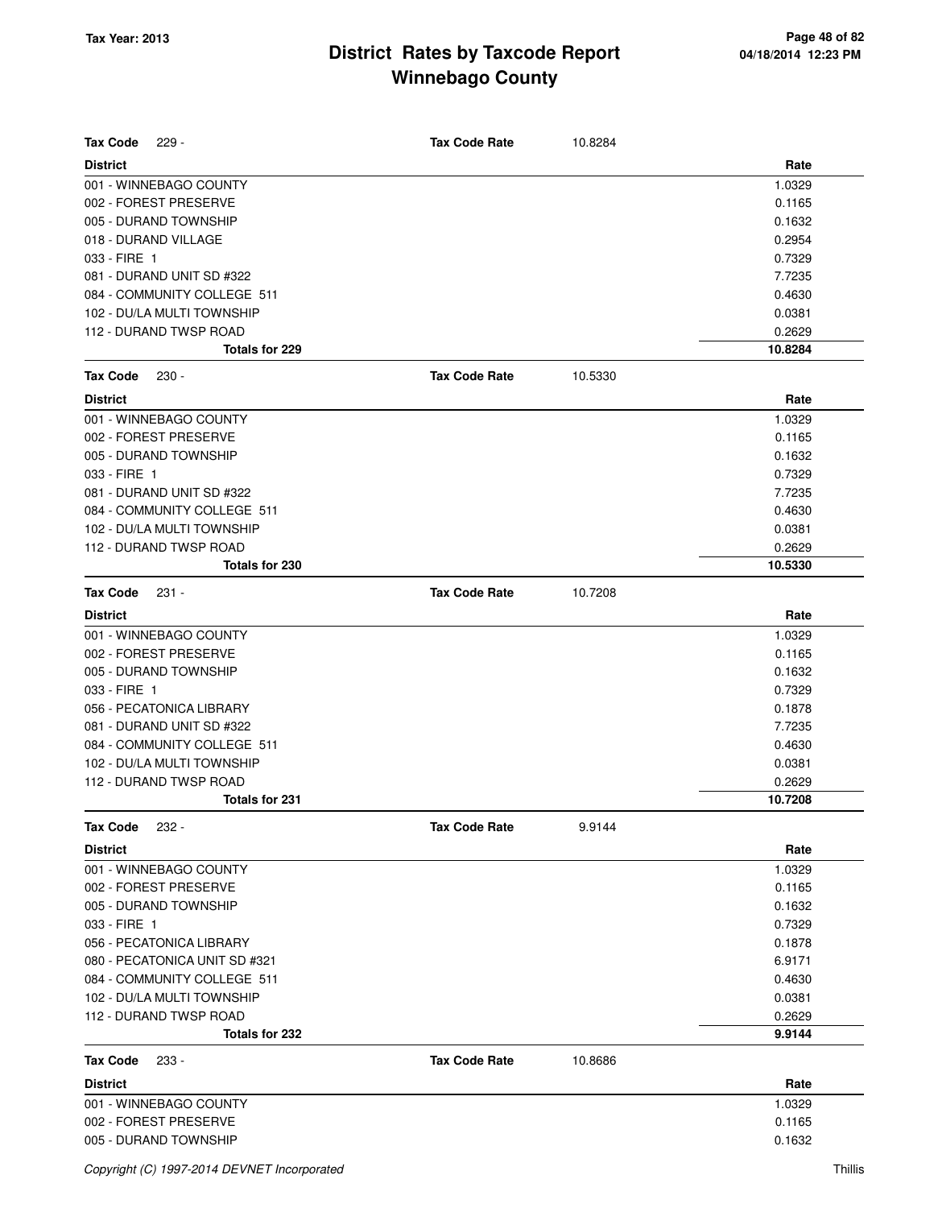**Tax Code** 229 - **Tax Code Rate** 10.8284

| District | Rate |
|---|---|
| 001 - WINNEBAGO COUNTY | 1.0329 |
| 002 - FOREST PRESERVE | 0.1165 |
| 005 - DURAND TOWNSHIP | 0.1632 |
| 018 - DURAND VILLAGE | 0.2954 |
| 033 - FIRE 1 | 0.7329 |
| 081 - DURAND UNIT SD #322 | 7.7235 |
| 084 - COMMUNITY COLLEGE 511 | 0.4630 |
| 102 - DU/LA MULTI TOWNSHIP | 0.0381 |
| 112 - DURAND TWSP ROAD | 0.2629 |
| **Totals for 229** | **10.8284** |

**Tax Code** 230 - **Tax Code Rate** 10.5330

| District | Rate |
|---|---|
| 001 - WINNEBAGO COUNTY | 1.0329 |
| 002 - FOREST PRESERVE | 0.1165 |
| 005 - DURAND TOWNSHIP | 0.1632 |
| 033 - FIRE 1 | 0.7329 |
| 081 - DURAND UNIT SD #322 | 7.7235 |
| 084 - COMMUNITY COLLEGE 511 | 0.4630 |
| 102 - DU/LA MULTI TOWNSHIP | 0.0381 |
| 112 - DURAND TWSP ROAD | 0.2629 |
| **Totals for 230** | **10.5330** |

**Tax Code** 231 - **Tax Code Rate** 10.7208

| District | Rate |
|---|---|
| 001 - WINNEBAGO COUNTY | 1.0329 |
| 002 - FOREST PRESERVE | 0.1165 |
| 005 - DURAND TOWNSHIP | 0.1632 |
| 033 - FIRE 1 | 0.7329 |
| 056 - PECATONICA LIBRARY | 0.1878 |
| 081 - DURAND UNIT SD #322 | 7.7235 |
| 084 - COMMUNITY COLLEGE 511 | 0.4630 |
| 102 - DU/LA MULTI TOWNSHIP | 0.0381 |
| 112 - DURAND TWSP ROAD | 0.2629 |
| **Totals for 231** | **10.7208** |

**Tax Code** 232 - **Tax Code Rate** 9.9144

| District | Rate |
|---|---|
| 001 - WINNEBAGO COUNTY | 1.0329 |
| 002 - FOREST PRESERVE | 0.1165 |
| 005 - DURAND TOWNSHIP | 0.1632 |
| 033 - FIRE 1 | 0.7329 |
| 056 - PECATONICA LIBRARY | 0.1878 |
| 080 - PECATONICA UNIT SD #321 | 6.9171 |
| 084 - COMMUNITY COLLEGE 511 | 0.4630 |
| 102 - DU/LA MULTI TOWNSHIP | 0.0381 |
| 112 - DURAND TWSP ROAD | 0.2629 |
| **Totals for 232** | **9.9144** |

**Tax Code** 233 - **Tax Code Rate** 10.8686

| District | Rate |
|---|---|
| 001 - WINNEBAGO COUNTY | 1.0329 |
| 002 - FOREST PRESERVE | 0.1165 |
| 005 - DURAND TOWNSHIP | 0.1632 |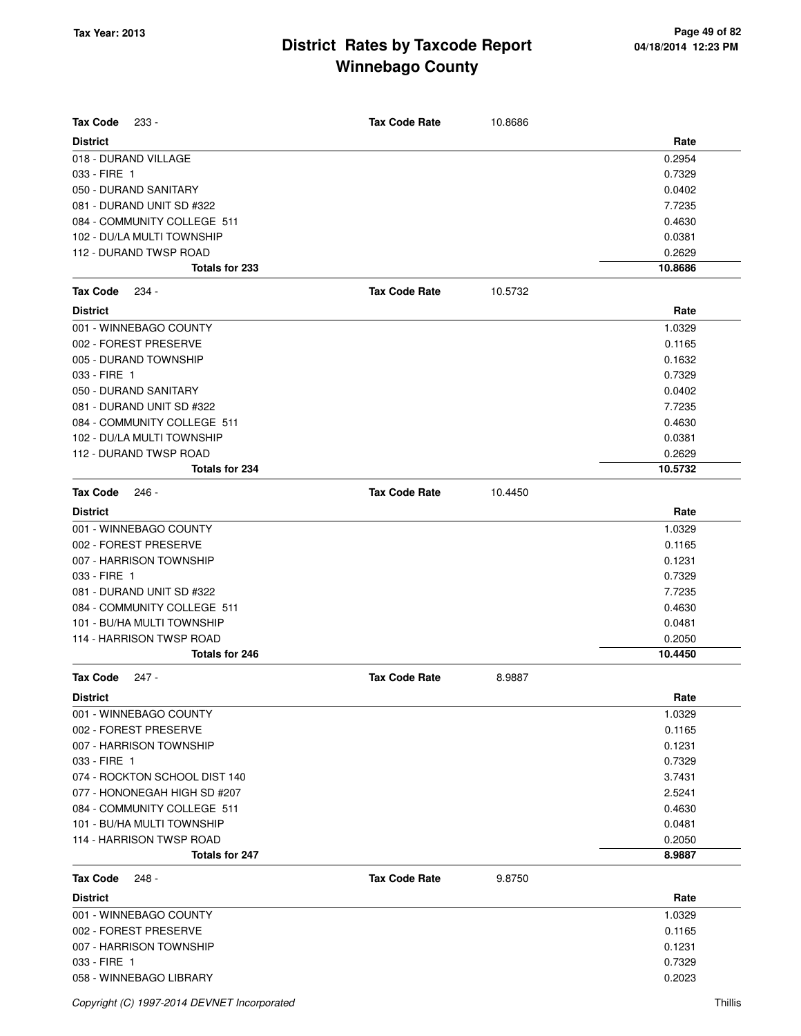# District Rates by Taxcode Report
## Winnebago County

Tax Year: 2013

**Tax Code** 233 - **Tax Code Rate** 10.8686

| District | Rate |
|---|---|
| 018 - DURAND VILLAGE | 0.2954 |
| 033 - FIRE 1 | 0.7329 |
| 050 - DURAND SANITARY | 0.0402 |
| 081 - DURAND UNIT SD #322 | 7.7235 |
| 084 - COMMUNITY COLLEGE 511 | 0.4630 |
| 102 - DU/LA MULTI TOWNSHIP | 0.0381 |
| 112 - DURAND TWSP ROAD | 0.2629 |
| **Totals for 233** | **10.8686** |

**Tax Code** 234 - **Tax Code Rate** 10.5732

| District | Rate |
|---|---|
| 001 - WINNEBAGO COUNTY | 1.0329 |
| 002 - FOREST PRESERVE | 0.1165 |
| 005 - DURAND TOWNSHIP | 0.1632 |
| 033 - FIRE 1 | 0.7329 |
| 050 - DURAND SANITARY | 0.0402 |
| 081 - DURAND UNIT SD #322 | 7.7235 |
| 084 - COMMUNITY COLLEGE 511 | 0.4630 |
| 102 - DU/LA MULTI TOWNSHIP | 0.0381 |
| 112 - DURAND TWSP ROAD | 0.2629 |
| **Totals for 234** | **10.5732** |

**Tax Code** 246 - **Tax Code Rate** 10.4450

| District | Rate |
|---|---|
| 001 - WINNEBAGO COUNTY | 1.0329 |
| 002 - FOREST PRESERVE | 0.1165 |
| 007 - HARRISON TOWNSHIP | 0.1231 |
| 033 - FIRE 1 | 0.7329 |
| 081 - DURAND UNIT SD #322 | 7.7235 |
| 084 - COMMUNITY COLLEGE 511 | 0.4630 |
| 101 - BU/HA MULTI TOWNSHIP | 0.0481 |
| 114 - HARRISON TWSP ROAD | 0.2050 |
| **Totals for 246** | **10.4450** |

**Tax Code** 247 - **Tax Code Rate** 8.9887

| District | Rate |
|---|---|
| 001 - WINNEBAGO COUNTY | 1.0329 |
| 002 - FOREST PRESERVE | 0.1165 |
| 007 - HARRISON TOWNSHIP | 0.1231 |
| 033 - FIRE 1 | 0.7329 |
| 074 - ROCKTON SCHOOL DIST 140 | 3.7431 |
| 077 - HONONEGAH HIGH SD #207 | 2.5241 |
| 084 - COMMUNITY COLLEGE 511 | 0.4630 |
| 101 - BU/HA MULTI TOWNSHIP | 0.0481 |
| 114 - HARRISON TWSP ROAD | 0.2050 |
| **Totals for 247** | **8.9887** |

**Tax Code** 248 - **Tax Code Rate** 9.8750

| District | Rate |
|---|---|
| 001 - WINNEBAGO COUNTY | 1.0329 |
| 002 - FOREST PRESERVE | 0.1165 |
| 007 - HARRISON TOWNSHIP | 0.1231 |
| 033 - FIRE 1 | 0.7329 |
| 058 - WINNEBAGO LIBRARY | 0.2023 |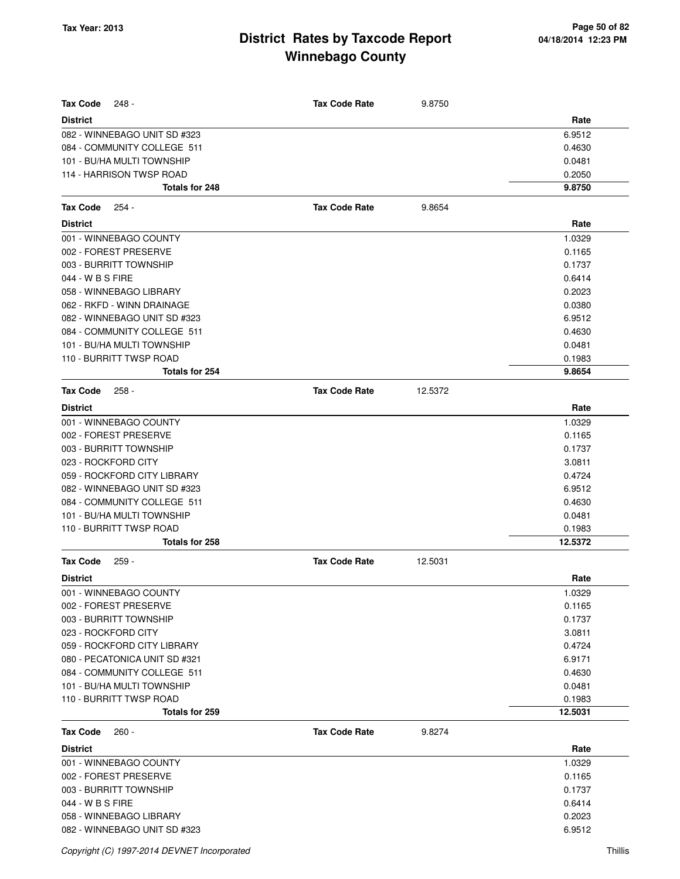# District Rates by Taxcode Report
# Winnebago County

Tax Year: 2013

04/18/2014 12:23 PM

| Tax Code 248 - | Tax Code Rate | 9.8750 |
|---|---|---|
| **District** | | **Rate** |
| 082 - WINNEBAGO UNIT SD #323 | | 6.9512 |
| 084 - COMMUNITY COLLEGE 511 | | 0.4630 |
| 101 - BU/HA MULTI TOWNSHIP | | 0.0481 |
| 114 - HARRISON TWSP ROAD | | 0.2050 |
| **Totals for 248** | | **9.8750** |

| Tax Code 254 - | Tax Code Rate | 9.8654 |
|---|---|---|
| **District** | | **Rate** |
| 001 - WINNEBAGO COUNTY | | 1.0329 |
| 002 - FOREST PRESERVE | | 0.1165 |
| 003 - BURRITT TOWNSHIP | | 0.1737 |
| 044 - W B S FIRE | | 0.6414 |
| 058 - WINNEBAGO LIBRARY | | 0.2023 |
| 062 - RKFD - WINN DRAINAGE | | 0.0380 |
| 082 - WINNEBAGO UNIT SD #323 | | 6.9512 |
| 084 - COMMUNITY COLLEGE 511 | | 0.4630 |
| 101 - BU/HA MULTI TOWNSHIP | | 0.0481 |
| 110 - BURRITT TWSP ROAD | | 0.1983 |
| **Totals for 254** | | **9.8654** |

| Tax Code 258 - | Tax Code Rate | 12.5372 |
|---|---|---|
| **District** | | **Rate** |
| 001 - WINNEBAGO COUNTY | | 1.0329 |
| 002 - FOREST PRESERVE | | 0.1165 |
| 003 - BURRITT TOWNSHIP | | 0.1737 |
| 023 - ROCKFORD CITY | | 3.0811 |
| 059 - ROCKFORD CITY LIBRARY | | 0.4724 |
| 082 - WINNEBAGO UNIT SD #323 | | 6.9512 |
| 084 - COMMUNITY COLLEGE 511 | | 0.4630 |
| 101 - BU/HA MULTI TOWNSHIP | | 0.0481 |
| 110 - BURRITT TWSP ROAD | | 0.1983 |
| **Totals for 258** | | **12.5372** |

| Tax Code 259 - | Tax Code Rate | 12.5031 |
|---|---|---|
| **District** | | **Rate** |
| 001 - WINNEBAGO COUNTY | | 1.0329 |
| 002 - FOREST PRESERVE | | 0.1165 |
| 003 - BURRITT TOWNSHIP | | 0.1737 |
| 023 - ROCKFORD CITY | | 3.0811 |
| 059 - ROCKFORD CITY LIBRARY | | 0.4724 |
| 080 - PECATONICA UNIT SD #321 | | 6.9171 |
| 084 - COMMUNITY COLLEGE 511 | | 0.4630 |
| 101 - BU/HA MULTI TOWNSHIP | | 0.0481 |
| 110 - BURRITT TWSP ROAD | | 0.1983 |
| **Totals for 259** | | **12.5031** |

| Tax Code 260 - | Tax Code Rate | 9.8274 |
|---|---|---|
| **District** | | **Rate** |
| 001 - WINNEBAGO COUNTY | | 1.0329 |
| 002 - FOREST PRESERVE | | 0.1165 |
| 003 - BURRITT TOWNSHIP | | 0.1737 |
| 044 - W B S FIRE | | 0.6414 |
| 058 - WINNEBAGO LIBRARY | | 0.2023 |
| 082 - WINNEBAGO UNIT SD #323 | | 6.9512 |

*Copyright (C) 1997-2014 DEVNET Incorporated* Thillis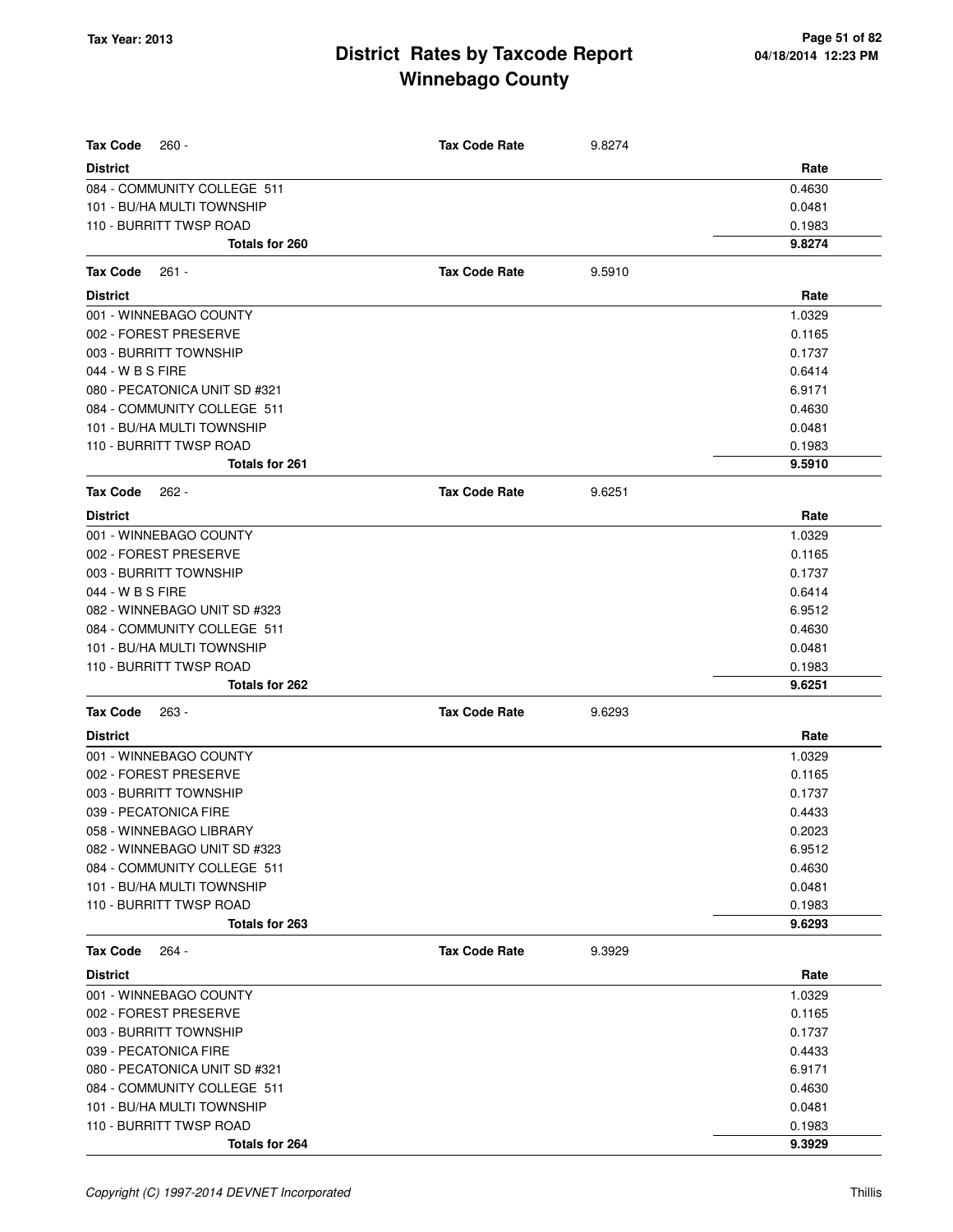# District Rates by Taxcode Report
# Winnebago County

Tax Year: 2013

**Tax Code** 260 - **Tax Code Rate** 9.8274

| District | Rate |
|---|---|
| 084 - COMMUNITY COLLEGE 511 | 0.4630 |
| 101 - BU/HA MULTI TOWNSHIP | 0.0481 |
| 110 - BURRITT TWSP ROAD | 0.1983 |
| **Totals for 260** | **9.8274** |

**Tax Code** 261 - **Tax Code Rate** 9.5910

| District | Rate |
|---|---|
| 001 - WINNEBAGO COUNTY | 1.0329 |
| 002 - FOREST PRESERVE | 0.1165 |
| 003 - BURRITT TOWNSHIP | 0.1737 |
| 044 - W B S FIRE | 0.6414 |
| 080 - PECATONICA UNIT SD #321 | 6.9171 |
| 084 - COMMUNITY COLLEGE 511 | 0.4630 |
| 101 - BU/HA MULTI TOWNSHIP | 0.0481 |
| 110 - BURRITT TWSP ROAD | 0.1983 |
| **Totals for 261** | **9.5910** |

**Tax Code** 262 - **Tax Code Rate** 9.6251

| District | Rate |
|---|---|
| 001 - WINNEBAGO COUNTY | 1.0329 |
| 002 - FOREST PRESERVE | 0.1165 |
| 003 - BURRITT TOWNSHIP | 0.1737 |
| 044 - W B S FIRE | 0.6414 |
| 082 - WINNEBAGO UNIT SD #323 | 6.9512 |
| 084 - COMMUNITY COLLEGE 511 | 0.4630 |
| 101 - BU/HA MULTI TOWNSHIP | 0.0481 |
| 110 - BURRITT TWSP ROAD | 0.1983 |
| **Totals for 262** | **9.6251** |

**Tax Code** 263 - **Tax Code Rate** 9.6293

| District | Rate |
|---|---|
| 001 - WINNEBAGO COUNTY | 1.0329 |
| 002 - FOREST PRESERVE | 0.1165 |
| 003 - BURRITT TOWNSHIP | 0.1737 |
| 039 - PECATONICA FIRE | 0.4433 |
| 058 - WINNEBAGO LIBRARY | 0.2023 |
| 082 - WINNEBAGO UNIT SD #323 | 6.9512 |
| 084 - COMMUNITY COLLEGE 511 | 0.4630 |
| 101 - BU/HA MULTI TOWNSHIP | 0.0481 |
| 110 - BURRITT TWSP ROAD | 0.1983 |
| **Totals for 263** | **9.6293** |

**Tax Code** 264 - **Tax Code Rate** 9.3929

| District | Rate |
|---|---|
| 001 - WINNEBAGO COUNTY | 1.0329 |
| 002 - FOREST PRESERVE | 0.1165 |
| 003 - BURRITT TOWNSHIP | 0.1737 |
| 039 - PECATONICA FIRE | 0.4433 |
| 080 - PECATONICA UNIT SD #321 | 6.9171 |
| 084 - COMMUNITY COLLEGE 511 | 0.4630 |
| 101 - BU/HA MULTI TOWNSHIP | 0.0481 |
| 110 - BURRITT TWSP ROAD | 0.1983 |
| **Totals for 264** | **9.3929** |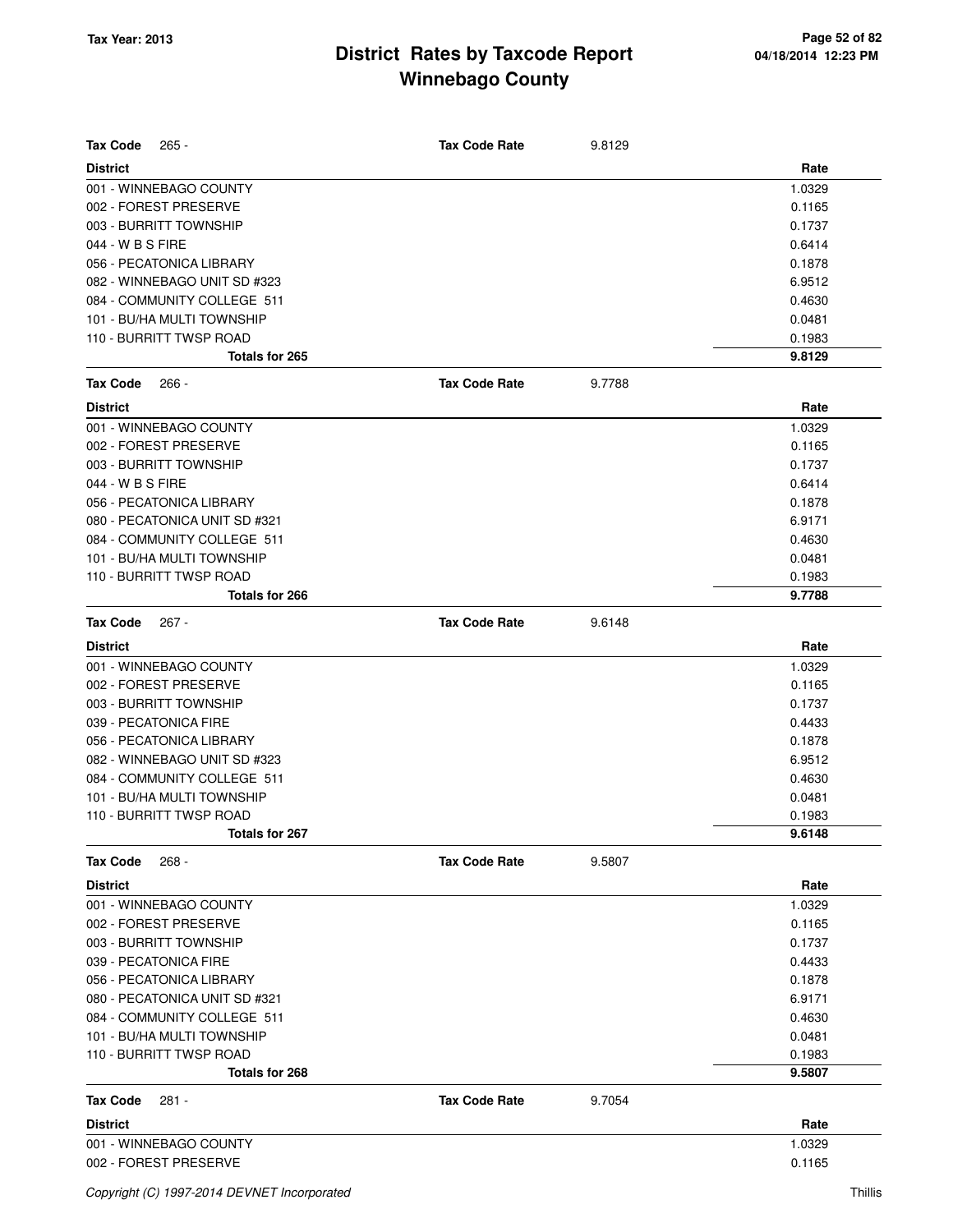| Tax Code | 265 - | Tax Code Rate | 9.8129 |
|---|---|---|---|
| **District** | | | **Rate** |
| 001 - WINNEBAGO COUNTY | | | 1.0329 |
| 002 - FOREST PRESERVE | | | 0.1165 |
| 003 - BURRITT TOWNSHIP | | | 0.1737 |
| 044 - W B S FIRE | | | 0.6414 |
| 056 - PECATONICA LIBRARY | | | 0.1878 |
| 082 - WINNEBAGO UNIT SD #323 | | | 6.9512 |
| 084 - COMMUNITY COLLEGE 511 | | | 0.4630 |
| 101 - BU/HA MULTI TOWNSHIP | | | 0.0481 |
| 110 - BURRITT TWSP ROAD | | | 0.1983 |
| **Totals for 265** | | | **9.8129** |

| Tax Code | 266 - | Tax Code Rate | 9.7788 |
|---|---|---|---|
| **District** | | | **Rate** |
| 001 - WINNEBAGO COUNTY | | | 1.0329 |
| 002 - FOREST PRESERVE | | | 0.1165 |
| 003 - BURRITT TOWNSHIP | | | 0.1737 |
| 044 - W B S FIRE | | | 0.6414 |
| 056 - PECATONICA LIBRARY | | | 0.1878 |
| 080 - PECATONICA UNIT SD #321 | | | 6.9171 |
| 084 - COMMUNITY COLLEGE 511 | | | 0.4630 |
| 101 - BU/HA MULTI TOWNSHIP | | | 0.0481 |
| 110 - BURRITT TWSP ROAD | | | 0.1983 |
| **Totals for 266** | | | **9.7788** |

| Tax Code | 267 - | Tax Code Rate | 9.6148 |
|---|---|---|---|
| **District** | | | **Rate** |
| 001 - WINNEBAGO COUNTY | | | 1.0329 |
| 002 - FOREST PRESERVE | | | 0.1165 |
| 003 - BURRITT TOWNSHIP | | | 0.1737 |
| 039 - PECATONICA FIRE | | | 0.4433 |
| 056 - PECATONICA LIBRARY | | | 0.1878 |
| 082 - WINNEBAGO UNIT SD #323 | | | 6.9512 |
| 084 - COMMUNITY COLLEGE 511 | | | 0.4630 |
| 101 - BU/HA MULTI TOWNSHIP | | | 0.0481 |
| 110 - BURRITT TWSP ROAD | | | 0.1983 |
| **Totals for 267** | | | **9.6148** |

| Tax Code | 268 - | Tax Code Rate | 9.5807 |
|---|---|---|---|
| **District** | | | **Rate** |
| 001 - WINNEBAGO COUNTY | | | 1.0329 |
| 002 - FOREST PRESERVE | | | 0.1165 |
| 003 - BURRITT TOWNSHIP | | | 0.1737 |
| 039 - PECATONICA FIRE | | | 0.4433 |
| 056 - PECATONICA LIBRARY | | | 0.1878 |
| 080 - PECATONICA UNIT SD #321 | | | 6.9171 |
| 084 - COMMUNITY COLLEGE 511 | | | 0.4630 |
| 101 - BU/HA MULTI TOWNSHIP | | | 0.0481 |
| 110 - BURRITT TWSP ROAD | | | 0.1983 |
| **Totals for 268** | | | **9.5807** |

| Tax Code | 281 - | Tax Code Rate | 9.7054 |
|---|---|---|---|
| **District** | | | **Rate** |
| 001 - WINNEBAGO COUNTY | | | 1.0329 |
| 002 - FOREST PRESERVE | | | 0.1165 |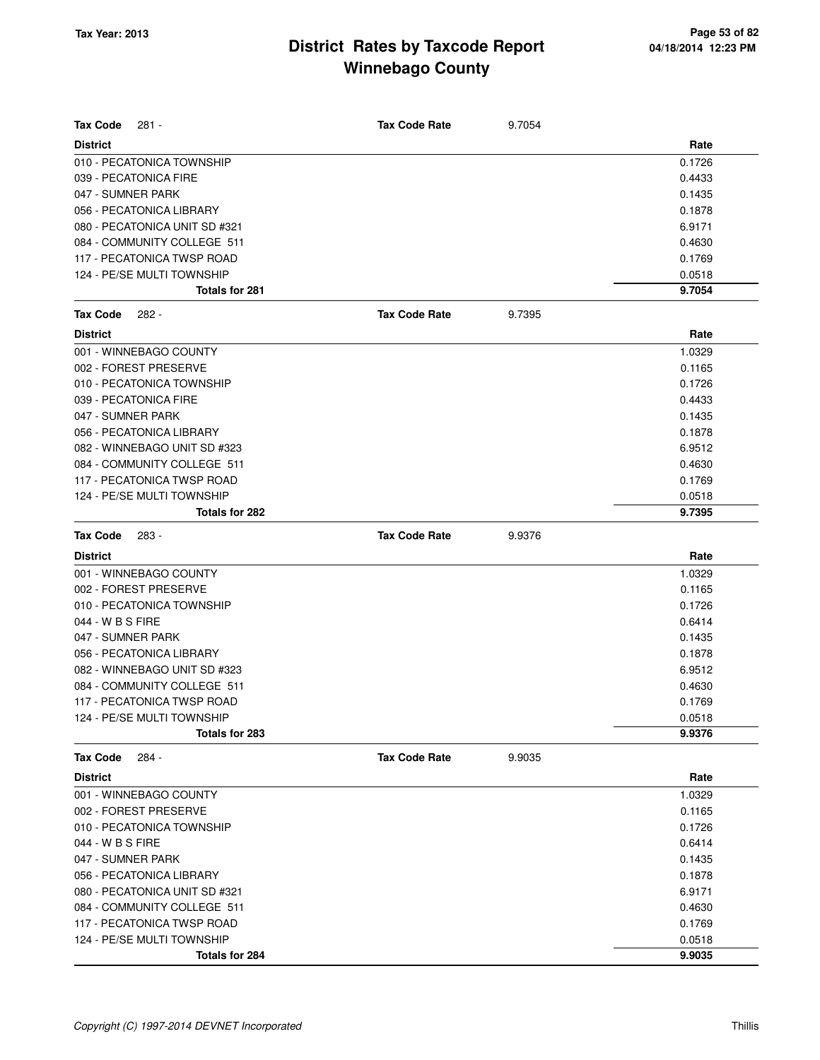# District Rates by Taxcode Report
# Winnebago County

Tax Year: 2013

**Tax Code** 281 - **Tax Code Rate** 9.7054

| District | Rate |
|---|---|
| 010 - PECATONICA TOWNSHIP | 0.1726 |
| 039 - PECATONICA FIRE | 0.4433 |
| 047 - SUMNER PARK | 0.1435 |
| 056 - PECATONICA LIBRARY | 0.1878 |
| 080 - PECATONICA UNIT SD #321 | 6.9171 |
| 084 - COMMUNITY COLLEGE 511 | 0.4630 |
| 117 - PECATONICA TWSP ROAD | 0.1769 |
| 124 - PE/SE MULTI TOWNSHIP | 0.0518 |
| **Totals for 281** | **9.7054** |

**Tax Code** 282 - **Tax Code Rate** 9.7395

| District | Rate |
|---|---|
| 001 - WINNEBAGO COUNTY | 1.0329 |
| 002 - FOREST PRESERVE | 0.1165 |
| 010 - PECATONICA TOWNSHIP | 0.1726 |
| 039 - PECATONICA FIRE | 0.4433 |
| 047 - SUMNER PARK | 0.1435 |
| 056 - PECATONICA LIBRARY | 0.1878 |
| 082 - WINNEBAGO UNIT SD #323 | 6.9512 |
| 084 - COMMUNITY COLLEGE 511 | 0.4630 |
| 117 - PECATONICA TWSP ROAD | 0.1769 |
| 124 - PE/SE MULTI TOWNSHIP | 0.0518 |
| **Totals for 282** | **9.7395** |

**Tax Code** 283 - **Tax Code Rate** 9.9376

| District | Rate |
|---|---|
| 001 - WINNEBAGO COUNTY | 1.0329 |
| 002 - FOREST PRESERVE | 0.1165 |
| 010 - PECATONICA TOWNSHIP | 0.1726 |
| 044 - W B S FIRE | 0.6414 |
| 047 - SUMNER PARK | 0.1435 |
| 056 - PECATONICA LIBRARY | 0.1878 |
| 082 - WINNEBAGO UNIT SD #323 | 6.9512 |
| 084 - COMMUNITY COLLEGE 511 | 0.4630 |
| 117 - PECATONICA TWSP ROAD | 0.1769 |
| 124 - PE/SE MULTI TOWNSHIP | 0.0518 |
| **Totals for 283** | **9.9376** |

**Tax Code** 284 - **Tax Code Rate** 9.9035

| District | Rate |
|---|---|
| 001 - WINNEBAGO COUNTY | 1.0329 |
| 002 - FOREST PRESERVE | 0.1165 |
| 010 - PECATONICA TOWNSHIP | 0.1726 |
| 044 - W B S FIRE | 0.6414 |
| 047 - SUMNER PARK | 0.1435 |
| 056 - PECATONICA LIBRARY | 0.1878 |
| 080 - PECATONICA UNIT SD #321 | 6.9171 |
| 084 - COMMUNITY COLLEGE 511 | 0.4630 |
| 117 - PECATONICA TWSP ROAD | 0.1769 |
| 124 - PE/SE MULTI TOWNSHIP | 0.0518 |
| **Totals for 284** | **9.9035** |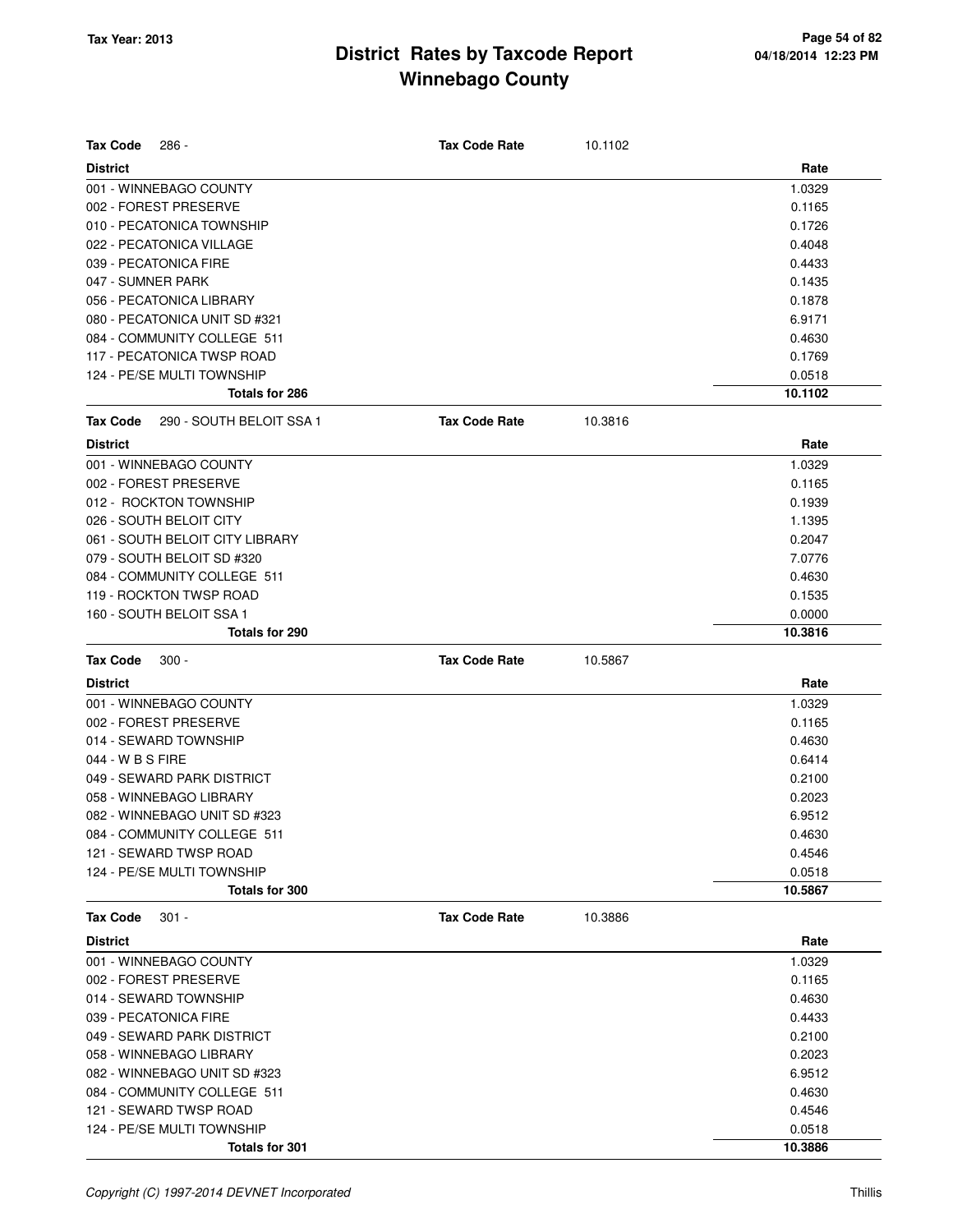# District Rates by Taxcode Report
# Winnebago County

Tax Year: 2013

**Tax Code** 286 - **Tax Code Rate** 10.1102

| District | Rate |
|---|---|
| 001 - WINNEBAGO COUNTY | 1.0329 |
| 002 - FOREST PRESERVE | 0.1165 |
| 010 - PECATONICA TOWNSHIP | 0.1726 |
| 022 - PECATONICA VILLAGE | 0.4048 |
| 039 - PECATONICA FIRE | 0.4433 |
| 047 - SUMNER PARK | 0.1435 |
| 056 - PECATONICA LIBRARY | 0.1878 |
| 080 - PECATONICA UNIT SD #321 | 6.9171 |
| 084 - COMMUNITY COLLEGE 511 | 0.4630 |
| 117 - PECATONICA TWSP ROAD | 0.1769 |
| 124 - PE/SE MULTI TOWNSHIP | 0.0518 |
| **Totals for 286** | **10.1102** |

**Tax Code** 290 - SOUTH BELOIT SSA 1 **Tax Code Rate** 10.3816

| District | Rate |
|---|---|
| 001 - WINNEBAGO COUNTY | 1.0329 |
| 002 - FOREST PRESERVE | 0.1165 |
| 012 - ROCKTON TOWNSHIP | 0.1939 |
| 026 - SOUTH BELOIT CITY | 1.1395 |
| 061 - SOUTH BELOIT CITY LIBRARY | 0.2047 |
| 079 - SOUTH BELOIT SD #320 | 7.0776 |
| 084 - COMMUNITY COLLEGE 511 | 0.4630 |
| 119 - ROCKTON TWSP ROAD | 0.1535 |
| 160 - SOUTH BELOIT SSA 1 | 0.0000 |
| **Totals for 290** | **10.3816** |

**Tax Code** 300 - **Tax Code Rate** 10.5867

| District | Rate |
|---|---|
| 001 - WINNEBAGO COUNTY | 1.0329 |
| 002 - FOREST PRESERVE | 0.1165 |
| 014 - SEWARD TOWNSHIP | 0.4630 |
| 044 - W B S FIRE | 0.6414 |
| 049 - SEWARD PARK DISTRICT | 0.2100 |
| 058 - WINNEBAGO LIBRARY | 0.2023 |
| 082 - WINNEBAGO UNIT SD #323 | 6.9512 |
| 084 - COMMUNITY COLLEGE 511 | 0.4630 |
| 121 - SEWARD TWSP ROAD | 0.4546 |
| 124 - PE/SE MULTI TOWNSHIP | 0.0518 |
| **Totals for 300** | **10.5867** |

**Tax Code** 301 - **Tax Code Rate** 10.3886

| District | Rate |
|---|---|
| 001 - WINNEBAGO COUNTY | 1.0329 |
| 002 - FOREST PRESERVE | 0.1165 |
| 014 - SEWARD TOWNSHIP | 0.4630 |
| 039 - PECATONICA FIRE | 0.4433 |
| 049 - SEWARD PARK DISTRICT | 0.2100 |
| 058 - WINNEBAGO LIBRARY | 0.2023 |
| 082 - WINNEBAGO UNIT SD #323 | 6.9512 |
| 084 - COMMUNITY COLLEGE 511 | 0.4630 |
| 121 - SEWARD TWSP ROAD | 0.4546 |
| 124 - PE/SE MULTI TOWNSHIP | 0.0518 |
| **Totals for 301** | **10.3886** |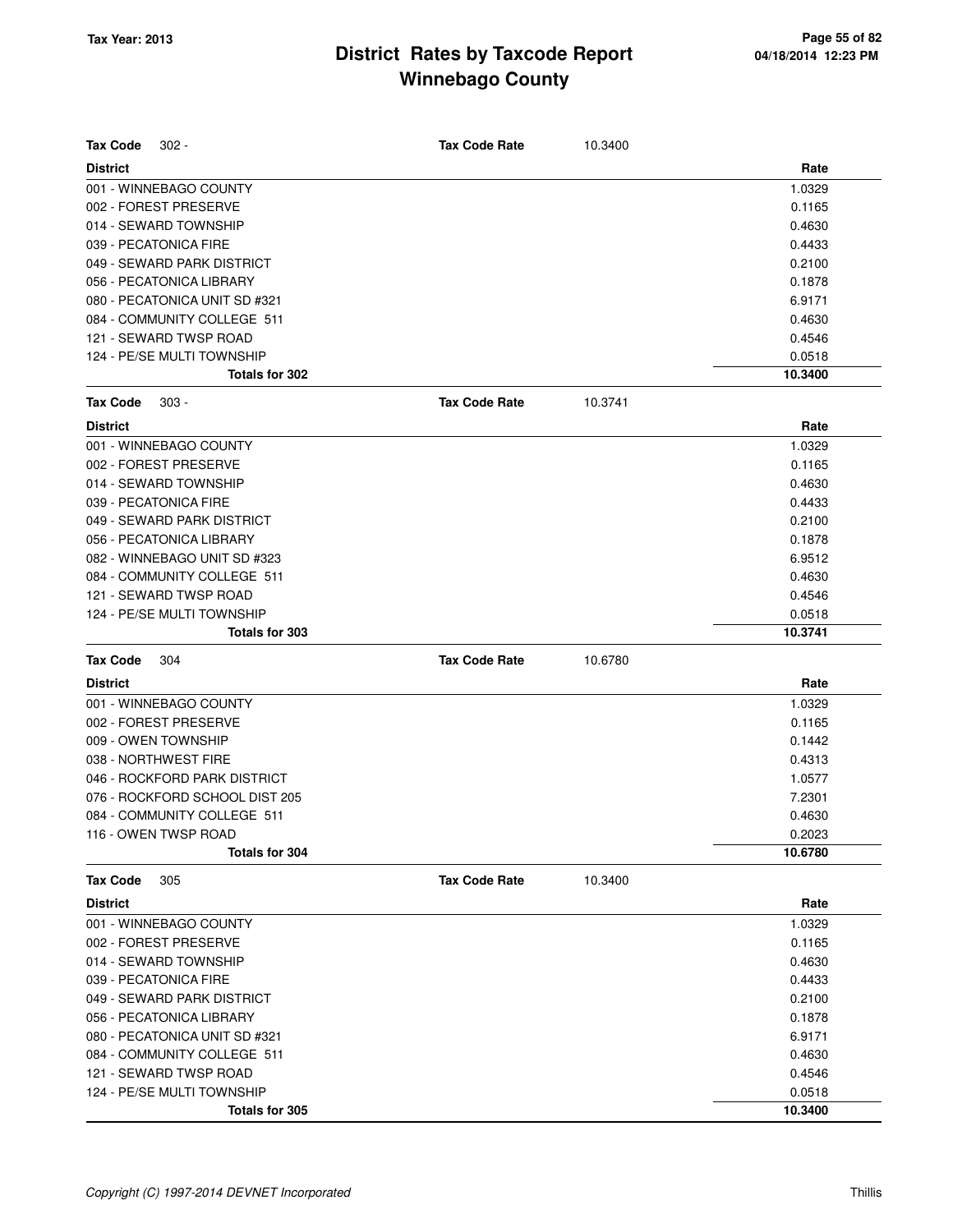# District Rates by Taxcode Report
# Winnebago County

Tax Year: 2013

| **Tax Code** 302 - | **Tax Code Rate** 10.3400 |
|---|---|
| **District** | **Rate** |
| 001 - WINNEBAGO COUNTY | 1.0329 |
| 002 - FOREST PRESERVE | 0.1165 |
| 014 - SEWARD TOWNSHIP | 0.4630 |
| 039 - PECATONICA FIRE | 0.4433 |
| 049 - SEWARD PARK DISTRICT | 0.2100 |
| 056 - PECATONICA LIBRARY | 0.1878 |
| 080 - PECATONICA UNIT SD #321 | 6.9171 |
| 084 - COMMUNITY COLLEGE 511 | 0.4630 |
| 121 - SEWARD TWSP ROAD | 0.4546 |
| 124 - PE/SE MULTI TOWNSHIP | 0.0518 |
| **Totals for 302** | **10.3400** |

| **Tax Code** 303 - | **Tax Code Rate** 10.3741 |
|---|---|
| **District** | **Rate** |
| 001 - WINNEBAGO COUNTY | 1.0329 |
| 002 - FOREST PRESERVE | 0.1165 |
| 014 - SEWARD TOWNSHIP | 0.4630 |
| 039 - PECATONICA FIRE | 0.4433 |
| 049 - SEWARD PARK DISTRICT | 0.2100 |
| 056 - PECATONICA LIBRARY | 0.1878 |
| 082 - WINNEBAGO UNIT SD #323 | 6.9512 |
| 084 - COMMUNITY COLLEGE 511 | 0.4630 |
| 121 - SEWARD TWSP ROAD | 0.4546 |
| 124 - PE/SE MULTI TOWNSHIP | 0.0518 |
| **Totals for 303** | **10.3741** |

| **Tax Code** 304 | **Tax Code Rate** 10.6780 |
|---|---|
| **District** | **Rate** |
| 001 - WINNEBAGO COUNTY | 1.0329 |
| 002 - FOREST PRESERVE | 0.1165 |
| 009 - OWEN TOWNSHIP | 0.1442 |
| 038 - NORTHWEST FIRE | 0.4313 |
| 046 - ROCKFORD PARK DISTRICT | 1.0577 |
| 076 - ROCKFORD SCHOOL DIST 205 | 7.2301 |
| 084 - COMMUNITY COLLEGE 511 | 0.4630 |
| 116 - OWEN TWSP ROAD | 0.2023 |
| **Totals for 304** | **10.6780** |

| **Tax Code** 305 | **Tax Code Rate** 10.3400 |
|---|---|
| **District** | **Rate** |
| 001 - WINNEBAGO COUNTY | 1.0329 |
| 002 - FOREST PRESERVE | 0.1165 |
| 014 - SEWARD TOWNSHIP | 0.4630 |
| 039 - PECATONICA FIRE | 0.4433 |
| 049 - SEWARD PARK DISTRICT | 0.2100 |
| 056 - PECATONICA LIBRARY | 0.1878 |
| 080 - PECATONICA UNIT SD #321 | 6.9171 |
| 084 - COMMUNITY COLLEGE 511 | 0.4630 |
| 121 - SEWARD TWSP ROAD | 0.4546 |
| 124 - PE/SE MULTI TOWNSHIP | 0.0518 |
| **Totals for 305** | **10.3400** |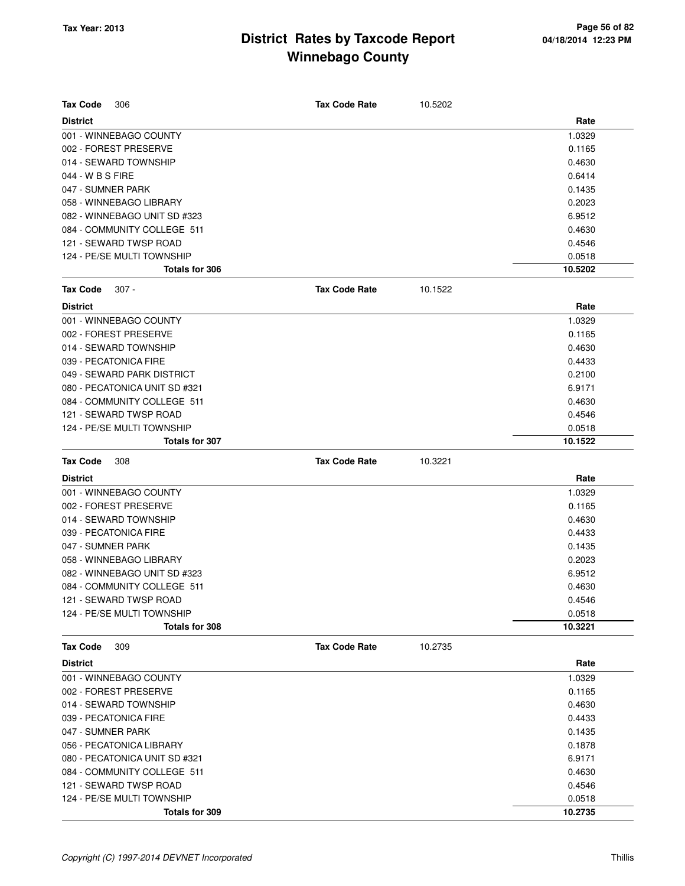# District Rates by Taxcode Report
## Winnebago County

Tax Year: 2013

**Tax Code** 306 — **Tax Code Rate** 10.5202

| District | Rate |
|---|---|
| 001 - WINNEBAGO COUNTY | 1.0329 |
| 002 - FOREST PRESERVE | 0.1165 |
| 014 - SEWARD TOWNSHIP | 0.4630 |
| 044 - W B S FIRE | 0.6414 |
| 047 - SUMNER PARK | 0.1435 |
| 058 - WINNEBAGO LIBRARY | 0.2023 |
| 082 - WINNEBAGO UNIT SD #323 | 6.9512 |
| 084 - COMMUNITY COLLEGE 511 | 0.4630 |
| 121 - SEWARD TWSP ROAD | 0.4546 |
| 124 - PE/SE MULTI TOWNSHIP | 0.0518 |
| **Totals for 306** | **10.5202** |

**Tax Code** 307 - — **Tax Code Rate** 10.1522

| District | Rate |
|---|---|
| 001 - WINNEBAGO COUNTY | 1.0329 |
| 002 - FOREST PRESERVE | 0.1165 |
| 014 - SEWARD TOWNSHIP | 0.4630 |
| 039 - PECATONICA FIRE | 0.4433 |
| 049 - SEWARD PARK DISTRICT | 0.2100 |
| 080 - PECATONICA UNIT SD #321 | 6.9171 |
| 084 - COMMUNITY COLLEGE 511 | 0.4630 |
| 121 - SEWARD TWSP ROAD | 0.4546 |
| 124 - PE/SE MULTI TOWNSHIP | 0.0518 |
| **Totals for 307** | **10.1522** |

**Tax Code** 308 — **Tax Code Rate** 10.3221

| District | Rate |
|---|---|
| 001 - WINNEBAGO COUNTY | 1.0329 |
| 002 - FOREST PRESERVE | 0.1165 |
| 014 - SEWARD TOWNSHIP | 0.4630 |
| 039 - PECATONICA FIRE | 0.4433 |
| 047 - SUMNER PARK | 0.1435 |
| 058 - WINNEBAGO LIBRARY | 0.2023 |
| 082 - WINNEBAGO UNIT SD #323 | 6.9512 |
| 084 - COMMUNITY COLLEGE 511 | 0.4630 |
| 121 - SEWARD TWSP ROAD | 0.4546 |
| 124 - PE/SE MULTI TOWNSHIP | 0.0518 |
| **Totals for 308** | **10.3221** |

**Tax Code** 309 — **Tax Code Rate** 10.2735

| District | Rate |
|---|---|
| 001 - WINNEBAGO COUNTY | 1.0329 |
| 002 - FOREST PRESERVE | 0.1165 |
| 014 - SEWARD TOWNSHIP | 0.4630 |
| 039 - PECATONICA FIRE | 0.4433 |
| 047 - SUMNER PARK | 0.1435 |
| 056 - PECATONICA LIBRARY | 0.1878 |
| 080 - PECATONICA UNIT SD #321 | 6.9171 |
| 084 - COMMUNITY COLLEGE 511 | 0.4630 |
| 121 - SEWARD TWSP ROAD | 0.4546 |
| 124 - PE/SE MULTI TOWNSHIP | 0.0518 |
| **Totals for 309** | **10.2735** |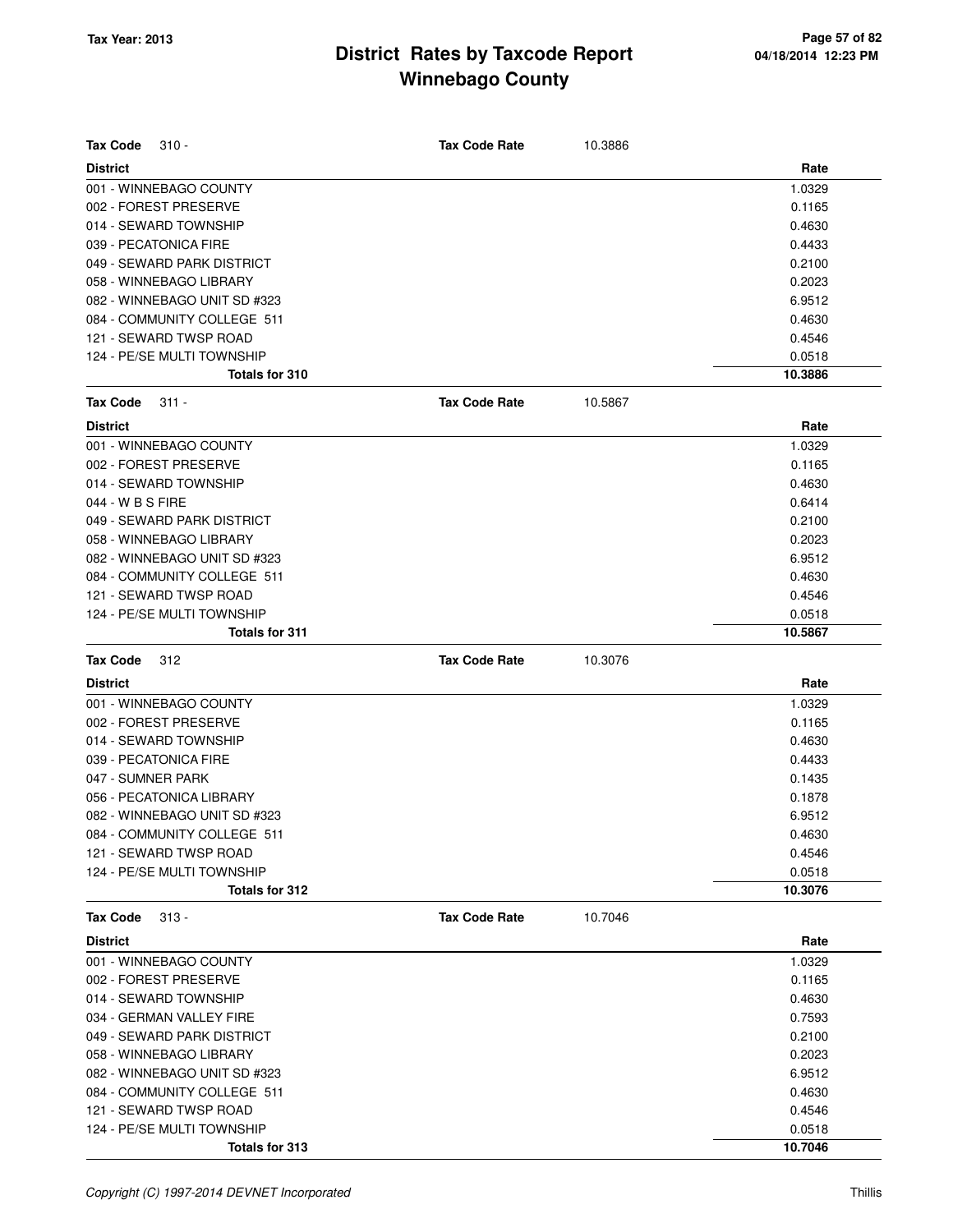# District Rates by Taxcode Report
# Winnebago County

Tax Year: 2013

04/18/2014 12:23 PM

**Tax Code** 310 - **Tax Code Rate** 10.3886

| District | Rate |
|---|---|
| 001 - WINNEBAGO COUNTY | 1.0329 |
| 002 - FOREST PRESERVE | 0.1165 |
| 014 - SEWARD TOWNSHIP | 0.4630 |
| 039 - PECATONICA FIRE | 0.4433 |
| 049 - SEWARD PARK DISTRICT | 0.2100 |
| 058 - WINNEBAGO LIBRARY | 0.2023 |
| 082 - WINNEBAGO UNIT SD #323 | 6.9512 |
| 084 - COMMUNITY COLLEGE 511 | 0.4630 |
| 121 - SEWARD TWSP ROAD | 0.4546 |
| 124 - PE/SE MULTI TOWNSHIP | 0.0518 |
| **Totals for 310** | **10.3886** |

**Tax Code** 311 - **Tax Code Rate** 10.5867

| District | Rate |
|---|---|
| 001 - WINNEBAGO COUNTY | 1.0329 |
| 002 - FOREST PRESERVE | 0.1165 |
| 014 - SEWARD TOWNSHIP | 0.4630 |
| 044 - W B S FIRE | 0.6414 |
| 049 - SEWARD PARK DISTRICT | 0.2100 |
| 058 - WINNEBAGO LIBRARY | 0.2023 |
| 082 - WINNEBAGO UNIT SD #323 | 6.9512 |
| 084 - COMMUNITY COLLEGE 511 | 0.4630 |
| 121 - SEWARD TWSP ROAD | 0.4546 |
| 124 - PE/SE MULTI TOWNSHIP | 0.0518 |
| **Totals for 311** | **10.5867** |

**Tax Code** 312 **Tax Code Rate** 10.3076

| District | Rate |
|---|---|
| 001 - WINNEBAGO COUNTY | 1.0329 |
| 002 - FOREST PRESERVE | 0.1165 |
| 014 - SEWARD TOWNSHIP | 0.4630 |
| 039 - PECATONICA FIRE | 0.4433 |
| 047 - SUMNER PARK | 0.1435 |
| 056 - PECATONICA LIBRARY | 0.1878 |
| 082 - WINNEBAGO UNIT SD #323 | 6.9512 |
| 084 - COMMUNITY COLLEGE 511 | 0.4630 |
| 121 - SEWARD TWSP ROAD | 0.4546 |
| 124 - PE/SE MULTI TOWNSHIP | 0.0518 |
| **Totals for 312** | **10.3076** |

**Tax Code** 313 - **Tax Code Rate** 10.7046

| District | Rate |
|---|---|
| 001 - WINNEBAGO COUNTY | 1.0329 |
| 002 - FOREST PRESERVE | 0.1165 |
| 014 - SEWARD TOWNSHIP | 0.4630 |
| 034 - GERMAN VALLEY FIRE | 0.7593 |
| 049 - SEWARD PARK DISTRICT | 0.2100 |
| 058 - WINNEBAGO LIBRARY | 0.2023 |
| 082 - WINNEBAGO UNIT SD #323 | 6.9512 |
| 084 - COMMUNITY COLLEGE 511 | 0.4630 |
| 121 - SEWARD TWSP ROAD | 0.4546 |
| 124 - PE/SE MULTI TOWNSHIP | 0.0518 |
| **Totals for 313** | **10.7046** |

*Copyright (C) 1997-2014 DEVNET Incorporated* Thillis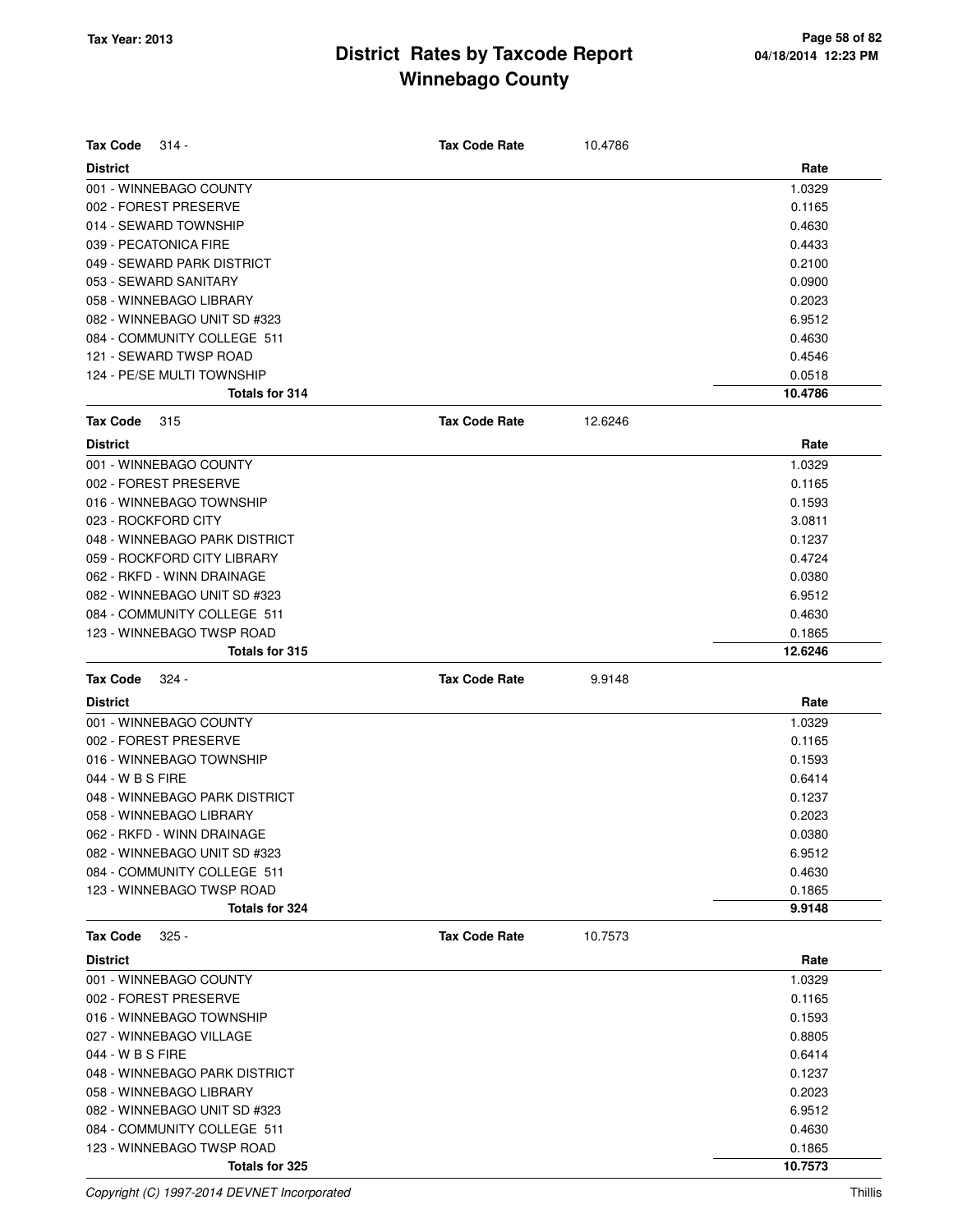# District Rates by Taxcode Report
# Winnebago County

Tax Year: 2013

**Tax Code** 314 - **Tax Code Rate** 10.4786

| District | Rate |
|---|---|
| 001 - WINNEBAGO COUNTY | 1.0329 |
| 002 - FOREST PRESERVE | 0.1165 |
| 014 - SEWARD TOWNSHIP | 0.4630 |
| 039 - PECATONICA FIRE | 0.4433 |
| 049 - SEWARD PARK DISTRICT | 0.2100 |
| 053 - SEWARD SANITARY | 0.0900 |
| 058 - WINNEBAGO LIBRARY | 0.2023 |
| 082 - WINNEBAGO UNIT SD #323 | 6.9512 |
| 084 - COMMUNITY COLLEGE 511 | 0.4630 |
| 121 - SEWARD TWSP ROAD | 0.4546 |
| 124 - PE/SE MULTI TOWNSHIP | 0.0518 |
| **Totals for 314** | **10.4786** |

**Tax Code** 315 **Tax Code Rate** 12.6246

| District | Rate |
|---|---|
| 001 - WINNEBAGO COUNTY | 1.0329 |
| 002 - FOREST PRESERVE | 0.1165 |
| 016 - WINNEBAGO TOWNSHIP | 0.1593 |
| 023 - ROCKFORD CITY | 3.0811 |
| 048 - WINNEBAGO PARK DISTRICT | 0.1237 |
| 059 - ROCKFORD CITY LIBRARY | 0.4724 |
| 062 - RKFD - WINN DRAINAGE | 0.0380 |
| 082 - WINNEBAGO UNIT SD #323 | 6.9512 |
| 084 - COMMUNITY COLLEGE 511 | 0.4630 |
| 123 - WINNEBAGO TWSP ROAD | 0.1865 |
| **Totals for 315** | **12.6246** |

**Tax Code** 324 - **Tax Code Rate** 9.9148

| District | Rate |
|---|---|
| 001 - WINNEBAGO COUNTY | 1.0329 |
| 002 - FOREST PRESERVE | 0.1165 |
| 016 - WINNEBAGO TOWNSHIP | 0.1593 |
| 044 - W B S FIRE | 0.6414 |
| 048 - WINNEBAGO PARK DISTRICT | 0.1237 |
| 058 - WINNEBAGO LIBRARY | 0.2023 |
| 062 - RKFD - WINN DRAINAGE | 0.0380 |
| 082 - WINNEBAGO UNIT SD #323 | 6.9512 |
| 084 - COMMUNITY COLLEGE 511 | 0.4630 |
| 123 - WINNEBAGO TWSP ROAD | 0.1865 |
| **Totals for 324** | **9.9148** |

**Tax Code** 325 - **Tax Code Rate** 10.7573

| District | Rate |
|---|---|
| 001 - WINNEBAGO COUNTY | 1.0329 |
| 002 - FOREST PRESERVE | 0.1165 |
| 016 - WINNEBAGO TOWNSHIP | 0.1593 |
| 027 - WINNEBAGO VILLAGE | 0.8805 |
| 044 - W B S FIRE | 0.6414 |
| 048 - WINNEBAGO PARK DISTRICT | 0.1237 |
| 058 - WINNEBAGO LIBRARY | 0.2023 |
| 082 - WINNEBAGO UNIT SD #323 | 6.9512 |
| 084 - COMMUNITY COLLEGE 511 | 0.4630 |
| 123 - WINNEBAGO TWSP ROAD | 0.1865 |
| **Totals for 325** | **10.7573** |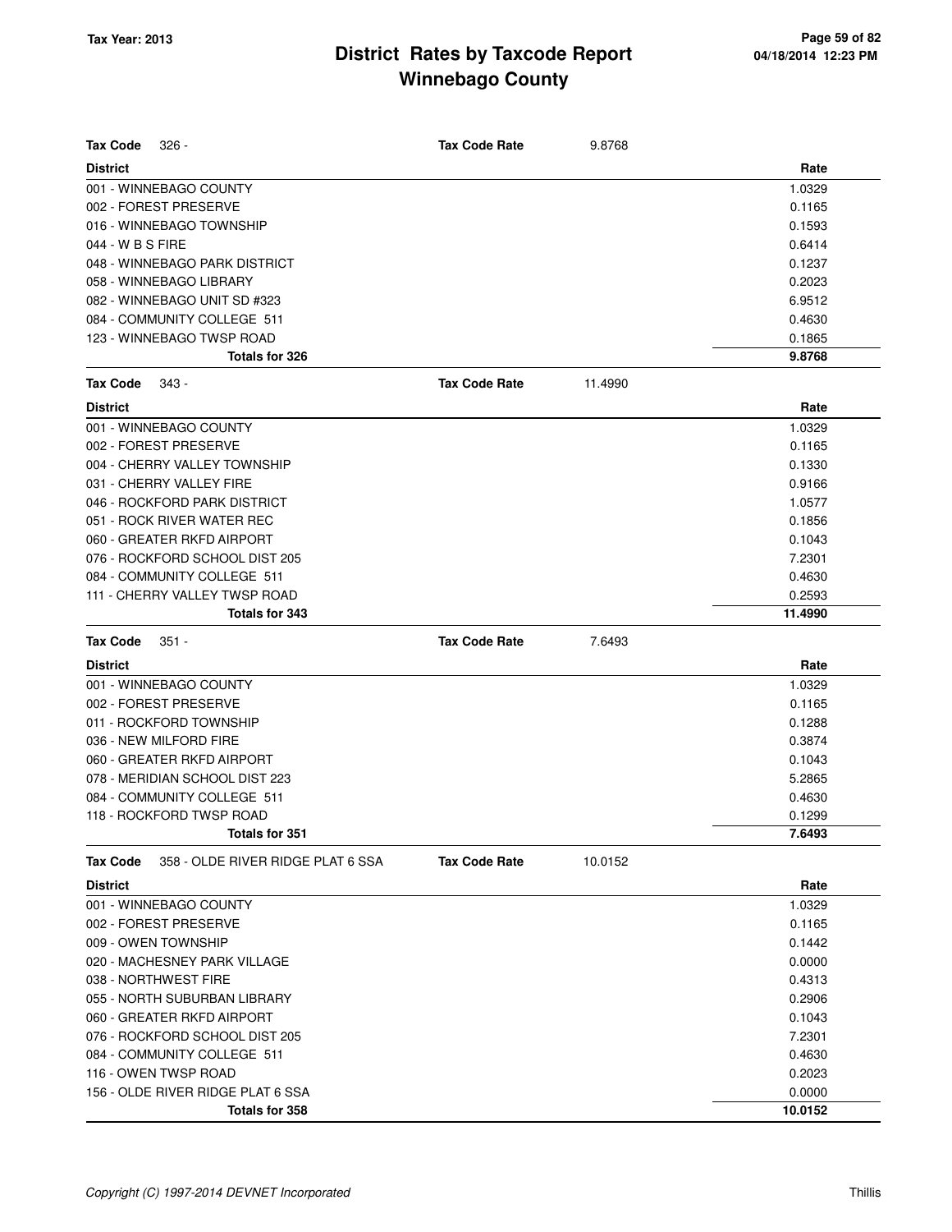# District Rates by Taxcode Report
## Winnebago County

Tax Year: 2013

**Tax Code** 326 - **Tax Code Rate** 9.8768

| District | Rate |
|---|---|
| 001 - WINNEBAGO COUNTY | 1.0329 |
| 002 - FOREST PRESERVE | 0.1165 |
| 016 - WINNEBAGO TOWNSHIP | 0.1593 |
| 044 - W B S FIRE | 0.6414 |
| 048 - WINNEBAGO PARK DISTRICT | 0.1237 |
| 058 - WINNEBAGO LIBRARY | 0.2023 |
| 082 - WINNEBAGO UNIT SD #323 | 6.9512 |
| 084 - COMMUNITY COLLEGE 511 | 0.4630 |
| 123 - WINNEBAGO TWSP ROAD | 0.1865 |
| **Totals for 326** | **9.8768** |

**Tax Code** 343 - **Tax Code Rate** 11.4990

| District | Rate |
|---|---|
| 001 - WINNEBAGO COUNTY | 1.0329 |
| 002 - FOREST PRESERVE | 0.1165 |
| 004 - CHERRY VALLEY TOWNSHIP | 0.1330 |
| 031 - CHERRY VALLEY FIRE | 0.9166 |
| 046 - ROCKFORD PARK DISTRICT | 1.0577 |
| 051 - ROCK RIVER WATER REC | 0.1856 |
| 060 - GREATER RKFD AIRPORT | 0.1043 |
| 076 - ROCKFORD SCHOOL DIST 205 | 7.2301 |
| 084 - COMMUNITY COLLEGE 511 | 0.4630 |
| 111 - CHERRY VALLEY TWSP ROAD | 0.2593 |
| **Totals for 343** | **11.4990** |

**Tax Code** 351 - **Tax Code Rate** 7.6493

| District | Rate |
|---|---|
| 001 - WINNEBAGO COUNTY | 1.0329 |
| 002 - FOREST PRESERVE | 0.1165 |
| 011 - ROCKFORD TOWNSHIP | 0.1288 |
| 036 - NEW MILFORD FIRE | 0.3874 |
| 060 - GREATER RKFD AIRPORT | 0.1043 |
| 078 - MERIDIAN SCHOOL DIST 223 | 5.2865 |
| 084 - COMMUNITY COLLEGE 511 | 0.4630 |
| 118 - ROCKFORD TWSP ROAD | 0.1299 |
| **Totals for 351** | **7.6493** |

**Tax Code** 358 - OLDE RIVER RIDGE PLAT 6 SSA **Tax Code Rate** 10.0152

| District | Rate |
|---|---|
| 001 - WINNEBAGO COUNTY | 1.0329 |
| 002 - FOREST PRESERVE | 0.1165 |
| 009 - OWEN TOWNSHIP | 0.1442 |
| 020 - MACHESNEY PARK VILLAGE | 0.0000 |
| 038 - NORTHWEST FIRE | 0.4313 |
| 055 - NORTH SUBURBAN LIBRARY | 0.2906 |
| 060 - GREATER RKFD AIRPORT | 0.1043 |
| 076 - ROCKFORD SCHOOL DIST 205 | 7.2301 |
| 084 - COMMUNITY COLLEGE 511 | 0.4630 |
| 116 - OWEN TWSP ROAD | 0.2023 |
| 156 - OLDE RIVER RIDGE PLAT 6 SSA | 0.0000 |
| **Totals for 358** | **10.0152** |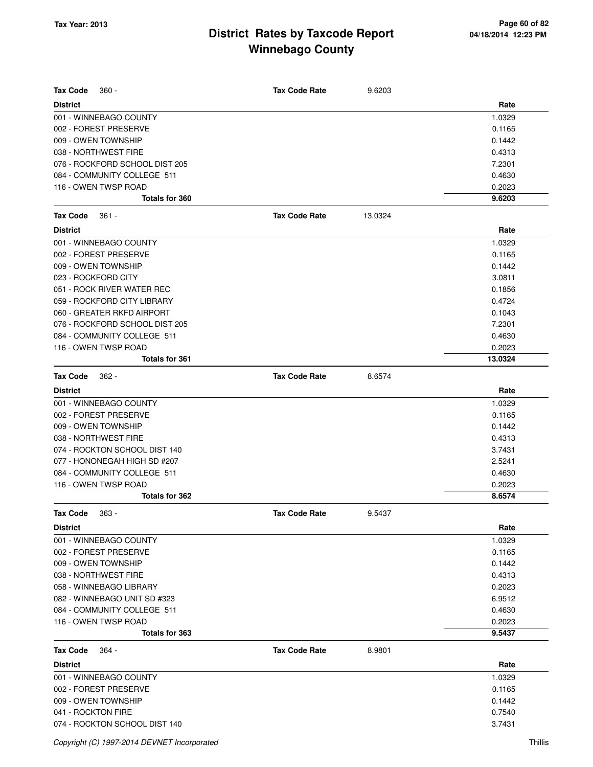# District Rates by Taxcode Report
# Winnebago County

Tax Year: 2013

**Tax Code** 360 - **Tax Code Rate** 9.6203

| District | Rate |
|---|---|
| 001 - WINNEBAGO COUNTY | 1.0329 |
| 002 - FOREST PRESERVE | 0.1165 |
| 009 - OWEN TOWNSHIP | 0.1442 |
| 038 - NORTHWEST FIRE | 0.4313 |
| 076 - ROCKFORD SCHOOL DIST 205 | 7.2301 |
| 084 - COMMUNITY COLLEGE 511 | 0.4630 |
| 116 - OWEN TWSP ROAD | 0.2023 |
| **Totals for 360** | **9.6203** |

**Tax Code** 361 - **Tax Code Rate** 13.0324

| District | Rate |
|---|---|
| 001 - WINNEBAGO COUNTY | 1.0329 |
| 002 - FOREST PRESERVE | 0.1165 |
| 009 - OWEN TOWNSHIP | 0.1442 |
| 023 - ROCKFORD CITY | 3.0811 |
| 051 - ROCK RIVER WATER REC | 0.1856 |
| 059 - ROCKFORD CITY LIBRARY | 0.4724 |
| 060 - GREATER RKFD AIRPORT | 0.1043 |
| 076 - ROCKFORD SCHOOL DIST 205 | 7.2301 |
| 084 - COMMUNITY COLLEGE 511 | 0.4630 |
| 116 - OWEN TWSP ROAD | 0.2023 |
| **Totals for 361** | **13.0324** |

**Tax Code** 362 - **Tax Code Rate** 8.6574

| District | Rate |
|---|---|
| 001 - WINNEBAGO COUNTY | 1.0329 |
| 002 - FOREST PRESERVE | 0.1165 |
| 009 - OWEN TOWNSHIP | 0.1442 |
| 038 - NORTHWEST FIRE | 0.4313 |
| 074 - ROCKTON SCHOOL DIST 140 | 3.7431 |
| 077 - HONONEGAH HIGH SD #207 | 2.5241 |
| 084 - COMMUNITY COLLEGE 511 | 0.4630 |
| 116 - OWEN TWSP ROAD | 0.2023 |
| **Totals for 362** | **8.6574** |

**Tax Code** 363 - **Tax Code Rate** 9.5437

| District | Rate |
|---|---|
| 001 - WINNEBAGO COUNTY | 1.0329 |
| 002 - FOREST PRESERVE | 0.1165 |
| 009 - OWEN TOWNSHIP | 0.1442 |
| 038 - NORTHWEST FIRE | 0.4313 |
| 058 - WINNEBAGO LIBRARY | 0.2023 |
| 082 - WINNEBAGO UNIT SD #323 | 6.9512 |
| 084 - COMMUNITY COLLEGE 511 | 0.4630 |
| 116 - OWEN TWSP ROAD | 0.2023 |
| **Totals for 363** | **9.5437** |

**Tax Code** 364 - **Tax Code Rate** 8.9801

| District | Rate |
|---|---|
| 001 - WINNEBAGO COUNTY | 1.0329 |
| 002 - FOREST PRESERVE | 0.1165 |
| 009 - OWEN TOWNSHIP | 0.1442 |
| 041 - ROCKTON FIRE | 0.7540 |
| 074 - ROCKTON SCHOOL DIST 140 | 3.7431 |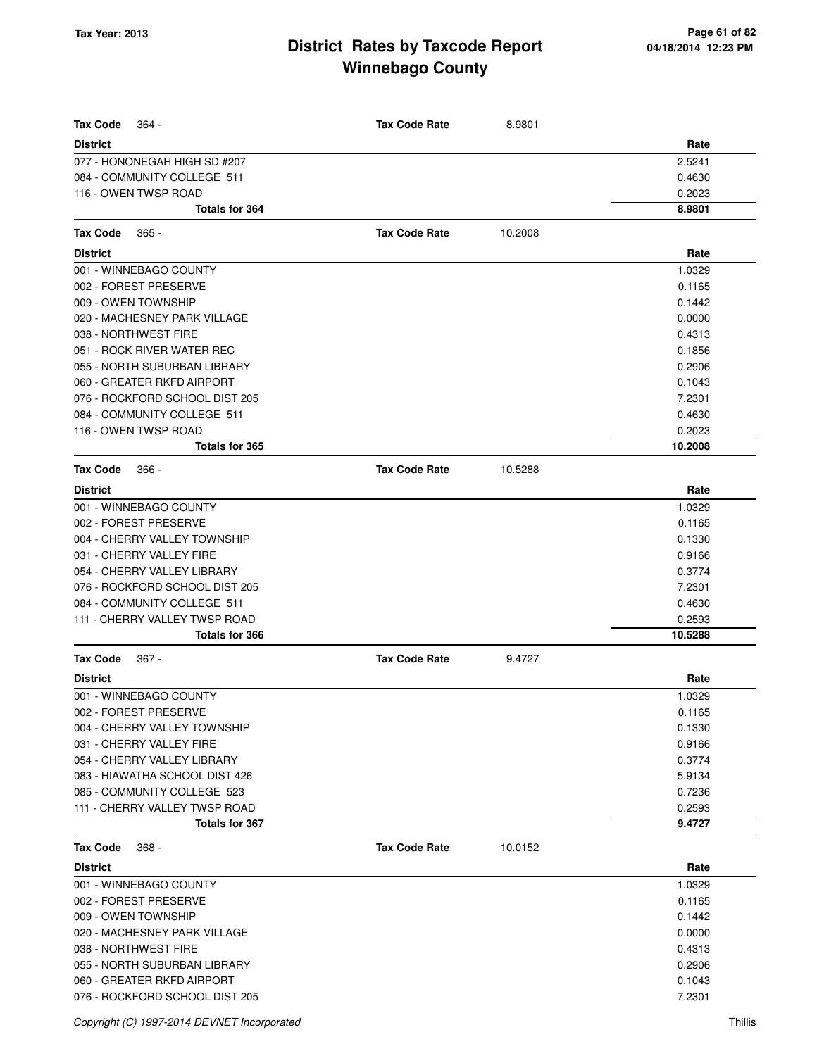# District Rates by Taxcode Report
## Winnebago County

Tax Year: 2013

**Tax Code** 364 - **Tax Code Rate** 8.9801

| District | Rate |
|---|---|
| 077 - HONONEGAH HIGH SD #207 | 2.5241 |
| 084 - COMMUNITY COLLEGE 511 | 0.4630 |
| 116 - OWEN TWSP ROAD | 0.2023 |
| **Totals for 364** | **8.9801** |

**Tax Code** 365 - **Tax Code Rate** 10.2008

| District | Rate |
|---|---|
| 001 - WINNEBAGO COUNTY | 1.0329 |
| 002 - FOREST PRESERVE | 0.1165 |
| 009 - OWEN TOWNSHIP | 0.1442 |
| 020 - MACHESNEY PARK VILLAGE | 0.0000 |
| 038 - NORTHWEST FIRE | 0.4313 |
| 051 - ROCK RIVER WATER REC | 0.1856 |
| 055 - NORTH SUBURBAN LIBRARY | 0.2906 |
| 060 - GREATER RKFD AIRPORT | 0.1043 |
| 076 - ROCKFORD SCHOOL DIST 205 | 7.2301 |
| 084 - COMMUNITY COLLEGE 511 | 0.4630 |
| 116 - OWEN TWSP ROAD | 0.2023 |
| **Totals for 365** | **10.2008** |

**Tax Code** 366 - **Tax Code Rate** 10.5288

| District | Rate |
|---|---|
| 001 - WINNEBAGO COUNTY | 1.0329 |
| 002 - FOREST PRESERVE | 0.1165 |
| 004 - CHERRY VALLEY TOWNSHIP | 0.1330 |
| 031 - CHERRY VALLEY FIRE | 0.9166 |
| 054 - CHERRY VALLEY LIBRARY | 0.3774 |
| 076 - ROCKFORD SCHOOL DIST 205 | 7.2301 |
| 084 - COMMUNITY COLLEGE 511 | 0.4630 |
| 111 - CHERRY VALLEY TWSP ROAD | 0.2593 |
| **Totals for 366** | **10.5288** |

**Tax Code** 367 - **Tax Code Rate** 9.4727

| District | Rate |
|---|---|
| 001 - WINNEBAGO COUNTY | 1.0329 |
| 002 - FOREST PRESERVE | 0.1165 |
| 004 - CHERRY VALLEY TOWNSHIP | 0.1330 |
| 031 - CHERRY VALLEY FIRE | 0.9166 |
| 054 - CHERRY VALLEY LIBRARY | 0.3774 |
| 083 - HIAWATHA SCHOOL DIST 426 | 5.9134 |
| 085 - COMMUNITY COLLEGE 523 | 0.7236 |
| 111 - CHERRY VALLEY TWSP ROAD | 0.2593 |
| **Totals for 367** | **9.4727** |

**Tax Code** 368 - **Tax Code Rate** 10.0152

| District | Rate |
|---|---|
| 001 - WINNEBAGO COUNTY | 1.0329 |
| 002 - FOREST PRESERVE | 0.1165 |
| 009 - OWEN TOWNSHIP | 0.1442 |
| 020 - MACHESNEY PARK VILLAGE | 0.0000 |
| 038 - NORTHWEST FIRE | 0.4313 |
| 055 - NORTH SUBURBAN LIBRARY | 0.2906 |
| 060 - GREATER RKFD AIRPORT | 0.1043 |
| 076 - ROCKFORD SCHOOL DIST 205 | 7.2301 |

*Copyright (C) 1997-2014 DEVNET Incorporated* Thillis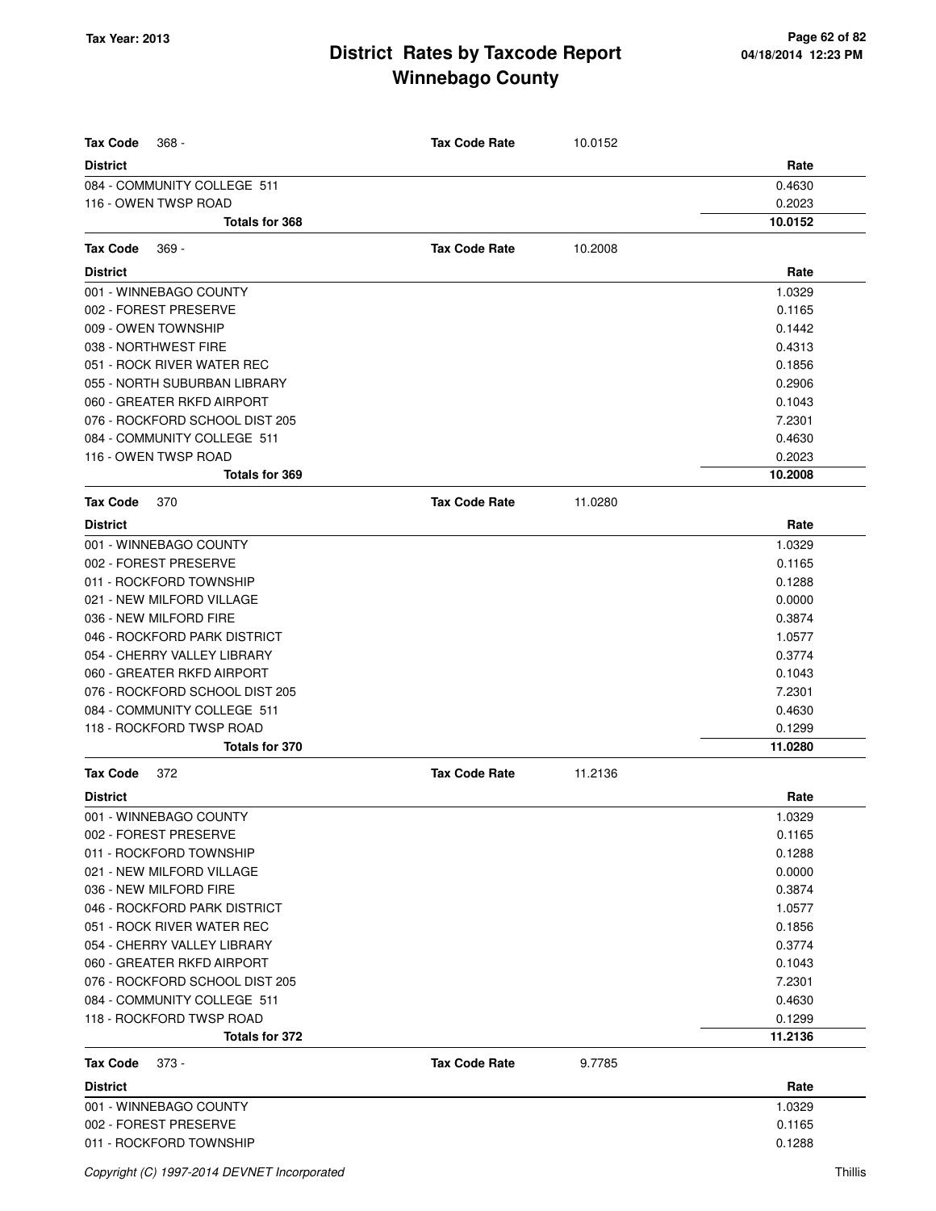| Tax Code 368 - | Tax Code Rate | 10.0152 |
|---|---|---|
| **District** | | **Rate** |
| 084 - COMMUNITY COLLEGE 511 | | 0.4630 |
| 116 - OWEN TWSP ROAD | | 0.2023 |
| **Totals for 368** | | **10.0152** |

| Tax Code 369 - | Tax Code Rate | 10.2008 |
|---|---|---|
| **District** | | **Rate** |
| 001 - WINNEBAGO COUNTY | | 1.0329 |
| 002 - FOREST PRESERVE | | 0.1165 |
| 009 - OWEN TOWNSHIP | | 0.1442 |
| 038 - NORTHWEST FIRE | | 0.4313 |
| 051 - ROCK RIVER WATER REC | | 0.1856 |
| 055 - NORTH SUBURBAN LIBRARY | | 0.2906 |
| 060 - GREATER RKFD AIRPORT | | 0.1043 |
| 076 - ROCKFORD SCHOOL DIST 205 | | 7.2301 |
| 084 - COMMUNITY COLLEGE 511 | | 0.4630 |
| 116 - OWEN TWSP ROAD | | 0.2023 |
| **Totals for 369** | | **10.2008** |

| Tax Code 370 | Tax Code Rate | 11.0280 |
|---|---|---|
| **District** | | **Rate** |
| 001 - WINNEBAGO COUNTY | | 1.0329 |
| 002 - FOREST PRESERVE | | 0.1165 |
| 011 - ROCKFORD TOWNSHIP | | 0.1288 |
| 021 - NEW MILFORD VILLAGE | | 0.0000 |
| 036 - NEW MILFORD FIRE | | 0.3874 |
| 046 - ROCKFORD PARK DISTRICT | | 1.0577 |
| 054 - CHERRY VALLEY LIBRARY | | 0.3774 |
| 060 - GREATER RKFD AIRPORT | | 0.1043 |
| 076 - ROCKFORD SCHOOL DIST 205 | | 7.2301 |
| 084 - COMMUNITY COLLEGE 511 | | 0.4630 |
| 118 - ROCKFORD TWSP ROAD | | 0.1299 |
| **Totals for 370** | | **11.0280** |

| Tax Code 372 | Tax Code Rate | 11.2136 |
|---|---|---|
| **District** | | **Rate** |
| 001 - WINNEBAGO COUNTY | | 1.0329 |
| 002 - FOREST PRESERVE | | 0.1165 |
| 011 - ROCKFORD TOWNSHIP | | 0.1288 |
| 021 - NEW MILFORD VILLAGE | | 0.0000 |
| 036 - NEW MILFORD FIRE | | 0.3874 |
| 046 - ROCKFORD PARK DISTRICT | | 1.0577 |
| 051 - ROCK RIVER WATER REC | | 0.1856 |
| 054 - CHERRY VALLEY LIBRARY | | 0.3774 |
| 060 - GREATER RKFD AIRPORT | | 0.1043 |
| 076 - ROCKFORD SCHOOL DIST 205 | | 7.2301 |
| 084 - COMMUNITY COLLEGE 511 | | 0.4630 |
| 118 - ROCKFORD TWSP ROAD | | 0.1299 |
| **Totals for 372** | | **11.2136** |

| Tax Code 373 - | Tax Code Rate | 9.7785 |
|---|---|---|
| **District** | | **Rate** |
| 001 - WINNEBAGO COUNTY | | 1.0329 |
| 002 - FOREST PRESERVE | | 0.1165 |
| 011 - ROCKFORD TOWNSHIP | | 0.1288 |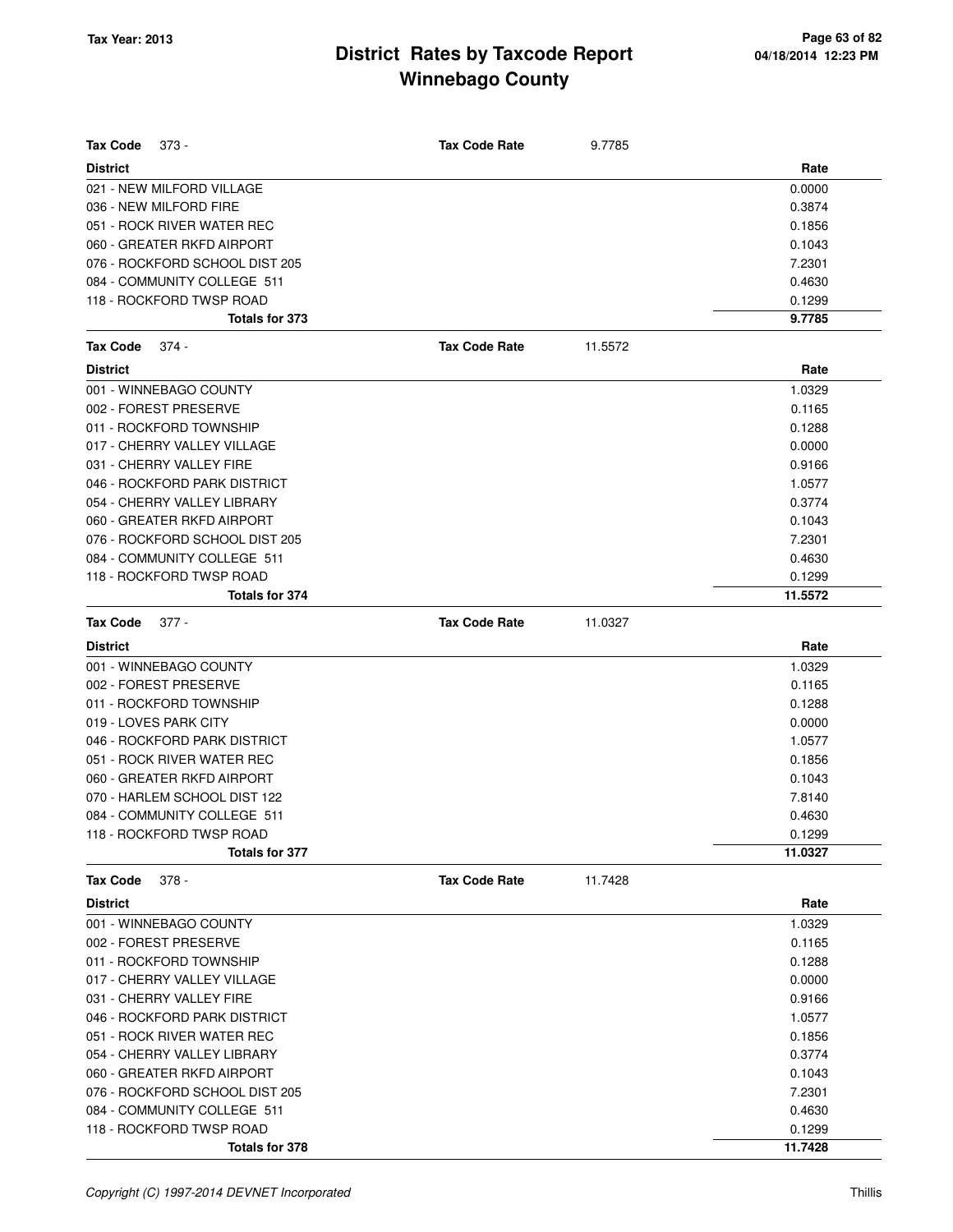# District Rates by Taxcode Report
## Winnebago County

**Tax Year: 2013**

**Tax Code** 373 - **Tax Code Rate** 9.7785

| District | Rate |
|---|---|
| 021 - NEW MILFORD VILLAGE | 0.0000 |
| 036 - NEW MILFORD FIRE | 0.3874 |
| 051 - ROCK RIVER WATER REC | 0.1856 |
| 060 - GREATER RKFD AIRPORT | 0.1043 |
| 076 - ROCKFORD SCHOOL DIST 205 | 7.2301 |
| 084 - COMMUNITY COLLEGE 511 | 0.4630 |
| 118 - ROCKFORD TWSP ROAD | 0.1299 |
| **Totals for 373** | **9.7785** |

**Tax Code** 374 - **Tax Code Rate** 11.5572

| District | Rate |
|---|---|
| 001 - WINNEBAGO COUNTY | 1.0329 |
| 002 - FOREST PRESERVE | 0.1165 |
| 011 - ROCKFORD TOWNSHIP | 0.1288 |
| 017 - CHERRY VALLEY VILLAGE | 0.0000 |
| 031 - CHERRY VALLEY FIRE | 0.9166 |
| 046 - ROCKFORD PARK DISTRICT | 1.0577 |
| 054 - CHERRY VALLEY LIBRARY | 0.3774 |
| 060 - GREATER RKFD AIRPORT | 0.1043 |
| 076 - ROCKFORD SCHOOL DIST 205 | 7.2301 |
| 084 - COMMUNITY COLLEGE 511 | 0.4630 |
| 118 - ROCKFORD TWSP ROAD | 0.1299 |
| **Totals for 374** | **11.5572** |

**Tax Code** 377 - **Tax Code Rate** 11.0327

| District | Rate |
|---|---|
| 001 - WINNEBAGO COUNTY | 1.0329 |
| 002 - FOREST PRESERVE | 0.1165 |
| 011 - ROCKFORD TOWNSHIP | 0.1288 |
| 019 - LOVES PARK CITY | 0.0000 |
| 046 - ROCKFORD PARK DISTRICT | 1.0577 |
| 051 - ROCK RIVER WATER REC | 0.1856 |
| 060 - GREATER RKFD AIRPORT | 0.1043 |
| 070 - HARLEM SCHOOL DIST 122 | 7.8140 |
| 084 - COMMUNITY COLLEGE 511 | 0.4630 |
| 118 - ROCKFORD TWSP ROAD | 0.1299 |
| **Totals for 377** | **11.0327** |

**Tax Code** 378 - **Tax Code Rate** 11.7428

| District | Rate |
|---|---|
| 001 - WINNEBAGO COUNTY | 1.0329 |
| 002 - FOREST PRESERVE | 0.1165 |
| 011 - ROCKFORD TOWNSHIP | 0.1288 |
| 017 - CHERRY VALLEY VILLAGE | 0.0000 |
| 031 - CHERRY VALLEY FIRE | 0.9166 |
| 046 - ROCKFORD PARK DISTRICT | 1.0577 |
| 051 - ROCK RIVER WATER REC | 0.1856 |
| 054 - CHERRY VALLEY LIBRARY | 0.3774 |
| 060 - GREATER RKFD AIRPORT | 0.1043 |
| 076 - ROCKFORD SCHOOL DIST 205 | 7.2301 |
| 084 - COMMUNITY COLLEGE 511 | 0.4630 |
| 118 - ROCKFORD TWSP ROAD | 0.1299 |
| **Totals for 378** | **11.7428** |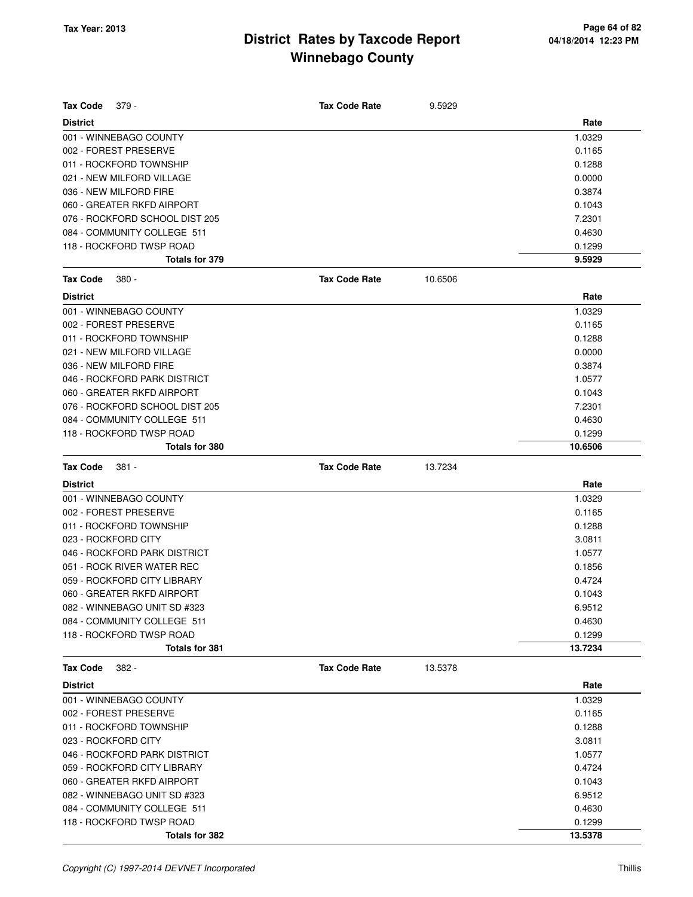# District Rates by Taxcode Report
## Winnebago County

Tax Year: 2013

**Tax Code** 379 - **Tax Code Rate** 9.5929

| District | Rate |
| --- | --- |
| 001 - WINNEBAGO COUNTY | 1.0329 |
| 002 - FOREST PRESERVE | 0.1165 |
| 011 - ROCKFORD TOWNSHIP | 0.1288 |
| 021 - NEW MILFORD VILLAGE | 0.0000 |
| 036 - NEW MILFORD FIRE | 0.3874 |
| 060 - GREATER RKFD AIRPORT | 0.1043 |
| 076 - ROCKFORD SCHOOL DIST 205 | 7.2301 |
| 084 - COMMUNITY COLLEGE 511 | 0.4630 |
| 118 - ROCKFORD TWSP ROAD | 0.1299 |
| **Totals for 379** | **9.5929** |

**Tax Code** 380 - **Tax Code Rate** 10.6506

| District | Rate |
| --- | --- |
| 001 - WINNEBAGO COUNTY | 1.0329 |
| 002 - FOREST PRESERVE | 0.1165 |
| 011 - ROCKFORD TOWNSHIP | 0.1288 |
| 021 - NEW MILFORD VILLAGE | 0.0000 |
| 036 - NEW MILFORD FIRE | 0.3874 |
| 046 - ROCKFORD PARK DISTRICT | 1.0577 |
| 060 - GREATER RKFD AIRPORT | 0.1043 |
| 076 - ROCKFORD SCHOOL DIST 205 | 7.2301 |
| 084 - COMMUNITY COLLEGE 511 | 0.4630 |
| 118 - ROCKFORD TWSP ROAD | 0.1299 |
| **Totals for 380** | **10.6506** |

**Tax Code** 381 - **Tax Code Rate** 13.7234

| District | Rate |
| --- | --- |
| 001 - WINNEBAGO COUNTY | 1.0329 |
| 002 - FOREST PRESERVE | 0.1165 |
| 011 - ROCKFORD TOWNSHIP | 0.1288 |
| 023 - ROCKFORD CITY | 3.0811 |
| 046 - ROCKFORD PARK DISTRICT | 1.0577 |
| 051 - ROCK RIVER WATER REC | 0.1856 |
| 059 - ROCKFORD CITY LIBRARY | 0.4724 |
| 060 - GREATER RKFD AIRPORT | 0.1043 |
| 082 - WINNEBAGO UNIT SD #323 | 6.9512 |
| 084 - COMMUNITY COLLEGE 511 | 0.4630 |
| 118 - ROCKFORD TWSP ROAD | 0.1299 |
| **Totals for 381** | **13.7234** |

**Tax Code** 382 - **Tax Code Rate** 13.5378

| District | Rate |
| --- | --- |
| 001 - WINNEBAGO COUNTY | 1.0329 |
| 002 - FOREST PRESERVE | 0.1165 |
| 011 - ROCKFORD TOWNSHIP | 0.1288 |
| 023 - ROCKFORD CITY | 3.0811 |
| 046 - ROCKFORD PARK DISTRICT | 1.0577 |
| 059 - ROCKFORD CITY LIBRARY | 0.4724 |
| 060 - GREATER RKFD AIRPORT | 0.1043 |
| 082 - WINNEBAGO UNIT SD #323 | 6.9512 |
| 084 - COMMUNITY COLLEGE 511 | 0.4630 |
| 118 - ROCKFORD TWSP ROAD | 0.1299 |
| **Totals for 382** | **13.5378** |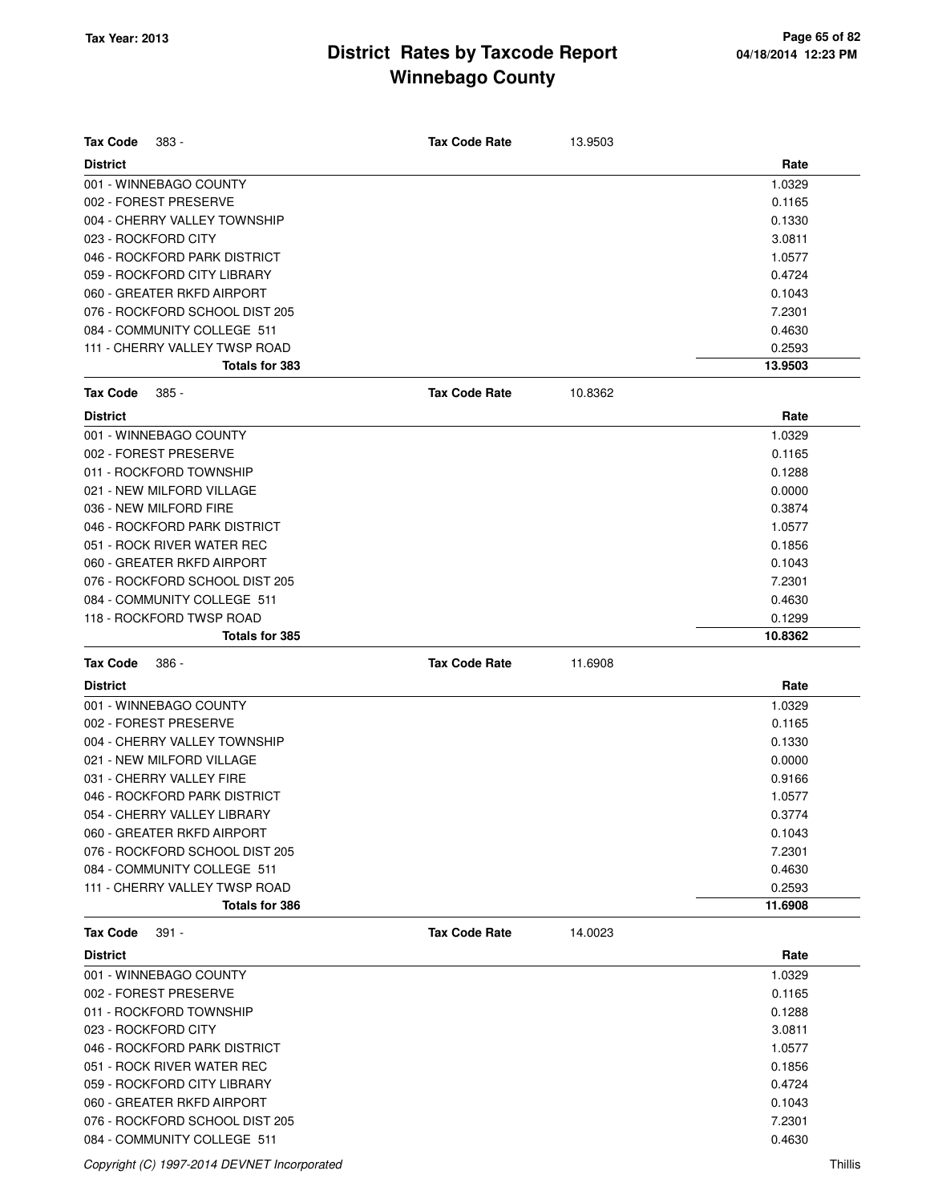# District Rates by Taxcode Report
## Winnebago County

Tax Year: 2013

**Tax Code** 383 - **Tax Code Rate** 13.9503

| District | Rate |
|---|---|
| 001 - WINNEBAGO COUNTY | 1.0329 |
| 002 - FOREST PRESERVE | 0.1165 |
| 004 - CHERRY VALLEY TOWNSHIP | 0.1330 |
| 023 - ROCKFORD CITY | 3.0811 |
| 046 - ROCKFORD PARK DISTRICT | 1.0577 |
| 059 - ROCKFORD CITY LIBRARY | 0.4724 |
| 060 - GREATER RKFD AIRPORT | 0.1043 |
| 076 - ROCKFORD SCHOOL DIST 205 | 7.2301 |
| 084 - COMMUNITY COLLEGE 511 | 0.4630 |
| 111 - CHERRY VALLEY TWSP ROAD | 0.2593 |
| **Totals for 383** | **13.9503** |

**Tax Code** 385 - **Tax Code Rate** 10.8362

| District | Rate |
|---|---|
| 001 - WINNEBAGO COUNTY | 1.0329 |
| 002 - FOREST PRESERVE | 0.1165 |
| 011 - ROCKFORD TOWNSHIP | 0.1288 |
| 021 - NEW MILFORD VILLAGE | 0.0000 |
| 036 - NEW MILFORD FIRE | 0.3874 |
| 046 - ROCKFORD PARK DISTRICT | 1.0577 |
| 051 - ROCK RIVER WATER REC | 0.1856 |
| 060 - GREATER RKFD AIRPORT | 0.1043 |
| 076 - ROCKFORD SCHOOL DIST 205 | 7.2301 |
| 084 - COMMUNITY COLLEGE 511 | 0.4630 |
| 118 - ROCKFORD TWSP ROAD | 0.1299 |
| **Totals for 385** | **10.8362** |

**Tax Code** 386 - **Tax Code Rate** 11.6908

| District | Rate |
|---|---|
| 001 - WINNEBAGO COUNTY | 1.0329 |
| 002 - FOREST PRESERVE | 0.1165 |
| 004 - CHERRY VALLEY TOWNSHIP | 0.1330 |
| 021 - NEW MILFORD VILLAGE | 0.0000 |
| 031 - CHERRY VALLEY FIRE | 0.9166 |
| 046 - ROCKFORD PARK DISTRICT | 1.0577 |
| 054 - CHERRY VALLEY LIBRARY | 0.3774 |
| 060 - GREATER RKFD AIRPORT | 0.1043 |
| 076 - ROCKFORD SCHOOL DIST 205 | 7.2301 |
| 084 - COMMUNITY COLLEGE 511 | 0.4630 |
| 111 - CHERRY VALLEY TWSP ROAD | 0.2593 |
| **Totals for 386** | **11.6908** |

**Tax Code** 391 - **Tax Code Rate** 14.0023

| District | Rate |
|---|---|
| 001 - WINNEBAGO COUNTY | 1.0329 |
| 002 - FOREST PRESERVE | 0.1165 |
| 011 - ROCKFORD TOWNSHIP | 0.1288 |
| 023 - ROCKFORD CITY | 3.0811 |
| 046 - ROCKFORD PARK DISTRICT | 1.0577 |
| 051 - ROCK RIVER WATER REC | 0.1856 |
| 059 - ROCKFORD CITY LIBRARY | 0.4724 |
| 060 - GREATER RKFD AIRPORT | 0.1043 |
| 076 - ROCKFORD SCHOOL DIST 205 | 7.2301 |
| 084 - COMMUNITY COLLEGE 511 | 0.4630 |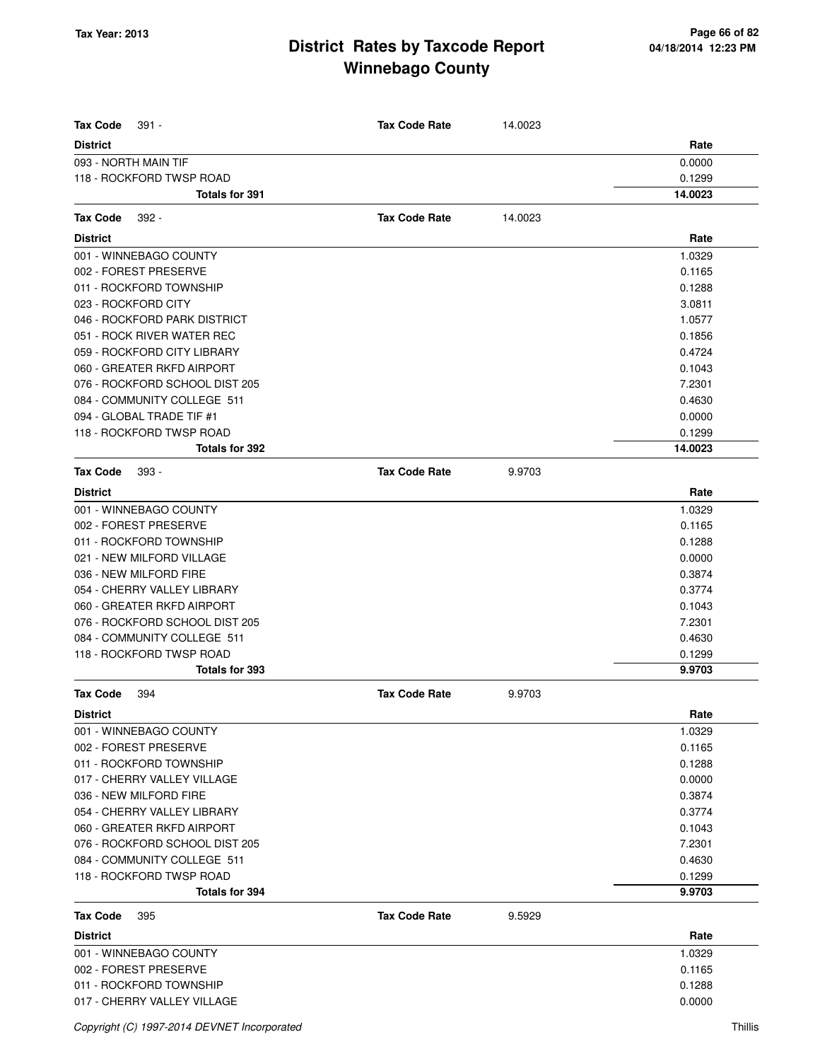# District Rates by Taxcode Report
# Winnebago County

**Tax Code** 391 - **Tax Code Rate** 14.0023

| District | Rate |
|---|---|
| 093 - NORTH MAIN TIF | 0.0000 |
| 118 - ROCKFORD TWSP ROAD | 0.1299 |
| **Totals for 391** | **14.0023** |

**Tax Code** 392 - **Tax Code Rate** 14.0023

| District | Rate |
|---|---|
| 001 - WINNEBAGO COUNTY | 1.0329 |
| 002 - FOREST PRESERVE | 0.1165 |
| 011 - ROCKFORD TOWNSHIP | 0.1288 |
| 023 - ROCKFORD CITY | 3.0811 |
| 046 - ROCKFORD PARK DISTRICT | 1.0577 |
| 051 - ROCK RIVER WATER REC | 0.1856 |
| 059 - ROCKFORD CITY LIBRARY | 0.4724 |
| 060 - GREATER RKFD AIRPORT | 0.1043 |
| 076 - ROCKFORD SCHOOL DIST 205 | 7.2301 |
| 084 - COMMUNITY COLLEGE 511 | 0.4630 |
| 094 - GLOBAL TRADE TIF #1 | 0.0000 |
| 118 - ROCKFORD TWSP ROAD | 0.1299 |
| **Totals for 392** | **14.0023** |

**Tax Code** 393 - **Tax Code Rate** 9.9703

| District | Rate |
|---|---|
| 001 - WINNEBAGO COUNTY | 1.0329 |
| 002 - FOREST PRESERVE | 0.1165 |
| 011 - ROCKFORD TOWNSHIP | 0.1288 |
| 021 - NEW MILFORD VILLAGE | 0.0000 |
| 036 - NEW MILFORD FIRE | 0.3874 |
| 054 - CHERRY VALLEY LIBRARY | 0.3774 |
| 060 - GREATER RKFD AIRPORT | 0.1043 |
| 076 - ROCKFORD SCHOOL DIST 205 | 7.2301 |
| 084 - COMMUNITY COLLEGE 511 | 0.4630 |
| 118 - ROCKFORD TWSP ROAD | 0.1299 |
| **Totals for 393** | **9.9703** |

**Tax Code** 394 **Tax Code Rate** 9.9703

| District | Rate |
|---|---|
| 001 - WINNEBAGO COUNTY | 1.0329 |
| 002 - FOREST PRESERVE | 0.1165 |
| 011 - ROCKFORD TOWNSHIP | 0.1288 |
| 017 - CHERRY VALLEY VILLAGE | 0.0000 |
| 036 - NEW MILFORD FIRE | 0.3874 |
| 054 - CHERRY VALLEY LIBRARY | 0.3774 |
| 060 - GREATER RKFD AIRPORT | 0.1043 |
| 076 - ROCKFORD SCHOOL DIST 205 | 7.2301 |
| 084 - COMMUNITY COLLEGE 511 | 0.4630 |
| 118 - ROCKFORD TWSP ROAD | 0.1299 |
| **Totals for 394** | **9.9703** |

**Tax Code** 395 **Tax Code Rate** 9.5929

| District | Rate |
|---|---|
| 001 - WINNEBAGO COUNTY | 1.0329 |
| 002 - FOREST PRESERVE | 0.1165 |
| 011 - ROCKFORD TOWNSHIP | 0.1288 |
| 017 - CHERRY VALLEY VILLAGE | 0.0000 |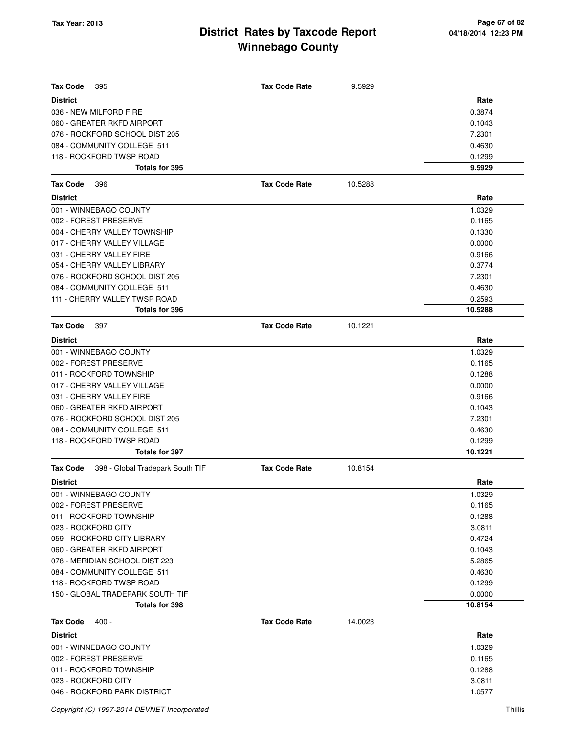# District Rates by Taxcode Report
## Winnebago County

Tax Year: 2013

**Tax Code** 395 — **Tax Code Rate** 9.5929

| District | Rate |
|---|---|
| 036 - NEW MILFORD FIRE | 0.3874 |
| 060 - GREATER RKFD AIRPORT | 0.1043 |
| 076 - ROCKFORD SCHOOL DIST 205 | 7.2301 |
| 084 - COMMUNITY COLLEGE 511 | 0.4630 |
| 118 - ROCKFORD TWSP ROAD | 0.1299 |
| **Totals for 395** | **9.5929** |

**Tax Code** 396 — **Tax Code Rate** 10.5288

| District | Rate |
|---|---|
| 001 - WINNEBAGO COUNTY | 1.0329 |
| 002 - FOREST PRESERVE | 0.1165 |
| 004 - CHERRY VALLEY TOWNSHIP | 0.1330 |
| 017 - CHERRY VALLEY VILLAGE | 0.0000 |
| 031 - CHERRY VALLEY FIRE | 0.9166 |
| 054 - CHERRY VALLEY LIBRARY | 0.3774 |
| 076 - ROCKFORD SCHOOL DIST 205 | 7.2301 |
| 084 - COMMUNITY COLLEGE 511 | 0.4630 |
| 111 - CHERRY VALLEY TWSP ROAD | 0.2593 |
| **Totals for 396** | **10.5288** |

**Tax Code** 397 — **Tax Code Rate** 10.1221

| District | Rate |
|---|---|
| 001 - WINNEBAGO COUNTY | 1.0329 |
| 002 - FOREST PRESERVE | 0.1165 |
| 011 - ROCKFORD TOWNSHIP | 0.1288 |
| 017 - CHERRY VALLEY VILLAGE | 0.0000 |
| 031 - CHERRY VALLEY FIRE | 0.9166 |
| 060 - GREATER RKFD AIRPORT | 0.1043 |
| 076 - ROCKFORD SCHOOL DIST 205 | 7.2301 |
| 084 - COMMUNITY COLLEGE 511 | 0.4630 |
| 118 - ROCKFORD TWSP ROAD | 0.1299 |
| **Totals for 397** | **10.1221** |

**Tax Code** 398 - Global Tradepark South TIF — **Tax Code Rate** 10.8154

| District | Rate |
|---|---|
| 001 - WINNEBAGO COUNTY | 1.0329 |
| 002 - FOREST PRESERVE | 0.1165 |
| 011 - ROCKFORD TOWNSHIP | 0.1288 |
| 023 - ROCKFORD CITY | 3.0811 |
| 059 - ROCKFORD CITY LIBRARY | 0.4724 |
| 060 - GREATER RKFD AIRPORT | 0.1043 |
| 078 - MERIDIAN SCHOOL DIST 223 | 5.2865 |
| 084 - COMMUNITY COLLEGE 511 | 0.4630 |
| 118 - ROCKFORD TWSP ROAD | 0.1299 |
| 150 - GLOBAL TRADEPARK SOUTH TIF | 0.0000 |
| **Totals for 398** | **10.8154** |

**Tax Code** 400 - — **Tax Code Rate** 14.0023

| District | Rate |
|---|---|
| 001 - WINNEBAGO COUNTY | 1.0329 |
| 002 - FOREST PRESERVE | 0.1165 |
| 011 - ROCKFORD TOWNSHIP | 0.1288 |
| 023 - ROCKFORD CITY | 3.0811 |
| 046 - ROCKFORD PARK DISTRICT | 1.0577 |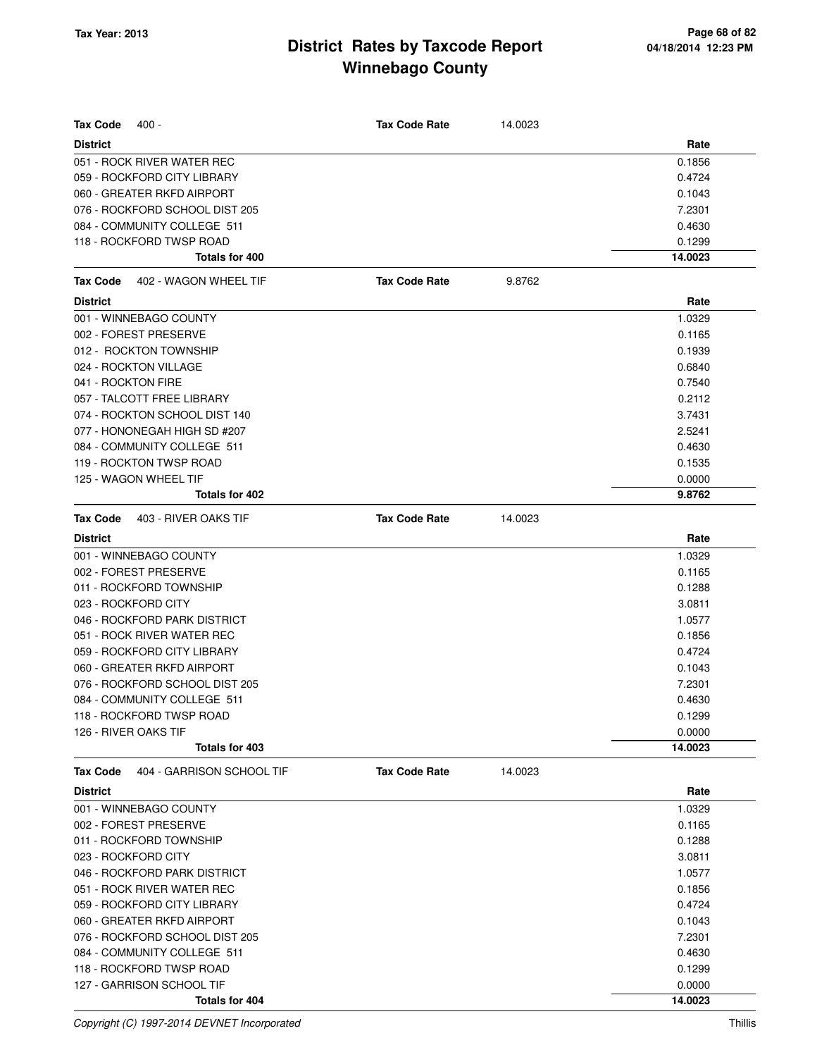| Tax Code | 400 - | Tax Code Rate | 14.0023 |
|---|---|---|---|
| **District** | | | **Rate** |
| 051 - ROCK RIVER WATER REC | | | 0.1856 |
| 059 - ROCKFORD CITY LIBRARY | | | 0.4724 |
| 060 - GREATER RKFD AIRPORT | | | 0.1043 |
| 076 - ROCKFORD SCHOOL DIST 205 | | | 7.2301 |
| 084 - COMMUNITY COLLEGE 511 | | | 0.4630 |
| 118 - ROCKFORD TWSP ROAD | | | 0.1299 |
| **Totals for 400** | | | **14.0023** |

| Tax Code | 402 - WAGON WHEEL TIF | Tax Code Rate | 9.8762 |
|---|---|---|---|
| **District** | | | **Rate** |
| 001 - WINNEBAGO COUNTY | | | 1.0329 |
| 002 - FOREST PRESERVE | | | 0.1165 |
| 012 - ROCKTON TOWNSHIP | | | 0.1939 |
| 024 - ROCKTON VILLAGE | | | 0.6840 |
| 041 - ROCKTON FIRE | | | 0.7540 |
| 057 - TALCOTT FREE LIBRARY | | | 0.2112 |
| 074 - ROCKTON SCHOOL DIST 140 | | | 3.7431 |
| 077 - HONONEGAH HIGH SD #207 | | | 2.5241 |
| 084 - COMMUNITY COLLEGE 511 | | | 0.4630 |
| 119 - ROCKTON TWSP ROAD | | | 0.1535 |
| 125 - WAGON WHEEL TIF | | | 0.0000 |
| **Totals for 402** | | | **9.8762** |

| Tax Code | 403 - RIVER OAKS TIF | Tax Code Rate | 14.0023 |
|---|---|---|---|
| **District** | | | **Rate** |
| 001 - WINNEBAGO COUNTY | | | 1.0329 |
| 002 - FOREST PRESERVE | | | 0.1165 |
| 011 - ROCKFORD TOWNSHIP | | | 0.1288 |
| 023 - ROCKFORD CITY | | | 3.0811 |
| 046 - ROCKFORD PARK DISTRICT | | | 1.0577 |
| 051 - ROCK RIVER WATER REC | | | 0.1856 |
| 059 - ROCKFORD CITY LIBRARY | | | 0.4724 |
| 060 - GREATER RKFD AIRPORT | | | 0.1043 |
| 076 - ROCKFORD SCHOOL DIST 205 | | | 7.2301 |
| 084 - COMMUNITY COLLEGE 511 | | | 0.4630 |
| 118 - ROCKFORD TWSP ROAD | | | 0.1299 |
| 126 - RIVER OAKS TIF | | | 0.0000 |
| **Totals for 403** | | | **14.0023** |

| Tax Code | 404 - GARRISON SCHOOL TIF | Tax Code Rate | 14.0023 |
|---|---|---|---|
| **District** | | | **Rate** |
| 001 - WINNEBAGO COUNTY | | | 1.0329 |
| 002 - FOREST PRESERVE | | | 0.1165 |
| 011 - ROCKFORD TOWNSHIP | | | 0.1288 |
| 023 - ROCKFORD CITY | | | 3.0811 |
| 046 - ROCKFORD PARK DISTRICT | | | 1.0577 |
| 051 - ROCK RIVER WATER REC | | | 0.1856 |
| 059 - ROCKFORD CITY LIBRARY | | | 0.4724 |
| 060 - GREATER RKFD AIRPORT | | | 0.1043 |
| 076 - ROCKFORD SCHOOL DIST 205 | | | 7.2301 |
| 084 - COMMUNITY COLLEGE 511 | | | 0.4630 |
| 118 - ROCKFORD TWSP ROAD | | | 0.1299 |
| 127 - GARRISON SCHOOL TIF | | | 0.0000 |
| **Totals for 404** | | | **14.0023** |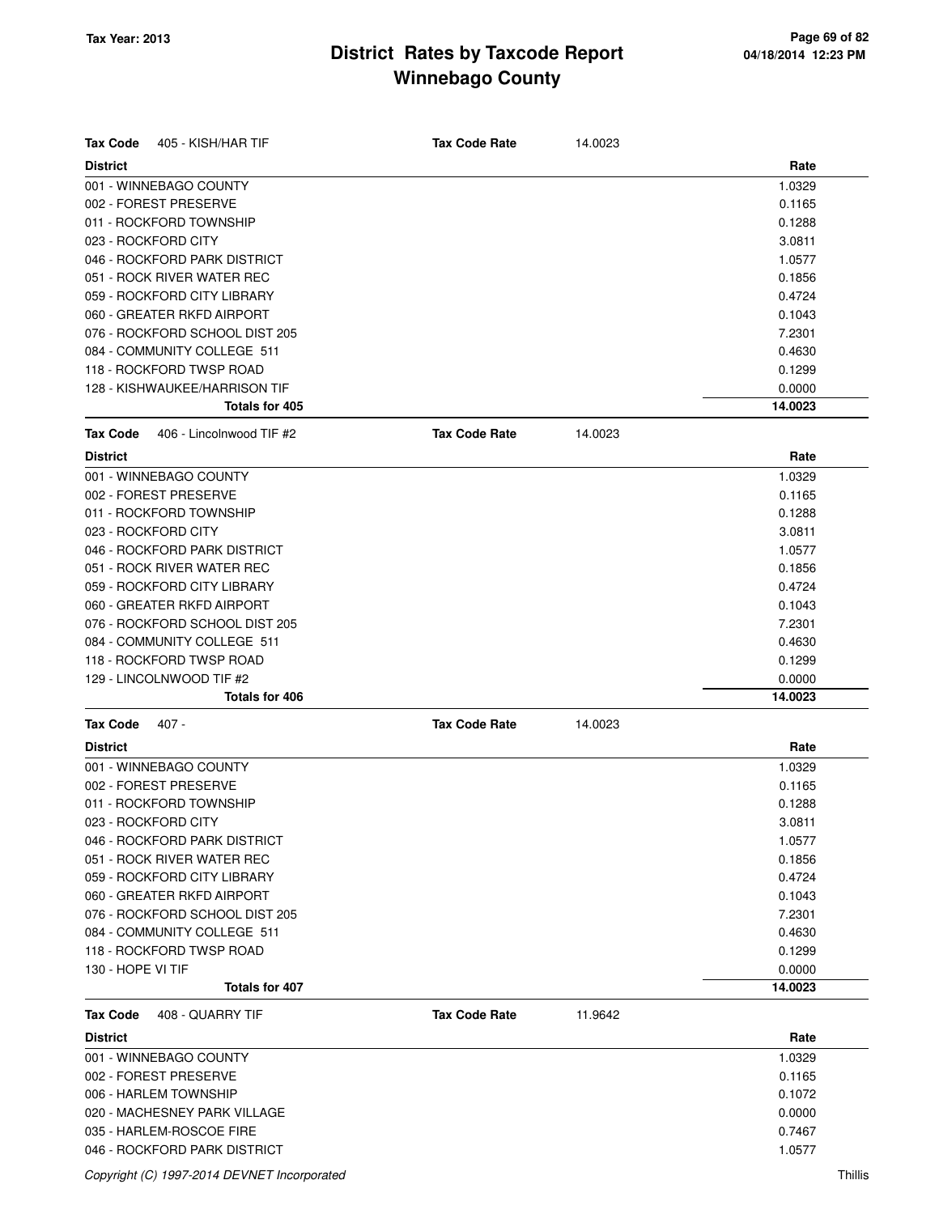# District Rates by Taxcode Report
# Winnebago County

Tax Year: 2013

**Tax Code** 405 - KISH/HAR TIF — **Tax Code Rate** 14.0023

| District | Rate |
|---|---|
| 001 - WINNEBAGO COUNTY | 1.0329 |
| 002 - FOREST PRESERVE | 0.1165 |
| 011 - ROCKFORD TOWNSHIP | 0.1288 |
| 023 - ROCKFORD CITY | 3.0811 |
| 046 - ROCKFORD PARK DISTRICT | 1.0577 |
| 051 - ROCK RIVER WATER REC | 0.1856 |
| 059 - ROCKFORD CITY LIBRARY | 0.4724 |
| 060 - GREATER RKFD AIRPORT | 0.1043 |
| 076 - ROCKFORD SCHOOL DIST 205 | 7.2301 |
| 084 - COMMUNITY COLLEGE 511 | 0.4630 |
| 118 - ROCKFORD TWSP ROAD | 0.1299 |
| 128 - KISHWAUKEE/HARRISON TIF | 0.0000 |
| **Totals for 405** | **14.0023** |

**Tax Code** 406 - Lincolnwood TIF #2 — **Tax Code Rate** 14.0023

| District | Rate |
|---|---|
| 001 - WINNEBAGO COUNTY | 1.0329 |
| 002 - FOREST PRESERVE | 0.1165 |
| 011 - ROCKFORD TOWNSHIP | 0.1288 |
| 023 - ROCKFORD CITY | 3.0811 |
| 046 - ROCKFORD PARK DISTRICT | 1.0577 |
| 051 - ROCK RIVER WATER REC | 0.1856 |
| 059 - ROCKFORD CITY LIBRARY | 0.4724 |
| 060 - GREATER RKFD AIRPORT | 0.1043 |
| 076 - ROCKFORD SCHOOL DIST 205 | 7.2301 |
| 084 - COMMUNITY COLLEGE 511 | 0.4630 |
| 118 - ROCKFORD TWSP ROAD | 0.1299 |
| 129 - LINCOLNWOOD TIF #2 | 0.0000 |
| **Totals for 406** | **14.0023** |

**Tax Code** 407 - — **Tax Code Rate** 14.0023

| District | Rate |
|---|---|
| 001 - WINNEBAGO COUNTY | 1.0329 |
| 002 - FOREST PRESERVE | 0.1165 |
| 011 - ROCKFORD TOWNSHIP | 0.1288 |
| 023 - ROCKFORD CITY | 3.0811 |
| 046 - ROCKFORD PARK DISTRICT | 1.0577 |
| 051 - ROCK RIVER WATER REC | 0.1856 |
| 059 - ROCKFORD CITY LIBRARY | 0.4724 |
| 060 - GREATER RKFD AIRPORT | 0.1043 |
| 076 - ROCKFORD SCHOOL DIST 205 | 7.2301 |
| 084 - COMMUNITY COLLEGE 511 | 0.4630 |
| 118 - ROCKFORD TWSP ROAD | 0.1299 |
| 130 - HOPE VI TIF | 0.0000 |
| **Totals for 407** | **14.0023** |

**Tax Code** 408 - QUARRY TIF — **Tax Code Rate** 11.9642

| District | Rate |
|---|---|
| 001 - WINNEBAGO COUNTY | 1.0329 |
| 002 - FOREST PRESERVE | 0.1165 |
| 006 - HARLEM TOWNSHIP | 0.1072 |
| 020 - MACHESNEY PARK VILLAGE | 0.0000 |
| 035 - HARLEM-ROSCOE FIRE | 0.7467 |
| 046 - ROCKFORD PARK DISTRICT | 1.0577 |

Copyright (C) 1997-2014 DEVNET Incorporated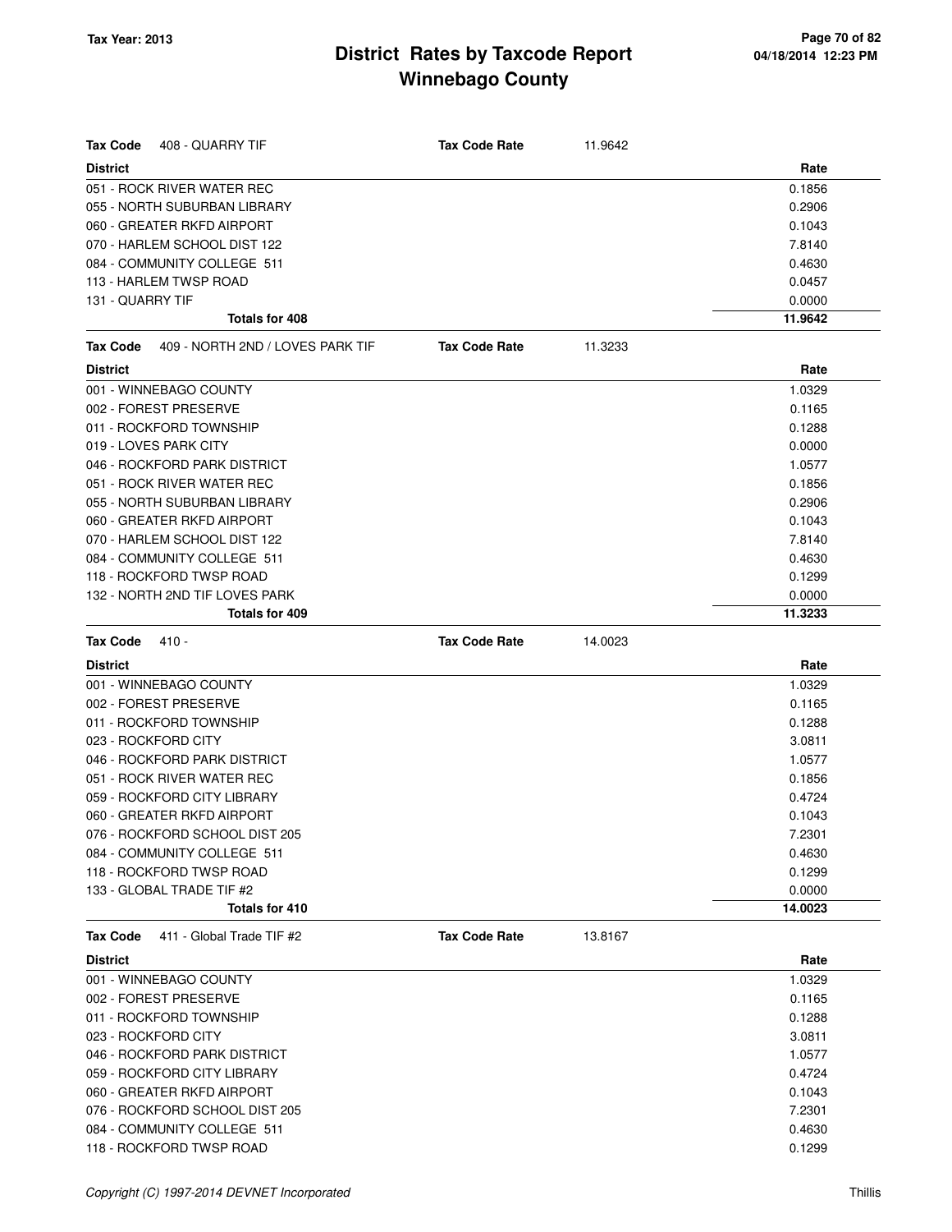# District Rates by Taxcode Report
# Winnebago County

Tax Year: 2013

**Tax Code** 408 - QUARRY TIF — **Tax Code Rate** 11.9642

| District | Rate |
|---|---|
| 051 - ROCK RIVER WATER REC | 0.1856 |
| 055 - NORTH SUBURBAN LIBRARY | 0.2906 |
| 060 - GREATER RKFD AIRPORT | 0.1043 |
| 070 - HARLEM SCHOOL DIST 122 | 7.8140 |
| 084 - COMMUNITY COLLEGE 511 | 0.4630 |
| 113 - HARLEM TWSP ROAD | 0.0457 |
| 131 - QUARRY TIF | 0.0000 |
| **Totals for 408** | **11.9642** |

**Tax Code** 409 - NORTH 2ND / LOVES PARK TIF — **Tax Code Rate** 11.3233

| District | Rate |
|---|---|
| 001 - WINNEBAGO COUNTY | 1.0329 |
| 002 - FOREST PRESERVE | 0.1165 |
| 011 - ROCKFORD TOWNSHIP | 0.1288 |
| 019 - LOVES PARK CITY | 0.0000 |
| 046 - ROCKFORD PARK DISTRICT | 1.0577 |
| 051 - ROCK RIVER WATER REC | 0.1856 |
| 055 - NORTH SUBURBAN LIBRARY | 0.2906 |
| 060 - GREATER RKFD AIRPORT | 0.1043 |
| 070 - HARLEM SCHOOL DIST 122 | 7.8140 |
| 084 - COMMUNITY COLLEGE 511 | 0.4630 |
| 118 - ROCKFORD TWSP ROAD | 0.1299 |
| 132 - NORTH 2ND TIF LOVES PARK | 0.0000 |
| **Totals for 409** | **11.3233** |

**Tax Code** 410 - — **Tax Code Rate** 14.0023

| District | Rate |
|---|---|
| 001 - WINNEBAGO COUNTY | 1.0329 |
| 002 - FOREST PRESERVE | 0.1165 |
| 011 - ROCKFORD TOWNSHIP | 0.1288 |
| 023 - ROCKFORD CITY | 3.0811 |
| 046 - ROCKFORD PARK DISTRICT | 1.0577 |
| 051 - ROCK RIVER WATER REC | 0.1856 |
| 059 - ROCKFORD CITY LIBRARY | 0.4724 |
| 060 - GREATER RKFD AIRPORT | 0.1043 |
| 076 - ROCKFORD SCHOOL DIST 205 | 7.2301 |
| 084 - COMMUNITY COLLEGE 511 | 0.4630 |
| 118 - ROCKFORD TWSP ROAD | 0.1299 |
| 133 - GLOBAL TRADE TIF #2 | 0.0000 |
| **Totals for 410** | **14.0023** |

**Tax Code** 411 - Global Trade TIF #2 — **Tax Code Rate** 13.8167

| District | Rate |
|---|---|
| 001 - WINNEBAGO COUNTY | 1.0329 |
| 002 - FOREST PRESERVE | 0.1165 |
| 011 - ROCKFORD TOWNSHIP | 0.1288 |
| 023 - ROCKFORD CITY | 3.0811 |
| 046 - ROCKFORD PARK DISTRICT | 1.0577 |
| 059 - ROCKFORD CITY LIBRARY | 0.4724 |
| 060 - GREATER RKFD AIRPORT | 0.1043 |
| 076 - ROCKFORD SCHOOL DIST 205 | 7.2301 |
| 084 - COMMUNITY COLLEGE 511 | 0.4630 |
| 118 - ROCKFORD TWSP ROAD | 0.1299 |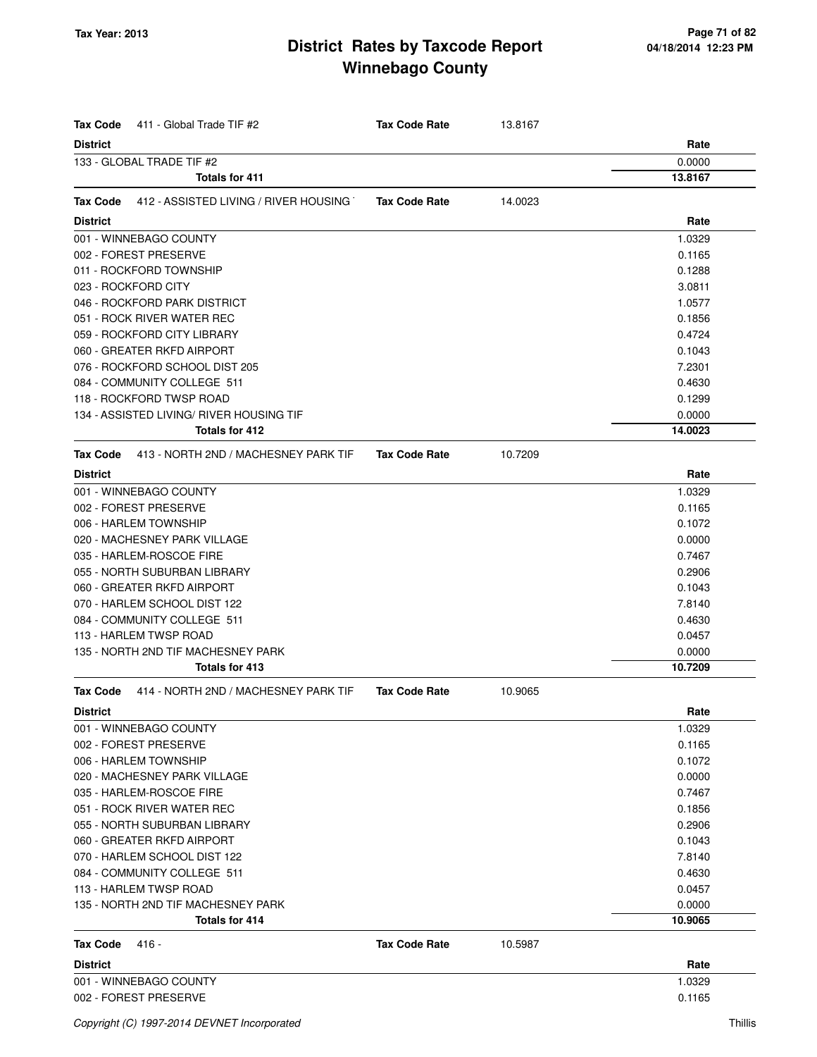# District Rates by Taxcode Report
## Winnebago County

Tax Year: 2013

**Tax Code** 411 - Global Trade TIF #2 — **Tax Code Rate** 13.8167

| District | Rate |
|---|---|
| 133 - GLOBAL TRADE TIF #2 | 0.0000 |
| **Totals for 411** | **13.8167** |

**Tax Code** 412 - ASSISTED LIVING / RIVER HOUSING — **Tax Code Rate** 14.0023

| District | Rate |
|---|---|
| 001 - WINNEBAGO COUNTY | 1.0329 |
| 002 - FOREST PRESERVE | 0.1165 |
| 011 - ROCKFORD TOWNSHIP | 0.1288 |
| 023 - ROCKFORD CITY | 3.0811 |
| 046 - ROCKFORD PARK DISTRICT | 1.0577 |
| 051 - ROCK RIVER WATER REC | 0.1856 |
| 059 - ROCKFORD CITY LIBRARY | 0.4724 |
| 060 - GREATER RKFD AIRPORT | 0.1043 |
| 076 - ROCKFORD SCHOOL DIST 205 | 7.2301 |
| 084 - COMMUNITY COLLEGE 511 | 0.4630 |
| 118 - ROCKFORD TWSP ROAD | 0.1299 |
| 134 - ASSISTED LIVING/ RIVER HOUSING TIF | 0.0000 |
| **Totals for 412** | **14.0023** |

**Tax Code** 413 - NORTH 2ND / MACHESNEY PARK TIF — **Tax Code Rate** 10.7209

| District | Rate |
|---|---|
| 001 - WINNEBAGO COUNTY | 1.0329 |
| 002 - FOREST PRESERVE | 0.1165 |
| 006 - HARLEM TOWNSHIP | 0.1072 |
| 020 - MACHESNEY PARK VILLAGE | 0.0000 |
| 035 - HARLEM-ROSCOE FIRE | 0.7467 |
| 055 - NORTH SUBURBAN LIBRARY | 0.2906 |
| 060 - GREATER RKFD AIRPORT | 0.1043 |
| 070 - HARLEM SCHOOL DIST 122 | 7.8140 |
| 084 - COMMUNITY COLLEGE 511 | 0.4630 |
| 113 - HARLEM TWSP ROAD | 0.0457 |
| 135 - NORTH 2ND TIF MACHESNEY PARK | 0.0000 |
| **Totals for 413** | **10.7209** |

**Tax Code** 414 - NORTH 2ND / MACHESNEY PARK TIF — **Tax Code Rate** 10.9065

| District | Rate |
|---|---|
| 001 - WINNEBAGO COUNTY | 1.0329 |
| 002 - FOREST PRESERVE | 0.1165 |
| 006 - HARLEM TOWNSHIP | 0.1072 |
| 020 - MACHESNEY PARK VILLAGE | 0.0000 |
| 035 - HARLEM-ROSCOE FIRE | 0.7467 |
| 051 - ROCK RIVER WATER REC | 0.1856 |
| 055 - NORTH SUBURBAN LIBRARY | 0.2906 |
| 060 - GREATER RKFD AIRPORT | 0.1043 |
| 070 - HARLEM SCHOOL DIST 122 | 7.8140 |
| 084 - COMMUNITY COLLEGE 511 | 0.4630 |
| 113 - HARLEM TWSP ROAD | 0.0457 |
| 135 - NORTH 2ND TIF MACHESNEY PARK | 0.0000 |
| **Totals for 414** | **10.9065** |

**Tax Code** 416 - — **Tax Code Rate** 10.5987

| District | Rate |
|---|---|
| 001 - WINNEBAGO COUNTY | 1.0329 |
| 002 - FOREST PRESERVE | 0.1165 |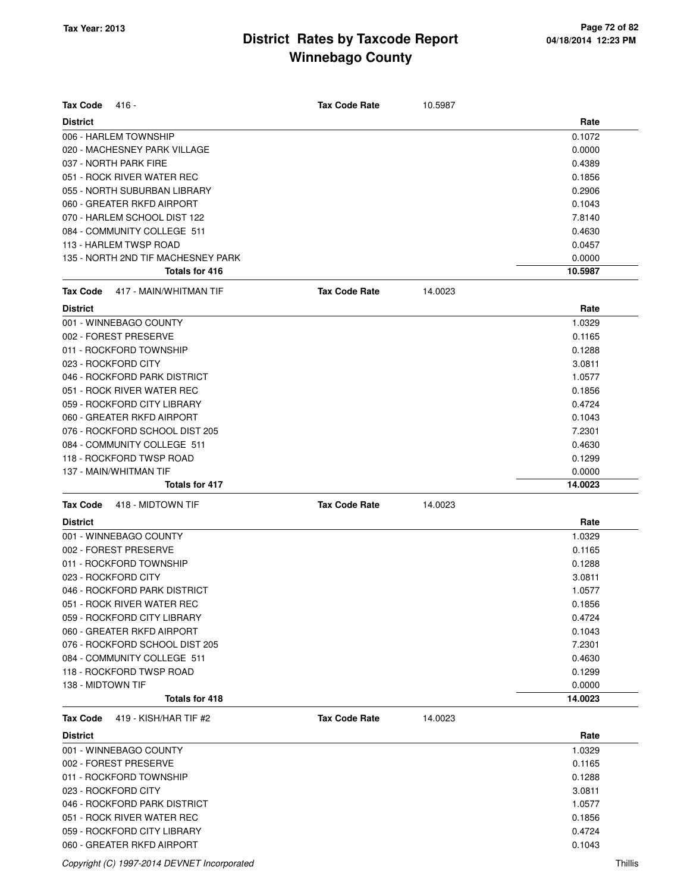# District Rates by Taxcode Report
# Winnebago County

Tax Year: 2013

**Tax Code** 416 - **Tax Code Rate** 10.5987

| District | Rate |
|---|---|
| 006 - HARLEM TOWNSHIP | 0.1072 |
| 020 - MACHESNEY PARK VILLAGE | 0.0000 |
| 037 - NORTH PARK FIRE | 0.4389 |
| 051 - ROCK RIVER WATER REC | 0.1856 |
| 055 - NORTH SUBURBAN LIBRARY | 0.2906 |
| 060 - GREATER RKFD AIRPORT | 0.1043 |
| 070 - HARLEM SCHOOL DIST 122 | 7.8140 |
| 084 - COMMUNITY COLLEGE 511 | 0.4630 |
| 113 - HARLEM TWSP ROAD | 0.0457 |
| 135 - NORTH 2ND TIF MACHESNEY PARK | 0.0000 |
| **Totals for 416** | **10.5987** |

**Tax Code** 417 - MAIN/WHITMAN TIF **Tax Code Rate** 14.0023

| District | Rate |
|---|---|
| 001 - WINNEBAGO COUNTY | 1.0329 |
| 002 - FOREST PRESERVE | 0.1165 |
| 011 - ROCKFORD TOWNSHIP | 0.1288 |
| 023 - ROCKFORD CITY | 3.0811 |
| 046 - ROCKFORD PARK DISTRICT | 1.0577 |
| 051 - ROCK RIVER WATER REC | 0.1856 |
| 059 - ROCKFORD CITY LIBRARY | 0.4724 |
| 060 - GREATER RKFD AIRPORT | 0.1043 |
| 076 - ROCKFORD SCHOOL DIST 205 | 7.2301 |
| 084 - COMMUNITY COLLEGE 511 | 0.4630 |
| 118 - ROCKFORD TWSP ROAD | 0.1299 |
| 137 - MAIN/WHITMAN TIF | 0.0000 |
| **Totals for 417** | **14.0023** |

**Tax Code** 418 - MIDTOWN TIF **Tax Code Rate** 14.0023

| District | Rate |
|---|---|
| 001 - WINNEBAGO COUNTY | 1.0329 |
| 002 - FOREST PRESERVE | 0.1165 |
| 011 - ROCKFORD TOWNSHIP | 0.1288 |
| 023 - ROCKFORD CITY | 3.0811 |
| 046 - ROCKFORD PARK DISTRICT | 1.0577 |
| 051 - ROCK RIVER WATER REC | 0.1856 |
| 059 - ROCKFORD CITY LIBRARY | 0.4724 |
| 060 - GREATER RKFD AIRPORT | 0.1043 |
| 076 - ROCKFORD SCHOOL DIST 205 | 7.2301 |
| 084 - COMMUNITY COLLEGE 511 | 0.4630 |
| 118 - ROCKFORD TWSP ROAD | 0.1299 |
| 138 - MIDTOWN TIF | 0.0000 |
| **Totals for 418** | **14.0023** |

**Tax Code** 419 - KISH/HAR TIF #2 **Tax Code Rate** 14.0023

| District | Rate |
|---|---|
| 001 - WINNEBAGO COUNTY | 1.0329 |
| 002 - FOREST PRESERVE | 0.1165 |
| 011 - ROCKFORD TOWNSHIP | 0.1288 |
| 023 - ROCKFORD CITY | 3.0811 |
| 046 - ROCKFORD PARK DISTRICT | 1.0577 |
| 051 - ROCK RIVER WATER REC | 0.1856 |
| 059 - ROCKFORD CITY LIBRARY | 0.4724 |
| 060 - GREATER RKFD AIRPORT | 0.1043 |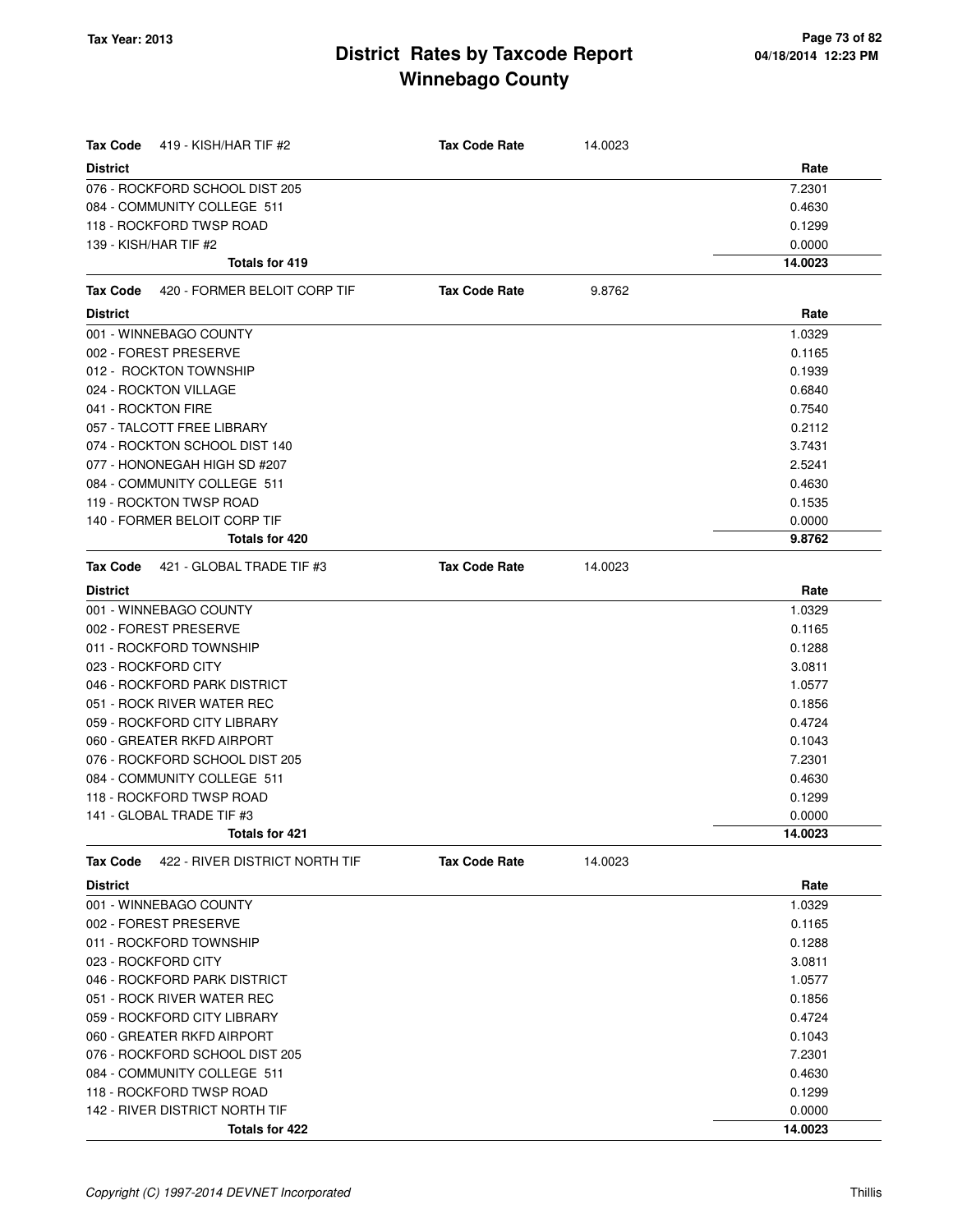# District Rates by Taxcode Report
# Winnebago County

Tax Year: 2013

| **Tax Code** 419 - KISH/HAR TIF #2 | **Tax Code Rate** 14.0023 |
|---|---|
| **District** | **Rate** |
| 076 - ROCKFORD SCHOOL DIST 205 | 7.2301 |
| 084 - COMMUNITY COLLEGE 511 | 0.4630 |
| 118 - ROCKFORD TWSP ROAD | 0.1299 |
| 139 - KISH/HAR TIF #2 | 0.0000 |
| **Totals for 419** | **14.0023** |

| **Tax Code** 420 - FORMER BELOIT CORP TIF | **Tax Code Rate** 9.8762 |
|---|---|
| **District** | **Rate** |
| 001 - WINNEBAGO COUNTY | 1.0329 |
| 002 - FOREST PRESERVE | 0.1165 |
| 012 - ROCKTON TOWNSHIP | 0.1939 |
| 024 - ROCKTON VILLAGE | 0.6840 |
| 041 - ROCKTON FIRE | 0.7540 |
| 057 - TALCOTT FREE LIBRARY | 0.2112 |
| 074 - ROCKTON SCHOOL DIST 140 | 3.7431 |
| 077 - HONONEGAH HIGH SD #207 | 2.5241 |
| 084 - COMMUNITY COLLEGE 511 | 0.4630 |
| 119 - ROCKTON TWSP ROAD | 0.1535 |
| 140 - FORMER BELOIT CORP TIF | 0.0000 |
| **Totals for 420** | **9.8762** |

| **Tax Code** 421 - GLOBAL TRADE TIF #3 | **Tax Code Rate** 14.0023 |
|---|---|
| **District** | **Rate** |
| 001 - WINNEBAGO COUNTY | 1.0329 |
| 002 - FOREST PRESERVE | 0.1165 |
| 011 - ROCKFORD TOWNSHIP | 0.1288 |
| 023 - ROCKFORD CITY | 3.0811 |
| 046 - ROCKFORD PARK DISTRICT | 1.0577 |
| 051 - ROCK RIVER WATER REC | 0.1856 |
| 059 - ROCKFORD CITY LIBRARY | 0.4724 |
| 060 - GREATER RKFD AIRPORT | 0.1043 |
| 076 - ROCKFORD SCHOOL DIST 205 | 7.2301 |
| 084 - COMMUNITY COLLEGE 511 | 0.4630 |
| 118 - ROCKFORD TWSP ROAD | 0.1299 |
| 141 - GLOBAL TRADE TIF #3 | 0.0000 |
| **Totals for 421** | **14.0023** |

| **Tax Code** 422 - RIVER DISTRICT NORTH TIF | **Tax Code Rate** 14.0023 |
|---|---|
| **District** | **Rate** |
| 001 - WINNEBAGO COUNTY | 1.0329 |
| 002 - FOREST PRESERVE | 0.1165 |
| 011 - ROCKFORD TOWNSHIP | 0.1288 |
| 023 - ROCKFORD CITY | 3.0811 |
| 046 - ROCKFORD PARK DISTRICT | 1.0577 |
| 051 - ROCK RIVER WATER REC | 0.1856 |
| 059 - ROCKFORD CITY LIBRARY | 0.4724 |
| 060 - GREATER RKFD AIRPORT | 0.1043 |
| 076 - ROCKFORD SCHOOL DIST 205 | 7.2301 |
| 084 - COMMUNITY COLLEGE 511 | 0.4630 |
| 118 - ROCKFORD TWSP ROAD | 0.1299 |
| 142 - RIVER DISTRICT NORTH TIF | 0.0000 |
| **Totals for 422** | **14.0023** |

*Copyright (C) 1997-2014 DEVNET Incorporated*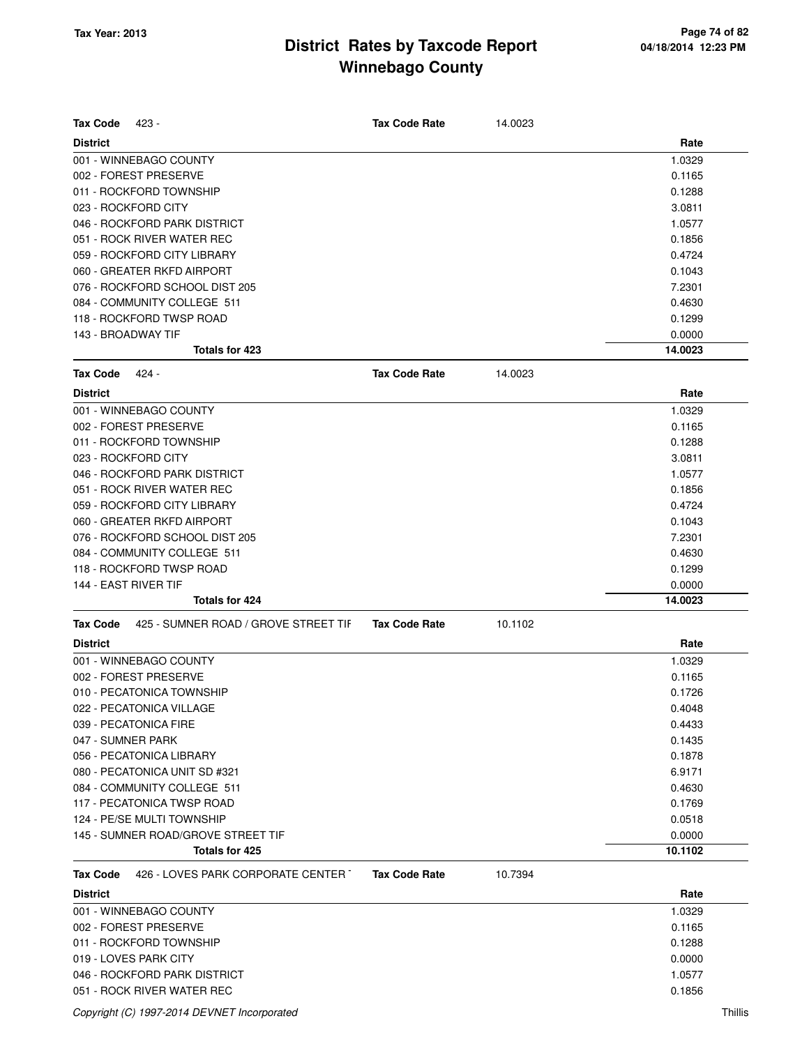# District Rates by Taxcode Report
## Winnebago County

Tax Year: 2013

04/18/2014 12:23 PM

**Tax Code** 423 - **Tax Code Rate** 14.0023

| District | Rate |
|---|---|
| 001 - WINNEBAGO COUNTY | 1.0329 |
| 002 - FOREST PRESERVE | 0.1165 |
| 011 - ROCKFORD TOWNSHIP | 0.1288 |
| 023 - ROCKFORD CITY | 3.0811 |
| 046 - ROCKFORD PARK DISTRICT | 1.0577 |
| 051 - ROCK RIVER WATER REC | 0.1856 |
| 059 - ROCKFORD CITY LIBRARY | 0.4724 |
| 060 - GREATER RKFD AIRPORT | 0.1043 |
| 076 - ROCKFORD SCHOOL DIST 205 | 7.2301 |
| 084 - COMMUNITY COLLEGE 511 | 0.4630 |
| 118 - ROCKFORD TWSP ROAD | 0.1299 |
| 143 - BROADWAY TIF | 0.0000 |
| **Totals for 423** | **14.0023** |

**Tax Code** 424 - **Tax Code Rate** 14.0023

| District | Rate |
|---|---|
| 001 - WINNEBAGO COUNTY | 1.0329 |
| 002 - FOREST PRESERVE | 0.1165 |
| 011 - ROCKFORD TOWNSHIP | 0.1288 |
| 023 - ROCKFORD CITY | 3.0811 |
| 046 - ROCKFORD PARK DISTRICT | 1.0577 |
| 051 - ROCK RIVER WATER REC | 0.1856 |
| 059 - ROCKFORD CITY LIBRARY | 0.4724 |
| 060 - GREATER RKFD AIRPORT | 0.1043 |
| 076 - ROCKFORD SCHOOL DIST 205 | 7.2301 |
| 084 - COMMUNITY COLLEGE 511 | 0.4630 |
| 118 - ROCKFORD TWSP ROAD | 0.1299 |
| 144 - EAST RIVER TIF | 0.0000 |
| **Totals for 424** | **14.0023** |

**Tax Code** 425 - SUMNER ROAD / GROVE STREET TIF **Tax Code Rate** 10.1102

| District | Rate |
|---|---|
| 001 - WINNEBAGO COUNTY | 1.0329 |
| 002 - FOREST PRESERVE | 0.1165 |
| 010 - PECATONICA TOWNSHIP | 0.1726 |
| 022 - PECATONICA VILLAGE | 0.4048 |
| 039 - PECATONICA FIRE | 0.4433 |
| 047 - SUMNER PARK | 0.1435 |
| 056 - PECATONICA LIBRARY | 0.1878 |
| 080 - PECATONICA UNIT SD #321 | 6.9171 |
| 084 - COMMUNITY COLLEGE 511 | 0.4630 |
| 117 - PECATONICA TWSP ROAD | 0.1769 |
| 124 - PE/SE MULTI TOWNSHIP | 0.0518 |
| 145 - SUMNER ROAD/GROVE STREET TIF | 0.0000 |
| **Totals for 425** | **10.1102** |

**Tax Code** 426 - LOVES PARK CORPORATE CENTER T **Tax Code Rate** 10.7394

| District | Rate |
|---|---|
| 001 - WINNEBAGO COUNTY | 1.0329 |
| 002 - FOREST PRESERVE | 0.1165 |
| 011 - ROCKFORD TOWNSHIP | 0.1288 |
| 019 - LOVES PARK CITY | 0.0000 |
| 046 - ROCKFORD PARK DISTRICT | 1.0577 |
| 051 - ROCK RIVER WATER REC | 0.1856 |

Copyright (C) 1997-2014 DEVNET Incorporated

Thillis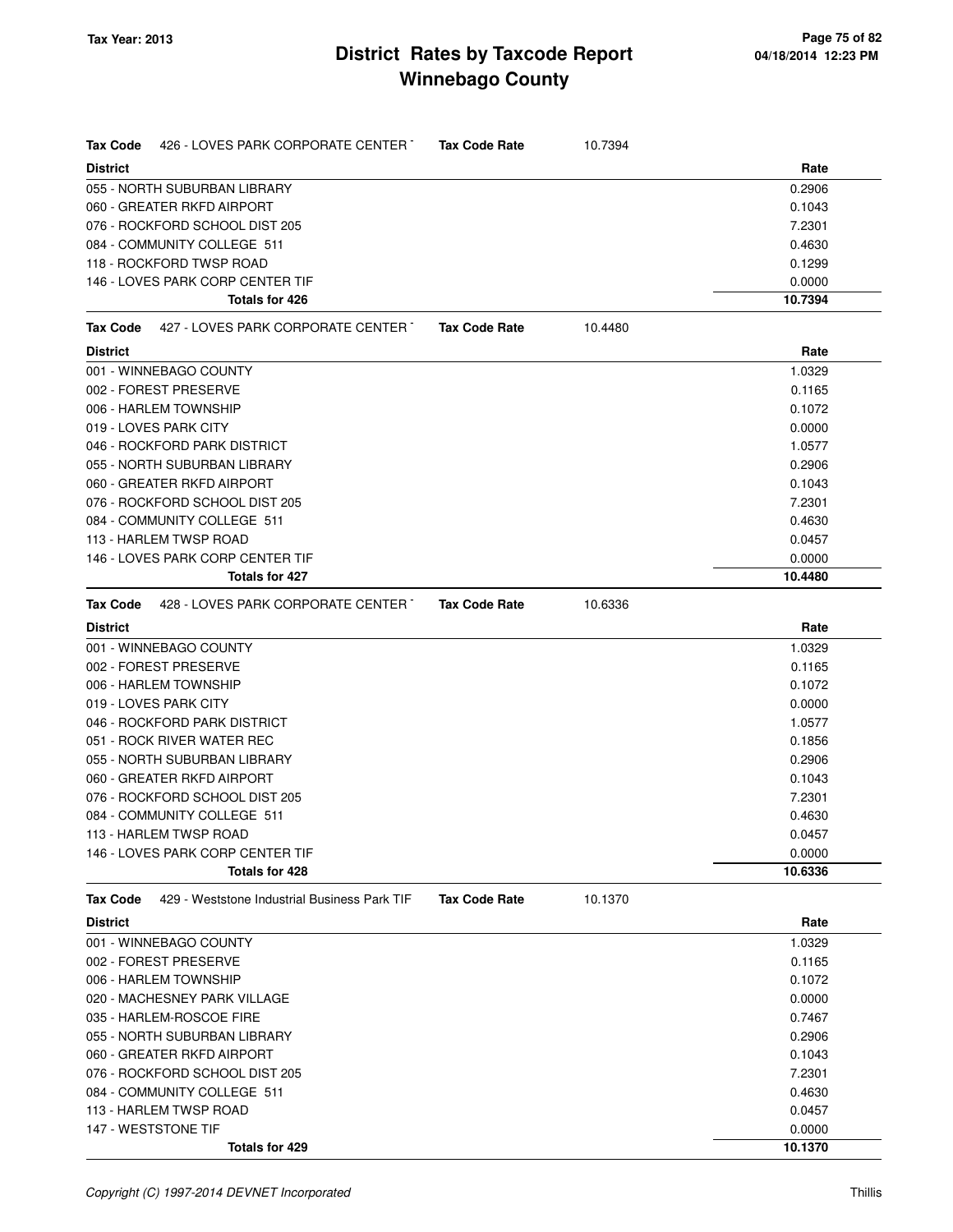# District Rates by Taxcode Report
## Winnebago County

Tax Year: 2013

**Tax Code** 426 - LOVES PARK CORPORATE CENTER T **Tax Code Rate** 10.7394

| District | Rate |
|---|---|
| 055 - NORTH SUBURBAN LIBRARY | 0.2906 |
| 060 - GREATER RKFD AIRPORT | 0.1043 |
| 076 - ROCKFORD SCHOOL DIST 205 | 7.2301 |
| 084 - COMMUNITY COLLEGE 511 | 0.4630 |
| 118 - ROCKFORD TWSP ROAD | 0.1299 |
| 146 - LOVES PARK CORP CENTER TIF | 0.0000 |
| **Totals for 426** | **10.7394** |

**Tax Code** 427 - LOVES PARK CORPORATE CENTER T **Tax Code Rate** 10.4480

| District | Rate |
|---|---|
| 001 - WINNEBAGO COUNTY | 1.0329 |
| 002 - FOREST PRESERVE | 0.1165 |
| 006 - HARLEM TOWNSHIP | 0.1072 |
| 019 - LOVES PARK CITY | 0.0000 |
| 046 - ROCKFORD PARK DISTRICT | 1.0577 |
| 055 - NORTH SUBURBAN LIBRARY | 0.2906 |
| 060 - GREATER RKFD AIRPORT | 0.1043 |
| 076 - ROCKFORD SCHOOL DIST 205 | 7.2301 |
| 084 - COMMUNITY COLLEGE 511 | 0.4630 |
| 113 - HARLEM TWSP ROAD | 0.0457 |
| 146 - LOVES PARK CORP CENTER TIF | 0.0000 |
| **Totals for 427** | **10.4480** |

**Tax Code** 428 - LOVES PARK CORPORATE CENTER T **Tax Code Rate** 10.6336

| District | Rate |
|---|---|
| 001 - WINNEBAGO COUNTY | 1.0329 |
| 002 - FOREST PRESERVE | 0.1165 |
| 006 - HARLEM TOWNSHIP | 0.1072 |
| 019 - LOVES PARK CITY | 0.0000 |
| 046 - ROCKFORD PARK DISTRICT | 1.0577 |
| 051 - ROCK RIVER WATER REC | 0.1856 |
| 055 - NORTH SUBURBAN LIBRARY | 0.2906 |
| 060 - GREATER RKFD AIRPORT | 0.1043 |
| 076 - ROCKFORD SCHOOL DIST 205 | 7.2301 |
| 084 - COMMUNITY COLLEGE 511 | 0.4630 |
| 113 - HARLEM TWSP ROAD | 0.0457 |
| 146 - LOVES PARK CORP CENTER TIF | 0.0000 |
| **Totals for 428** | **10.6336** |

**Tax Code** 429 - Weststone Industrial Business Park TIF **Tax Code Rate** 10.1370

| District | Rate |
|---|---|
| 001 - WINNEBAGO COUNTY | 1.0329 |
| 002 - FOREST PRESERVE | 0.1165 |
| 006 - HARLEM TOWNSHIP | 0.1072 |
| 020 - MACHESNEY PARK VILLAGE | 0.0000 |
| 035 - HARLEM-ROSCOE FIRE | 0.7467 |
| 055 - NORTH SUBURBAN LIBRARY | 0.2906 |
| 060 - GREATER RKFD AIRPORT | 0.1043 |
| 076 - ROCKFORD SCHOOL DIST 205 | 7.2301 |
| 084 - COMMUNITY COLLEGE 511 | 0.4630 |
| 113 - HARLEM TWSP ROAD | 0.0457 |
| 147 - WESTSTONE TIF | 0.0000 |
| **Totals for 429** | **10.1370** |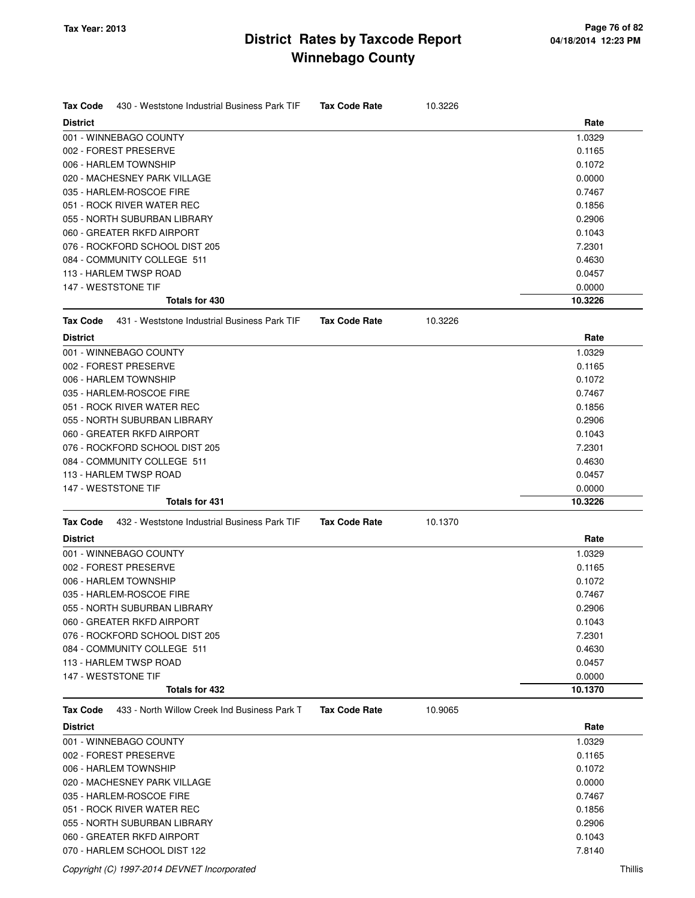# District Rates by Taxcode Report
## Winnebago County

Tax Year: 2013

**Tax Code** 430 - Weststone Industrial Business Park TIF **Tax Code Rate** 10.3226

| District | Rate |
|---|---|
| 001 - WINNEBAGO COUNTY | 1.0329 |
| 002 - FOREST PRESERVE | 0.1165 |
| 006 - HARLEM TOWNSHIP | 0.1072 |
| 020 - MACHESNEY PARK VILLAGE | 0.0000 |
| 035 - HARLEM-ROSCOE FIRE | 0.7467 |
| 051 - ROCK RIVER WATER REC | 0.1856 |
| 055 - NORTH SUBURBAN LIBRARY | 0.2906 |
| 060 - GREATER RKFD AIRPORT | 0.1043 |
| 076 - ROCKFORD SCHOOL DIST 205 | 7.2301 |
| 084 - COMMUNITY COLLEGE 511 | 0.4630 |
| 113 - HARLEM TWSP ROAD | 0.0457 |
| 147 - WESTSTONE TIF | 0.0000 |
| **Totals for 430** | **10.3226** |

**Tax Code** 431 - Weststone Industrial Business Park TIF **Tax Code Rate** 10.3226

| District | Rate |
|---|---|
| 001 - WINNEBAGO COUNTY | 1.0329 |
| 002 - FOREST PRESERVE | 0.1165 |
| 006 - HARLEM TOWNSHIP | 0.1072 |
| 035 - HARLEM-ROSCOE FIRE | 0.7467 |
| 051 - ROCK RIVER WATER REC | 0.1856 |
| 055 - NORTH SUBURBAN LIBRARY | 0.2906 |
| 060 - GREATER RKFD AIRPORT | 0.1043 |
| 076 - ROCKFORD SCHOOL DIST 205 | 7.2301 |
| 084 - COMMUNITY COLLEGE 511 | 0.4630 |
| 113 - HARLEM TWSP ROAD | 0.0457 |
| 147 - WESTSTONE TIF | 0.0000 |
| **Totals for 431** | **10.3226** |

**Tax Code** 432 - Weststone Industrial Business Park TIF **Tax Code Rate** 10.1370

| District | Rate |
|---|---|
| 001 - WINNEBAGO COUNTY | 1.0329 |
| 002 - FOREST PRESERVE | 0.1165 |
| 006 - HARLEM TOWNSHIP | 0.1072 |
| 035 - HARLEM-ROSCOE FIRE | 0.7467 |
| 055 - NORTH SUBURBAN LIBRARY | 0.2906 |
| 060 - GREATER RKFD AIRPORT | 0.1043 |
| 076 - ROCKFORD SCHOOL DIST 205 | 7.2301 |
| 084 - COMMUNITY COLLEGE 511 | 0.4630 |
| 113 - HARLEM TWSP ROAD | 0.0457 |
| 147 - WESTSTONE TIF | 0.0000 |
| **Totals for 432** | **10.1370** |

**Tax Code** 433 - North Willow Creek Ind Business Park T **Tax Code Rate** 10.9065

| District | Rate |
|---|---|
| 001 - WINNEBAGO COUNTY | 1.0329 |
| 002 - FOREST PRESERVE | 0.1165 |
| 006 - HARLEM TOWNSHIP | 0.1072 |
| 020 - MACHESNEY PARK VILLAGE | 0.0000 |
| 035 - HARLEM-ROSCOE FIRE | 0.7467 |
| 051 - ROCK RIVER WATER REC | 0.1856 |
| 055 - NORTH SUBURBAN LIBRARY | 0.2906 |
| 060 - GREATER RKFD AIRPORT | 0.1043 |
| 070 - HARLEM SCHOOL DIST 122 | 7.8140 |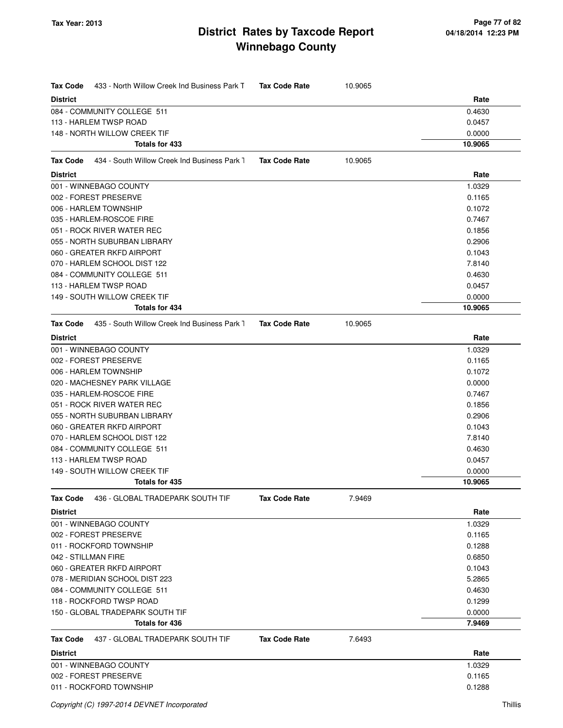# District Rates by Taxcode Report
# Winnebago County

**Tax Year: 2013**

**Tax Code** 433 - North Willow Creek Ind Business Park T **Tax Code Rate** 10.9065

| District | Rate |
|---|---|
| 084 - COMMUNITY COLLEGE 511 | 0.4630 |
| 113 - HARLEM TWSP ROAD | 0.0457 |
| 148 - NORTH WILLOW CREEK TIF | 0.0000 |
| **Totals for 433** | **10.9065** |

**Tax Code** 434 - South Willow Creek Ind Business Park T **Tax Code Rate** 10.9065

| District | Rate |
|---|---|
| 001 - WINNEBAGO COUNTY | 1.0329 |
| 002 - FOREST PRESERVE | 0.1165 |
| 006 - HARLEM TOWNSHIP | 0.1072 |
| 035 - HARLEM-ROSCOE FIRE | 0.7467 |
| 051 - ROCK RIVER WATER REC | 0.1856 |
| 055 - NORTH SUBURBAN LIBRARY | 0.2906 |
| 060 - GREATER RKFD AIRPORT | 0.1043 |
| 070 - HARLEM SCHOOL DIST 122 | 7.8140 |
| 084 - COMMUNITY COLLEGE 511 | 0.4630 |
| 113 - HARLEM TWSP ROAD | 0.0457 |
| 149 - SOUTH WILLOW CREEK TIF | 0.0000 |
| **Totals for 434** | **10.9065** |

**Tax Code** 435 - South Willow Creek Ind Business Park T **Tax Code Rate** 10.9065

| District | Rate |
|---|---|
| 001 - WINNEBAGO COUNTY | 1.0329 |
| 002 - FOREST PRESERVE | 0.1165 |
| 006 - HARLEM TOWNSHIP | 0.1072 |
| 020 - MACHESNEY PARK VILLAGE | 0.0000 |
| 035 - HARLEM-ROSCOE FIRE | 0.7467 |
| 051 - ROCK RIVER WATER REC | 0.1856 |
| 055 - NORTH SUBURBAN LIBRARY | 0.2906 |
| 060 - GREATER RKFD AIRPORT | 0.1043 |
| 070 - HARLEM SCHOOL DIST 122 | 7.8140 |
| 084 - COMMUNITY COLLEGE 511 | 0.4630 |
| 113 - HARLEM TWSP ROAD | 0.0457 |
| 149 - SOUTH WILLOW CREEK TIF | 0.0000 |
| **Totals for 435** | **10.9065** |

**Tax Code** 436 - GLOBAL TRADEPARK SOUTH TIF **Tax Code Rate** 7.9469

| District | Rate |
|---|---|
| 001 - WINNEBAGO COUNTY | 1.0329 |
| 002 - FOREST PRESERVE | 0.1165 |
| 011 - ROCKFORD TOWNSHIP | 0.1288 |
| 042 - STILLMAN FIRE | 0.6850 |
| 060 - GREATER RKFD AIRPORT | 0.1043 |
| 078 - MERIDIAN SCHOOL DIST 223 | 5.2865 |
| 084 - COMMUNITY COLLEGE 511 | 0.4630 |
| 118 - ROCKFORD TWSP ROAD | 0.1299 |
| 150 - GLOBAL TRADEPARK SOUTH TIF | 0.0000 |
| **Totals for 436** | **7.9469** |

**Tax Code** 437 - GLOBAL TRADEPARK SOUTH TIF **Tax Code Rate** 7.6493

| District | Rate |
|---|---|
| 001 - WINNEBAGO COUNTY | 1.0329 |
| 002 - FOREST PRESERVE | 0.1165 |
| 011 - ROCKFORD TOWNSHIP | 0.1288 |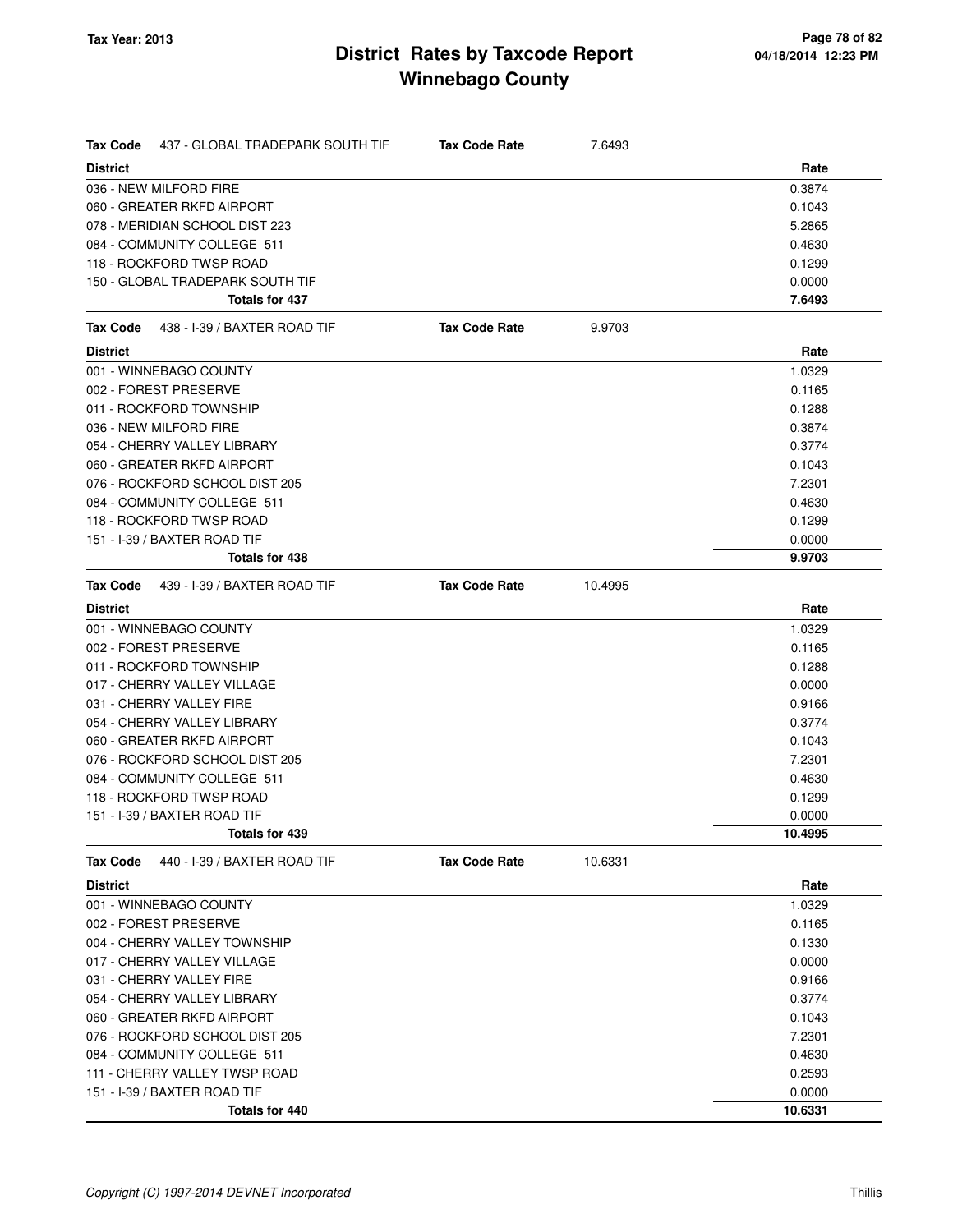# District Rates by Taxcode Report
## Winnebago County

**Tax Year: 2013**

**Tax Code** 437 - GLOBAL TRADEPARK SOUTH TIF **Tax Code Rate** 7.6493

| District | Rate |
|---|---|
| 036 - NEW MILFORD FIRE | 0.3874 |
| 060 - GREATER RKFD AIRPORT | 0.1043 |
| 078 - MERIDIAN SCHOOL DIST 223 | 5.2865 |
| 084 - COMMUNITY COLLEGE 511 | 0.4630 |
| 118 - ROCKFORD TWSP ROAD | 0.1299 |
| 150 - GLOBAL TRADEPARK SOUTH TIF | 0.0000 |
| **Totals for 437** | **7.6493** |

**Tax Code** 438 - I-39 / BAXTER ROAD TIF **Tax Code Rate** 9.9703

| District | Rate |
|---|---|
| 001 - WINNEBAGO COUNTY | 1.0329 |
| 002 - FOREST PRESERVE | 0.1165 |
| 011 - ROCKFORD TOWNSHIP | 0.1288 |
| 036 - NEW MILFORD FIRE | 0.3874 |
| 054 - CHERRY VALLEY LIBRARY | 0.3774 |
| 060 - GREATER RKFD AIRPORT | 0.1043 |
| 076 - ROCKFORD SCHOOL DIST 205 | 7.2301 |
| 084 - COMMUNITY COLLEGE 511 | 0.4630 |
| 118 - ROCKFORD TWSP ROAD | 0.1299 |
| 151 - I-39 / BAXTER ROAD TIF | 0.0000 |
| **Totals for 438** | **9.9703** |

**Tax Code** 439 - I-39 / BAXTER ROAD TIF **Tax Code Rate** 10.4995

| District | Rate |
|---|---|
| 001 - WINNEBAGO COUNTY | 1.0329 |
| 002 - FOREST PRESERVE | 0.1165 |
| 011 - ROCKFORD TOWNSHIP | 0.1288 |
| 017 - CHERRY VALLEY VILLAGE | 0.0000 |
| 031 - CHERRY VALLEY FIRE | 0.9166 |
| 054 - CHERRY VALLEY LIBRARY | 0.3774 |
| 060 - GREATER RKFD AIRPORT | 0.1043 |
| 076 - ROCKFORD SCHOOL DIST 205 | 7.2301 |
| 084 - COMMUNITY COLLEGE 511 | 0.4630 |
| 118 - ROCKFORD TWSP ROAD | 0.1299 |
| 151 - I-39 / BAXTER ROAD TIF | 0.0000 |
| **Totals for 439** | **10.4995** |

**Tax Code** 440 - I-39 / BAXTER ROAD TIF **Tax Code Rate** 10.6331

| District | Rate |
|---|---|
| 001 - WINNEBAGO COUNTY | 1.0329 |
| 002 - FOREST PRESERVE | 0.1165 |
| 004 - CHERRY VALLEY TOWNSHIP | 0.1330 |
| 017 - CHERRY VALLEY VILLAGE | 0.0000 |
| 031 - CHERRY VALLEY FIRE | 0.9166 |
| 054 - CHERRY VALLEY LIBRARY | 0.3774 |
| 060 - GREATER RKFD AIRPORT | 0.1043 |
| 076 - ROCKFORD SCHOOL DIST 205 | 7.2301 |
| 084 - COMMUNITY COLLEGE 511 | 0.4630 |
| 111 - CHERRY VALLEY TWSP ROAD | 0.2593 |
| 151 - I-39 / BAXTER ROAD TIF | 0.0000 |
| **Totals for 440** | **10.6331** |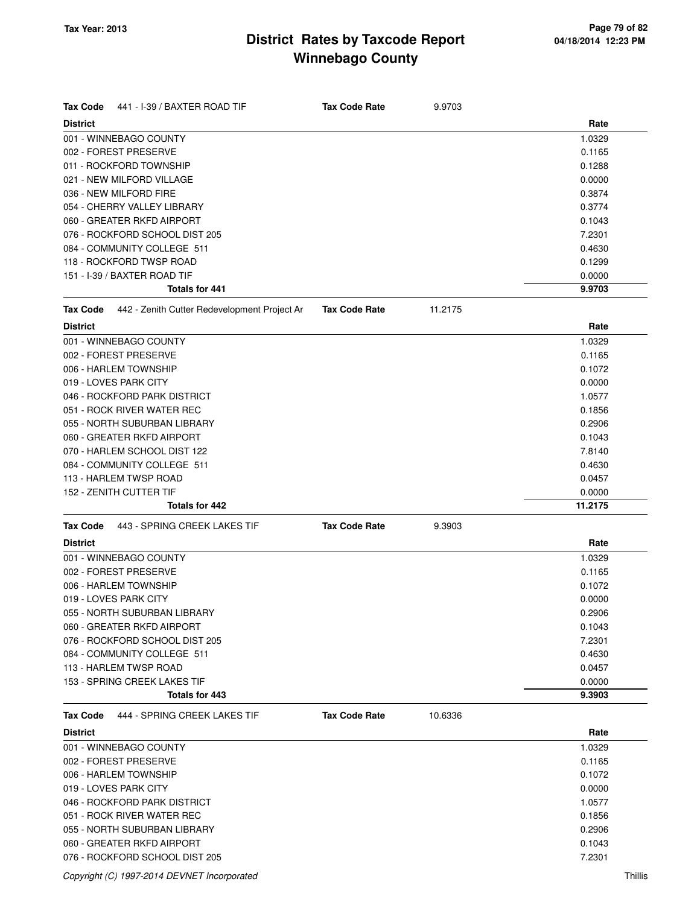# District Rates by Taxcode Report

## Winnebago County

Tax Year: 2013

**Tax Code** 441 - I-39 / BAXTER ROAD TIF **Tax Code Rate** 9.9703

| District | Rate |
|---|---|
| 001 - WINNEBAGO COUNTY | 1.0329 |
| 002 - FOREST PRESERVE | 0.1165 |
| 011 - ROCKFORD TOWNSHIP | 0.1288 |
| 021 - NEW MILFORD VILLAGE | 0.0000 |
| 036 - NEW MILFORD FIRE | 0.3874 |
| 054 - CHERRY VALLEY LIBRARY | 0.3774 |
| 060 - GREATER RKFD AIRPORT | 0.1043 |
| 076 - ROCKFORD SCHOOL DIST 205 | 7.2301 |
| 084 - COMMUNITY COLLEGE 511 | 0.4630 |
| 118 - ROCKFORD TWSP ROAD | 0.1299 |
| 151 - I-39 / BAXTER ROAD TIF | 0.0000 |
| **Totals for 441** | **9.9703** |

**Tax Code** 442 - Zenith Cutter Redevelopment Project Ar **Tax Code Rate** 11.2175

| District | Rate |
|---|---|
| 001 - WINNEBAGO COUNTY | 1.0329 |
| 002 - FOREST PRESERVE | 0.1165 |
| 006 - HARLEM TOWNSHIP | 0.1072 |
| 019 - LOVES PARK CITY | 0.0000 |
| 046 - ROCKFORD PARK DISTRICT | 1.0577 |
| 051 - ROCK RIVER WATER REC | 0.1856 |
| 055 - NORTH SUBURBAN LIBRARY | 0.2906 |
| 060 - GREATER RKFD AIRPORT | 0.1043 |
| 070 - HARLEM SCHOOL DIST 122 | 7.8140 |
| 084 - COMMUNITY COLLEGE 511 | 0.4630 |
| 113 - HARLEM TWSP ROAD | 0.0457 |
| 152 - ZENITH CUTTER TIF | 0.0000 |
| **Totals for 442** | **11.2175** |

**Tax Code** 443 - SPRING CREEK LAKES TIF **Tax Code Rate** 9.3903

| District | Rate |
|---|---|
| 001 - WINNEBAGO COUNTY | 1.0329 |
| 002 - FOREST PRESERVE | 0.1165 |
| 006 - HARLEM TOWNSHIP | 0.1072 |
| 019 - LOVES PARK CITY | 0.0000 |
| 055 - NORTH SUBURBAN LIBRARY | 0.2906 |
| 060 - GREATER RKFD AIRPORT | 0.1043 |
| 076 - ROCKFORD SCHOOL DIST 205 | 7.2301 |
| 084 - COMMUNITY COLLEGE 511 | 0.4630 |
| 113 - HARLEM TWSP ROAD | 0.0457 |
| 153 - SPRING CREEK LAKES TIF | 0.0000 |
| **Totals for 443** | **9.3903** |

**Tax Code** 444 - SPRING CREEK LAKES TIF **Tax Code Rate** 10.6336

| District | Rate |
|---|---|
| 001 - WINNEBAGO COUNTY | 1.0329 |
| 002 - FOREST PRESERVE | 0.1165 |
| 006 - HARLEM TOWNSHIP | 0.1072 |
| 019 - LOVES PARK CITY | 0.0000 |
| 046 - ROCKFORD PARK DISTRICT | 1.0577 |
| 051 - ROCK RIVER WATER REC | 0.1856 |
| 055 - NORTH SUBURBAN LIBRARY | 0.2906 |
| 060 - GREATER RKFD AIRPORT | 0.1043 |
| 076 - ROCKFORD SCHOOL DIST 205 | 7.2301 |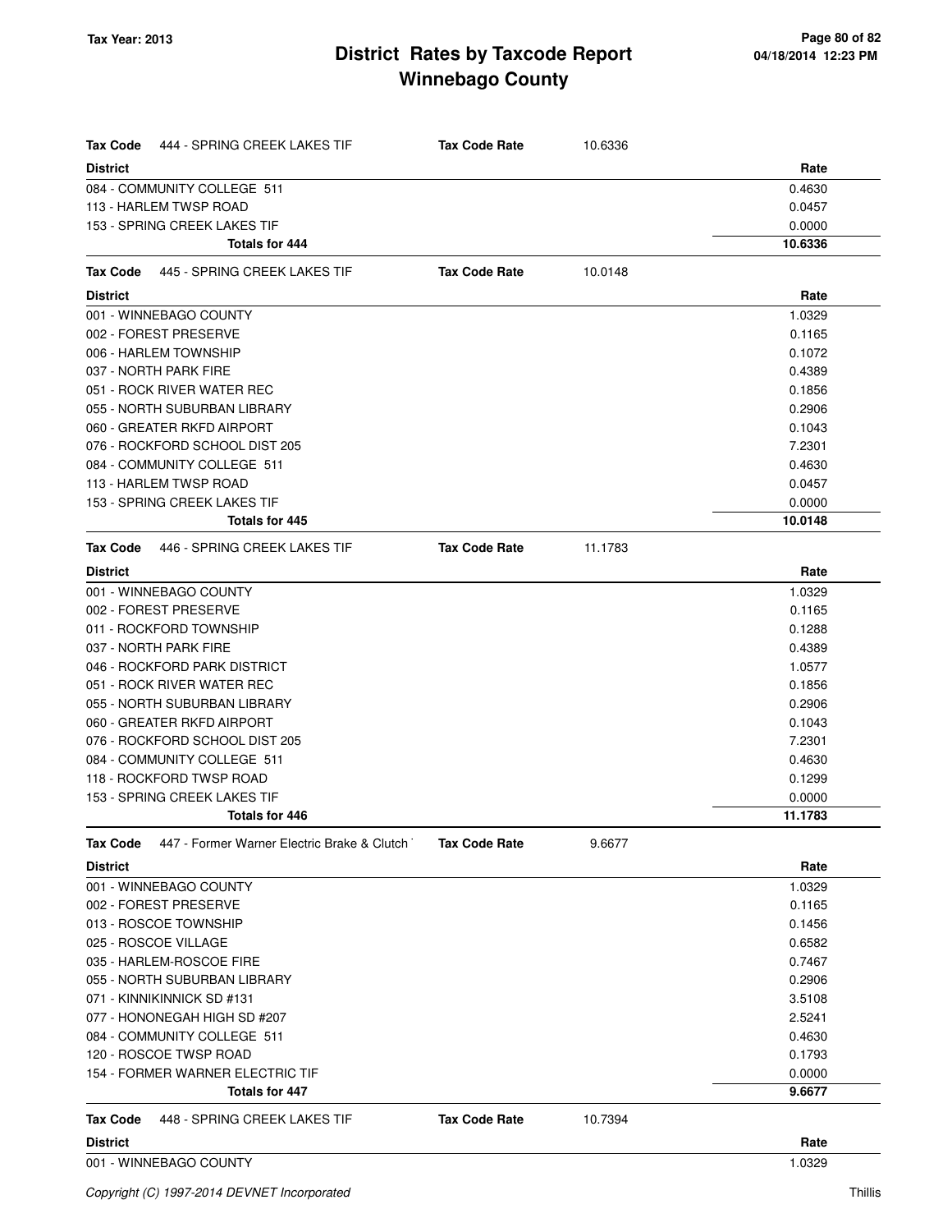| Tax Code | 444 - SPRING CREEK LAKES TIF | Tax Code Rate | 10.6336 |
|---|---|---|---|
| **District** | | | **Rate** |
| 084 - COMMUNITY COLLEGE 511 | | | 0.4630 |
| 113 - HARLEM TWSP ROAD | | | 0.0457 |
| 153 - SPRING CREEK LAKES TIF | | | 0.0000 |
| **Totals for 444** | | | **10.6336** |

| Tax Code | 445 - SPRING CREEK LAKES TIF | Tax Code Rate | 10.0148 |
|---|---|---|---|
| **District** | | | **Rate** |
| 001 - WINNEBAGO COUNTY | | | 1.0329 |
| 002 - FOREST PRESERVE | | | 0.1165 |
| 006 - HARLEM TOWNSHIP | | | 0.1072 |
| 037 - NORTH PARK FIRE | | | 0.4389 |
| 051 - ROCK RIVER WATER REC | | | 0.1856 |
| 055 - NORTH SUBURBAN LIBRARY | | | 0.2906 |
| 060 - GREATER RKFD AIRPORT | | | 0.1043 |
| 076 - ROCKFORD SCHOOL DIST 205 | | | 7.2301 |
| 084 - COMMUNITY COLLEGE 511 | | | 0.4630 |
| 113 - HARLEM TWSP ROAD | | | 0.0457 |
| 153 - SPRING CREEK LAKES TIF | | | 0.0000 |
| **Totals for 445** | | | **10.0148** |

| Tax Code | 446 - SPRING CREEK LAKES TIF | Tax Code Rate | 11.1783 |
|---|---|---|---|
| **District** | | | **Rate** |
| 001 - WINNEBAGO COUNTY | | | 1.0329 |
| 002 - FOREST PRESERVE | | | 0.1165 |
| 011 - ROCKFORD TOWNSHIP | | | 0.1288 |
| 037 - NORTH PARK FIRE | | | 0.4389 |
| 046 - ROCKFORD PARK DISTRICT | | | 1.0577 |
| 051 - ROCK RIVER WATER REC | | | 0.1856 |
| 055 - NORTH SUBURBAN LIBRARY | | | 0.2906 |
| 060 - GREATER RKFD AIRPORT | | | 0.1043 |
| 076 - ROCKFORD SCHOOL DIST 205 | | | 7.2301 |
| 084 - COMMUNITY COLLEGE 511 | | | 0.4630 |
| 118 - ROCKFORD TWSP ROAD | | | 0.1299 |
| 153 - SPRING CREEK LAKES TIF | | | 0.0000 |
| **Totals for 446** | | | **11.1783** |

| Tax Code | 447 - Former Warner Electric Brake & Clutch | Tax Code Rate | 9.6677 |
|---|---|---|---|
| **District** | | | **Rate** |
| 001 - WINNEBAGO COUNTY | | | 1.0329 |
| 002 - FOREST PRESERVE | | | 0.1165 |
| 013 - ROSCOE TOWNSHIP | | | 0.1456 |
| 025 - ROSCOE VILLAGE | | | 0.6582 |
| 035 - HARLEM-ROSCOE FIRE | | | 0.7467 |
| 055 - NORTH SUBURBAN LIBRARY | | | 0.2906 |
| 071 - KINNIKINNICK SD #131 | | | 3.5108 |
| 077 - HONONEGAH HIGH SD #207 | | | 2.5241 |
| 084 - COMMUNITY COLLEGE 511 | | | 0.4630 |
| 120 - ROSCOE TWSP ROAD | | | 0.1793 |
| 154 - FORMER WARNER ELECTRIC TIF | | | 0.0000 |
| **Totals for 447** | | | **9.6677** |

| Tax Code | 448 - SPRING CREEK LAKES TIF | Tax Code Rate | 10.7394 |
|---|---|---|---|
| **District** | | | **Rate** |
| 001 - WINNEBAGO COUNTY | | | 1.0329 |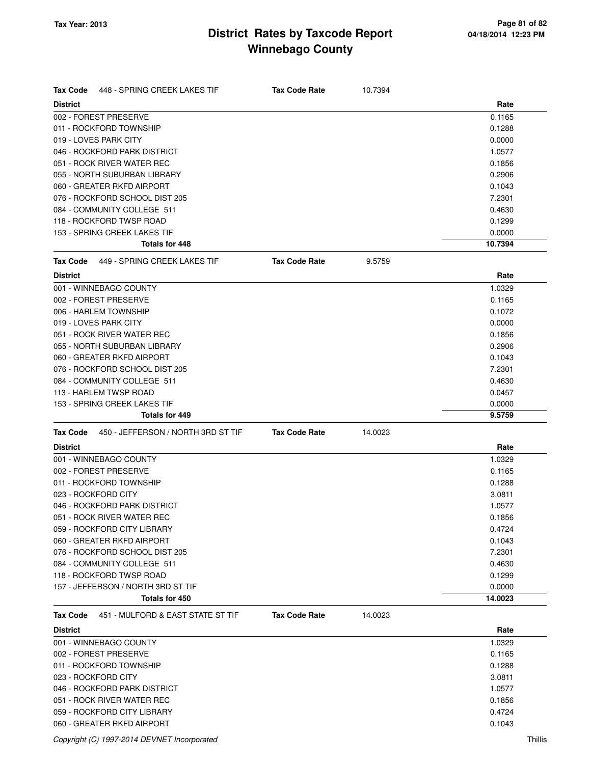**Tax Code** 448 - SPRING CREEK LAKES TIF **Tax Code Rate** 10.7394

| District | Rate |
|---|---|
| 002 - FOREST PRESERVE | 0.1165 |
| 011 - ROCKFORD TOWNSHIP | 0.1288 |
| 019 - LOVES PARK CITY | 0.0000 |
| 046 - ROCKFORD PARK DISTRICT | 1.0577 |
| 051 - ROCK RIVER WATER REC | 0.1856 |
| 055 - NORTH SUBURBAN LIBRARY | 0.2906 |
| 060 - GREATER RKFD AIRPORT | 0.1043 |
| 076 - ROCKFORD SCHOOL DIST 205 | 7.2301 |
| 084 - COMMUNITY COLLEGE 511 | 0.4630 |
| 118 - ROCKFORD TWSP ROAD | 0.1299 |
| 153 - SPRING CREEK LAKES TIF | 0.0000 |
| **Totals for 448** | **10.7394** |

**Tax Code** 449 - SPRING CREEK LAKES TIF **Tax Code Rate** 9.5759

| District | Rate |
|---|---|
| 001 - WINNEBAGO COUNTY | 1.0329 |
| 002 - FOREST PRESERVE | 0.1165 |
| 006 - HARLEM TOWNSHIP | 0.1072 |
| 019 - LOVES PARK CITY | 0.0000 |
| 051 - ROCK RIVER WATER REC | 0.1856 |
| 055 - NORTH SUBURBAN LIBRARY | 0.2906 |
| 060 - GREATER RKFD AIRPORT | 0.1043 |
| 076 - ROCKFORD SCHOOL DIST 205 | 7.2301 |
| 084 - COMMUNITY COLLEGE 511 | 0.4630 |
| 113 - HARLEM TWSP ROAD | 0.0457 |
| 153 - SPRING CREEK LAKES TIF | 0.0000 |
| **Totals for 449** | **9.5759** |

**Tax Code** 450 - JEFFERSON / NORTH 3RD ST TIF **Tax Code Rate** 14.0023

| District | Rate |
|---|---|
| 001 - WINNEBAGO COUNTY | 1.0329 |
| 002 - FOREST PRESERVE | 0.1165 |
| 011 - ROCKFORD TOWNSHIP | 0.1288 |
| 023 - ROCKFORD CITY | 3.0811 |
| 046 - ROCKFORD PARK DISTRICT | 1.0577 |
| 051 - ROCK RIVER WATER REC | 0.1856 |
| 059 - ROCKFORD CITY LIBRARY | 0.4724 |
| 060 - GREATER RKFD AIRPORT | 0.1043 |
| 076 - ROCKFORD SCHOOL DIST 205 | 7.2301 |
| 084 - COMMUNITY COLLEGE 511 | 0.4630 |
| 118 - ROCKFORD TWSP ROAD | 0.1299 |
| 157 - JEFFERSON / NORTH 3RD ST TIF | 0.0000 |
| **Totals for 450** | **14.0023** |

**Tax Code** 451 - MULFORD & EAST STATE ST TIF **Tax Code Rate** 14.0023

| District | Rate |
|---|---|
| 001 - WINNEBAGO COUNTY | 1.0329 |
| 002 - FOREST PRESERVE | 0.1165 |
| 011 - ROCKFORD TOWNSHIP | 0.1288 |
| 023 - ROCKFORD CITY | 3.0811 |
| 046 - ROCKFORD PARK DISTRICT | 1.0577 |
| 051 - ROCK RIVER WATER REC | 0.1856 |
| 059 - ROCKFORD CITY LIBRARY | 0.4724 |
| 060 - GREATER RKFD AIRPORT | 0.1043 |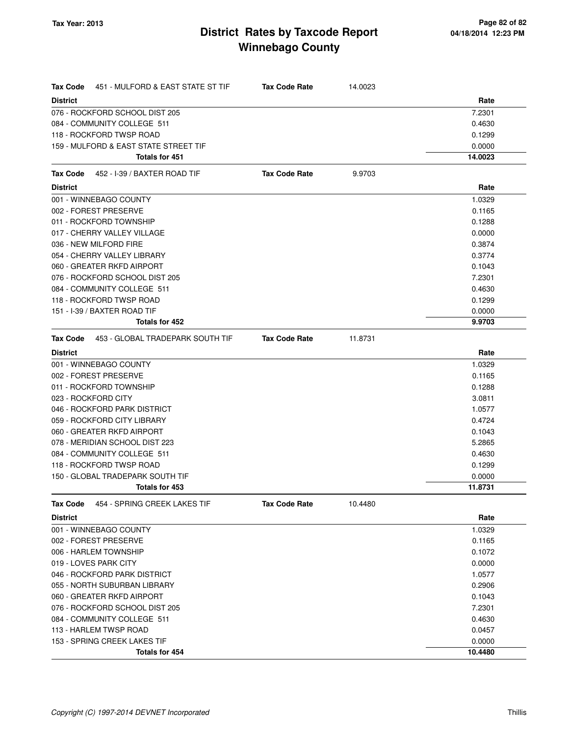| Tax Code | 451 - MULFORD & EAST STATE ST TIF | Tax Code Rate | 14.0023 |
|---|---|---|---|
| **District** | | | **Rate** |
| 076 - ROCKFORD SCHOOL DIST 205 | | | 7.2301 |
| 084 - COMMUNITY COLLEGE 511 | | | 0.4630 |
| 118 - ROCKFORD TWSP ROAD | | | 0.1299 |
| 159 - MULFORD & EAST STATE STREET TIF | | | 0.0000 |
| **Totals for 451** | | | **14.0023** |

| Tax Code | 452 - I-39 / BAXTER ROAD TIF | Tax Code Rate | 9.9703 |
|---|---|---|---|
| **District** | | | **Rate** |
| 001 - WINNEBAGO COUNTY | | | 1.0329 |
| 002 - FOREST PRESERVE | | | 0.1165 |
| 011 - ROCKFORD TOWNSHIP | | | 0.1288 |
| 017 - CHERRY VALLEY VILLAGE | | | 0.0000 |
| 036 - NEW MILFORD FIRE | | | 0.3874 |
| 054 - CHERRY VALLEY LIBRARY | | | 0.3774 |
| 060 - GREATER RKFD AIRPORT | | | 0.1043 |
| 076 - ROCKFORD SCHOOL DIST 205 | | | 7.2301 |
| 084 - COMMUNITY COLLEGE 511 | | | 0.4630 |
| 118 - ROCKFORD TWSP ROAD | | | 0.1299 |
| 151 - I-39 / BAXTER ROAD TIF | | | 0.0000 |
| **Totals for 452** | | | **9.9703** |

| Tax Code | 453 - GLOBAL TRADEPARK SOUTH TIF | Tax Code Rate | 11.8731 |
|---|---|---|---|
| **District** | | | **Rate** |
| 001 - WINNEBAGO COUNTY | | | 1.0329 |
| 002 - FOREST PRESERVE | | | 0.1165 |
| 011 - ROCKFORD TOWNSHIP | | | 0.1288 |
| 023 - ROCKFORD CITY | | | 3.0811 |
| 046 - ROCKFORD PARK DISTRICT | | | 1.0577 |
| 059 - ROCKFORD CITY LIBRARY | | | 0.4724 |
| 060 - GREATER RKFD AIRPORT | | | 0.1043 |
| 078 - MERIDIAN SCHOOL DIST 223 | | | 5.2865 |
| 084 - COMMUNITY COLLEGE 511 | | | 0.4630 |
| 118 - ROCKFORD TWSP ROAD | | | 0.1299 |
| 150 - GLOBAL TRADEPARK SOUTH TIF | | | 0.0000 |
| **Totals for 453** | | | **11.8731** |

| Tax Code | 454 - SPRING CREEK LAKES TIF | Tax Code Rate | 10.4480 |
|---|---|---|---|
| **District** | | | **Rate** |
| 001 - WINNEBAGO COUNTY | | | 1.0329 |
| 002 - FOREST PRESERVE | | | 0.1165 |
| 006 - HARLEM TOWNSHIP | | | 0.1072 |
| 019 - LOVES PARK CITY | | | 0.0000 |
| 046 - ROCKFORD PARK DISTRICT | | | 1.0577 |
| 055 - NORTH SUBURBAN LIBRARY | | | 0.2906 |
| 060 - GREATER RKFD AIRPORT | | | 0.1043 |
| 076 - ROCKFORD SCHOOL DIST 205 | | | 7.2301 |
| 084 - COMMUNITY COLLEGE 511 | | | 0.4630 |
| 113 - HARLEM TWSP ROAD | | | 0.0457 |
| 153 - SPRING CREEK LAKES TIF | | | 0.0000 |
| **Totals for 454** | | | **10.4480** |